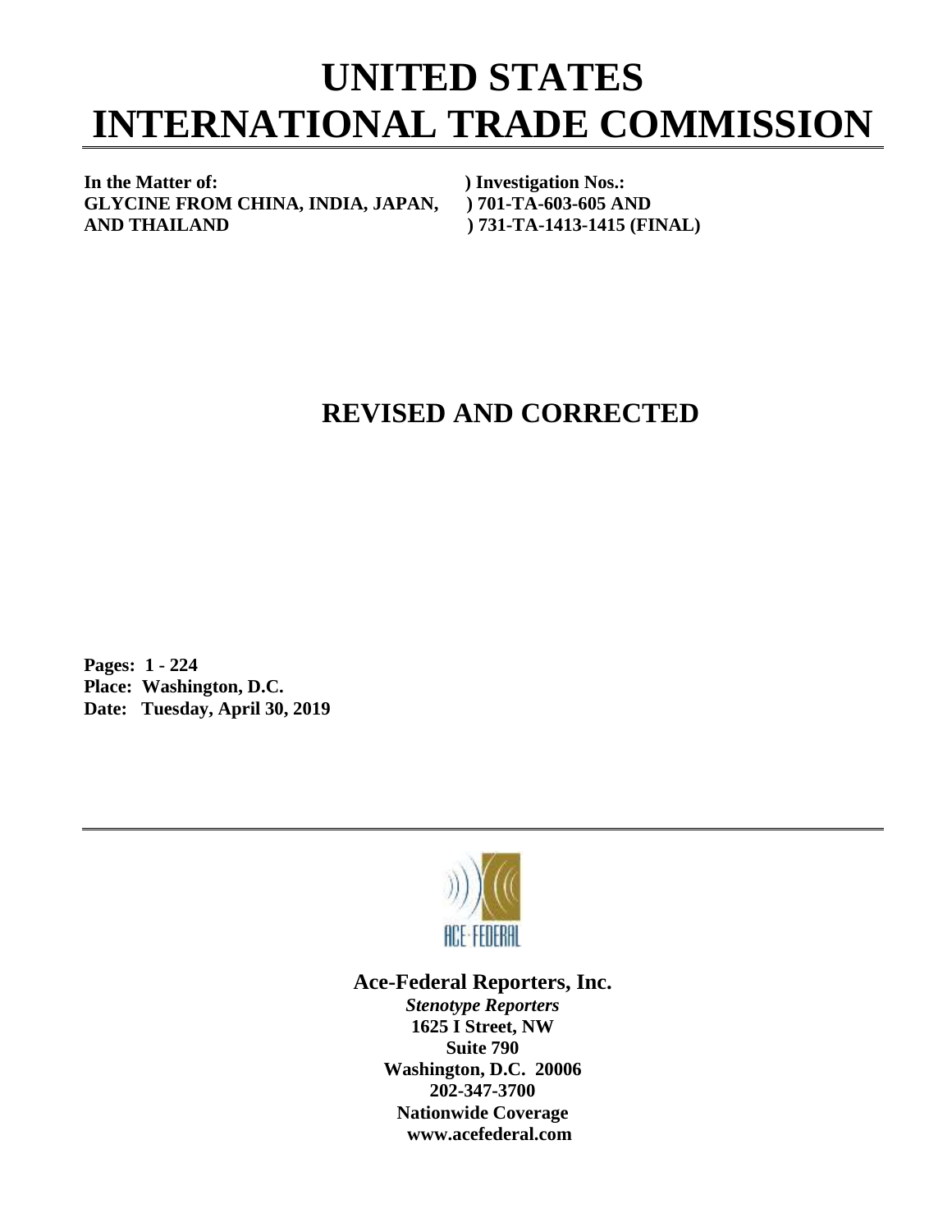# UNITED STATES INTERNATIONAL TRADE COMMISSION

**In the Matter of:** ) **Investigation Nos.:**
**GLYCINE FROM CHINA, INDIA, JAPAN,** ) **701-TA-603-605 AND**
**AND THAILAND** ) **731-TA-1413-1415 (FINAL)**

## REVISED AND CORRECTED

**Pages: 1 - 224**
**Place: Washington, D.C.**
**Date: Tuesday, April 30, 2019**

ACE-FEDERAL

**Ace-Federal Reporters, Inc.**
***Stenotype Reporters***
**1625 I Street, NW**
**Suite 790**
**Washington, D.C. 20006**
**202-347-3700**
**Nationwide Coverage**
**www.acefederal.com**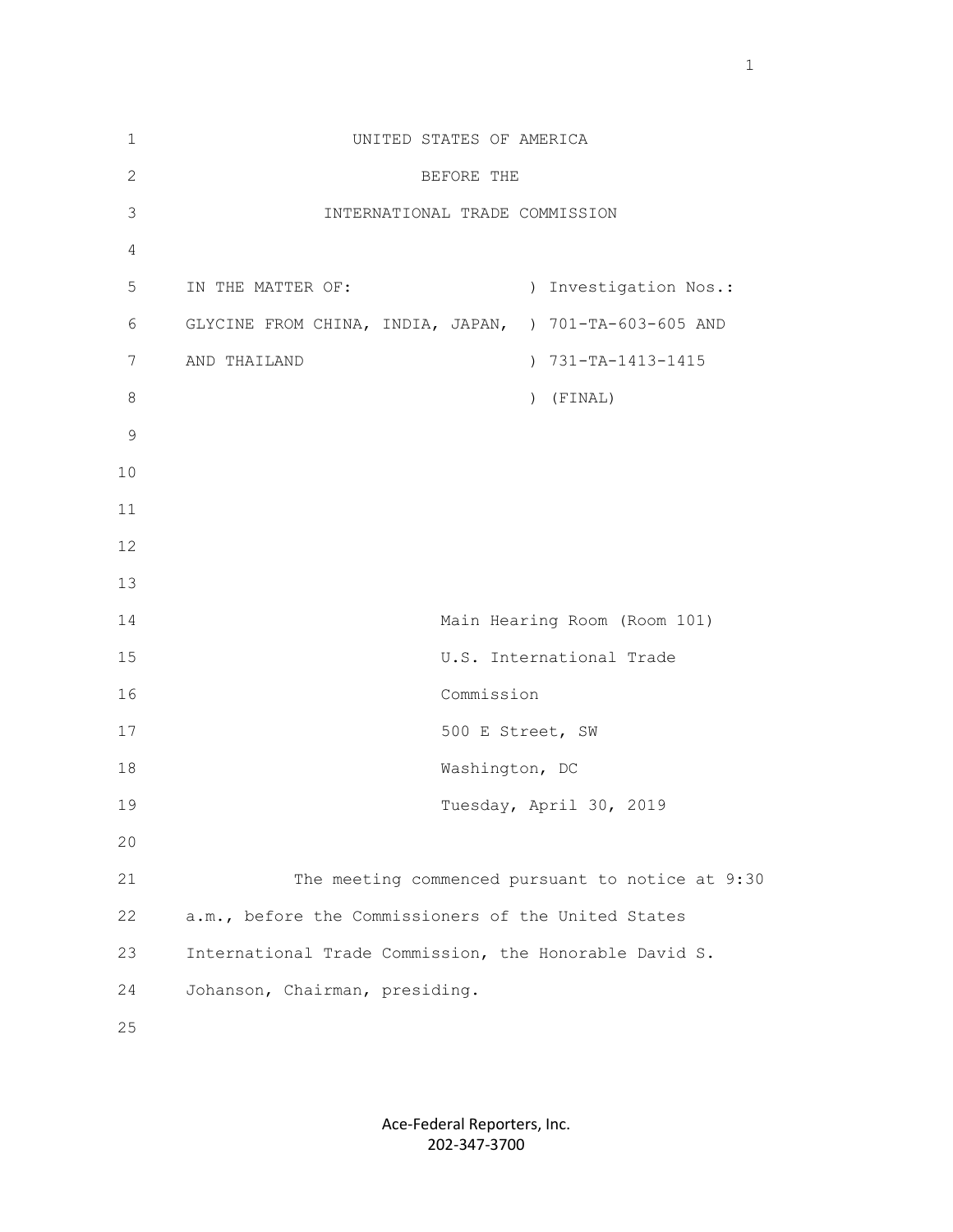UNITED STATES OF AMERICA

BEFORE THE

INTERNATIONAL TRADE COMMISSION

| | |
|---|---|
| IN THE MATTER OF: | ) Investigation Nos.: |
| GLYCINE FROM CHINA, INDIA, JAPAN, | ) 701-TA-603-605 AND |
| AND THAILAND | ) 731-TA-1413-1415 |
| | ) (FINAL) |

Main Hearing Room (Room 101)
U.S. International Trade
Commission
500 E Street, SW
Washington, DC
Tuesday, April 30, 2019

The meeting commenced pursuant to notice at 9:30 a.m., before the Commissioners of the United States International Trade Commission, the Honorable David S. Johanson, Chairman, presiding.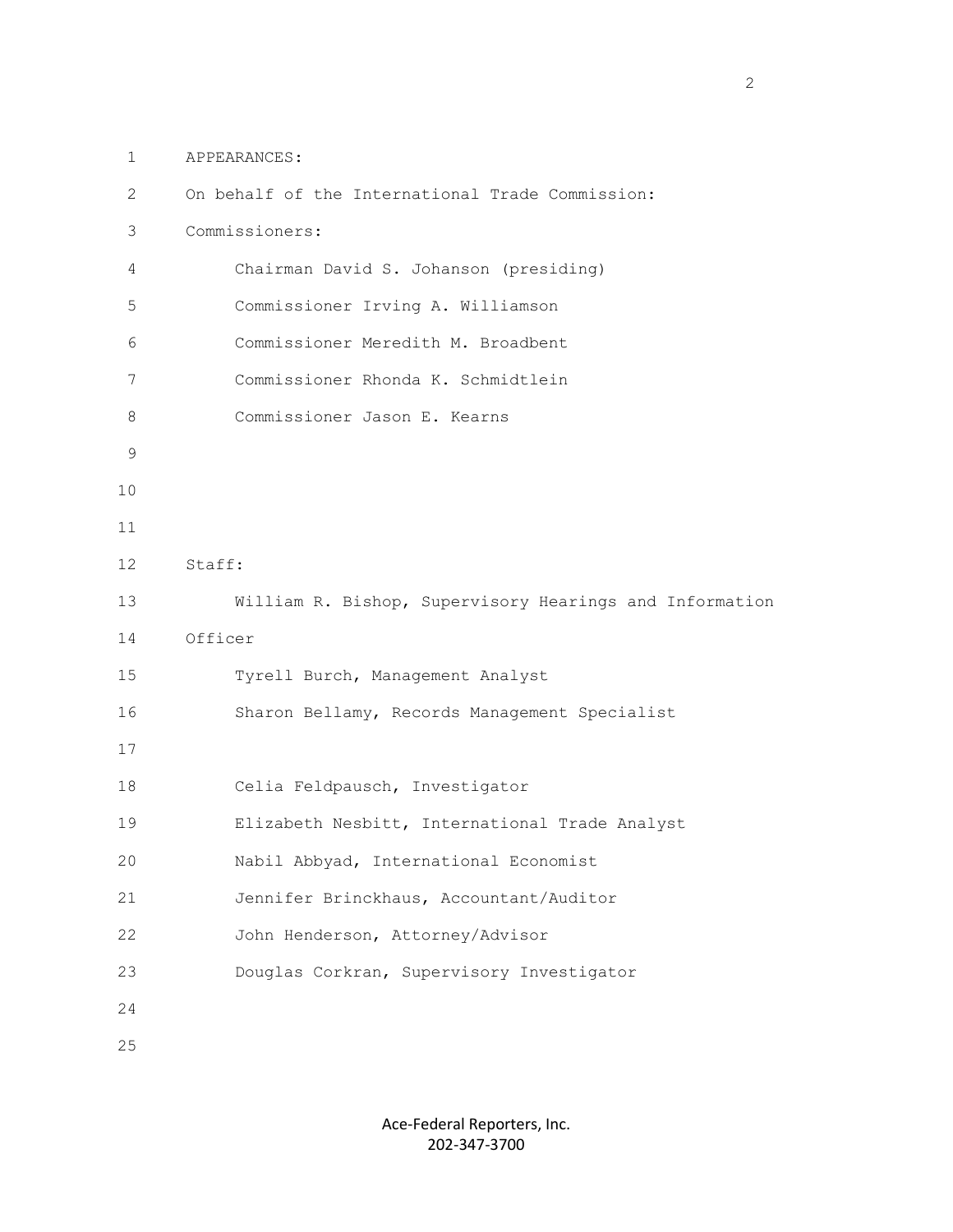APPEARANCES:

On behalf of the International Trade Commission:

Commissioners:

Chairman David S. Johanson (presiding)

Commissioner Irving A. Williamson

Commissioner Meredith M. Broadbent

Commissioner Rhonda K. Schmidtlein

Commissioner Jason E. Kearns

Staff:

William R. Bishop, Supervisory Hearings and Information Officer

Tyrell Burch, Management Analyst

Sharon Bellamy, Records Management Specialist

Celia Feldpausch, Investigator

Elizabeth Nesbitt, International Trade Analyst

Nabil Abbyad, International Economist

Jennifer Brinckhaus, Accountant/Auditor

John Henderson, Attorney/Advisor

Douglas Corkran, Supervisory Investigator

Ace-Federal Reporters, Inc.
202-347-3700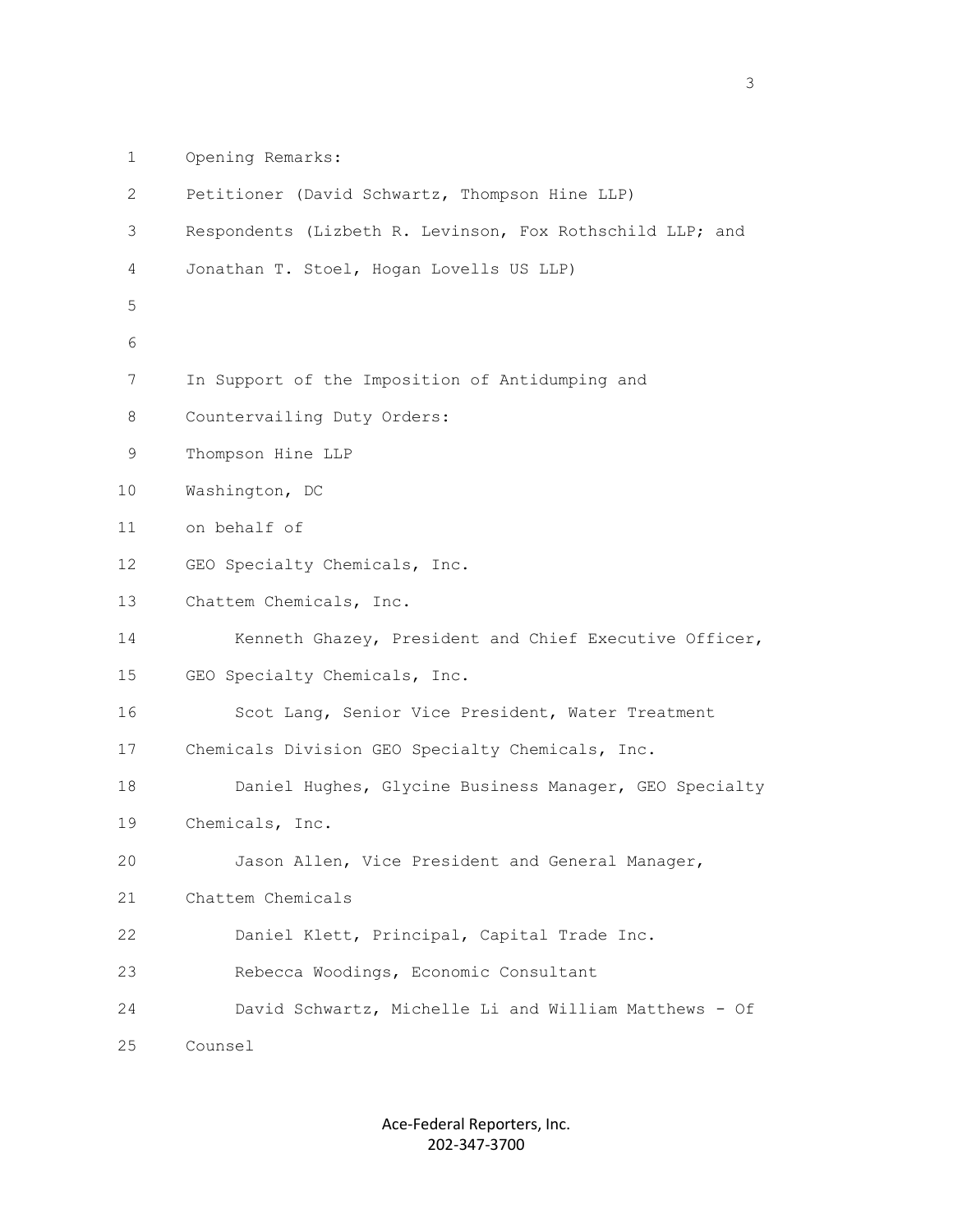Opening Remarks:

Petitioner (David Schwartz, Thompson Hine LLP)

Respondents (Lizbeth R. Levinson, Fox Rothschild LLP; and Jonathan T. Stoel, Hogan Lovells US LLP)

In Support of the Imposition of Antidumping and Countervailing Duty Orders:

Thompson Hine LLP

Washington, DC

on behalf of

GEO Specialty Chemicals, Inc.

Chattem Chemicals, Inc.

Kenneth Ghazey, President and Chief Executive Officer, GEO Specialty Chemicals, Inc.

Scot Lang, Senior Vice President, Water Treatment Chemicals Division GEO Specialty Chemicals, Inc.

Daniel Hughes, Glycine Business Manager, GEO Specialty Chemicals, Inc.

Jason Allen, Vice President and General Manager, Chattem Chemicals

Daniel Klett, Principal, Capital Trade Inc.

Rebecca Woodings, Economic Consultant

David Schwartz, Michelle Li and William Matthews - Of Counsel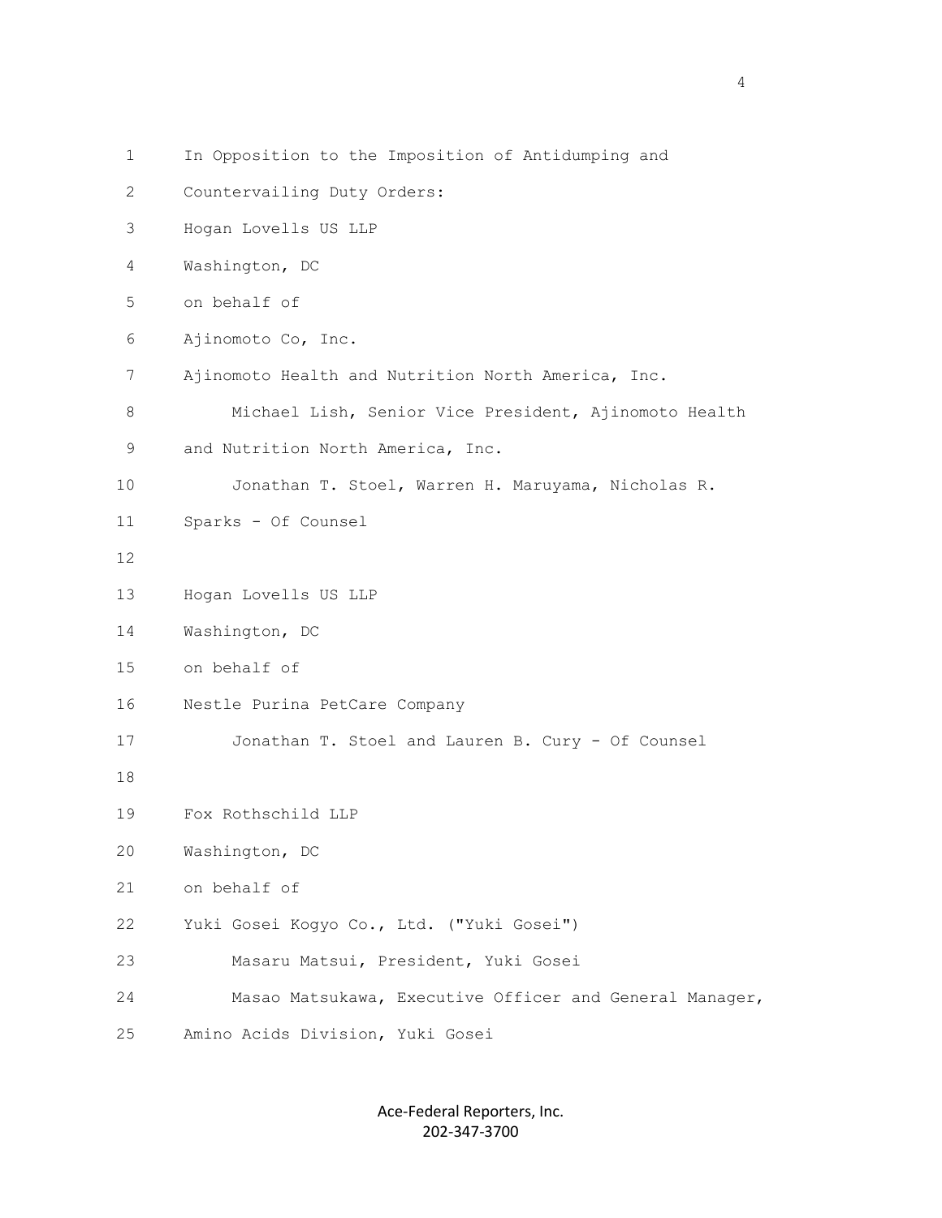In Opposition to the Imposition of Antidumping and Countervailing Duty Orders:

Hogan Lovells US LLP
Washington, DC
on behalf of
Ajinomoto Co, Inc.
Ajinomoto Health and Nutrition North America, Inc.

Michael Lish, Senior Vice President, Ajinomoto Health and Nutrition North America, Inc.

Jonathan T. Stoel, Warren H. Maruyama, Nicholas R. Sparks - Of Counsel

Hogan Lovells US LLP
Washington, DC
on behalf of
Nestle Purina PetCare Company

Jonathan T. Stoel and Lauren B. Cury - Of Counsel

Fox Rothschild LLP
Washington, DC
on behalf of
Yuki Gosei Kogyo Co., Ltd. ("Yuki Gosei")

Masaru Matsui, President, Yuki Gosei

Masao Matsukawa, Executive Officer and General Manager, Amino Acids Division, Yuki Gosei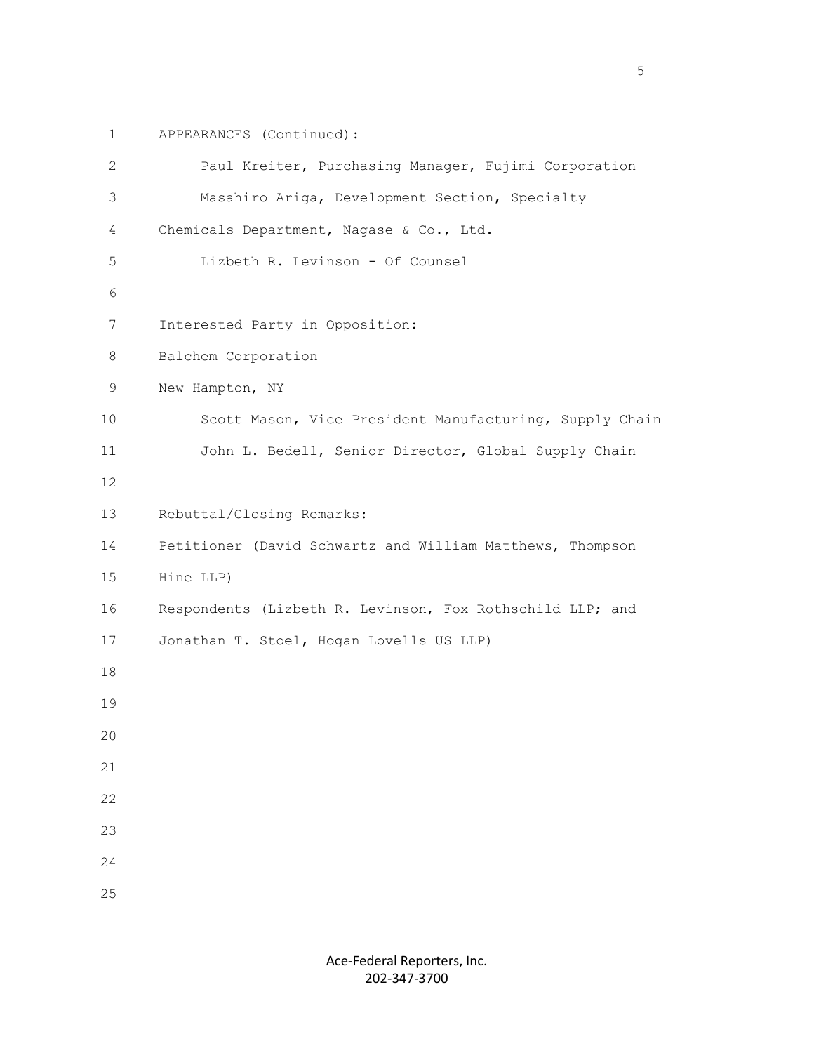APPEARANCES (Continued):

Paul Kreiter, Purchasing Manager, Fujimi Corporation

Masahiro Ariga, Development Section, Specialty Chemicals Department, Nagase & Co., Ltd.

Lizbeth R. Levinson - Of Counsel

Interested Party in Opposition:

Balchem Corporation

New Hampton, NY

Scott Mason, Vice President Manufacturing, Supply Chain

John L. Bedell, Senior Director, Global Supply Chain

Rebuttal/Closing Remarks:

Petitioner (David Schwartz and William Matthews, Thompson Hine LLP)

Respondents (Lizbeth R. Levinson, Fox Rothschild LLP; and Jonathan T. Stoel, Hogan Lovells US LLP)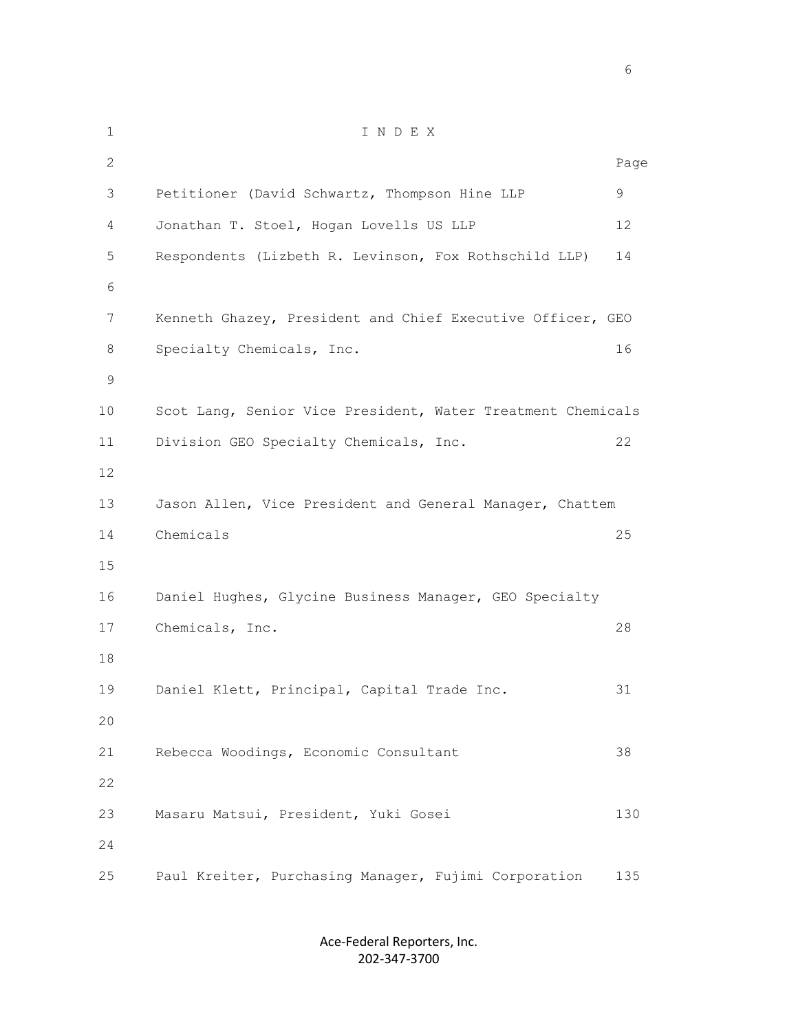# I N D E X

| | Page |
|---|---|
| Petitioner (David Schwartz, Thompson Hine LLP | 9 |
| Jonathan T. Stoel, Hogan Lovells US LLP | 12 |
| Respondents (Lizbeth R. Levinson, Fox Rothschild LLP) | 14 |
| Kenneth Ghazey, President and Chief Executive Officer, GEO Specialty Chemicals, Inc. | 16 |
| Scot Lang, Senior Vice President, Water Treatment Chemicals Division GEO Specialty Chemicals, Inc. | 22 |
| Jason Allen, Vice President and General Manager, Chattem Chemicals | 25 |
| Daniel Hughes, Glycine Business Manager, GEO Specialty Chemicals, Inc. | 28 |
| Daniel Klett, Principal, Capital Trade Inc. | 31 |
| Rebecca Woodings, Economic Consultant | 38 |
| Masaru Matsui, President, Yuki Gosei | 130 |
| Paul Kreiter, Purchasing Manager, Fujimi Corporation | 135 |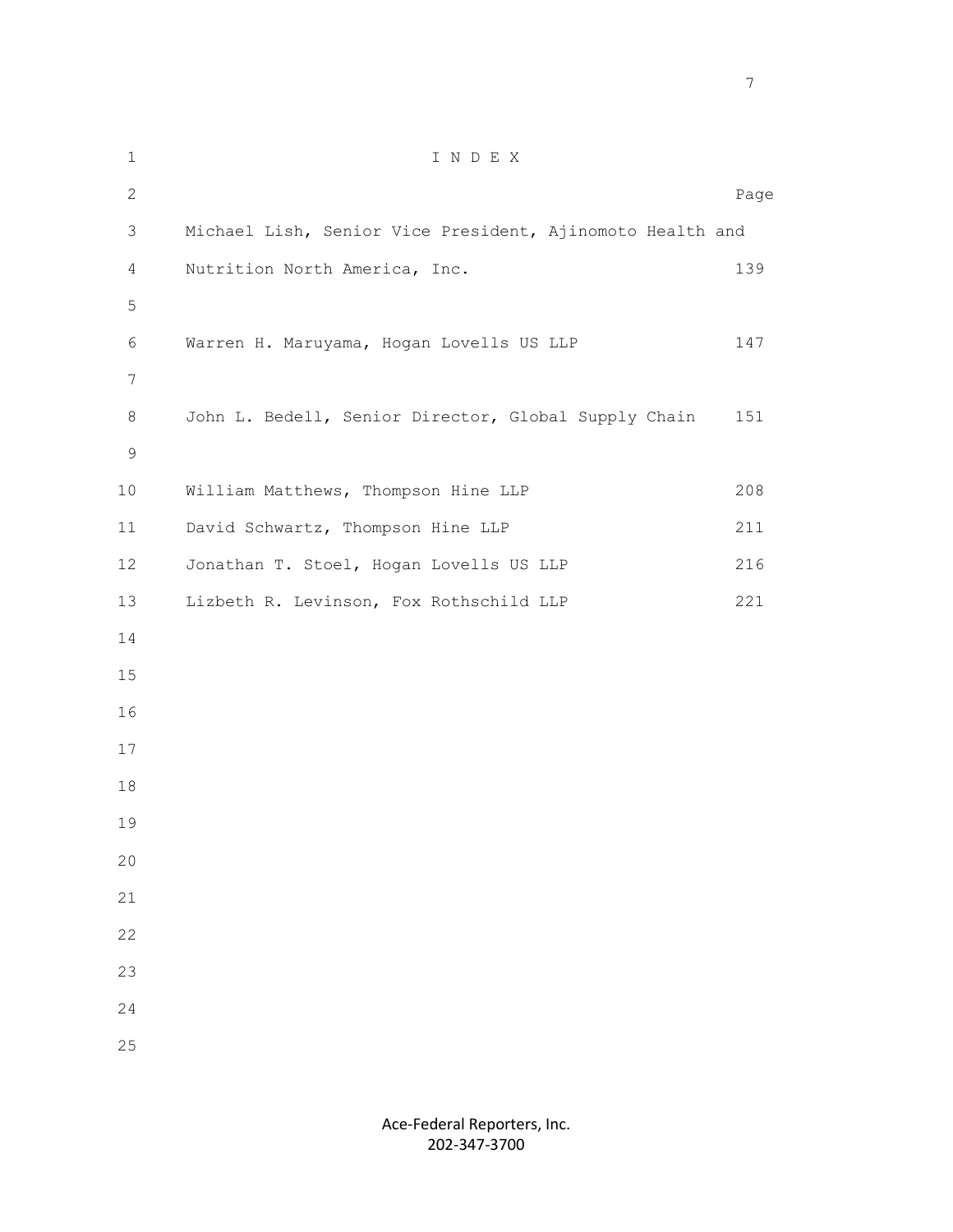# I N D E X

| | Page |
|---|---|
| Michael Lish, Senior Vice President, Ajinomoto Health and Nutrition North America, Inc. | 139 |
| Warren H. Maruyama, Hogan Lovells US LLP | 147 |
| John L. Bedell, Senior Director, Global Supply Chain | 151 |
| William Matthews, Thompson Hine LLP | 208 |
| David Schwartz, Thompson Hine LLP | 211 |
| Jonathan T. Stoel, Hogan Lovells US LLP | 216 |
| Lizbeth R. Levinson, Fox Rothschild LLP | 221 |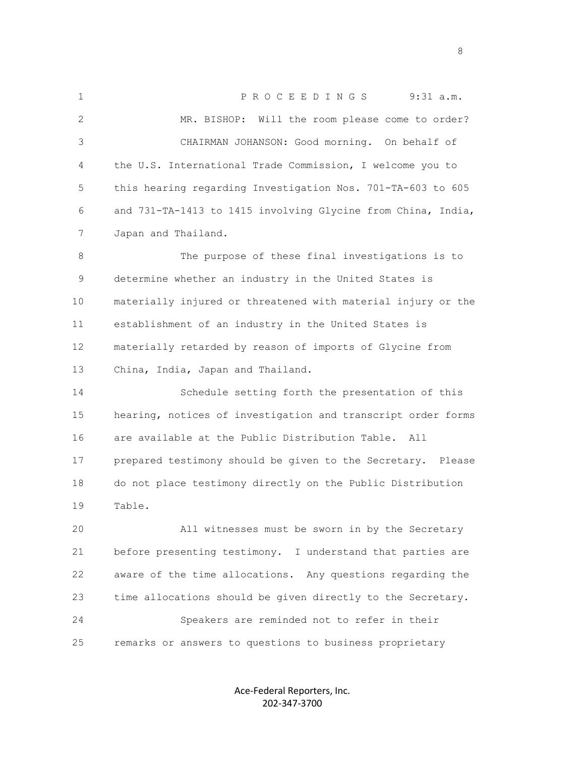P R O C E E D I N G S 9:31 a.m.

MR. BISHOP: Will the room please come to order?

CHAIRMAN JOHANSON: Good morning. On behalf of the U.S. International Trade Commission, I welcome you to this hearing regarding Investigation Nos. 701-TA-603 to 605 and 731-TA-1413 to 1415 involving Glycine from China, India, Japan and Thailand.

The purpose of these final investigations is to determine whether an industry in the United States is materially injured or threatened with material injury or the establishment of an industry in the United States is materially retarded by reason of imports of Glycine from China, India, Japan and Thailand.

Schedule setting forth the presentation of this hearing, notices of investigation and transcript order forms are available at the Public Distribution Table. All prepared testimony should be given to the Secretary. Please do not place testimony directly on the Public Distribution Table.

All witnesses must be sworn in by the Secretary before presenting testimony. I understand that parties are aware of the time allocations. Any questions regarding the time allocations should be given directly to the Secretary.

Speakers are reminded not to refer in their remarks or answers to questions to business proprietary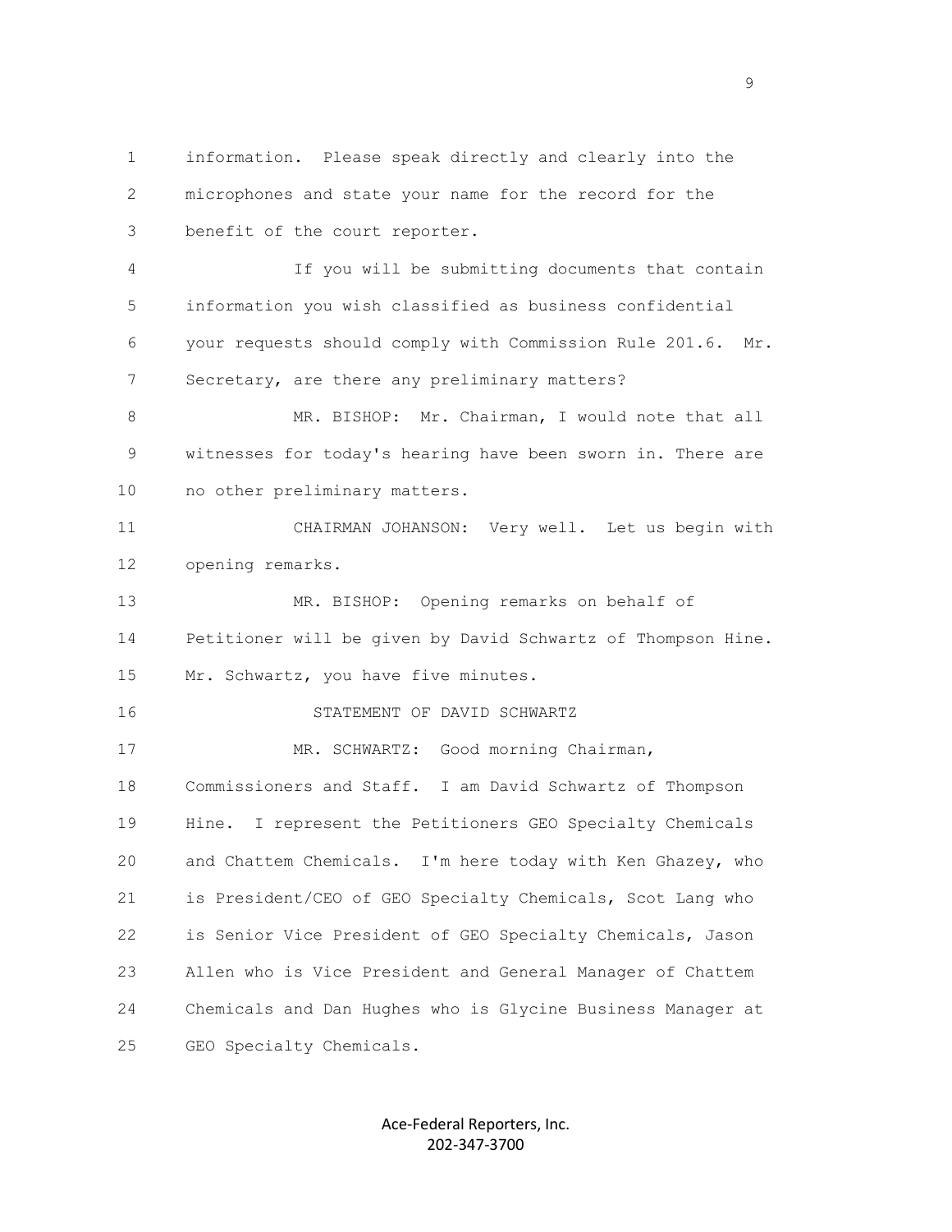information. Please speak directly and clearly into the microphones and state your name for the record for the benefit of the court reporter.

If you will be submitting documents that contain information you wish classified as business confidential your requests should comply with Commission Rule 201.6. Mr. Secretary, are there any preliminary matters?

MR. BISHOP: Mr. Chairman, I would note that all witnesses for today's hearing have been sworn in. There are no other preliminary matters.

CHAIRMAN JOHANSON: Very well. Let us begin with opening remarks.

MR. BISHOP: Opening remarks on behalf of Petitioner will be given by David Schwartz of Thompson Hine. Mr. Schwartz, you have five minutes.

STATEMENT OF DAVID SCHWARTZ

MR. SCHWARTZ: Good morning Chairman, Commissioners and Staff. I am David Schwartz of Thompson Hine. I represent the Petitioners GEO Specialty Chemicals and Chattem Chemicals. I'm here today with Ken Ghazey, who is President/CEO of GEO Specialty Chemicals, Scot Lang who is Senior Vice President of GEO Specialty Chemicals, Jason Allen who is Vice President and General Manager of Chattem Chemicals and Dan Hughes who is Glycine Business Manager at GEO Specialty Chemicals.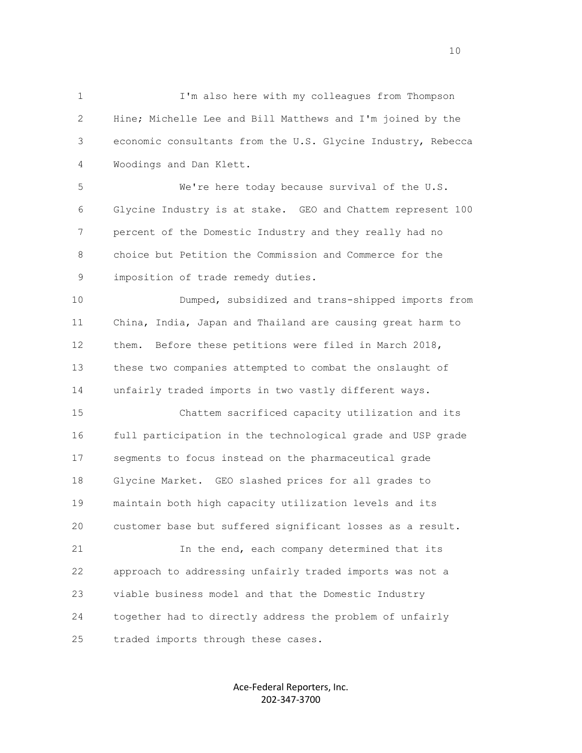I'm also here with my colleagues from Thompson Hine; Michelle Lee and Bill Matthews and I'm joined by the economic consultants from the U.S. Glycine Industry, Rebecca Woodings and Dan Klett.

We're here today because survival of the U.S. Glycine Industry is at stake. GEO and Chattem represent 100 percent of the Domestic Industry and they really had no choice but Petition the Commission and Commerce for the imposition of trade remedy duties.

Dumped, subsidized and trans-shipped imports from China, India, Japan and Thailand are causing great harm to them. Before these petitions were filed in March 2018, these two companies attempted to combat the onslaught of unfairly traded imports in two vastly different ways.

Chattem sacrificed capacity utilization and its full participation in the technological grade and USP grade segments to focus instead on the pharmaceutical grade Glycine Market. GEO slashed prices for all grades to maintain both high capacity utilization levels and its customer base but suffered significant losses as a result.

In the end, each company determined that its approach to addressing unfairly traded imports was not a viable business model and that the Domestic Industry together had to directly address the problem of unfairly traded imports through these cases.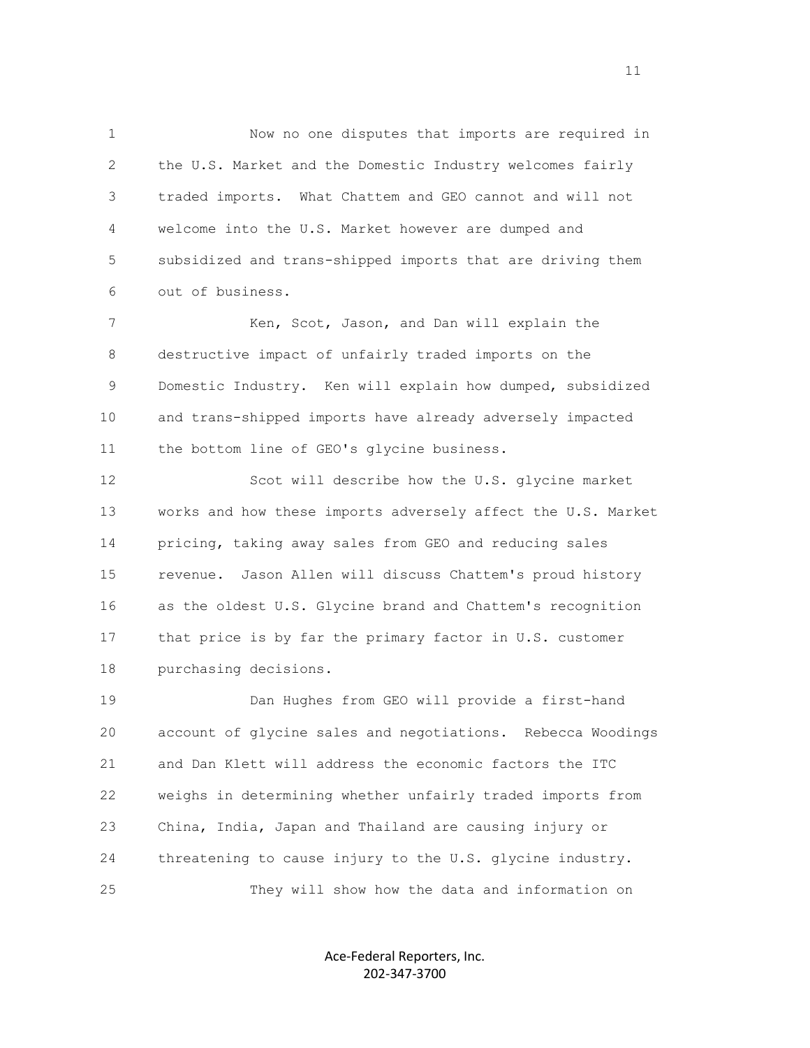Now no one disputes that imports are required in the U.S. Market and the Domestic Industry welcomes fairly traded imports. What Chattem and GEO cannot and will not welcome into the U.S. Market however are dumped and subsidized and trans-shipped imports that are driving them out of business.

Ken, Scot, Jason, and Dan will explain the destructive impact of unfairly traded imports on the Domestic Industry. Ken will explain how dumped, subsidized and trans-shipped imports have already adversely impacted the bottom line of GEO's glycine business.

Scot will describe how the U.S. glycine market works and how these imports adversely affect the U.S. Market pricing, taking away sales from GEO and reducing sales revenue. Jason Allen will discuss Chattem's proud history as the oldest U.S. Glycine brand and Chattem's recognition that price is by far the primary factor in U.S. customer purchasing decisions.

Dan Hughes from GEO will provide a first-hand account of glycine sales and negotiations. Rebecca Woodings and Dan Klett will address the economic factors the ITC weighs in determining whether unfairly traded imports from China, India, Japan and Thailand are causing injury or threatening to cause injury to the U.S. glycine industry.

They will show how the data and information on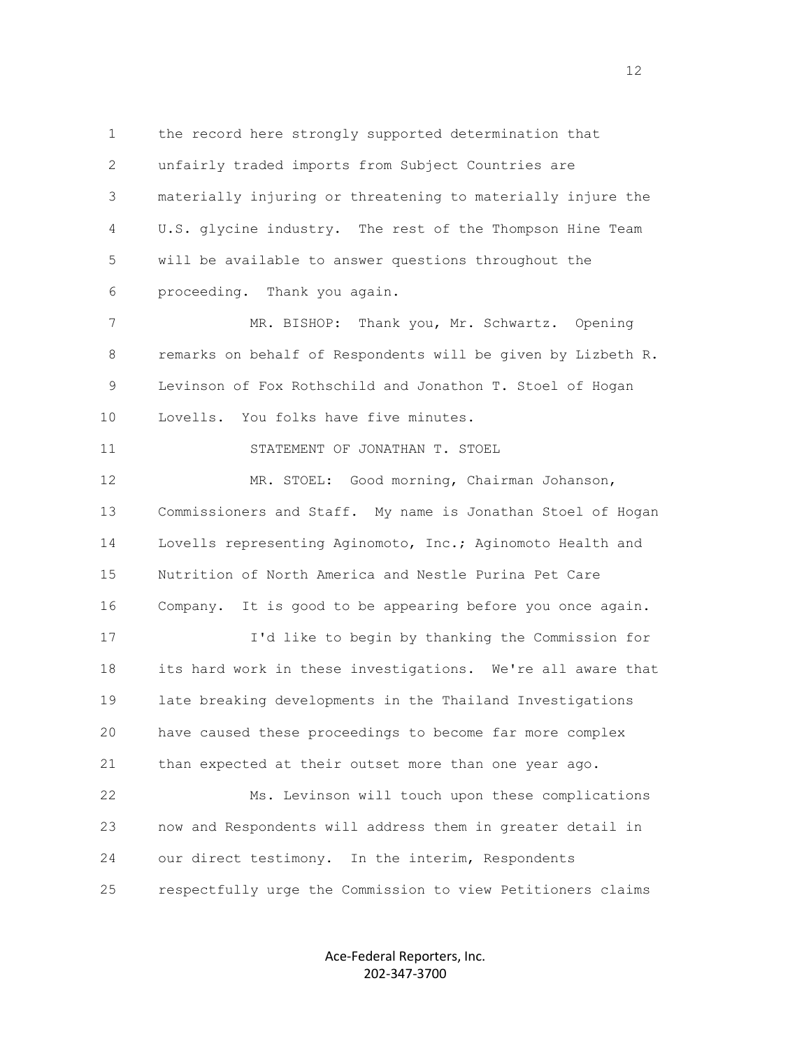the record here strongly supported determination that unfairly traded imports from Subject Countries are materially injuring or threatening to materially injure the U.S. glycine industry. The rest of the Thompson Hine Team will be available to answer questions throughout the proceeding. Thank you again.

MR. BISHOP: Thank you, Mr. Schwartz. Opening remarks on behalf of Respondents will be given by Lizbeth R. Levinson of Fox Rothschild and Jonathon T. Stoel of Hogan Lovells. You folks have five minutes.

STATEMENT OF JONATHAN T. STOEL

MR. STOEL: Good morning, Chairman Johanson, Commissioners and Staff. My name is Jonathan Stoel of Hogan Lovells representing Aginomoto, Inc.; Aginomoto Health and Nutrition of North America and Nestle Purina Pet Care Company. It is good to be appearing before you once again.

I'd like to begin by thanking the Commission for its hard work in these investigations. We're all aware that late breaking developments in the Thailand Investigations have caused these proceedings to become far more complex than expected at their outset more than one year ago.

Ms. Levinson will touch upon these complications now and Respondents will address them in greater detail in our direct testimony. In the interim, Respondents respectfully urge the Commission to view Petitioners claims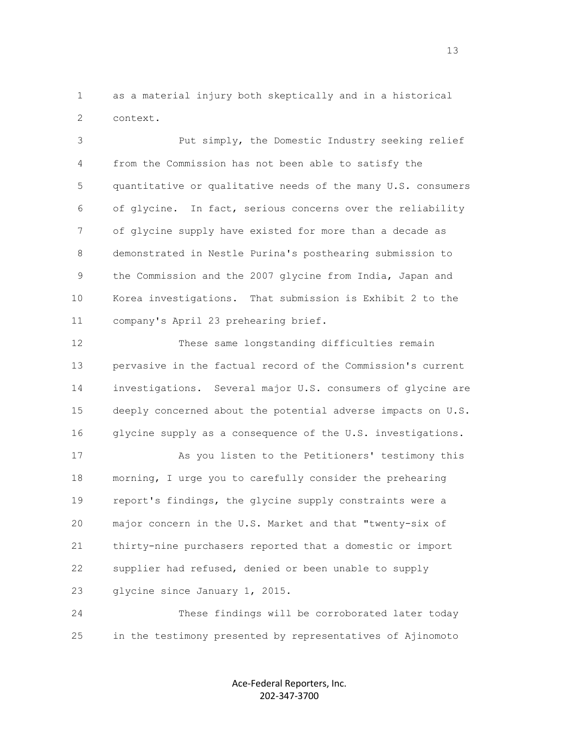as a material injury both skeptically and in a historical context.

Put simply, the Domestic Industry seeking relief from the Commission has not been able to satisfy the quantitative or qualitative needs of the many U.S. consumers of glycine. In fact, serious concerns over the reliability of glycine supply have existed for more than a decade as demonstrated in Nestle Purina's posthearing submission to the Commission and the 2007 glycine from India, Japan and Korea investigations. That submission is Exhibit 2 to the company's April 23 prehearing brief.

These same longstanding difficulties remain pervasive in the factual record of the Commission's current investigations. Several major U.S. consumers of glycine are deeply concerned about the potential adverse impacts on U.S. glycine supply as a consequence of the U.S. investigations.

As you listen to the Petitioners' testimony this morning, I urge you to carefully consider the prehearing report's findings, the glycine supply constraints were a major concern in the U.S. Market and that "twenty-six of thirty-nine purchasers reported that a domestic or import supplier had refused, denied or been unable to supply glycine since January 1, 2015.

These findings will be corroborated later today in the testimony presented by representatives of Ajinomoto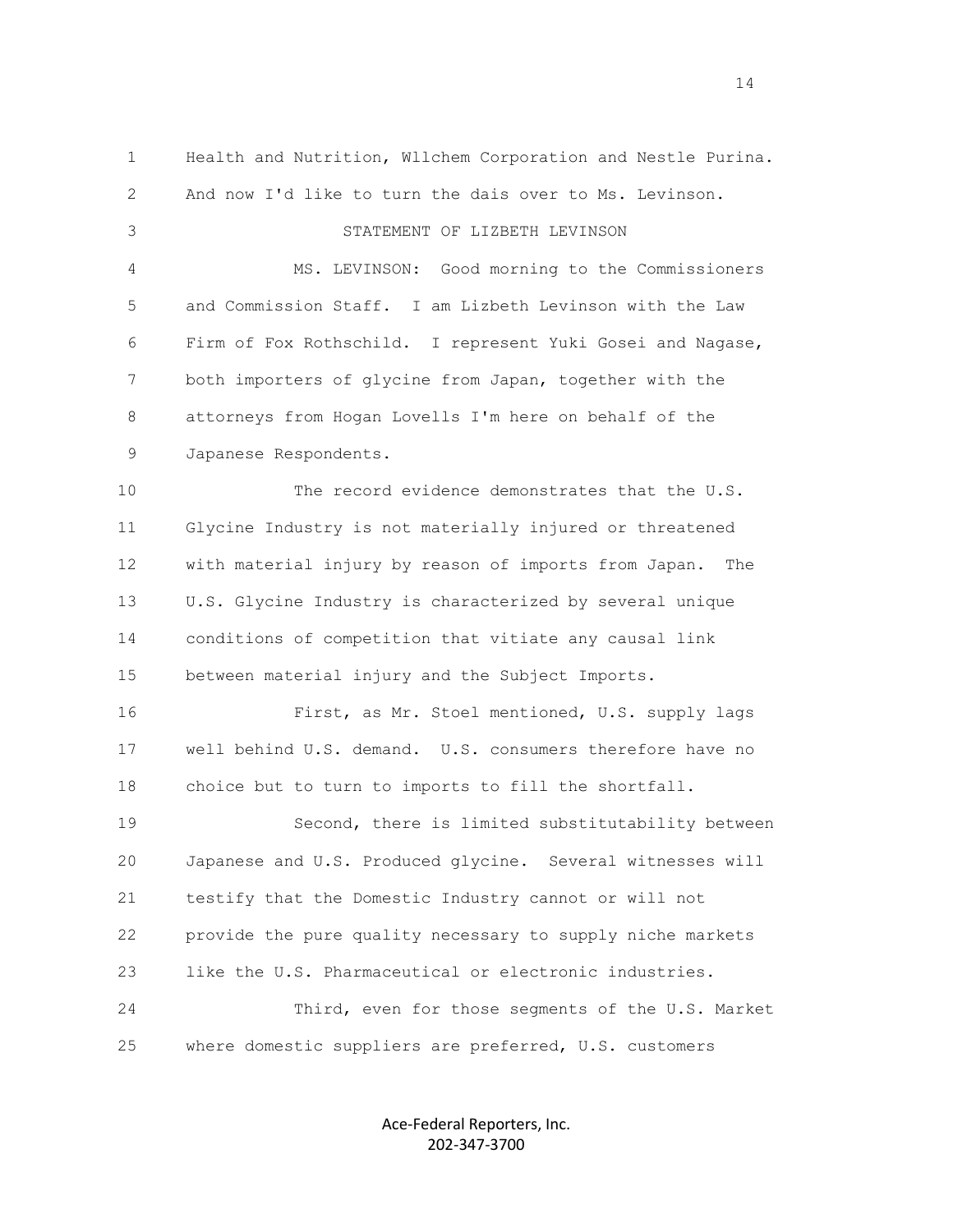Health and Nutrition, Wllchem Corporation and Nestle Purina. And now I'd like to turn the dais over to Ms. Levinson.

STATEMENT OF LIZBETH LEVINSON

MS. LEVINSON: Good morning to the Commissioners and Commission Staff. I am Lizbeth Levinson with the Law Firm of Fox Rothschild. I represent Yuki Gosei and Nagase, both importers of glycine from Japan, together with the attorneys from Hogan Lovells I'm here on behalf of the Japanese Respondents.

The record evidence demonstrates that the U.S. Glycine Industry is not materially injured or threatened with material injury by reason of imports from Japan. The U.S. Glycine Industry is characterized by several unique conditions of competition that vitiate any causal link between material injury and the Subject Imports.

First, as Mr. Stoel mentioned, U.S. supply lags well behind U.S. demand. U.S. consumers therefore have no choice but to turn to imports to fill the shortfall.

Second, there is limited substitutability between Japanese and U.S. Produced glycine. Several witnesses will testify that the Domestic Industry cannot or will not provide the pure quality necessary to supply niche markets like the U.S. Pharmaceutical or electronic industries.

Third, even for those segments of the U.S. Market where domestic suppliers are preferred, U.S. customers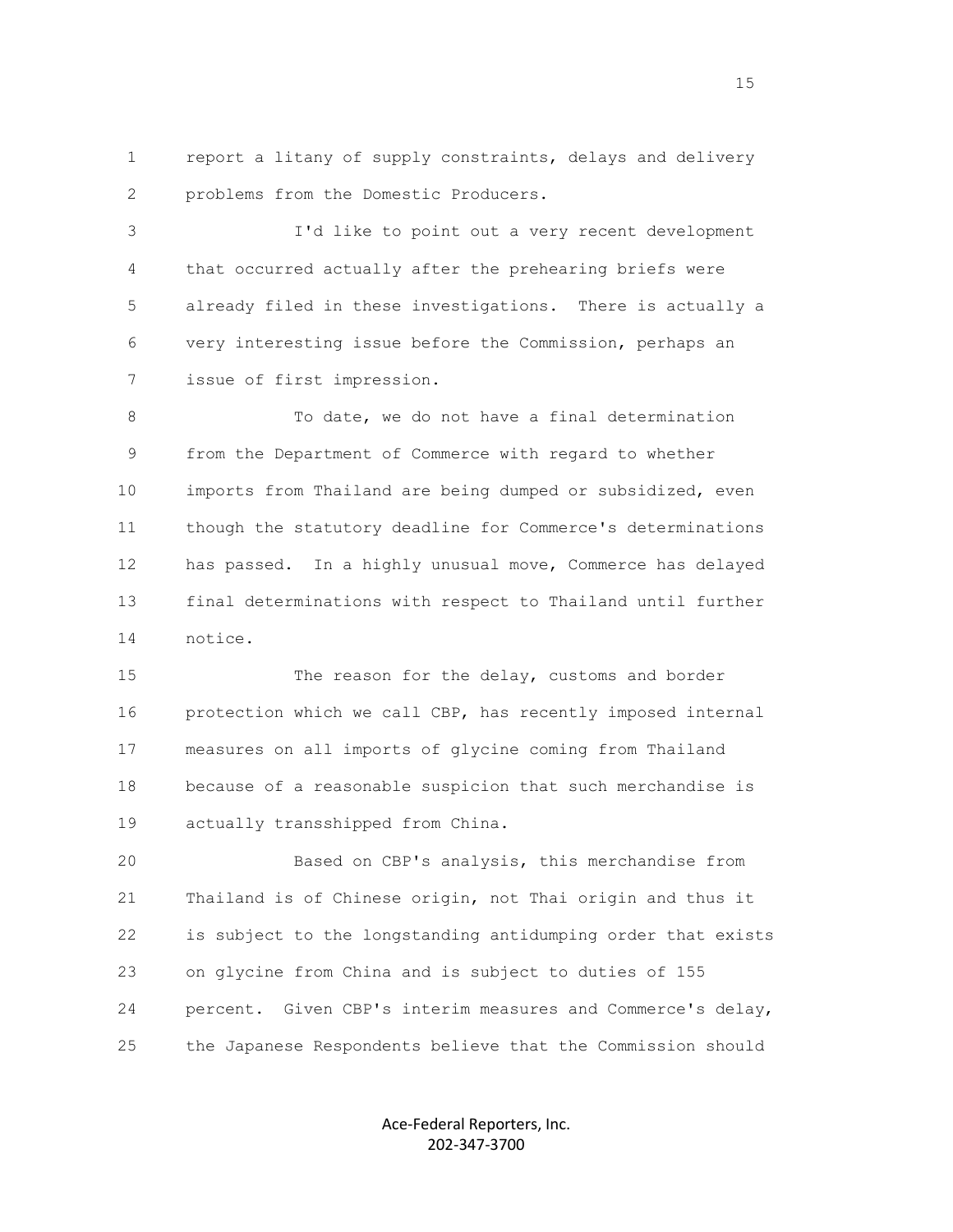report a litany of supply constraints, delays and delivery problems from the Domestic Producers.

I'd like to point out a very recent development that occurred actually after the prehearing briefs were already filed in these investigations. There is actually a very interesting issue before the Commission, perhaps an issue of first impression.

To date, we do not have a final determination from the Department of Commerce with regard to whether imports from Thailand are being dumped or subsidized, even though the statutory deadline for Commerce's determinations has passed. In a highly unusual move, Commerce has delayed final determinations with respect to Thailand until further notice.

The reason for the delay, customs and border protection which we call CBP, has recently imposed internal measures on all imports of glycine coming from Thailand because of a reasonable suspicion that such merchandise is actually transshipped from China.

Based on CBP's analysis, this merchandise from Thailand is of Chinese origin, not Thai origin and thus it is subject to the longstanding antidumping order that exists on glycine from China and is subject to duties of 155 percent. Given CBP's interim measures and Commerce's delay, the Japanese Respondents believe that the Commission should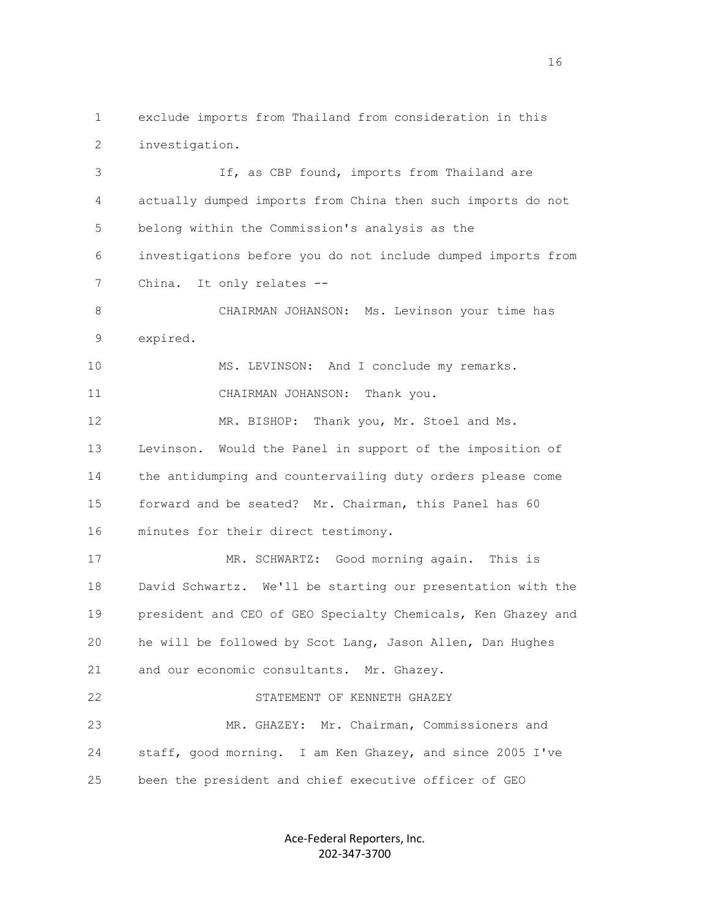exclude imports from Thailand from consideration in this investigation.

If, as CBP found, imports from Thailand are actually dumped imports from China then such imports do not belong within the Commission's analysis as the investigations before you do not include dumped imports from China. It only relates --

CHAIRMAN JOHANSON: Ms. Levinson your time has expired.

MS. LEVINSON: And I conclude my remarks.

CHAIRMAN JOHANSON: Thank you.

MR. BISHOP: Thank you, Mr. Stoel and Ms. Levinson. Would the Panel in support of the imposition of the antidumping and countervailing duty orders please come forward and be seated? Mr. Chairman, this Panel has 60 minutes for their direct testimony.

MR. SCHWARTZ: Good morning again. This is David Schwartz. We'll be starting our presentation with the president and CEO of GEO Specialty Chemicals, Ken Ghazey and he will be followed by Scot Lang, Jason Allen, Dan Hughes and our economic consultants. Mr. Ghazey.

STATEMENT OF KENNETH GHAZEY

MR. GHAZEY: Mr. Chairman, Commissioners and staff, good morning. I am Ken Ghazey, and since 2005 I've been the president and chief executive officer of GEO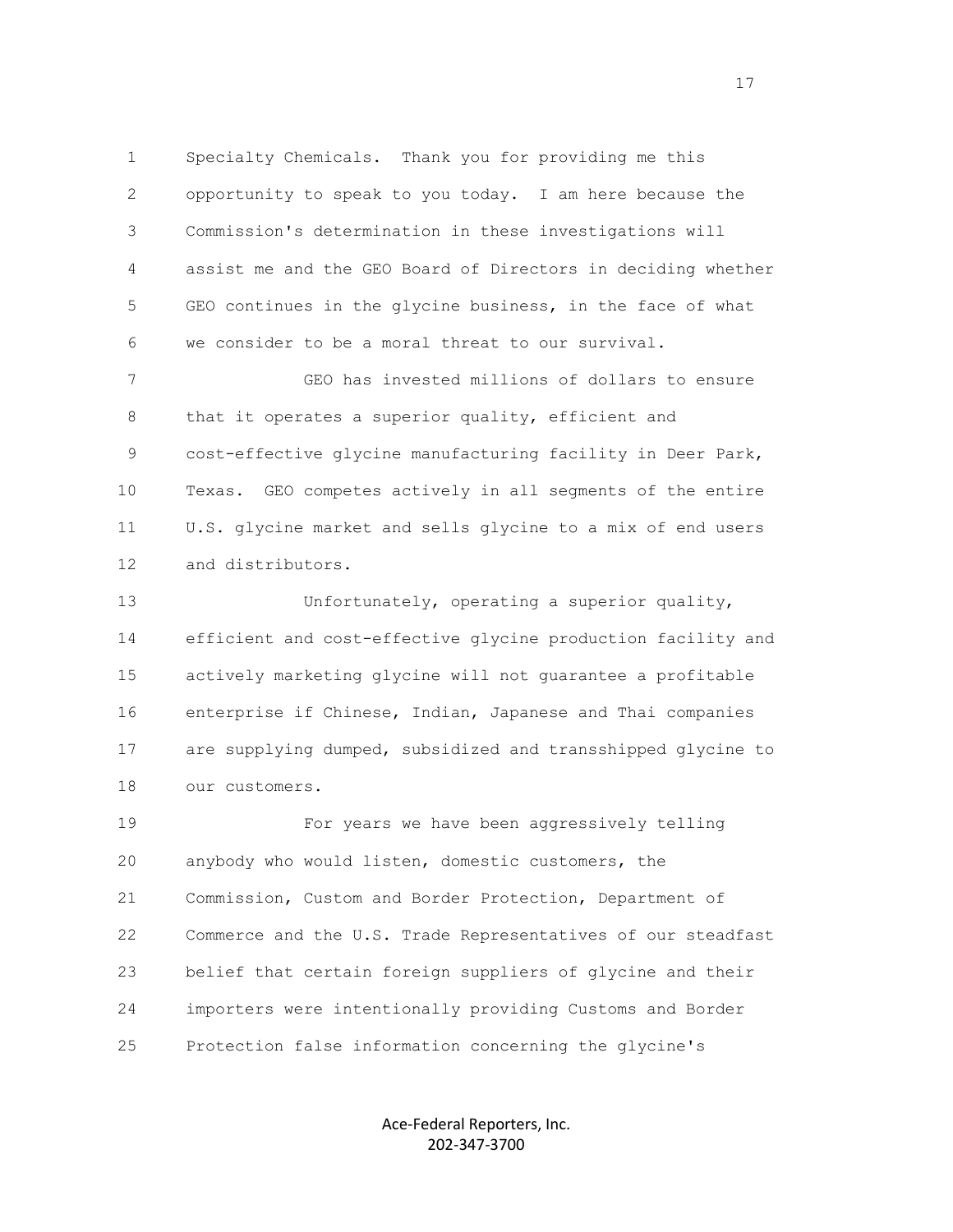Specialty Chemicals. Thank you for providing me this opportunity to speak to you today. I am here because the Commission's determination in these investigations will assist me and the GEO Board of Directors in deciding whether GEO continues in the glycine business, in the face of what we consider to be a moral threat to our survival.

GEO has invested millions of dollars to ensure that it operates a superior quality, efficient and cost-effective glycine manufacturing facility in Deer Park, Texas. GEO competes actively in all segments of the entire U.S. glycine market and sells glycine to a mix of end users and distributors.

Unfortunately, operating a superior quality, efficient and cost-effective glycine production facility and actively marketing glycine will not guarantee a profitable enterprise if Chinese, Indian, Japanese and Thai companies are supplying dumped, subsidized and transshipped glycine to our customers.

For years we have been aggressively telling anybody who would listen, domestic customers, the Commission, Custom and Border Protection, Department of Commerce and the U.S. Trade Representatives of our steadfast belief that certain foreign suppliers of glycine and their importers were intentionally providing Customs and Border Protection false information concerning the glycine's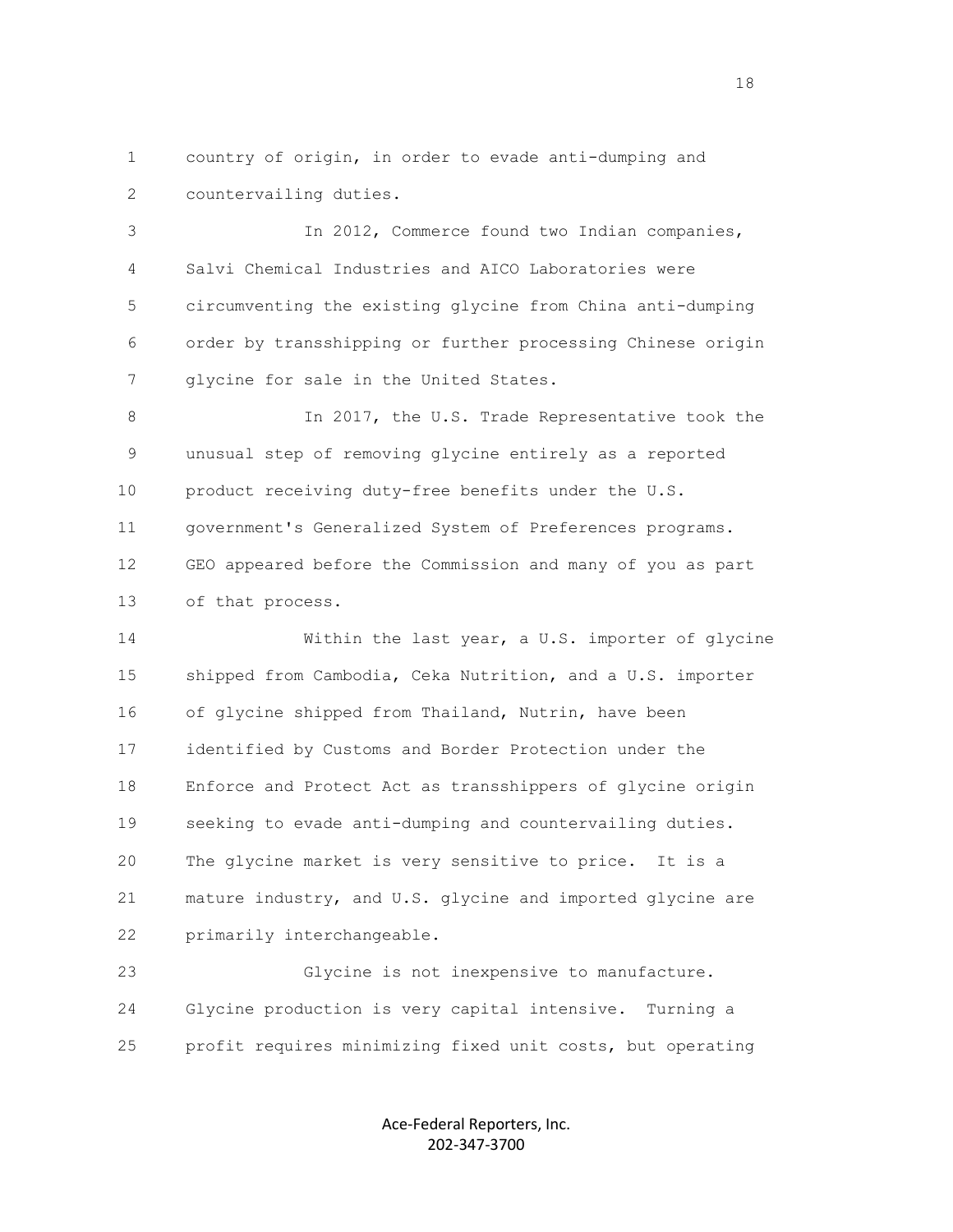country of origin, in order to evade anti-dumping and countervailing duties.

In 2012, Commerce found two Indian companies, Salvi Chemical Industries and AICO Laboratories were circumventing the existing glycine from China anti-dumping order by transshipping or further processing Chinese origin glycine for sale in the United States.

In 2017, the U.S. Trade Representative took the unusual step of removing glycine entirely as a reported product receiving duty-free benefits under the U.S. government's Generalized System of Preferences programs. GEO appeared before the Commission and many of you as part of that process.

Within the last year, a U.S. importer of glycine shipped from Cambodia, Ceka Nutrition, and a U.S. importer of glycine shipped from Thailand, Nutrin, have been identified by Customs and Border Protection under the Enforce and Protect Act as transshippers of glycine origin seeking to evade anti-dumping and countervailing duties. The glycine market is very sensitive to price. It is a mature industry, and U.S. glycine and imported glycine are primarily interchangeable.

Glycine is not inexpensive to manufacture. Glycine production is very capital intensive. Turning a profit requires minimizing fixed unit costs, but operating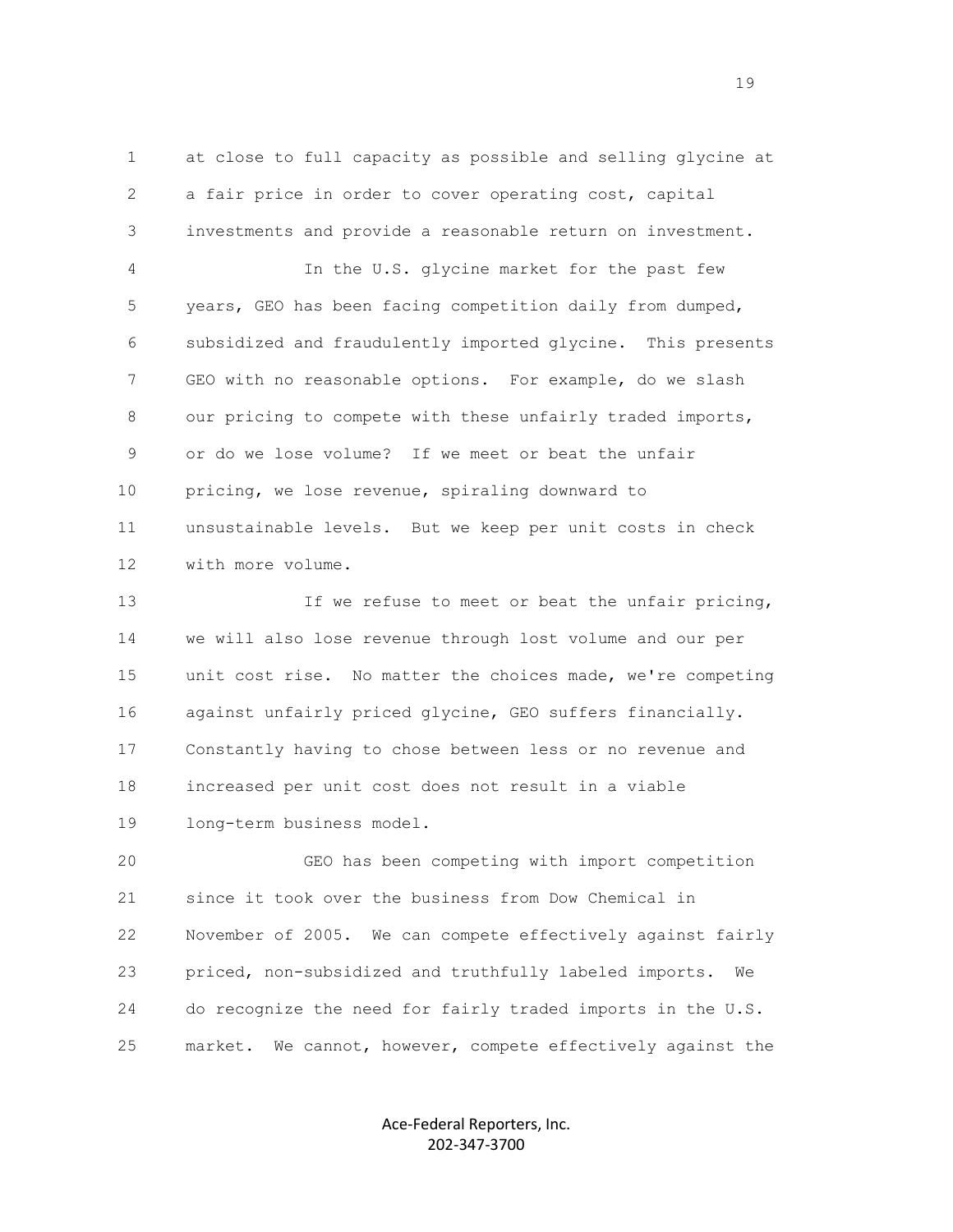at close to full capacity as possible and selling glycine at a fair price in order to cover operating cost, capital investments and provide a reasonable return on investment.

In the U.S. glycine market for the past few years, GEO has been facing competition daily from dumped, subsidized and fraudulently imported glycine. This presents GEO with no reasonable options. For example, do we slash our pricing to compete with these unfairly traded imports, or do we lose volume? If we meet or beat the unfair pricing, we lose revenue, spiraling downward to unsustainable levels. But we keep per unit costs in check with more volume.

If we refuse to meet or beat the unfair pricing, we will also lose revenue through lost volume and our per unit cost rise. No matter the choices made, we're competing against unfairly priced glycine, GEO suffers financially. Constantly having to chose between less or no revenue and increased per unit cost does not result in a viable long-term business model.

GEO has been competing with import competition since it took over the business from Dow Chemical in November of 2005. We can compete effectively against fairly priced, non-subsidized and truthfully labeled imports. We do recognize the need for fairly traded imports in the U.S. market. We cannot, however, compete effectively against the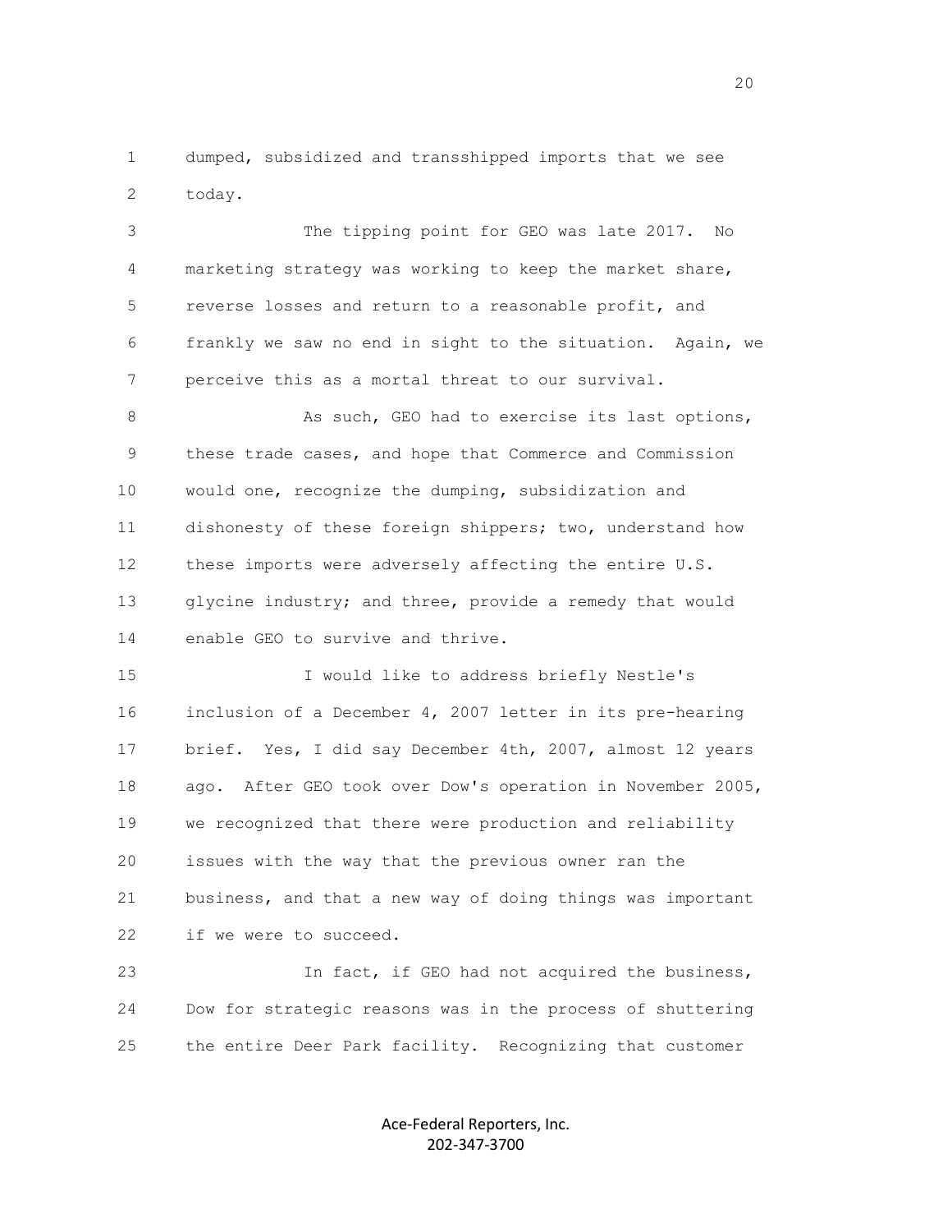dumped, subsidized and transshipped imports that we see today.

The tipping point for GEO was late 2017. No marketing strategy was working to keep the market share, reverse losses and return to a reasonable profit, and frankly we saw no end in sight to the situation. Again, we perceive this as a mortal threat to our survival.

As such, GEO had to exercise its last options, these trade cases, and hope that Commerce and Commission would one, recognize the dumping, subsidization and dishonesty of these foreign shippers; two, understand how these imports were adversely affecting the entire U.S. glycine industry; and three, provide a remedy that would enable GEO to survive and thrive.

I would like to address briefly Nestle's inclusion of a December 4, 2007 letter in its pre-hearing brief. Yes, I did say December 4th, 2007, almost 12 years ago. After GEO took over Dow's operation in November 2005, we recognized that there were production and reliability issues with the way that the previous owner ran the business, and that a new way of doing things was important if we were to succeed.

In fact, if GEO had not acquired the business, Dow for strategic reasons was in the process of shuttering the entire Deer Park facility. Recognizing that customer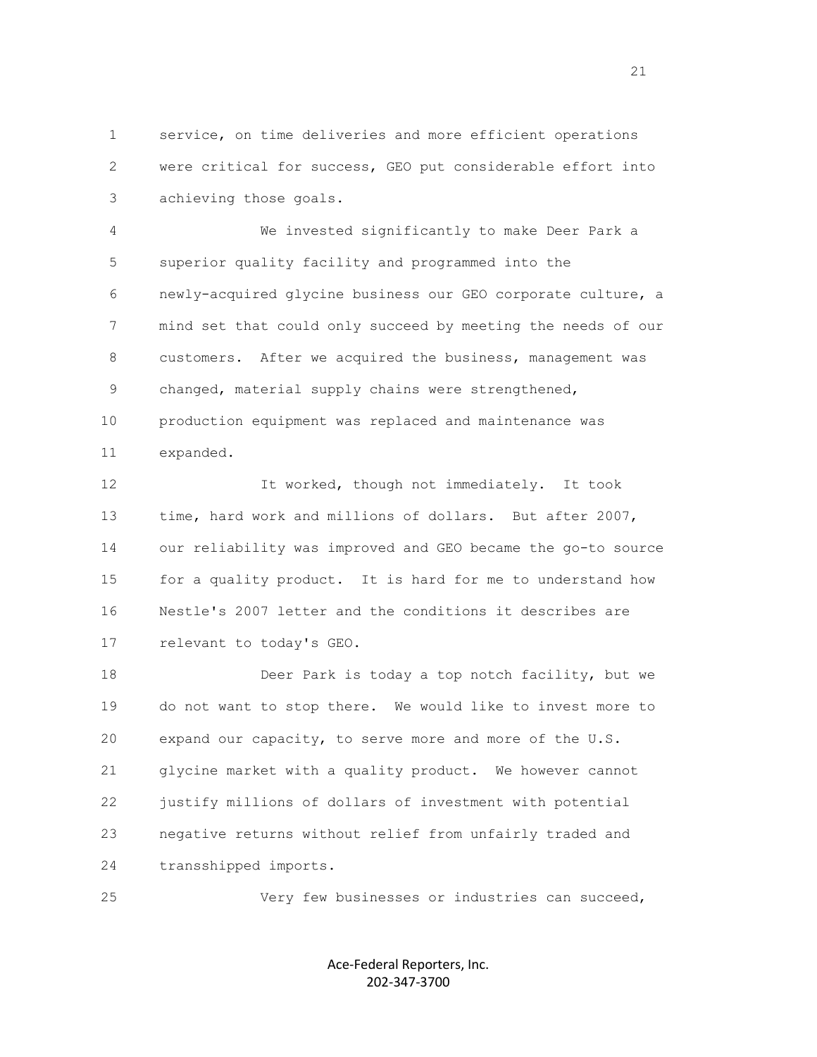service, on time deliveries and more efficient operations were critical for success, GEO put considerable effort into achieving those goals.

We invested significantly to make Deer Park a superior quality facility and programmed into the newly-acquired glycine business our GEO corporate culture, a mind set that could only succeed by meeting the needs of our customers. After we acquired the business, management was changed, material supply chains were strengthened, production equipment was replaced and maintenance was expanded.

It worked, though not immediately. It took time, hard work and millions of dollars. But after 2007, our reliability was improved and GEO became the go-to source for a quality product. It is hard for me to understand how Nestle's 2007 letter and the conditions it describes are relevant to today's GEO.

Deer Park is today a top notch facility, but we do not want to stop there. We would like to invest more to expand our capacity, to serve more and more of the U.S. glycine market with a quality product. We however cannot justify millions of dollars of investment with potential negative returns without relief from unfairly traded and transshipped imports.

Very few businesses or industries can succeed,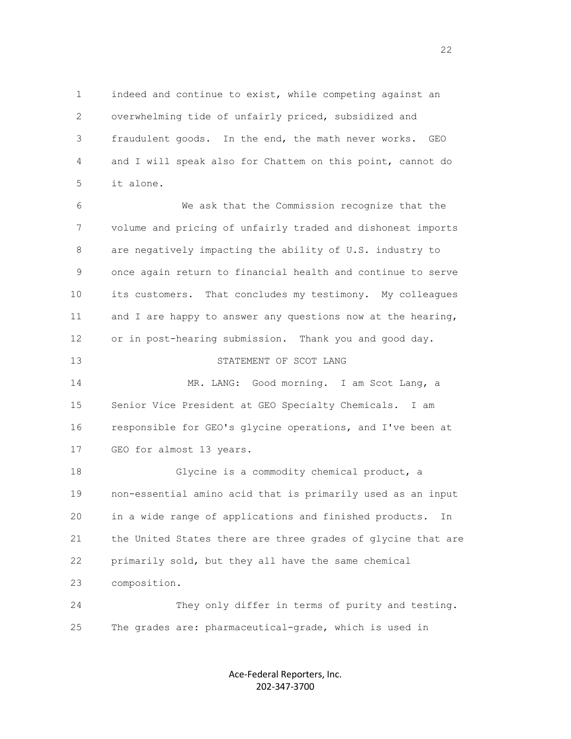indeed and continue to exist, while competing against an overwhelming tide of unfairly priced, subsidized and fraudulent goods. In the end, the math never works. GEO and I will speak also for Chattem on this point, cannot do it alone.

We ask that the Commission recognize that the volume and pricing of unfairly traded and dishonest imports are negatively impacting the ability of U.S. industry to once again return to financial health and continue to serve its customers. That concludes my testimony. My colleagues and I are happy to answer any questions now at the hearing, or in post-hearing submission. Thank you and good day.

STATEMENT OF SCOT LANG

MR. LANG: Good morning. I am Scot Lang, a Senior Vice President at GEO Specialty Chemicals. I am responsible for GEO's glycine operations, and I've been at GEO for almost 13 years.

Glycine is a commodity chemical product, a non-essential amino acid that is primarily used as an input in a wide range of applications and finished products. In the United States there are three grades of glycine that are primarily sold, but they all have the same chemical composition.

They only differ in terms of purity and testing. The grades are: pharmaceutical-grade, which is used in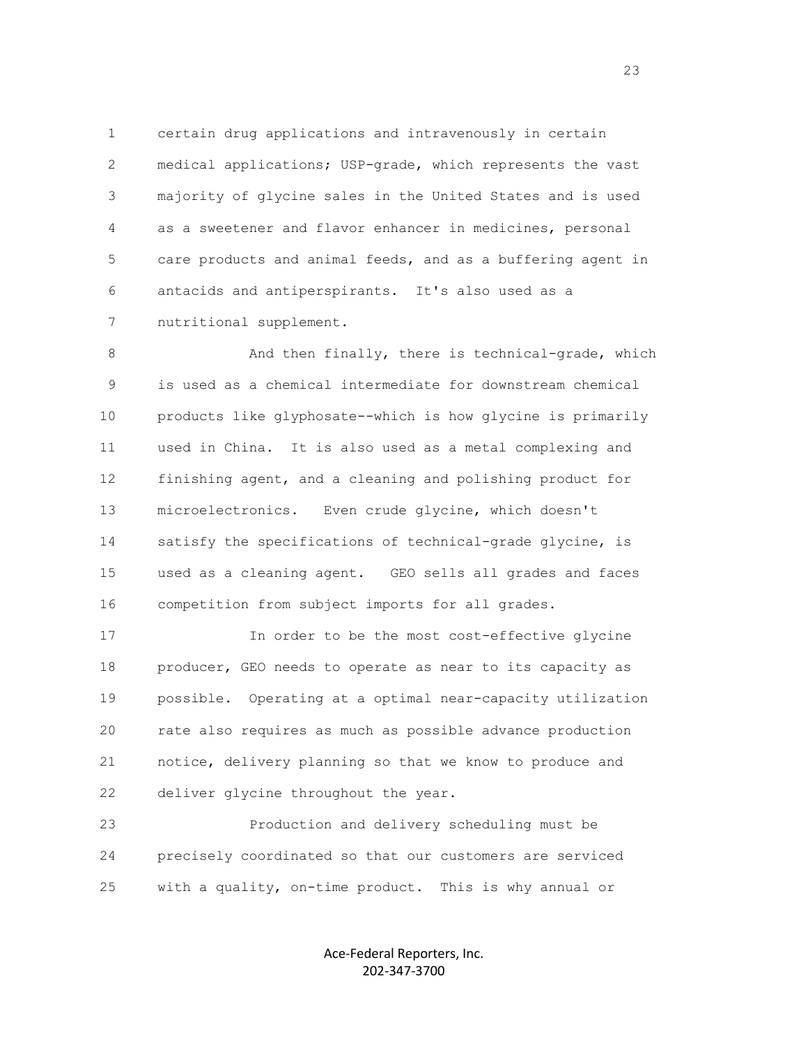certain drug applications and intravenously in certain medical applications; USP-grade, which represents the vast majority of glycine sales in the United States and is used as a sweetener and flavor enhancer in medicines, personal care products and animal feeds, and as a buffering agent in antacids and antiperspirants. It's also used as a nutritional supplement.

And then finally, there is technical-grade, which is used as a chemical intermediate for downstream chemical products like glyphosate--which is how glycine is primarily used in China. It is also used as a metal complexing and finishing agent, and a cleaning and polishing product for microelectronics. Even crude glycine, which doesn't satisfy the specifications of technical-grade glycine, is used as a cleaning agent. GEO sells all grades and faces competition from subject imports for all grades.

In order to be the most cost-effective glycine producer, GEO needs to operate as near to its capacity as possible. Operating at a optimal near-capacity utilization rate also requires as much as possible advance production notice, delivery planning so that we know to produce and deliver glycine throughout the year.

Production and delivery scheduling must be precisely coordinated so that our customers are serviced with a quality, on-time product. This is why annual or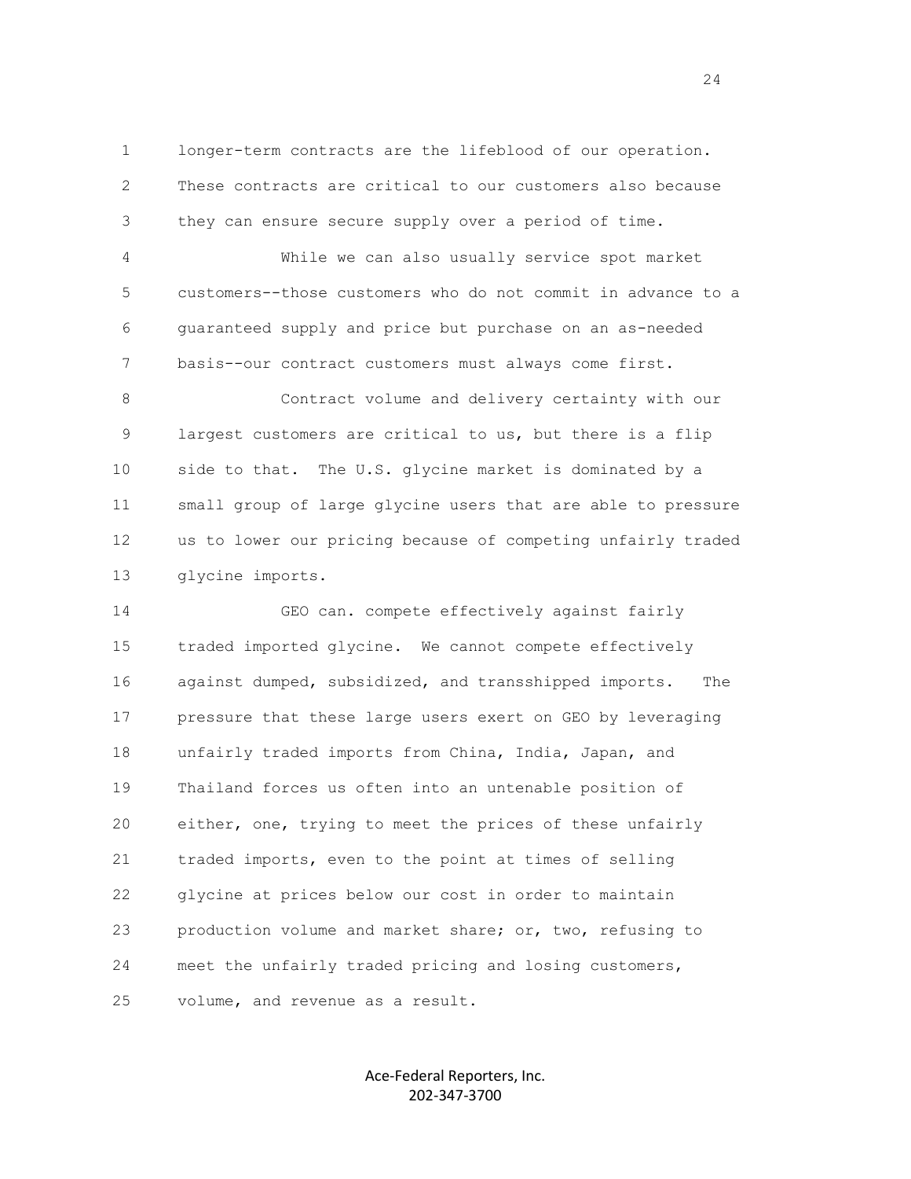longer-term contracts are the lifeblood of our operation. These contracts are critical to our customers also because they can ensure secure supply over a period of time.

While we can also usually service spot market customers--those customers who do not commit in advance to a guaranteed supply and price but purchase on an as-needed basis--our contract customers must always come first.

Contract volume and delivery certainty with our largest customers are critical to us, but there is a flip side to that. The U.S. glycine market is dominated by a small group of large glycine users that are able to pressure us to lower our pricing because of competing unfairly traded glycine imports.

GEO can. compete effectively against fairly traded imported glycine. We cannot compete effectively against dumped, subsidized, and transshipped imports. The pressure that these large users exert on GEO by leveraging unfairly traded imports from China, India, Japan, and Thailand forces us often into an untenable position of either, one, trying to meet the prices of these unfairly traded imports, even to the point at times of selling glycine at prices below our cost in order to maintain production volume and market share; or, two, refusing to meet the unfairly traded pricing and losing customers, volume, and revenue as a result.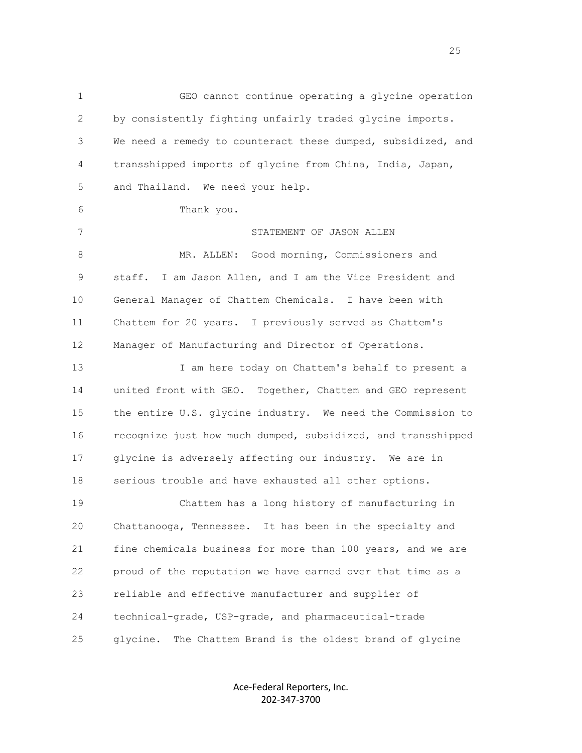GEO cannot continue operating a glycine operation by consistently fighting unfairly traded glycine imports. We need a remedy to counteract these dumped, subsidized, and transshipped imports of glycine from China, India, Japan, and Thailand. We need your help.

Thank you.

## STATEMENT OF JASON ALLEN

MR. ALLEN: Good morning, Commissioners and staff. I am Jason Allen, and I am the Vice President and General Manager of Chattem Chemicals. I have been with Chattem for 20 years. I previously served as Chattem's Manager of Manufacturing and Director of Operations.

I am here today on Chattem's behalf to present a united front with GEO. Together, Chattem and GEO represent the entire U.S. glycine industry. We need the Commission to recognize just how much dumped, subsidized, and transshipped glycine is adversely affecting our industry. We are in serious trouble and have exhausted all other options.

Chattem has a long history of manufacturing in Chattanooga, Tennessee. It has been in the specialty and fine chemicals business for more than 100 years, and we are proud of the reputation we have earned over that time as a reliable and effective manufacturer and supplier of technical-grade, USP-grade, and pharmaceutical-trade glycine. The Chattem Brand is the oldest brand of glycine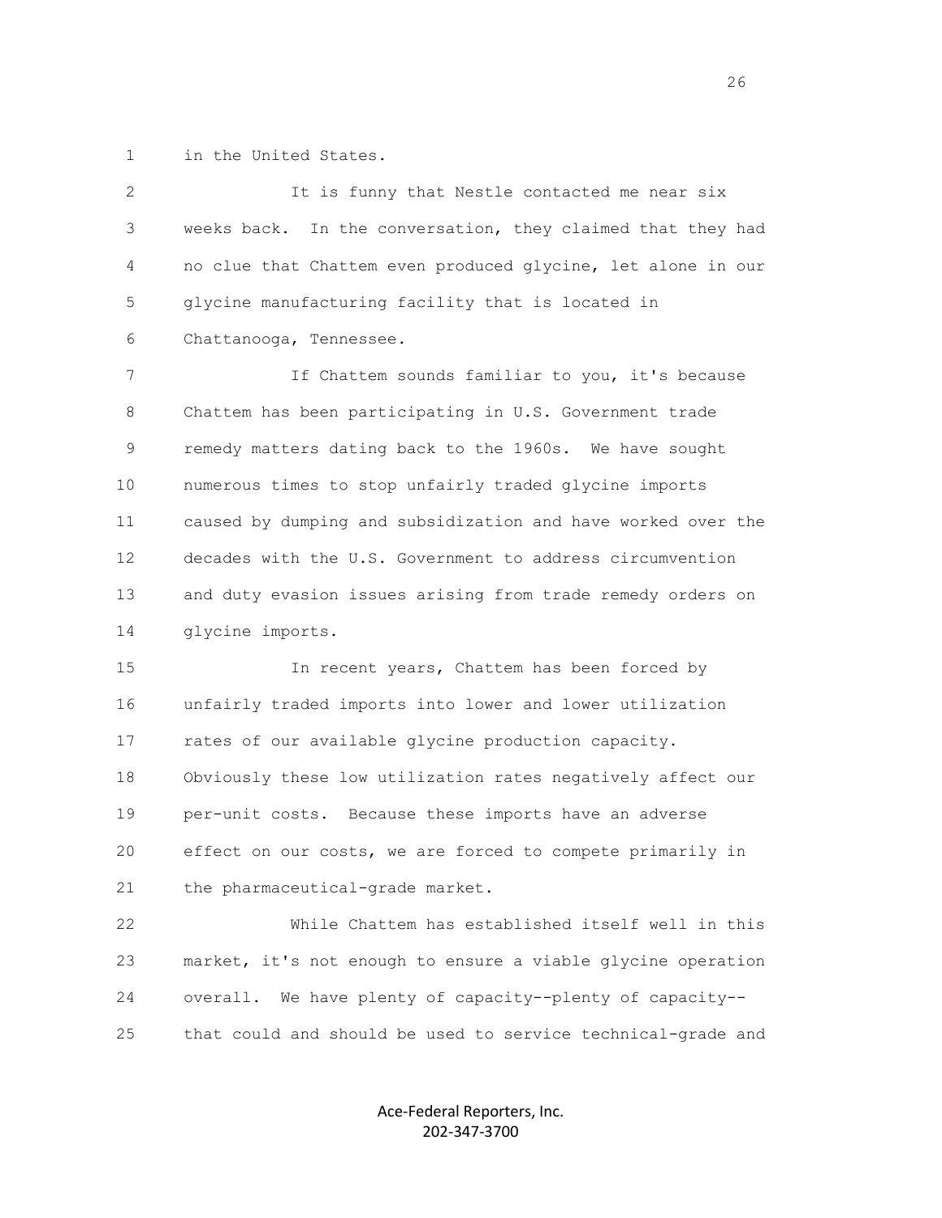in the United States.

It is funny that Nestle contacted me near six weeks back. In the conversation, they claimed that they had no clue that Chattem even produced glycine, let alone in our glycine manufacturing facility that is located in Chattanooga, Tennessee.

If Chattem sounds familiar to you, it's because Chattem has been participating in U.S. Government trade remedy matters dating back to the 1960s. We have sought numerous times to stop unfairly traded glycine imports caused by dumping and subsidization and have worked over the decades with the U.S. Government to address circumvention and duty evasion issues arising from trade remedy orders on glycine imports.

In recent years, Chattem has been forced by unfairly traded imports into lower and lower utilization rates of our available glycine production capacity. Obviously these low utilization rates negatively affect our per-unit costs. Because these imports have an adverse effect on our costs, we are forced to compete primarily in the pharmaceutical-grade market.

While Chattem has established itself well in this market, it's not enough to ensure a viable glycine operation overall. We have plenty of capacity--plenty of capacity--that could and should be used to service technical-grade and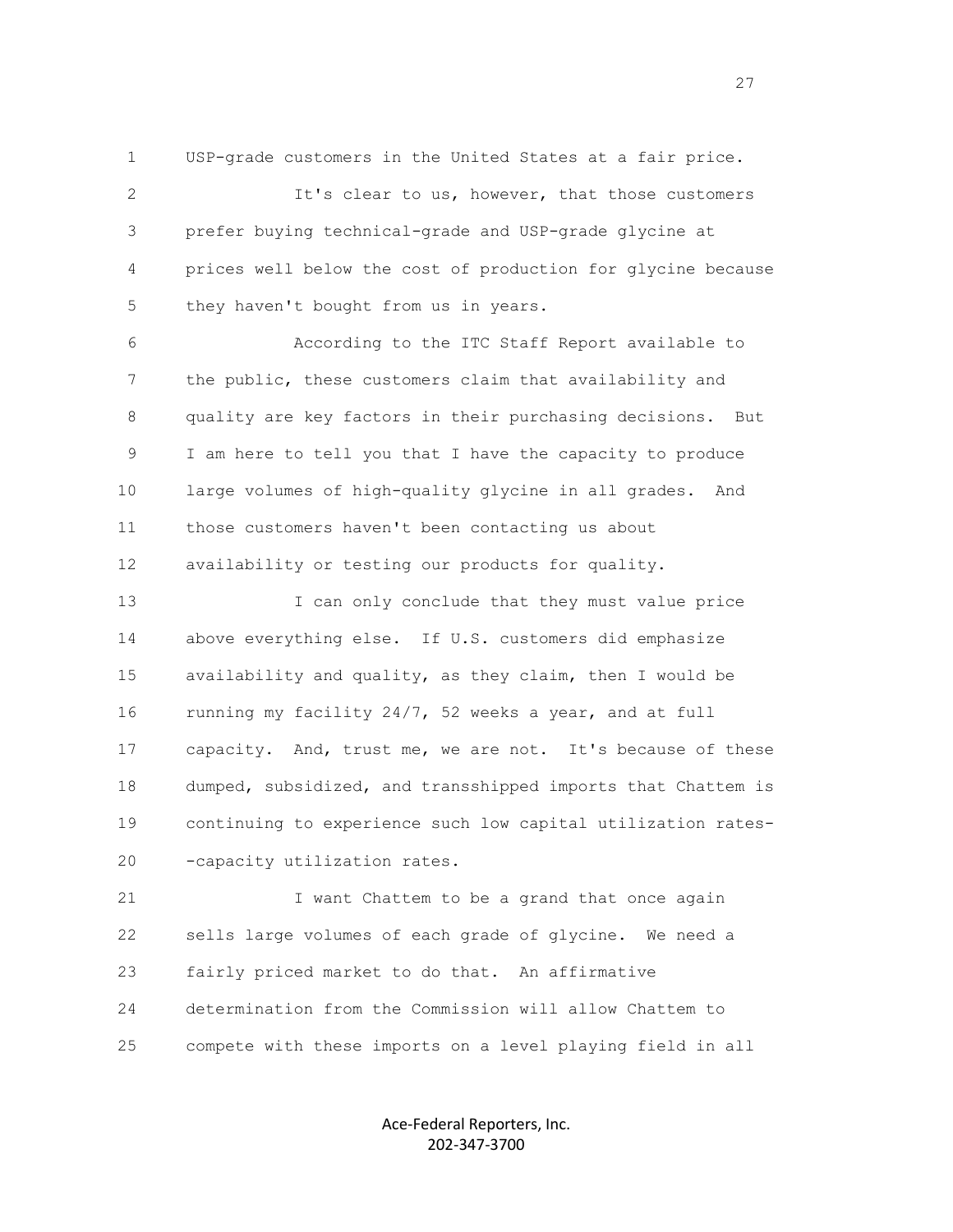USP-grade customers in the United States at a fair price.

It's clear to us, however, that those customers prefer buying technical-grade and USP-grade glycine at prices well below the cost of production for glycine because they haven't bought from us in years.

According to the ITC Staff Report available to the public, these customers claim that availability and quality are key factors in their purchasing decisions. But I am here to tell you that I have the capacity to produce large volumes of high-quality glycine in all grades. And those customers haven't been contacting us about availability or testing our products for quality.

I can only conclude that they must value price above everything else. If U.S. customers did emphasize availability and quality, as they claim, then I would be running my facility 24/7, 52 weeks a year, and at full capacity. And, trust me, we are not. It's because of these dumped, subsidized, and transshipped imports that Chattem is continuing to experience such low capital utilization rates--capacity utilization rates.

I want Chattem to be a grand that once again sells large volumes of each grade of glycine. We need a fairly priced market to do that. An affirmative determination from the Commission will allow Chattem to compete with these imports on a level playing field in all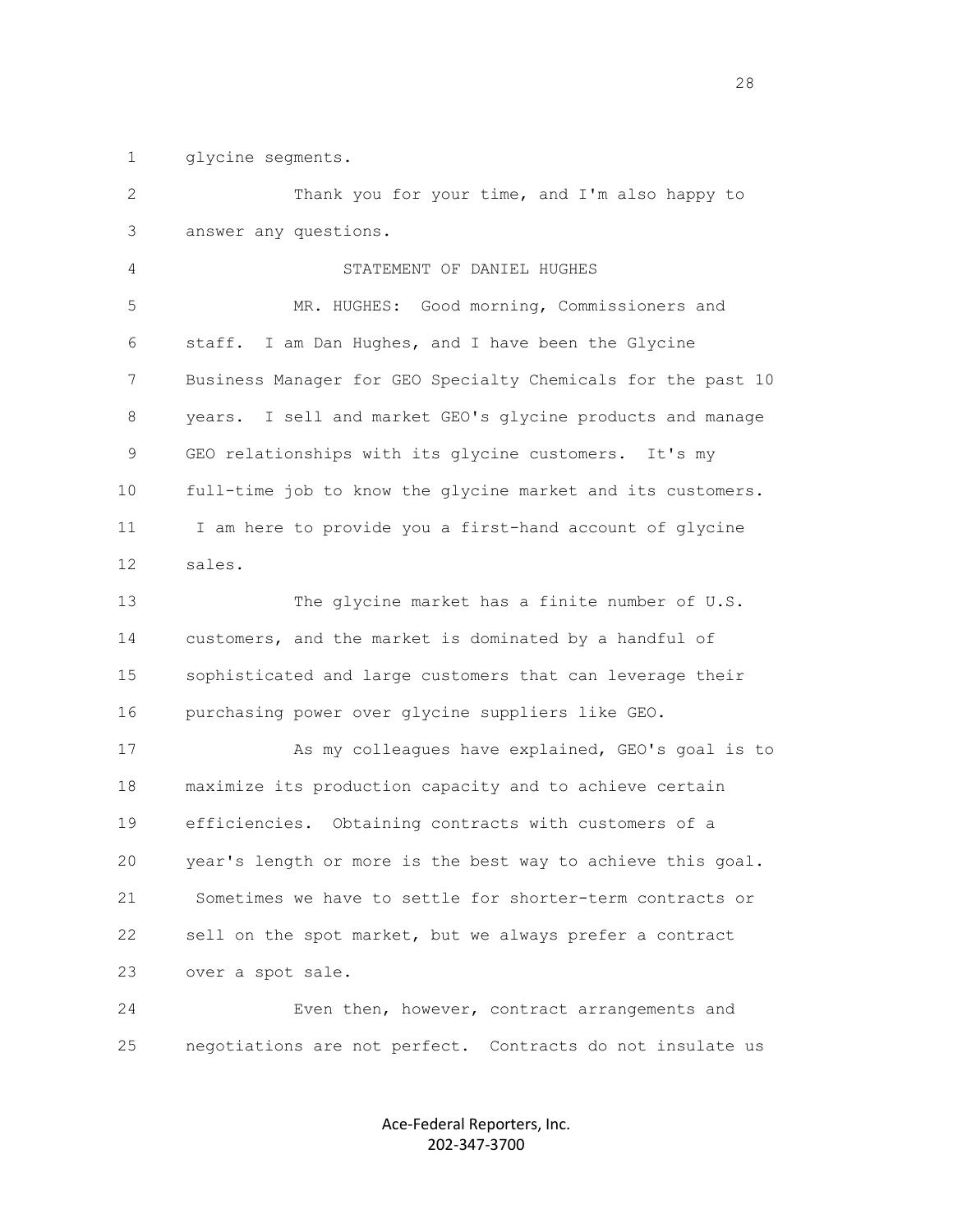glycine segments.

Thank you for your time, and I'm also happy to answer any questions.

STATEMENT OF DANIEL HUGHES

MR. HUGHES: Good morning, Commissioners and staff. I am Dan Hughes, and I have been the Glycine Business Manager for GEO Specialty Chemicals for the past 10 years. I sell and market GEO's glycine products and manage GEO relationships with its glycine customers. It's my full-time job to know the glycine market and its customers. I am here to provide you a first-hand account of glycine sales.

The glycine market has a finite number of U.S. customers, and the market is dominated by a handful of sophisticated and large customers that can leverage their purchasing power over glycine suppliers like GEO.

As my colleagues have explained, GEO's goal is to maximize its production capacity and to achieve certain efficiencies. Obtaining contracts with customers of a year's length or more is the best way to achieve this goal. Sometimes we have to settle for shorter-term contracts or sell on the spot market, but we always prefer a contract over a spot sale.

Even then, however, contract arrangements and negotiations are not perfect. Contracts do not insulate us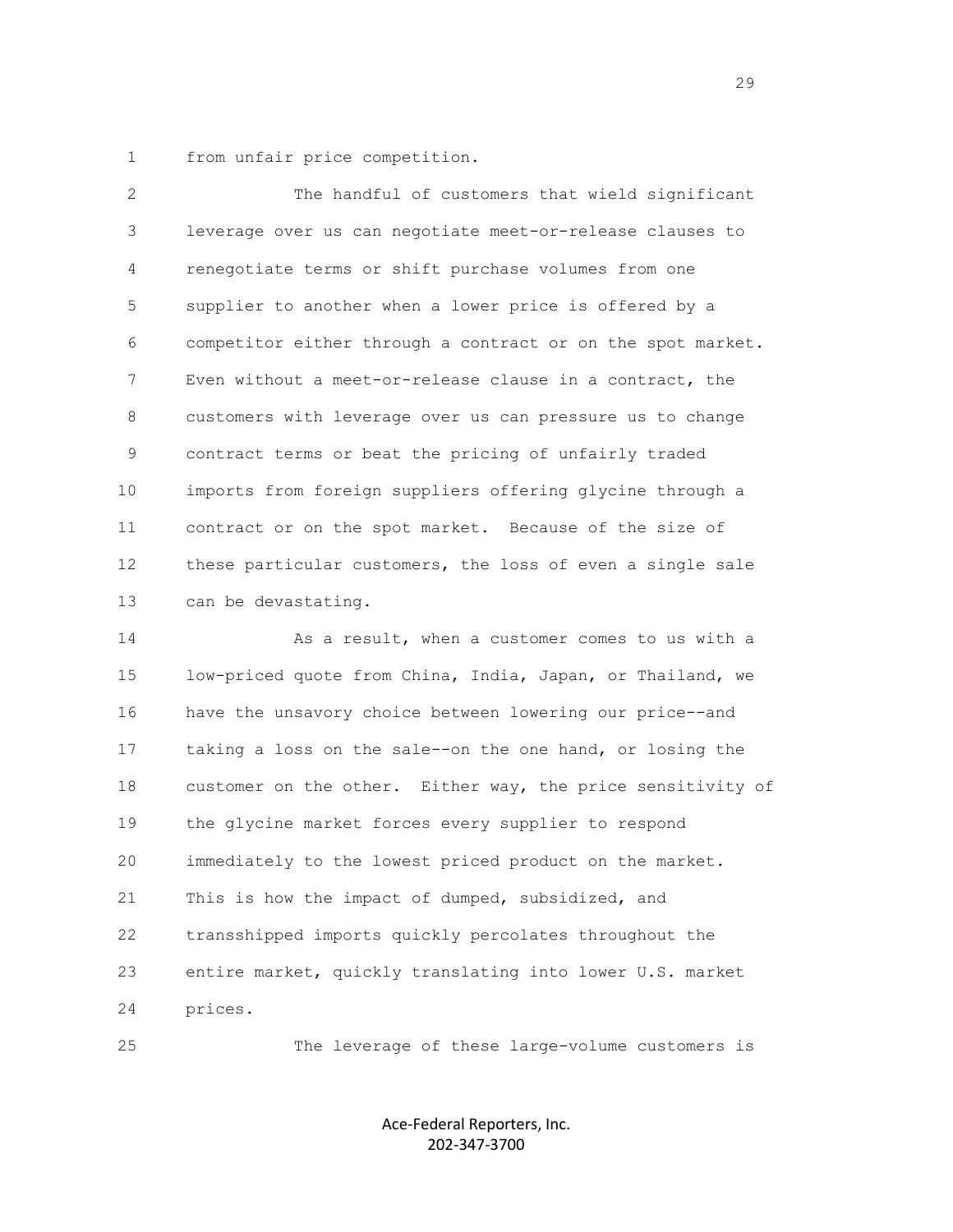from unfair price competition.

The handful of customers that wield significant leverage over us can negotiate meet-or-release clauses to renegotiate terms or shift purchase volumes from one supplier to another when a lower price is offered by a competitor either through a contract or on the spot market. Even without a meet-or-release clause in a contract, the customers with leverage over us can pressure us to change contract terms or beat the pricing of unfairly traded imports from foreign suppliers offering glycine through a contract or on the spot market. Because of the size of these particular customers, the loss of even a single sale can be devastating.

As a result, when a customer comes to us with a low-priced quote from China, India, Japan, or Thailand, we have the unsavory choice between lowering our price--and taking a loss on the sale--on the one hand, or losing the customer on the other. Either way, the price sensitivity of the glycine market forces every supplier to respond immediately to the lowest priced product on the market. This is how the impact of dumped, subsidized, and transshipped imports quickly percolates throughout the entire market, quickly translating into lower U.S. market prices.

The leverage of these large-volume customers is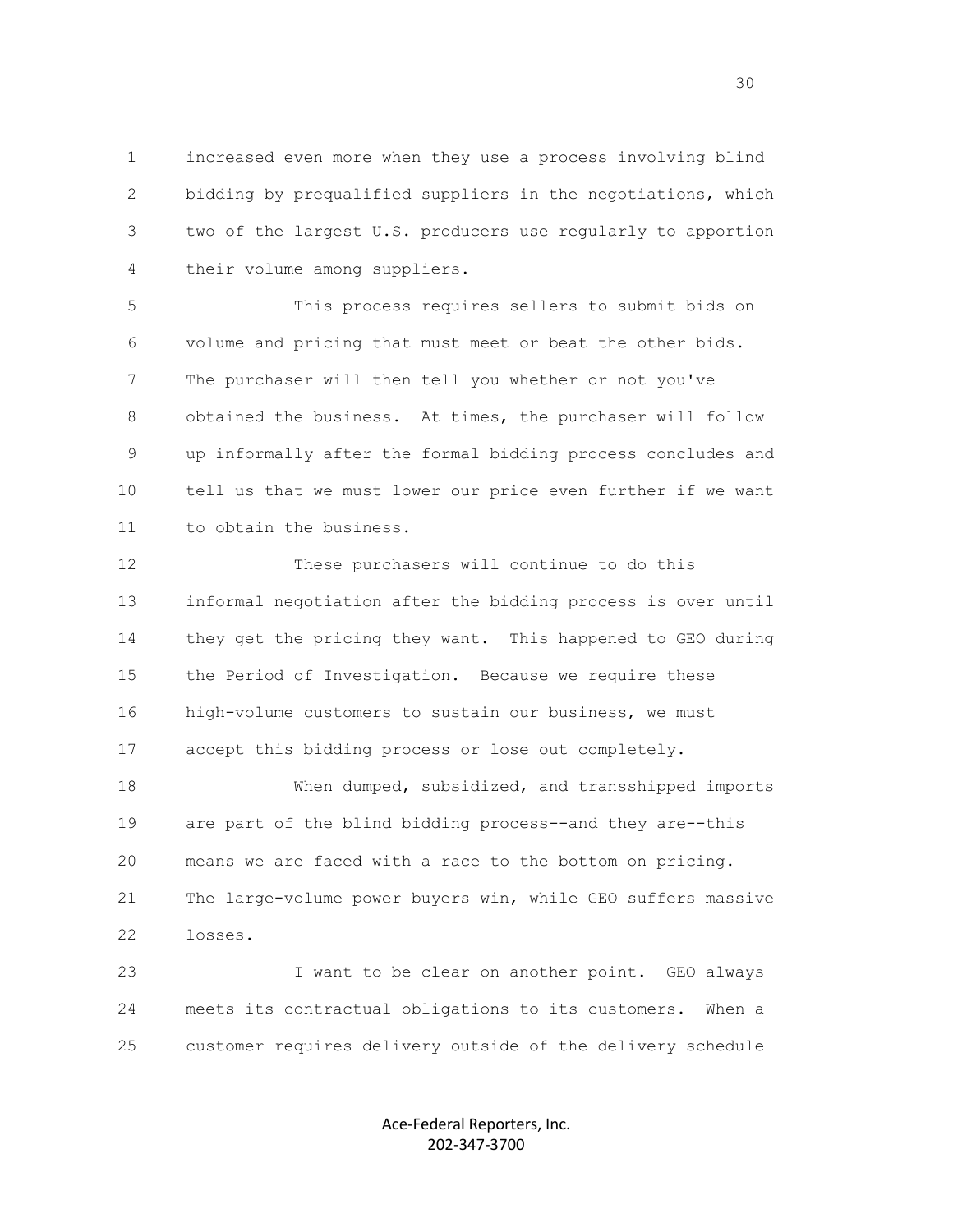increased even more when they use a process involving blind bidding by prequalified suppliers in the negotiations, which two of the largest U.S. producers use regularly to apportion their volume among suppliers.

This process requires sellers to submit bids on volume and pricing that must meet or beat the other bids. The purchaser will then tell you whether or not you've obtained the business. At times, the purchaser will follow up informally after the formal bidding process concludes and tell us that we must lower our price even further if we want to obtain the business.

These purchasers will continue to do this informal negotiation after the bidding process is over until they get the pricing they want. This happened to GEO during the Period of Investigation. Because we require these high-volume customers to sustain our business, we must accept this bidding process or lose out completely.

When dumped, subsidized, and transshipped imports are part of the blind bidding process--and they are--this means we are faced with a race to the bottom on pricing. The large-volume power buyers win, while GEO suffers massive losses.

I want to be clear on another point. GEO always meets its contractual obligations to its customers. When a customer requires delivery outside of the delivery schedule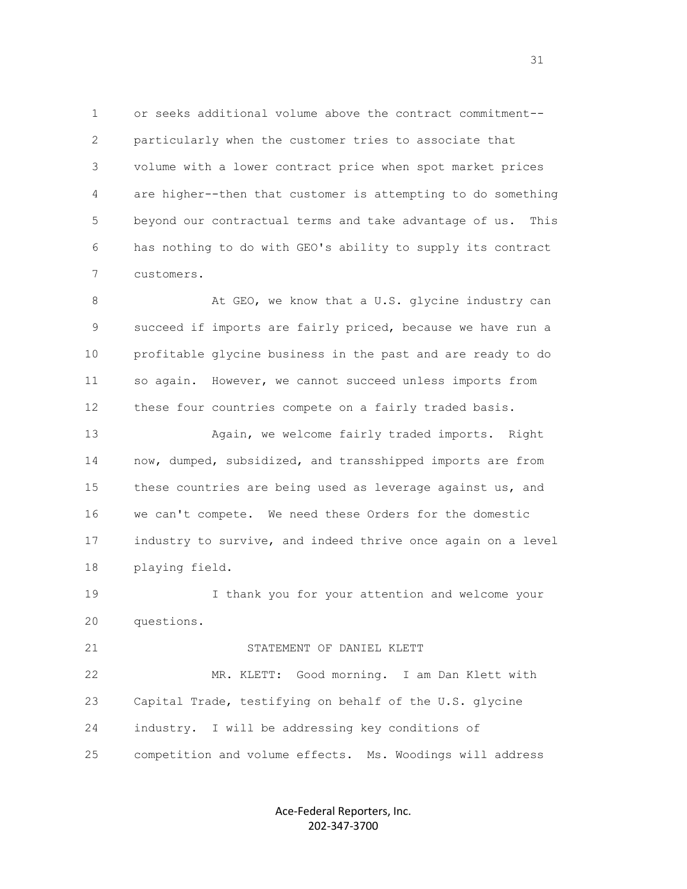or seeks additional volume above the contract commitment--particularly when the customer tries to associate that volume with a lower contract price when spot market prices are higher--then that customer is attempting to do something beyond our contractual terms and take advantage of us. This has nothing to do with GEO's ability to supply its contract customers.

At GEO, we know that a U.S. glycine industry can succeed if imports are fairly priced, because we have run a profitable glycine business in the past and are ready to do so again. However, we cannot succeed unless imports from these four countries compete on a fairly traded basis.

Again, we welcome fairly traded imports. Right now, dumped, subsidized, and transshipped imports are from these countries are being used as leverage against us, and we can't compete. We need these Orders for the domestic industry to survive, and indeed thrive once again on a level playing field.

I thank you for your attention and welcome your questions.

STATEMENT OF DANIEL KLETT

MR. KLETT: Good morning. I am Dan Klett with Capital Trade, testifying on behalf of the U.S. glycine industry. I will be addressing key conditions of competition and volume effects. Ms. Woodings will address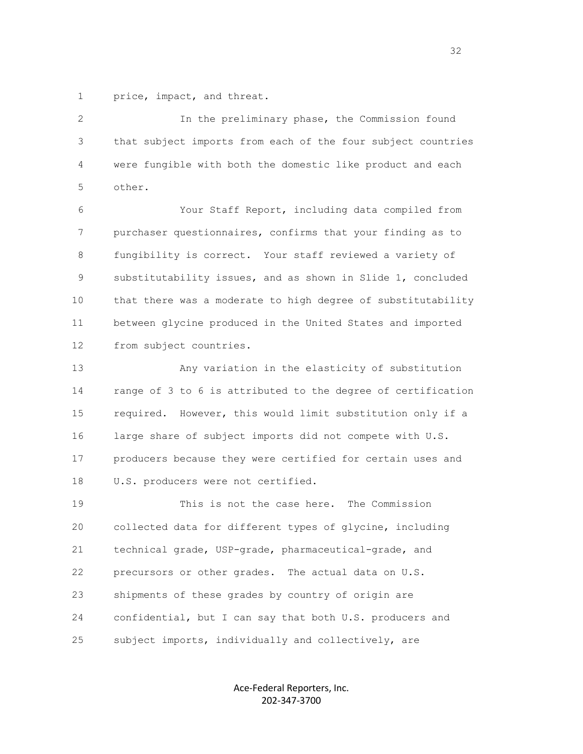price, impact, and threat.

In the preliminary phase, the Commission found that subject imports from each of the four subject countries were fungible with both the domestic like product and each other.

Your Staff Report, including data compiled from purchaser questionnaires, confirms that your finding as to fungibility is correct. Your staff reviewed a variety of substitutability issues, and as shown in Slide 1, concluded that there was a moderate to high degree of substitutability between glycine produced in the United States and imported from subject countries.

Any variation in the elasticity of substitution range of 3 to 6 is attributed to the degree of certification required. However, this would limit substitution only if a large share of subject imports did not compete with U.S. producers because they were certified for certain uses and U.S. producers were not certified.

This is not the case here. The Commission collected data for different types of glycine, including technical grade, USP-grade, pharmaceutical-grade, and precursors or other grades. The actual data on U.S. shipments of these grades by country of origin are confidential, but I can say that both U.S. producers and subject imports, individually and collectively, are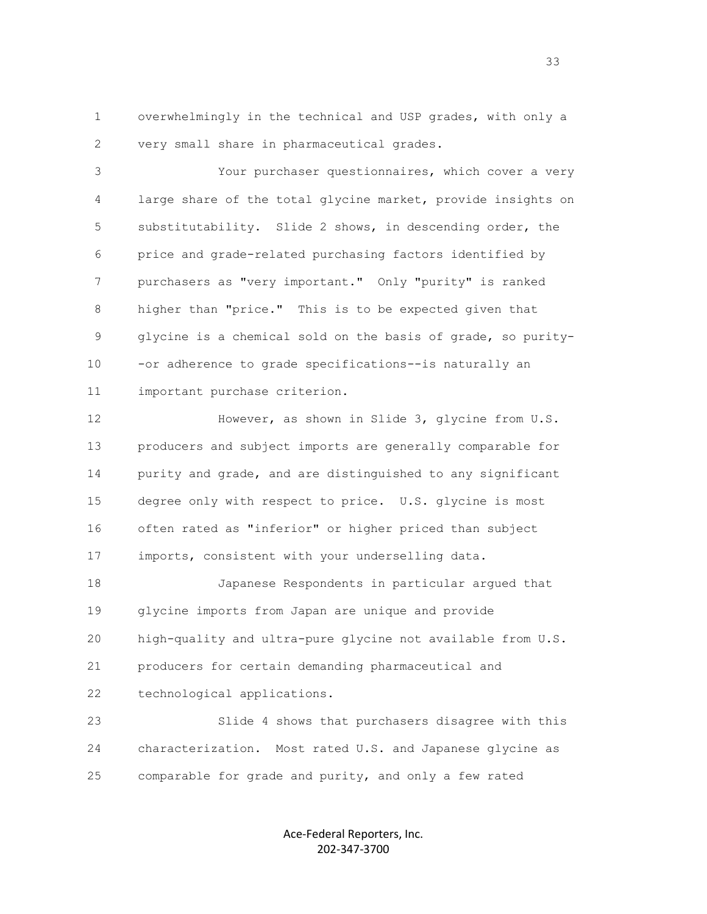overwhelmingly in the technical and USP grades, with only a very small share in pharmaceutical grades.

Your purchaser questionnaires, which cover a very large share of the total glycine market, provide insights on substitutability. Slide 2 shows, in descending order, the price and grade-related purchasing factors identified by purchasers as "very important." Only "purity" is ranked higher than "price." This is to be expected given that glycine is a chemical sold on the basis of grade, so purity--or adherence to grade specifications--is naturally an important purchase criterion.

However, as shown in Slide 3, glycine from U.S. producers and subject imports are generally comparable for purity and grade, and are distinguished to any significant degree only with respect to price. U.S. glycine is most often rated as "inferior" or higher priced than subject imports, consistent with your underselling data.

Japanese Respondents in particular argued that glycine imports from Japan are unique and provide high-quality and ultra-pure glycine not available from U.S. producers for certain demanding pharmaceutical and technological applications.

Slide 4 shows that purchasers disagree with this characterization. Most rated U.S. and Japanese glycine as comparable for grade and purity, and only a few rated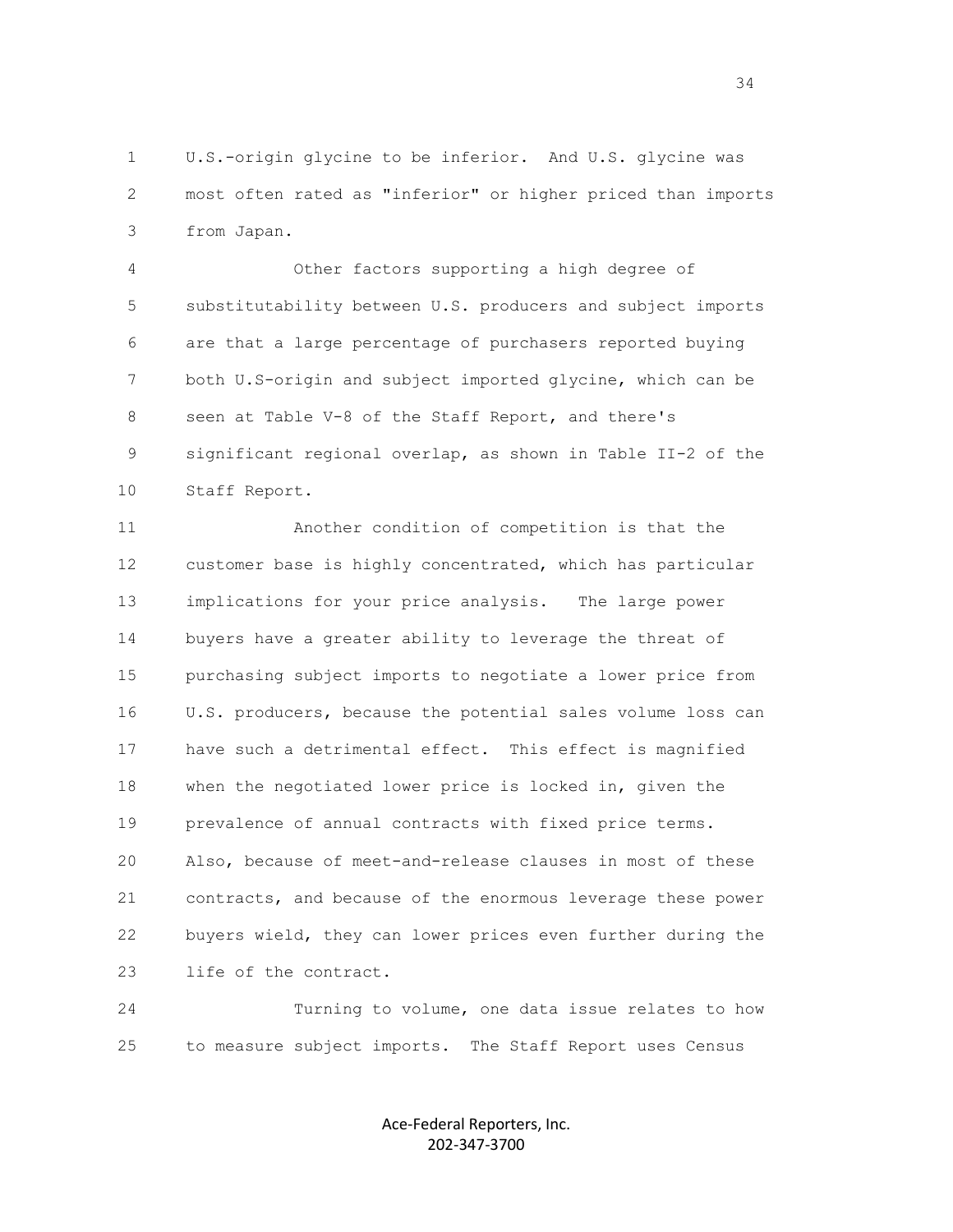U.S.-origin glycine to be inferior. And U.S. glycine was most often rated as "inferior" or higher priced than imports from Japan.

Other factors supporting a high degree of substitutability between U.S. producers and subject imports are that a large percentage of purchasers reported buying both U.S-origin and subject imported glycine, which can be seen at Table V-8 of the Staff Report, and there's significant regional overlap, as shown in Table II-2 of the Staff Report.

Another condition of competition is that the customer base is highly concentrated, which has particular implications for your price analysis. The large power buyers have a greater ability to leverage the threat of purchasing subject imports to negotiate a lower price from U.S. producers, because the potential sales volume loss can have such a detrimental effect. This effect is magnified when the negotiated lower price is locked in, given the prevalence of annual contracts with fixed price terms. Also, because of meet-and-release clauses in most of these contracts, and because of the enormous leverage these power buyers wield, they can lower prices even further during the life of the contract.

Turning to volume, one data issue relates to how to measure subject imports. The Staff Report uses Census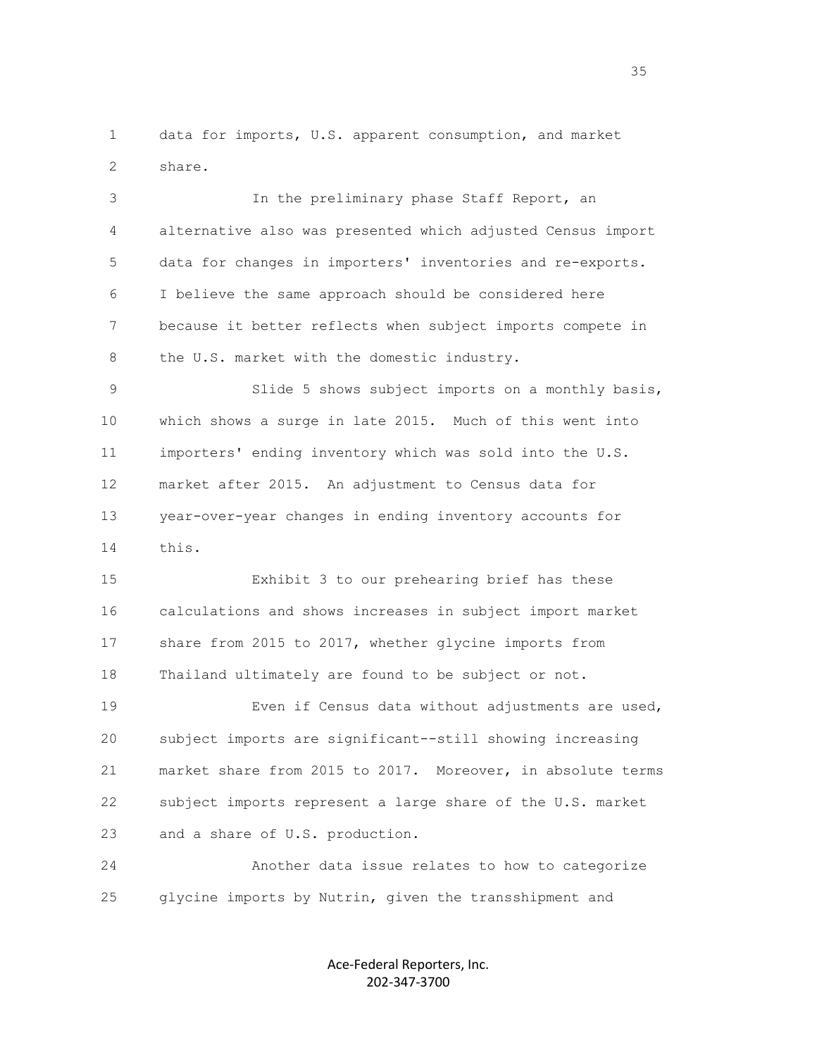data for imports, U.S. apparent consumption, and market share.

In the preliminary phase Staff Report, an alternative also was presented which adjusted Census import data for changes in importers' inventories and re-exports. I believe the same approach should be considered here because it better reflects when subject imports compete in the U.S. market with the domestic industry.

Slide 5 shows subject imports on a monthly basis, which shows a surge in late 2015. Much of this went into importers' ending inventory which was sold into the U.S. market after 2015. An adjustment to Census data for year-over-year changes in ending inventory accounts for this.

Exhibit 3 to our prehearing brief has these calculations and shows increases in subject import market share from 2015 to 2017, whether glycine imports from Thailand ultimately are found to be subject or not.

Even if Census data without adjustments are used, subject imports are significant--still showing increasing market share from 2015 to 2017. Moreover, in absolute terms subject imports represent a large share of the U.S. market and a share of U.S. production.

Another data issue relates to how to categorize glycine imports by Nutrin, given the transshipment and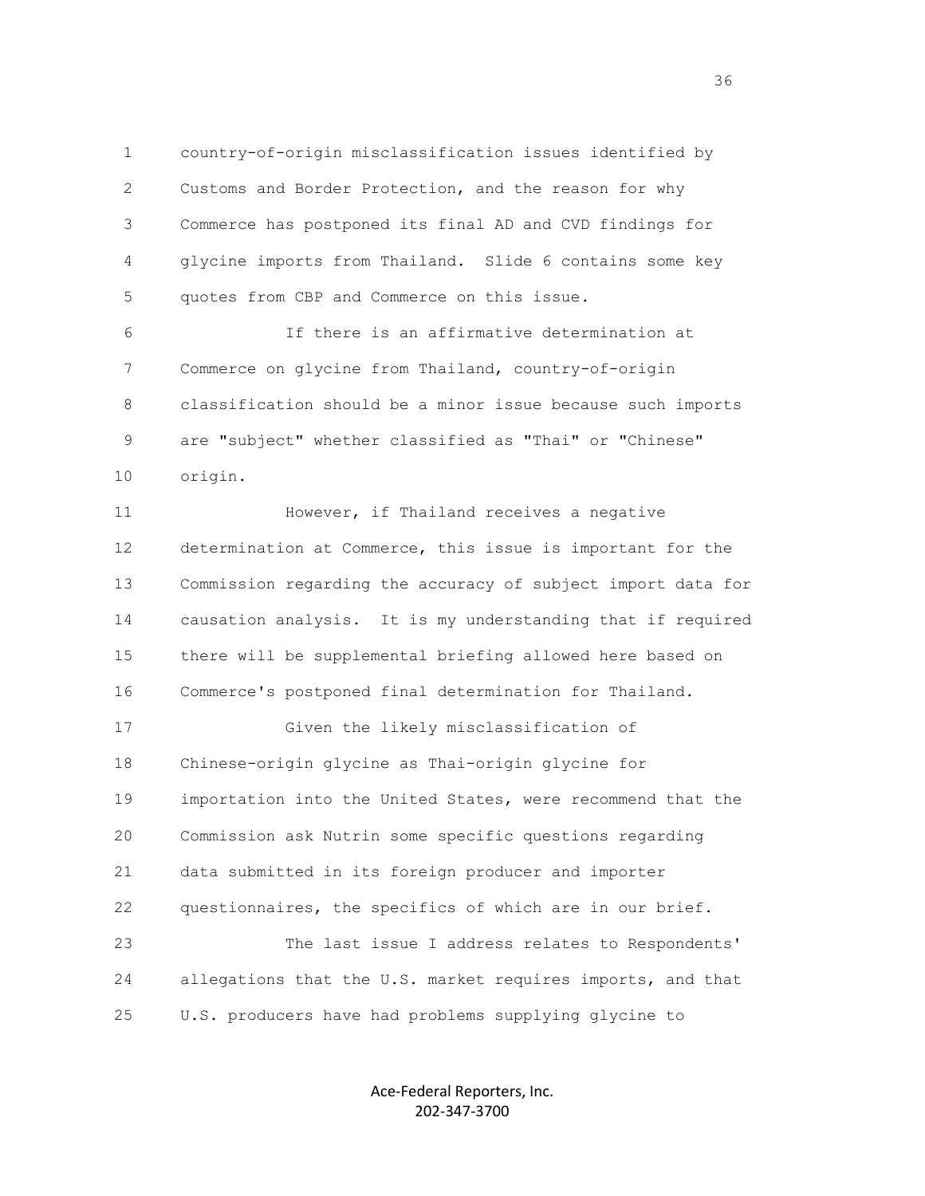country-of-origin misclassification issues identified by Customs and Border Protection, and the reason for why Commerce has postponed its final AD and CVD findings for glycine imports from Thailand. Slide 6 contains some key quotes from CBP and Commerce on this issue.

If there is an affirmative determination at Commerce on glycine from Thailand, country-of-origin classification should be a minor issue because such imports are "subject" whether classified as "Thai" or "Chinese" origin.

However, if Thailand receives a negative determination at Commerce, this issue is important for the Commission regarding the accuracy of subject import data for causation analysis. It is my understanding that if required there will be supplemental briefing allowed here based on Commerce's postponed final determination for Thailand.

Given the likely misclassification of Chinese-origin glycine as Thai-origin glycine for importation into the United States, were recommend that the Commission ask Nutrin some specific questions regarding data submitted in its foreign producer and importer questionnaires, the specifics of which are in our brief.

The last issue I address relates to Respondents' allegations that the U.S. market requires imports, and that U.S. producers have had problems supplying glycine to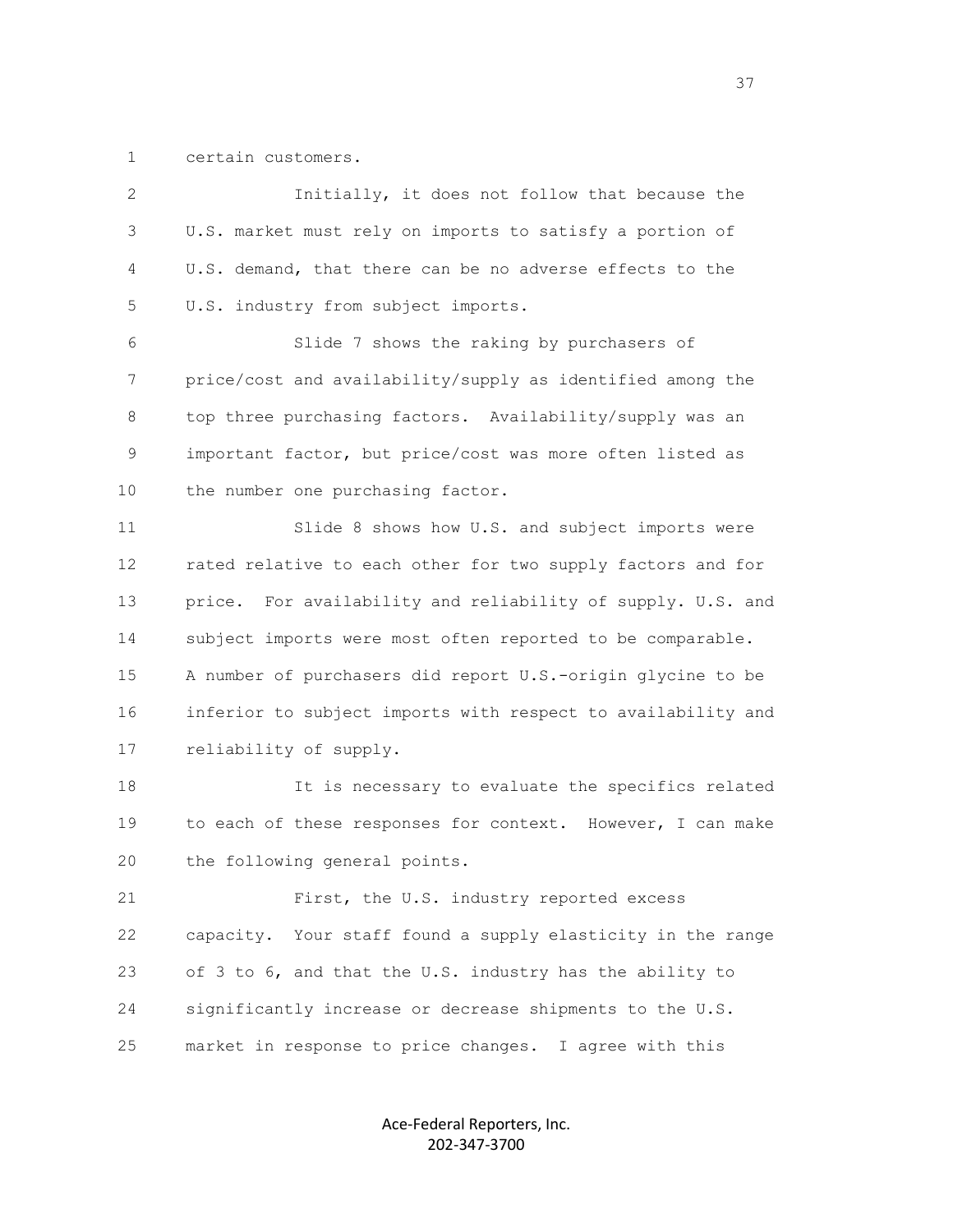certain customers.

Initially, it does not follow that because the U.S. market must rely on imports to satisfy a portion of U.S. demand, that there can be no adverse effects to the U.S. industry from subject imports.

Slide 7 shows the raking by purchasers of price/cost and availability/supply as identified among the top three purchasing factors. Availability/supply was an important factor, but price/cost was more often listed as the number one purchasing factor.

Slide 8 shows how U.S. and subject imports were rated relative to each other for two supply factors and for price. For availability and reliability of supply. U.S. and subject imports were most often reported to be comparable. A number of purchasers did report U.S.-origin glycine to be inferior to subject imports with respect to availability and reliability of supply.

It is necessary to evaluate the specifics related to each of these responses for context. However, I can make the following general points.

First, the U.S. industry reported excess capacity. Your staff found a supply elasticity in the range of 3 to 6, and that the U.S. industry has the ability to significantly increase or decrease shipments to the U.S. market in response to price changes. I agree with this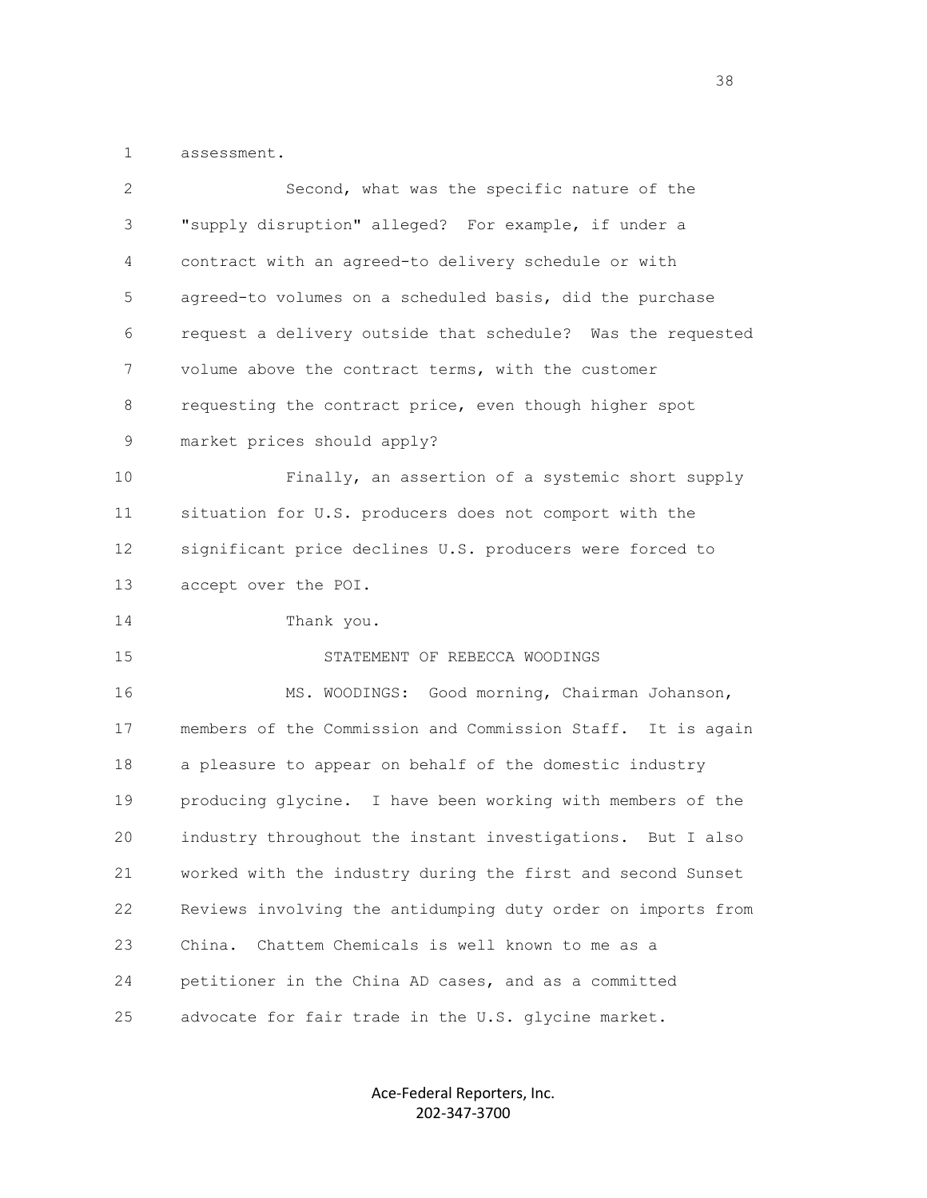assessment.

Second, what was the specific nature of the "supply disruption" alleged? For example, if under a contract with an agreed-to delivery schedule or with agreed-to volumes on a scheduled basis, did the purchase request a delivery outside that schedule? Was the requested volume above the contract terms, with the customer requesting the contract price, even though higher spot market prices should apply?

Finally, an assertion of a systemic short supply situation for U.S. producers does not comport with the significant price declines U.S. producers were forced to accept over the POI.

Thank you.

STATEMENT OF REBECCA WOODINGS

MS. WOODINGS: Good morning, Chairman Johanson, members of the Commission and Commission Staff. It is again a pleasure to appear on behalf of the domestic industry producing glycine. I have been working with members of the industry throughout the instant investigations. But I also worked with the industry during the first and second Sunset Reviews involving the antidumping duty order on imports from China. Chattem Chemicals is well known to me as a petitioner in the China AD cases, and as a committed advocate for fair trade in the U.S. glycine market.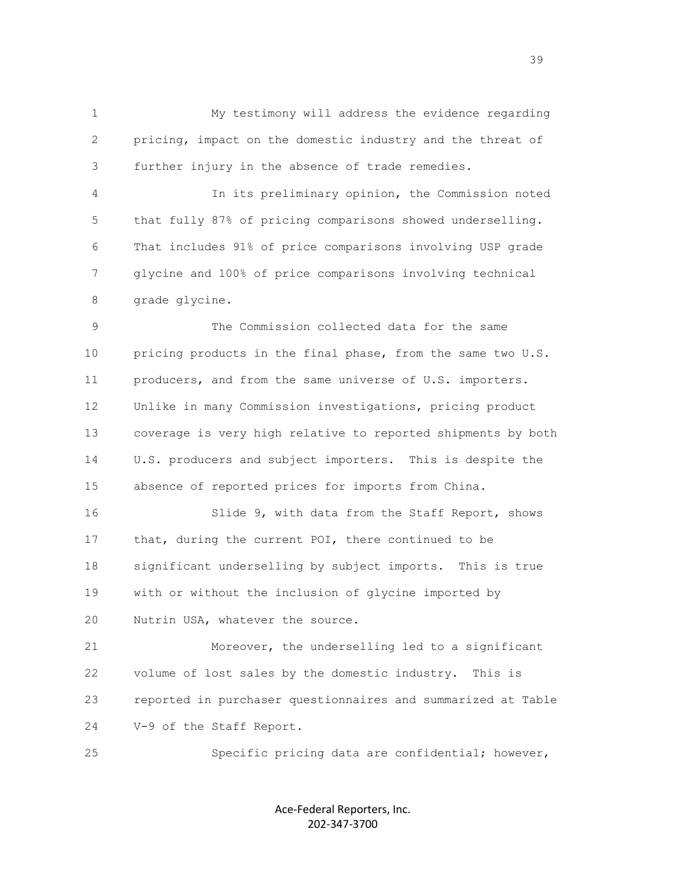My testimony will address the evidence regarding pricing, impact on the domestic industry and the threat of further injury in the absence of trade remedies.

In its preliminary opinion, the Commission noted that fully 87% of pricing comparisons showed underselling. That includes 91% of price comparisons involving USP grade glycine and 100% of price comparisons involving technical grade glycine.

The Commission collected data for the same pricing products in the final phase, from the same two U.S. producers, and from the same universe of U.S. importers. Unlike in many Commission investigations, pricing product coverage is very high relative to reported shipments by both U.S. producers and subject importers. This is despite the absence of reported prices for imports from China.

Slide 9, with data from the Staff Report, shows that, during the current POI, there continued to be significant underselling by subject imports. This is true with or without the inclusion of glycine imported by Nutrin USA, whatever the source.

Moreover, the underselling led to a significant volume of lost sales by the domestic industry. This is reported in purchaser questionnaires and summarized at Table V-9 of the Staff Report.

Specific pricing data are confidential; however,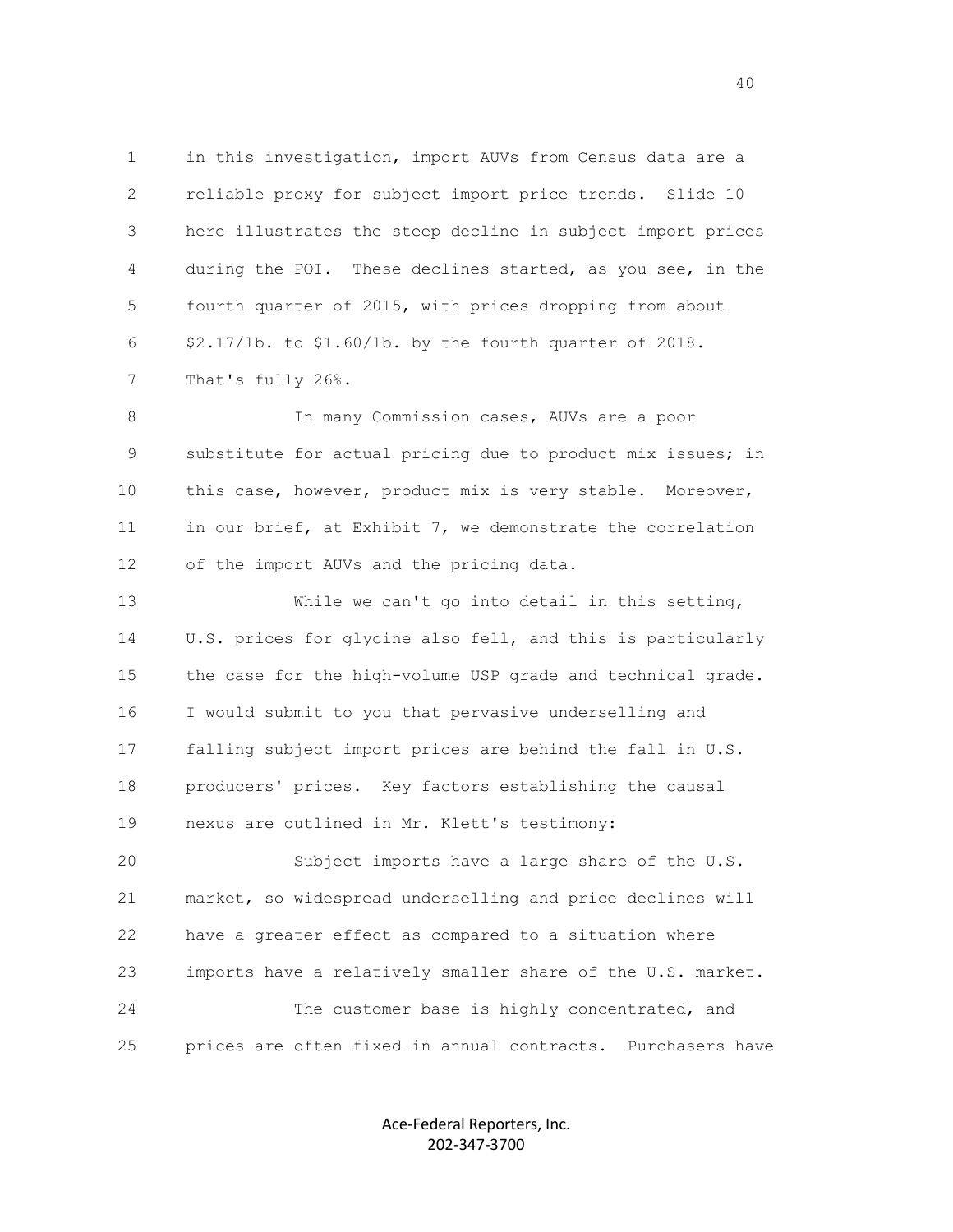in this investigation, import AUVs from Census data are a reliable proxy for subject import price trends. Slide 10 here illustrates the steep decline in subject import prices during the POI. These declines started, as you see, in the fourth quarter of 2015, with prices dropping from about $2.17/lb. to $1.60/lb. by the fourth quarter of 2018. That's fully 26%.

In many Commission cases, AUVs are a poor substitute for actual pricing due to product mix issues; in this case, however, product mix is very stable. Moreover, in our brief, at Exhibit 7, we demonstrate the correlation of the import AUVs and the pricing data.

While we can't go into detail in this setting, U.S. prices for glycine also fell, and this is particularly the case for the high-volume USP grade and technical grade. I would submit to you that pervasive underselling and falling subject import prices are behind the fall in U.S. producers' prices. Key factors establishing the causal nexus are outlined in Mr. Klett's testimony:

Subject imports have a large share of the U.S. market, so widespread underselling and price declines will have a greater effect as compared to a situation where imports have a relatively smaller share of the U.S. market.

The customer base is highly concentrated, and prices are often fixed in annual contracts. Purchasers have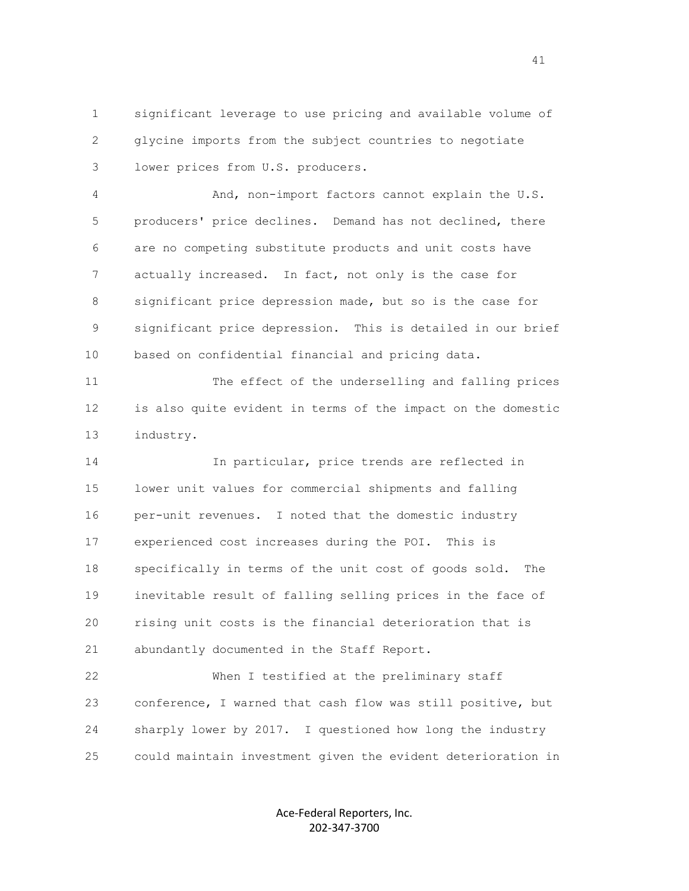significant leverage to use pricing and available volume of glycine imports from the subject countries to negotiate lower prices from U.S. producers.

And, non-import factors cannot explain the U.S. producers' price declines. Demand has not declined, there are no competing substitute products and unit costs have actually increased. In fact, not only is the case for significant price depression made, but so is the case for significant price depression. This is detailed in our brief based on confidential financial and pricing data.

The effect of the underselling and falling prices is also quite evident in terms of the impact on the domestic industry.

In particular, price trends are reflected in lower unit values for commercial shipments and falling per-unit revenues. I noted that the domestic industry experienced cost increases during the POI. This is specifically in terms of the unit cost of goods sold. The inevitable result of falling selling prices in the face of rising unit costs is the financial deterioration that is abundantly documented in the Staff Report.

When I testified at the preliminary staff conference, I warned that cash flow was still positive, but sharply lower by 2017. I questioned how long the industry could maintain investment given the evident deterioration in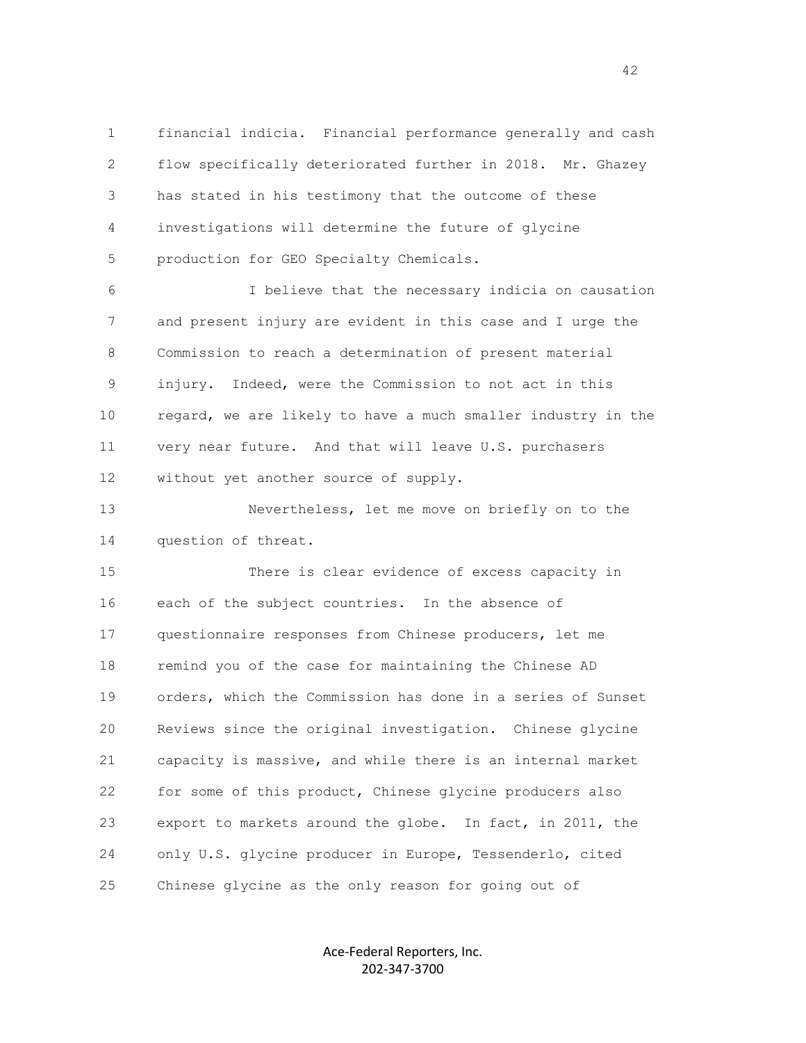financial indicia. Financial performance generally and cash flow specifically deteriorated further in 2018. Mr. Ghazey has stated in his testimony that the outcome of these investigations will determine the future of glycine production for GEO Specialty Chemicals.

I believe that the necessary indicia on causation and present injury are evident in this case and I urge the Commission to reach a determination of present material injury. Indeed, were the Commission to not act in this regard, we are likely to have a much smaller industry in the very near future. And that will leave U.S. purchasers without yet another source of supply.

Nevertheless, let me move on briefly on to the question of threat.

There is clear evidence of excess capacity in each of the subject countries. In the absence of questionnaire responses from Chinese producers, let me remind you of the case for maintaining the Chinese AD orders, which the Commission has done in a series of Sunset Reviews since the original investigation. Chinese glycine capacity is massive, and while there is an internal market for some of this product, Chinese glycine producers also export to markets around the globe. In fact, in 2011, the only U.S. glycine producer in Europe, Tessenderlo, cited Chinese glycine as the only reason for going out of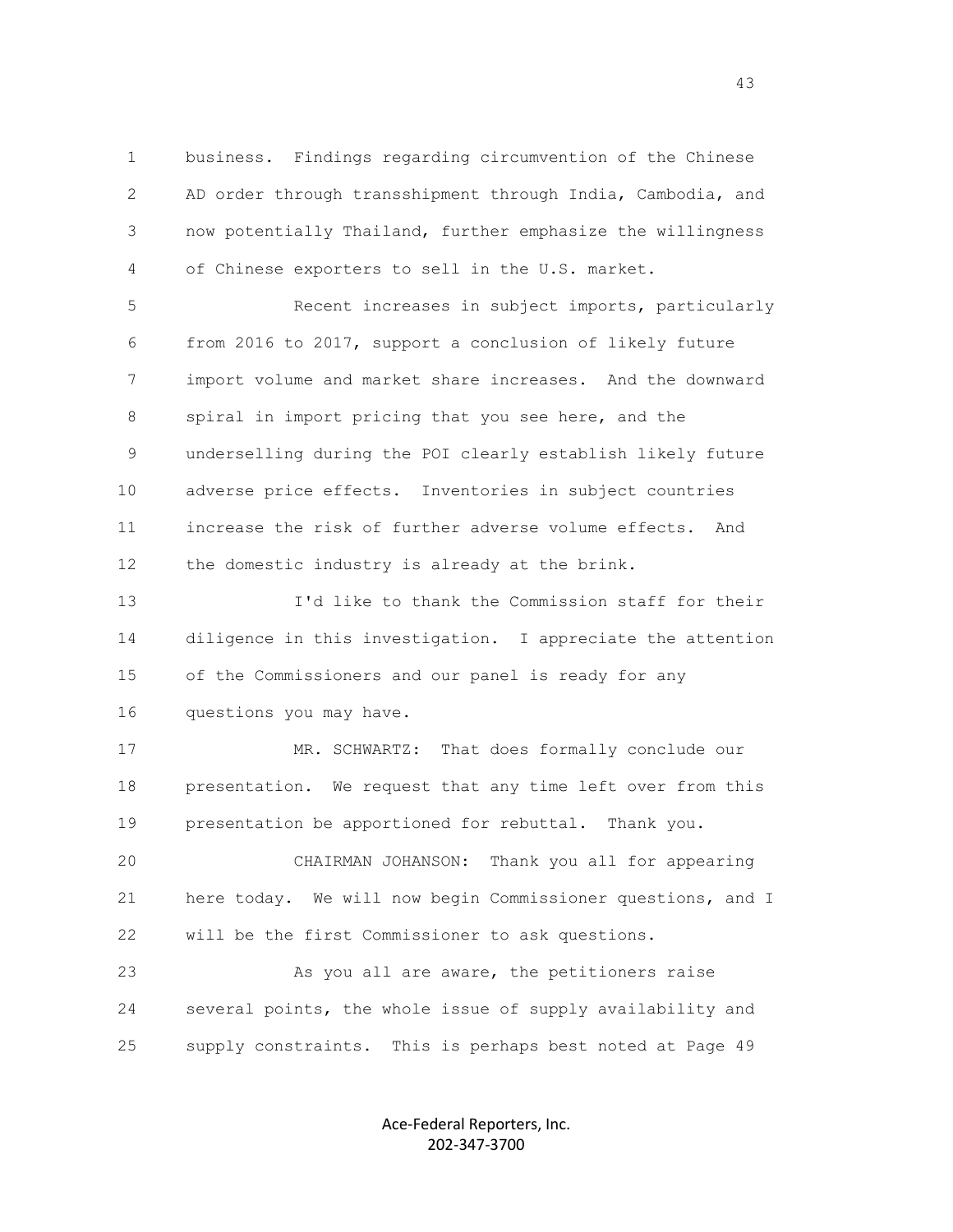business. Findings regarding circumvention of the Chinese AD order through transshipment through India, Cambodia, and now potentially Thailand, further emphasize the willingness of Chinese exporters to sell in the U.S. market.

Recent increases in subject imports, particularly from 2016 to 2017, support a conclusion of likely future import volume and market share increases. And the downward spiral in import pricing that you see here, and the underselling during the POI clearly establish likely future adverse price effects. Inventories in subject countries increase the risk of further adverse volume effects. And the domestic industry is already at the brink.

I'd like to thank the Commission staff for their diligence in this investigation. I appreciate the attention of the Commissioners and our panel is ready for any questions you may have.

MR. SCHWARTZ: That does formally conclude our presentation. We request that any time left over from this presentation be apportioned for rebuttal. Thank you.

CHAIRMAN JOHANSON: Thank you all for appearing here today. We will now begin Commissioner questions, and I will be the first Commissioner to ask questions.

As you all are aware, the petitioners raise several points, the whole issue of supply availability and supply constraints. This is perhaps best noted at Page 49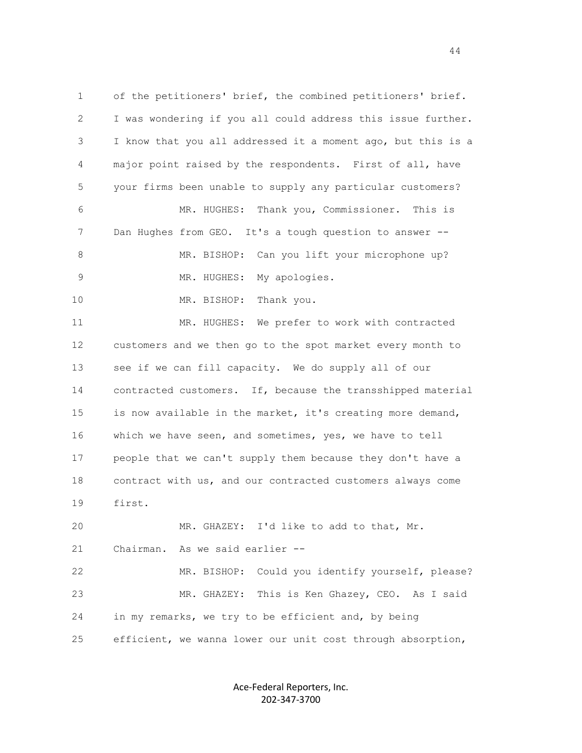of the petitioners' brief, the combined petitioners' brief. I was wondering if you all could address this issue further. I know that you all addressed it a moment ago, but this is a major point raised by the respondents. First of all, have your firms been unable to supply any particular customers?

MR. HUGHES: Thank you, Commissioner. This is Dan Hughes from GEO. It's a tough question to answer --

MR. BISHOP: Can you lift your microphone up?

MR. HUGHES: My apologies.

MR. BISHOP: Thank you.

MR. HUGHES: We prefer to work with contracted customers and we then go to the spot market every month to see if we can fill capacity. We do supply all of our contracted customers. If, because the transshipped material is now available in the market, it's creating more demand, which we have seen, and sometimes, yes, we have to tell people that we can't supply them because they don't have a contract with us, and our contracted customers always come first.

MR. GHAZEY: I'd like to add to that, Mr. Chairman. As we said earlier --

MR. BISHOP: Could you identify yourself, please?

MR. GHAZEY: This is Ken Ghazey, CEO. As I said in my remarks, we try to be efficient and, by being efficient, we wanna lower our unit cost through absorption,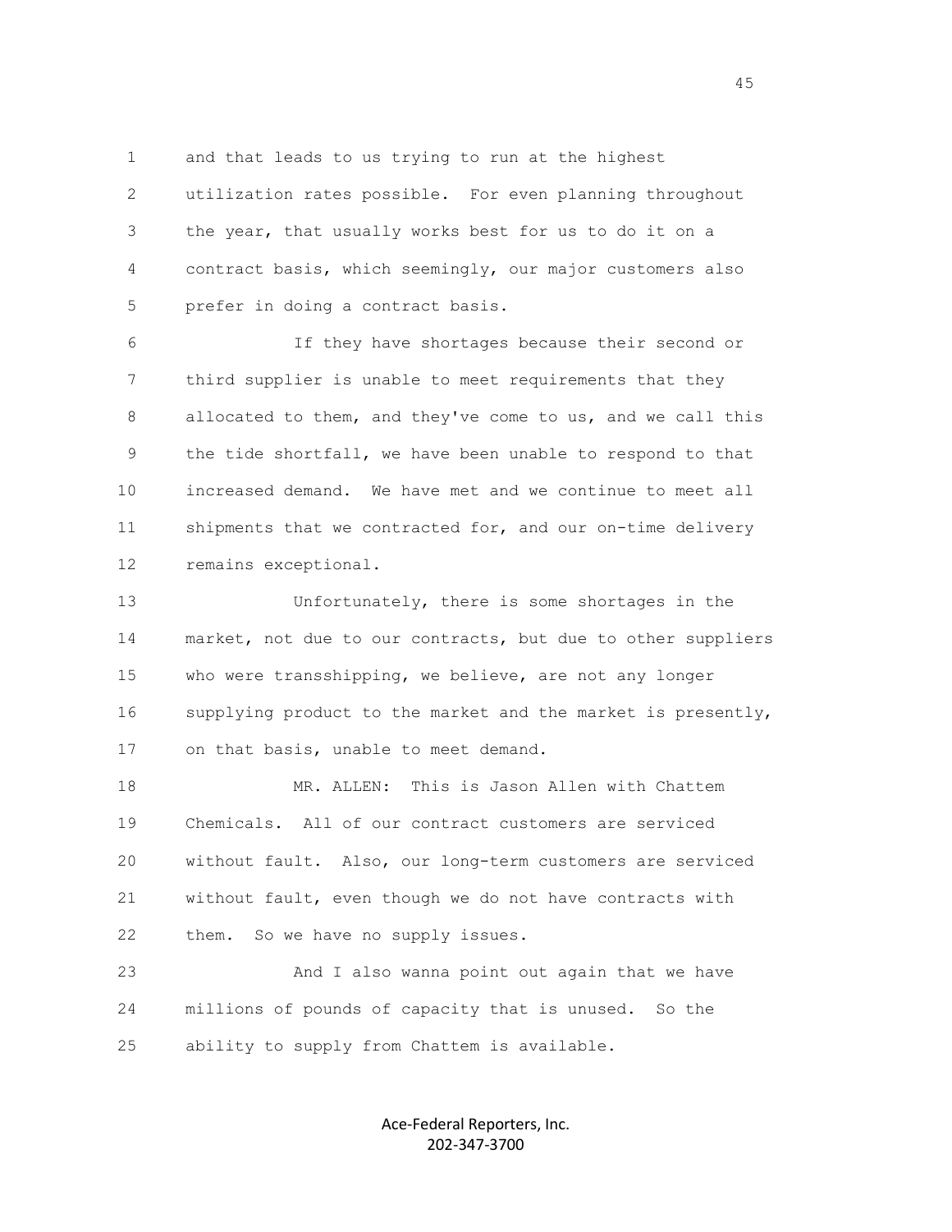and that leads to us trying to run at the highest utilization rates possible. For even planning throughout the year, that usually works best for us to do it on a contract basis, which seemingly, our major customers also prefer in doing a contract basis.

If they have shortages because their second or third supplier is unable to meet requirements that they allocated to them, and they've come to us, and we call this the tide shortfall, we have been unable to respond to that increased demand. We have met and we continue to meet all shipments that we contracted for, and our on-time delivery remains exceptional.

Unfortunately, there is some shortages in the market, not due to our contracts, but due to other suppliers who were transshipping, we believe, are not any longer supplying product to the market and the market is presently, on that basis, unable to meet demand.

MR. ALLEN: This is Jason Allen with Chattem Chemicals. All of our contract customers are serviced without fault. Also, our long-term customers are serviced without fault, even though we do not have contracts with them. So we have no supply issues.

And I also wanna point out again that we have millions of pounds of capacity that is unused. So the ability to supply from Chattem is available.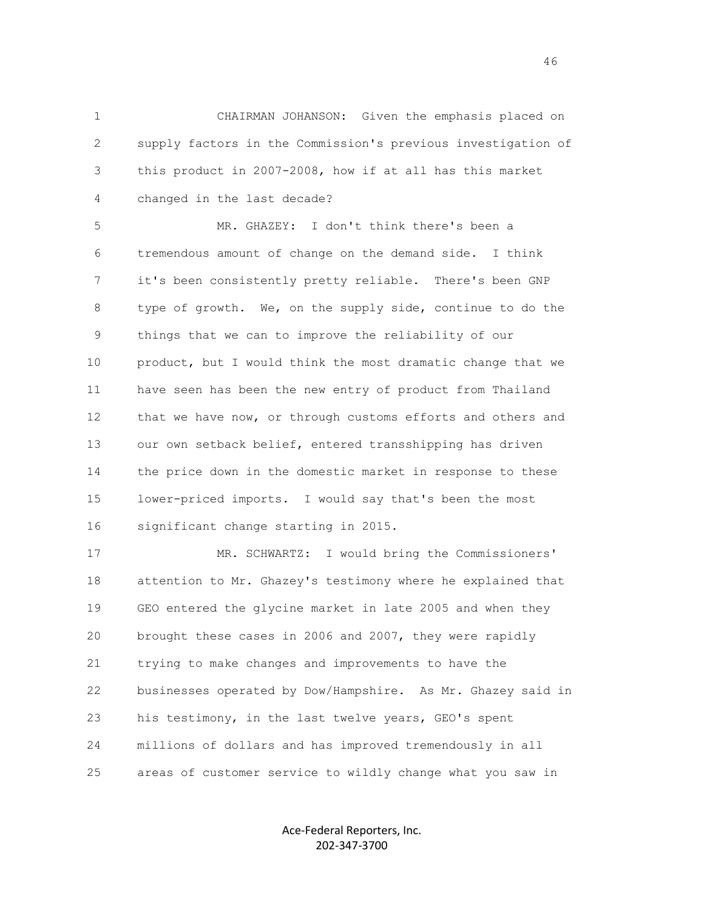CHAIRMAN JOHANSON: Given the emphasis placed on supply factors in the Commission's previous investigation of this product in 2007-2008, how if at all has this market changed in the last decade?

MR. GHAZEY: I don't think there's been a tremendous amount of change on the demand side. I think it's been consistently pretty reliable. There's been GNP type of growth. We, on the supply side, continue to do the things that we can to improve the reliability of our product, but I would think the most dramatic change that we have seen has been the new entry of product from Thailand that we have now, or through customs efforts and others and our own setback belief, entered transshipping has driven the price down in the domestic market in response to these lower-priced imports. I would say that's been the most significant change starting in 2015.

MR. SCHWARTZ: I would bring the Commissioners' attention to Mr. Ghazey's testimony where he explained that GEO entered the glycine market in late 2005 and when they brought these cases in 2006 and 2007, they were rapidly trying to make changes and improvements to have the businesses operated by Dow/Hampshire. As Mr. Ghazey said in his testimony, in the last twelve years, GEO's spent millions of dollars and has improved tremendously in all areas of customer service to wildly change what you saw in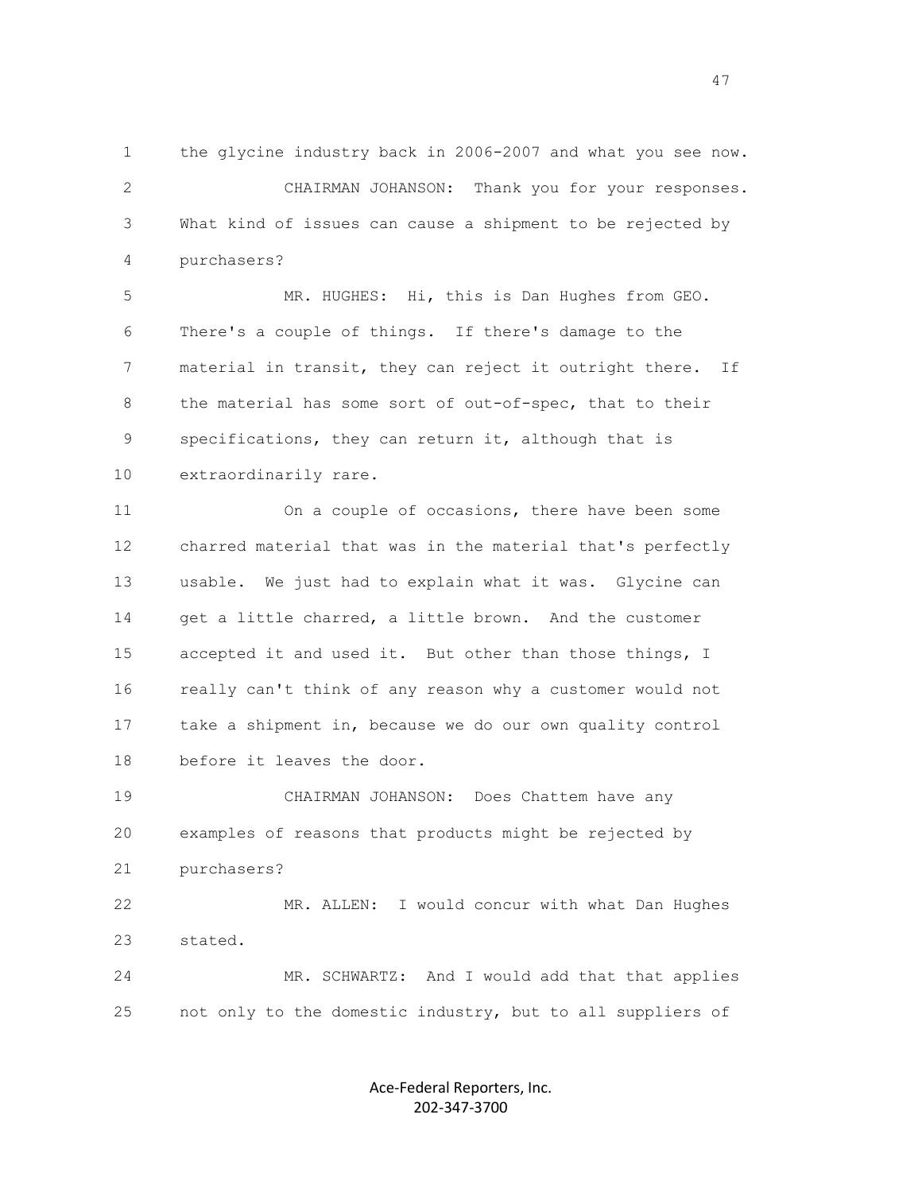the glycine industry back in 2006-2007 and what you see now.

CHAIRMAN JOHANSON: Thank you for your responses. What kind of issues can cause a shipment to be rejected by purchasers?

MR. HUGHES: Hi, this is Dan Hughes from GEO. There's a couple of things. If there's damage to the material in transit, they can reject it outright there. If the material has some sort of out-of-spec, that to their specifications, they can return it, although that is extraordinarily rare.

On a couple of occasions, there have been some charred material that was in the material that's perfectly usable. We just had to explain what it was. Glycine can get a little charred, a little brown. And the customer accepted it and used it. But other than those things, I really can't think of any reason why a customer would not take a shipment in, because we do our own quality control before it leaves the door.

CHAIRMAN JOHANSON: Does Chattem have any examples of reasons that products might be rejected by purchasers?

MR. ALLEN: I would concur with what Dan Hughes stated.

MR. SCHWARTZ: And I would add that that applies not only to the domestic industry, but to all suppliers of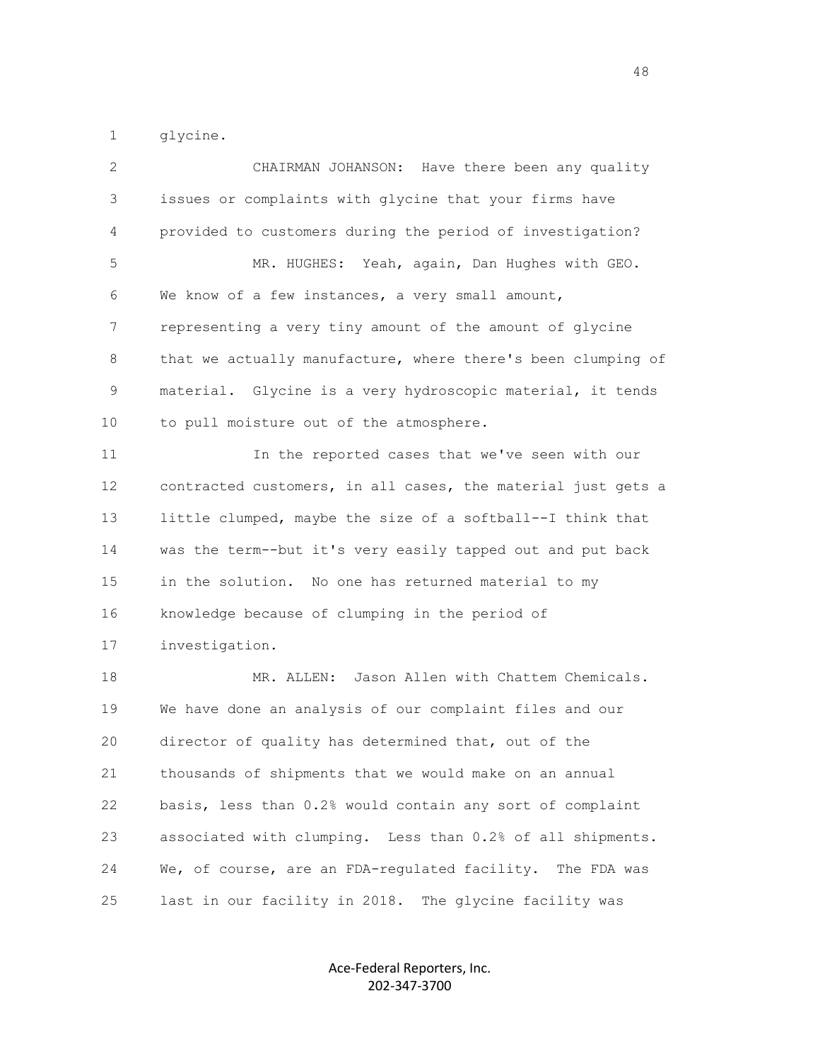glycine.

CHAIRMAN JOHANSON: Have there been any quality issues or complaints with glycine that your firms have provided to customers during the period of investigation?

MR. HUGHES: Yeah, again, Dan Hughes with GEO. We know of a few instances, a very small amount, representing a very tiny amount of the amount of glycine that we actually manufacture, where there's been clumping of material. Glycine is a very hydroscopic material, it tends to pull moisture out of the atmosphere.

In the reported cases that we've seen with our contracted customers, in all cases, the material just gets a little clumped, maybe the size of a softball--I think that was the term--but it's very easily tapped out and put back in the solution. No one has returned material to my knowledge because of clumping in the period of investigation.

MR. ALLEN: Jason Allen with Chattem Chemicals. We have done an analysis of our complaint files and our director of quality has determined that, out of the thousands of shipments that we would make on an annual basis, less than 0.2% would contain any sort of complaint associated with clumping. Less than 0.2% of all shipments. We, of course, are an FDA-regulated facility. The FDA was last in our facility in 2018. The glycine facility was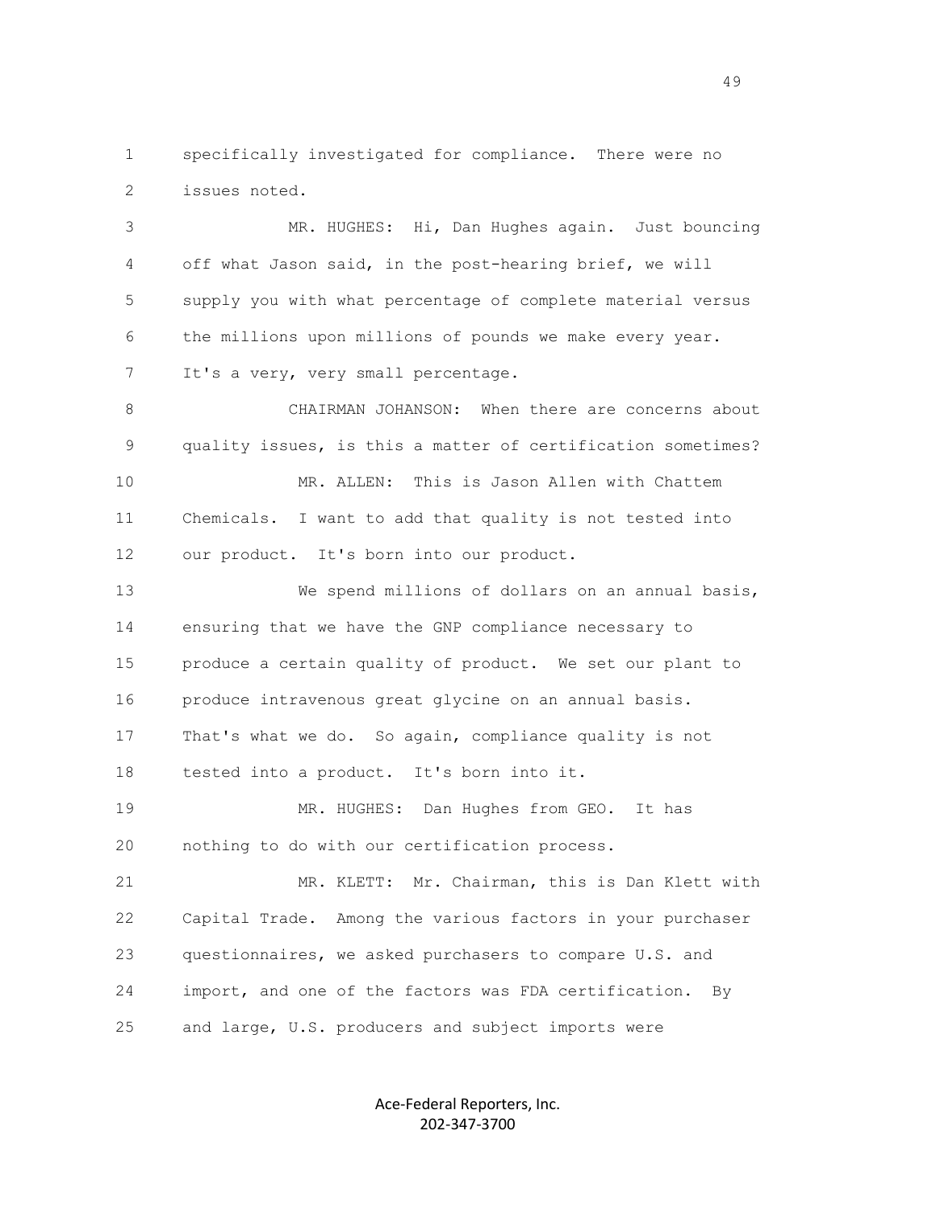specifically investigated for compliance. There were no issues noted.

MR. HUGHES: Hi, Dan Hughes again. Just bouncing off what Jason said, in the post-hearing brief, we will supply you with what percentage of complete material versus the millions upon millions of pounds we make every year. It's a very, very small percentage.

CHAIRMAN JOHANSON: When there are concerns about quality issues, is this a matter of certification sometimes?

MR. ALLEN: This is Jason Allen with Chattem Chemicals. I want to add that quality is not tested into our product. It's born into our product.

We spend millions of dollars on an annual basis, ensuring that we have the GNP compliance necessary to produce a certain quality of product. We set our plant to produce intravenous great glycine on an annual basis. That's what we do. So again, compliance quality is not tested into a product. It's born into it.

MR. HUGHES: Dan Hughes from GEO. It has nothing to do with our certification process.

MR. KLETT: Mr. Chairman, this is Dan Klett with Capital Trade. Among the various factors in your purchaser questionnaires, we asked purchasers to compare U.S. and import, and one of the factors was FDA certification. By and large, U.S. producers and subject imports were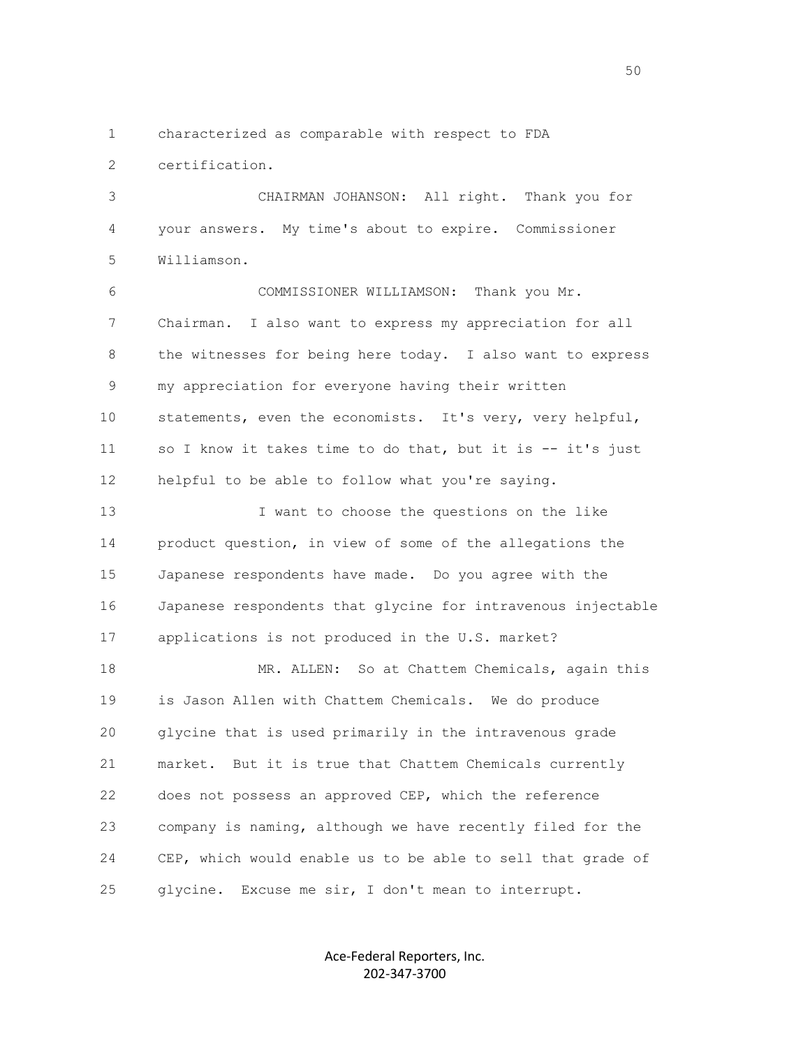characterized as comparable with respect to FDA certification.

CHAIRMAN JOHANSON: All right. Thank you for your answers. My time's about to expire. Commissioner Williamson.

COMMISSIONER WILLIAMSON: Thank you Mr. Chairman. I also want to express my appreciation for all the witnesses for being here today. I also want to express my appreciation for everyone having their written statements, even the economists. It's very, very helpful, so I know it takes time to do that, but it is -- it's just helpful to be able to follow what you're saying.

I want to choose the questions on the like product question, in view of some of the allegations the Japanese respondents have made. Do you agree with the Japanese respondents that glycine for intravenous injectable applications is not produced in the U.S. market?

MR. ALLEN: So at Chattem Chemicals, again this is Jason Allen with Chattem Chemicals. We do produce glycine that is used primarily in the intravenous grade market. But it is true that Chattem Chemicals currently does not possess an approved CEP, which the reference company is naming, although we have recently filed for the CEP, which would enable us to be able to sell that grade of glycine. Excuse me sir, I don't mean to interrupt.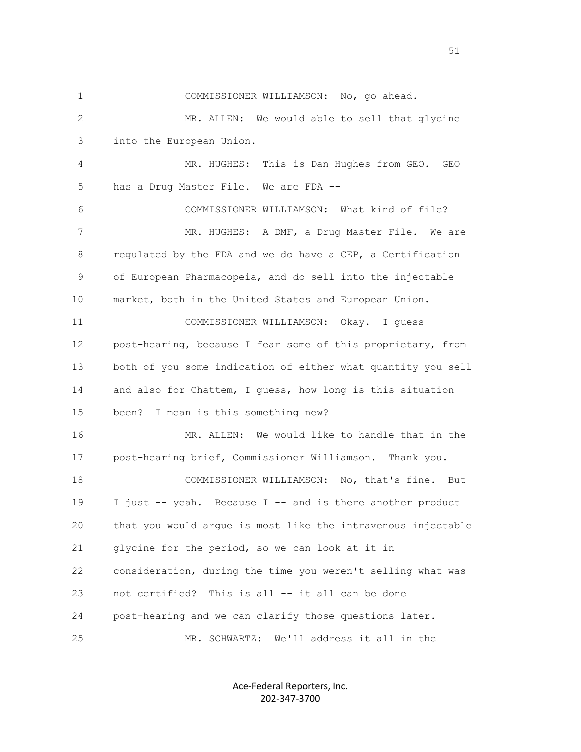COMMISSIONER WILLIAMSON: No, go ahead.

MR. ALLEN: We would able to sell that glycine into the European Union.

MR. HUGHES: This is Dan Hughes from GEO. GEO has a Drug Master File. We are FDA --

COMMISSIONER WILLIAMSON: What kind of file?

MR. HUGHES: A DMF, a Drug Master File. We are regulated by the FDA and we do have a CEP, a Certification of European Pharmacopeia, and do sell into the injectable market, both in the United States and European Union.

COMMISSIONER WILLIAMSON: Okay. I guess post-hearing, because I fear some of this proprietary, from both of you some indication of either what quantity you sell and also for Chattem, I guess, how long is this situation been? I mean is this something new?

MR. ALLEN: We would like to handle that in the post-hearing brief, Commissioner Williamson. Thank you.

COMMISSIONER WILLIAMSON: No, that's fine. But I just -- yeah. Because I -- and is there another product that you would argue is most like the intravenous injectable glycine for the period, so we can look at it in consideration, during the time you weren't selling what was not certified? This is all -- it all can be done post-hearing and we can clarify those questions later.

MR. SCHWARTZ: We'll address it all in the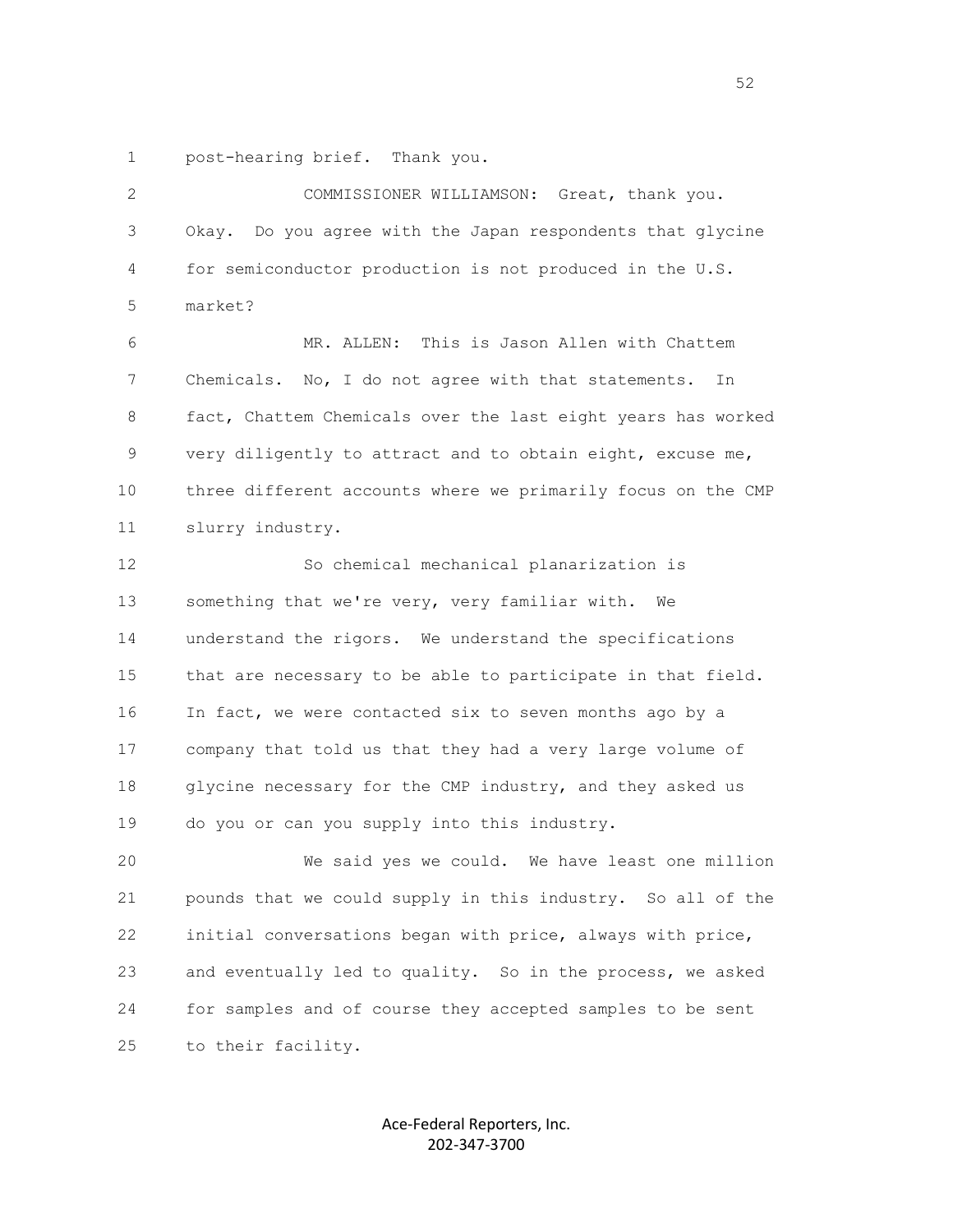post-hearing brief. Thank you.

COMMISSIONER WILLIAMSON: Great, thank you. Okay. Do you agree with the Japan respondents that glycine for semiconductor production is not produced in the U.S. market?

MR. ALLEN: This is Jason Allen with Chattem Chemicals. No, I do not agree with that statements. In fact, Chattem Chemicals over the last eight years has worked very diligently to attract and to obtain eight, excuse me, three different accounts where we primarily focus on the CMP slurry industry.

So chemical mechanical planarization is something that we're very, very familiar with. We understand the rigors. We understand the specifications that are necessary to be able to participate in that field. In fact, we were contacted six to seven months ago by a company that told us that they had a very large volume of glycine necessary for the CMP industry, and they asked us do you or can you supply into this industry.

We said yes we could. We have least one million pounds that we could supply in this industry. So all of the initial conversations began with price, always with price, and eventually led to quality. So in the process, we asked for samples and of course they accepted samples to be sent to their facility.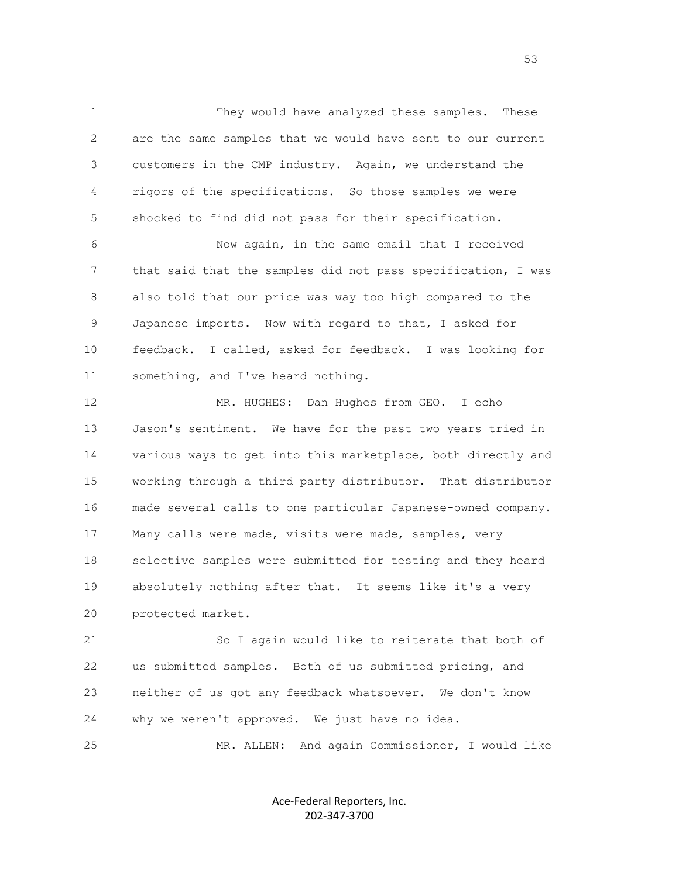They would have analyzed these samples. These are the same samples that we would have sent to our current customers in the CMP industry. Again, we understand the rigors of the specifications. So those samples we were shocked to find did not pass for their specification.

Now again, in the same email that I received that said that the samples did not pass specification, I was also told that our price was way too high compared to the Japanese imports. Now with regard to that, I asked for feedback. I called, asked for feedback. I was looking for something, and I've heard nothing.

MR. HUGHES: Dan Hughes from GEO. I echo Jason's sentiment. We have for the past two years tried in various ways to get into this marketplace, both directly and working through a third party distributor. That distributor made several calls to one particular Japanese-owned company. Many calls were made, visits were made, samples, very selective samples were submitted for testing and they heard absolutely nothing after that. It seems like it's a very protected market.

So I again would like to reiterate that both of us submitted samples. Both of us submitted pricing, and neither of us got any feedback whatsoever. We don't know why we weren't approved. We just have no idea.

MR. ALLEN: And again Commissioner, I would like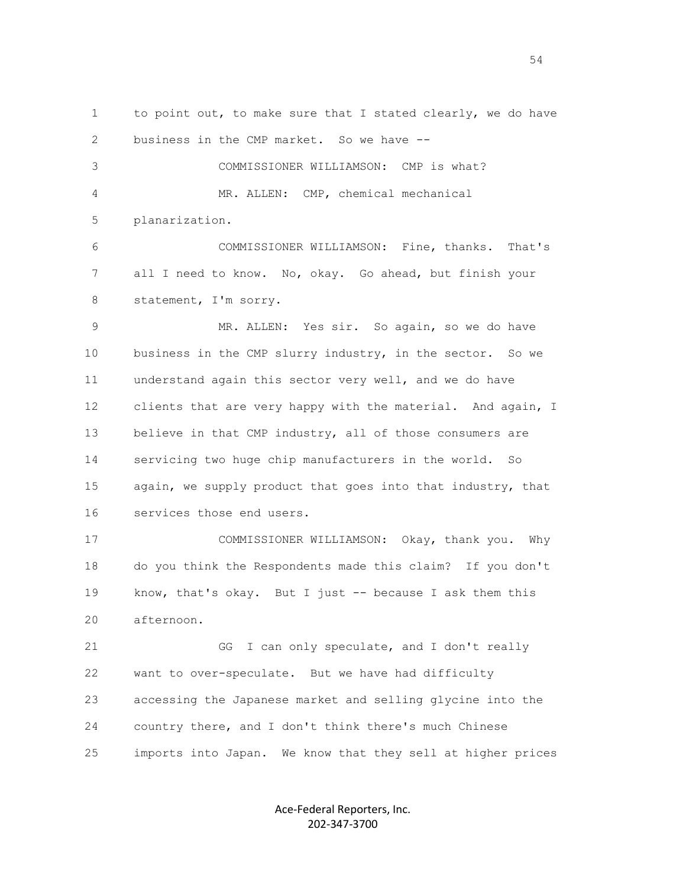to point out, to make sure that I stated clearly, we do have business in the CMP market. So we have --

COMMISSIONER WILLIAMSON: CMP is what?

MR. ALLEN: CMP, chemical mechanical planarization.

COMMISSIONER WILLIAMSON: Fine, thanks. That's all I need to know. No, okay. Go ahead, but finish your statement, I'm sorry.

MR. ALLEN: Yes sir. So again, so we do have business in the CMP slurry industry, in the sector. So we understand again this sector very well, and we do have clients that are very happy with the material. And again, I believe in that CMP industry, all of those consumers are servicing two huge chip manufacturers in the world. So again, we supply product that goes into that industry, that services those end users.

COMMISSIONER WILLIAMSON: Okay, thank you. Why do you think the Respondents made this claim? If you don't know, that's okay. But I just -- because I ask them this afternoon.

GG I can only speculate, and I don't really want to over-speculate. But we have had difficulty accessing the Japanese market and selling glycine into the country there, and I don't think there's much Chinese imports into Japan. We know that they sell at higher prices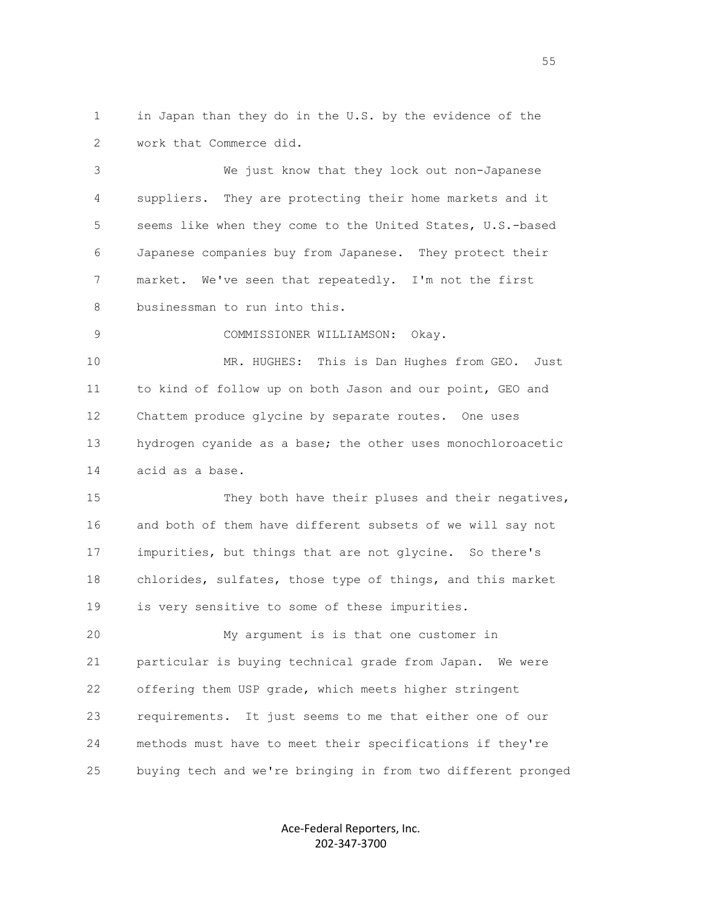1 in Japan than they do in the U.S. by the evidence of the
2 work that Commerce did.

3 We just know that they lock out non-Japanese
4 suppliers. They are protecting their home markets and it
5 seems like when they come to the United States, U.S.-based
6 Japanese companies buy from Japanese. They protect their
7 market. We've seen that repeatedly. I'm not the first
8 businessman to run into this.

9 COMMISSIONER WILLIAMSON: Okay.

10 MR. HUGHES: This is Dan Hughes from GEO. Just
11 to kind of follow up on both Jason and our point, GEO and
12 Chattem produce glycine by separate routes. One uses
13 hydrogen cyanide as a base; the other uses monochloroacetic
14 acid as a base.

15 They both have their pluses and their negatives,
16 and both of them have different subsets of we will say not
17 impurities, but things that are not glycine. So there's
18 chlorides, sulfates, those type of things, and this market
19 is very sensitive to some of these impurities.

20 My argument is is that one customer in
21 particular is buying technical grade from Japan. We were
22 offering them USP grade, which meets higher stringent
23 requirements. It just seems to me that either one of our
24 methods must have to meet their specifications if they're
25 buying tech and we're bringing in from two different pronged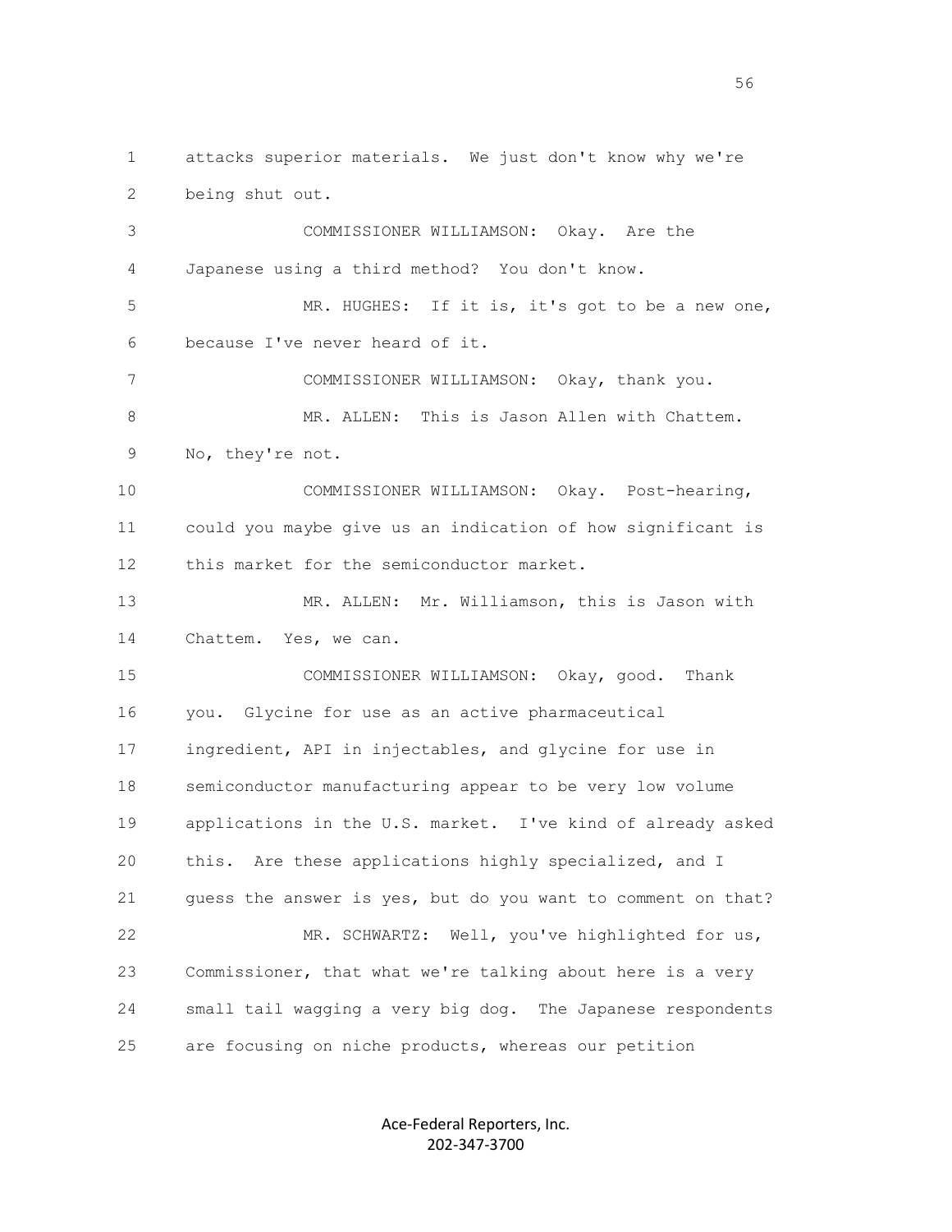attacks superior materials. We just don't know why we're being shut out.

COMMISSIONER WILLIAMSON: Okay. Are the Japanese using a third method? You don't know.

MR. HUGHES: If it is, it's got to be a new one, because I've never heard of it.

COMMISSIONER WILLIAMSON: Okay, thank you.

MR. ALLEN: This is Jason Allen with Chattem. No, they're not.

COMMISSIONER WILLIAMSON: Okay. Post-hearing, could you maybe give us an indication of how significant is this market for the semiconductor market.

MR. ALLEN: Mr. Williamson, this is Jason with Chattem. Yes, we can.

COMMISSIONER WILLIAMSON: Okay, good. Thank you. Glycine for use as an active pharmaceutical ingredient, API in injectables, and glycine for use in semiconductor manufacturing appear to be very low volume applications in the U.S. market. I've kind of already asked this. Are these applications highly specialized, and I guess the answer is yes, but do you want to comment on that?

MR. SCHWARTZ: Well, you've highlighted for us, Commissioner, that what we're talking about here is a very small tail wagging a very big dog. The Japanese respondents are focusing on niche products, whereas our petition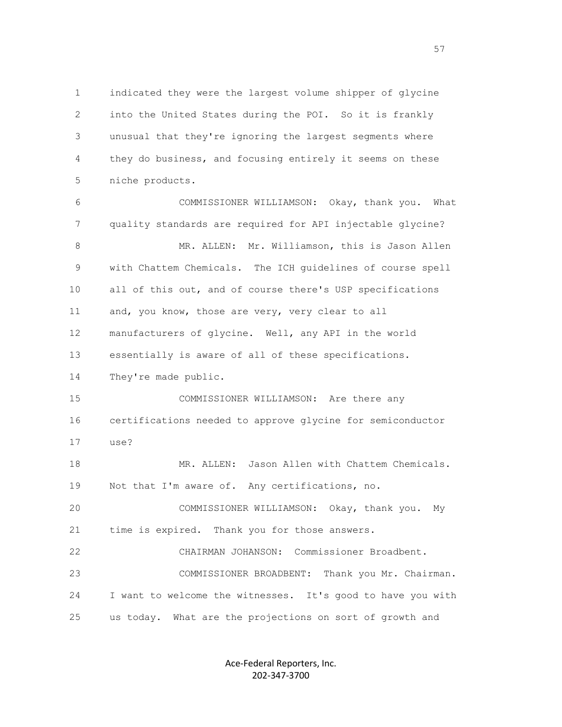indicated they were the largest volume shipper of glycine into the United States during the POI. So it is frankly unusual that they're ignoring the largest segments where they do business, and focusing entirely it seems on these niche products.

COMMISSIONER WILLIAMSON: Okay, thank you. What quality standards are required for API injectable glycine?

MR. ALLEN: Mr. Williamson, this is Jason Allen with Chattem Chemicals. The ICH guidelines of course spell all of this out, and of course there's USP specifications and, you know, those are very, very clear to all manufacturers of glycine. Well, any API in the world essentially is aware of all of these specifications. They're made public.

COMMISSIONER WILLIAMSON: Are there any certifications needed to approve glycine for semiconductor use?

MR. ALLEN: Jason Allen with Chattem Chemicals. Not that I'm aware of. Any certifications, no.

COMMISSIONER WILLIAMSON: Okay, thank you. My time is expired. Thank you for those answers.

CHAIRMAN JOHANSON: Commissioner Broadbent.

COMMISSIONER BROADBENT: Thank you Mr. Chairman. I want to welcome the witnesses. It's good to have you with us today. What are the projections on sort of growth and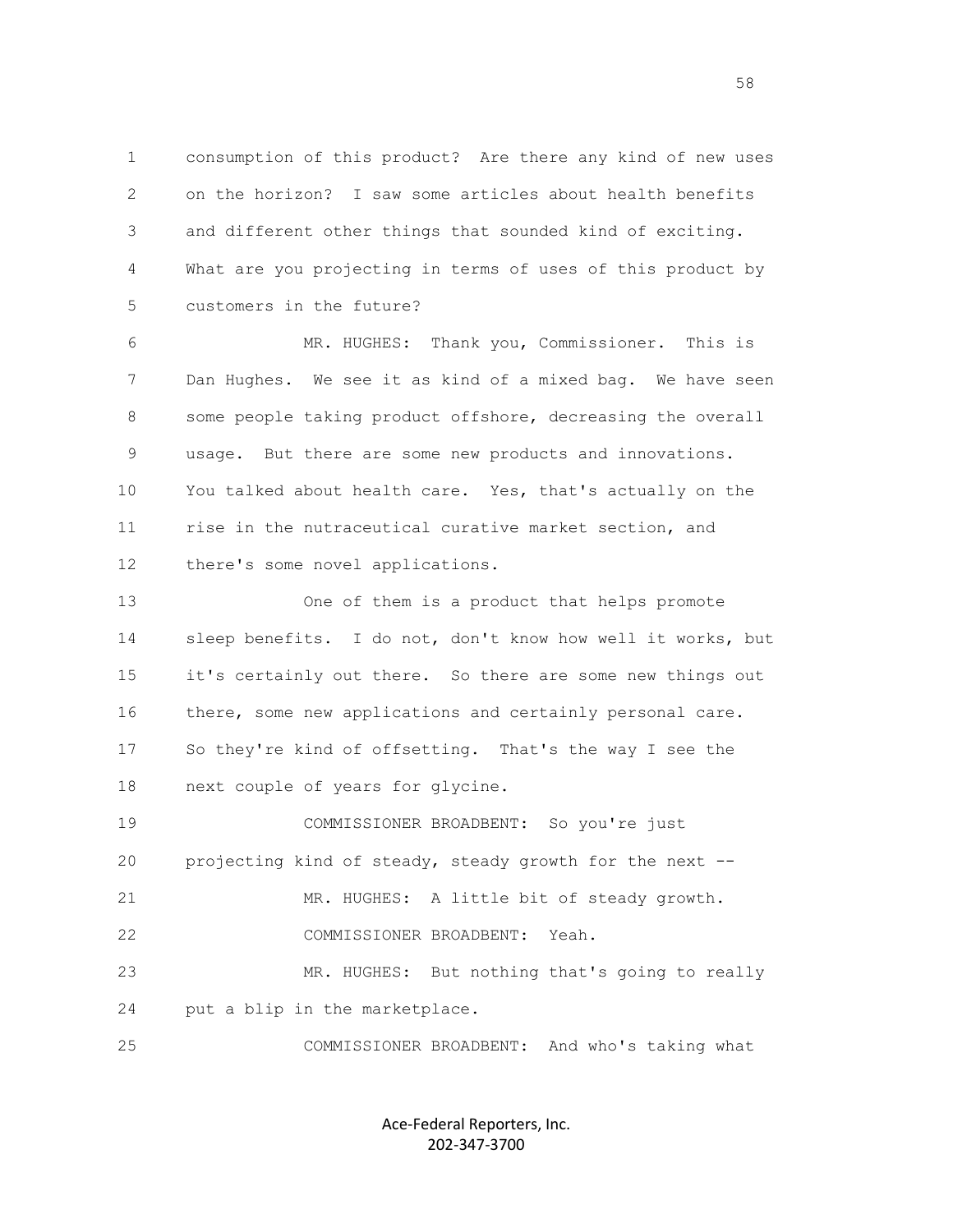consumption of this product? Are there any kind of new uses on the horizon? I saw some articles about health benefits and different other things that sounded kind of exciting. What are you projecting in terms of uses of this product by customers in the future?

MR. HUGHES: Thank you, Commissioner. This is Dan Hughes. We see it as kind of a mixed bag. We have seen some people taking product offshore, decreasing the overall usage. But there are some new products and innovations. You talked about health care. Yes, that's actually on the rise in the nutraceutical curative market section, and there's some novel applications.

One of them is a product that helps promote sleep benefits. I do not, don't know how well it works, but it's certainly out there. So there are some new things out there, some new applications and certainly personal care. So they're kind of offsetting. That's the way I see the next couple of years for glycine.

COMMISSIONER BROADBENT: So you're just projecting kind of steady, steady growth for the next --

MR. HUGHES: A little bit of steady growth.

COMMISSIONER BROADBENT: Yeah.

MR. HUGHES: But nothing that's going to really put a blip in the marketplace.

COMMISSIONER BROADBENT: And who's taking what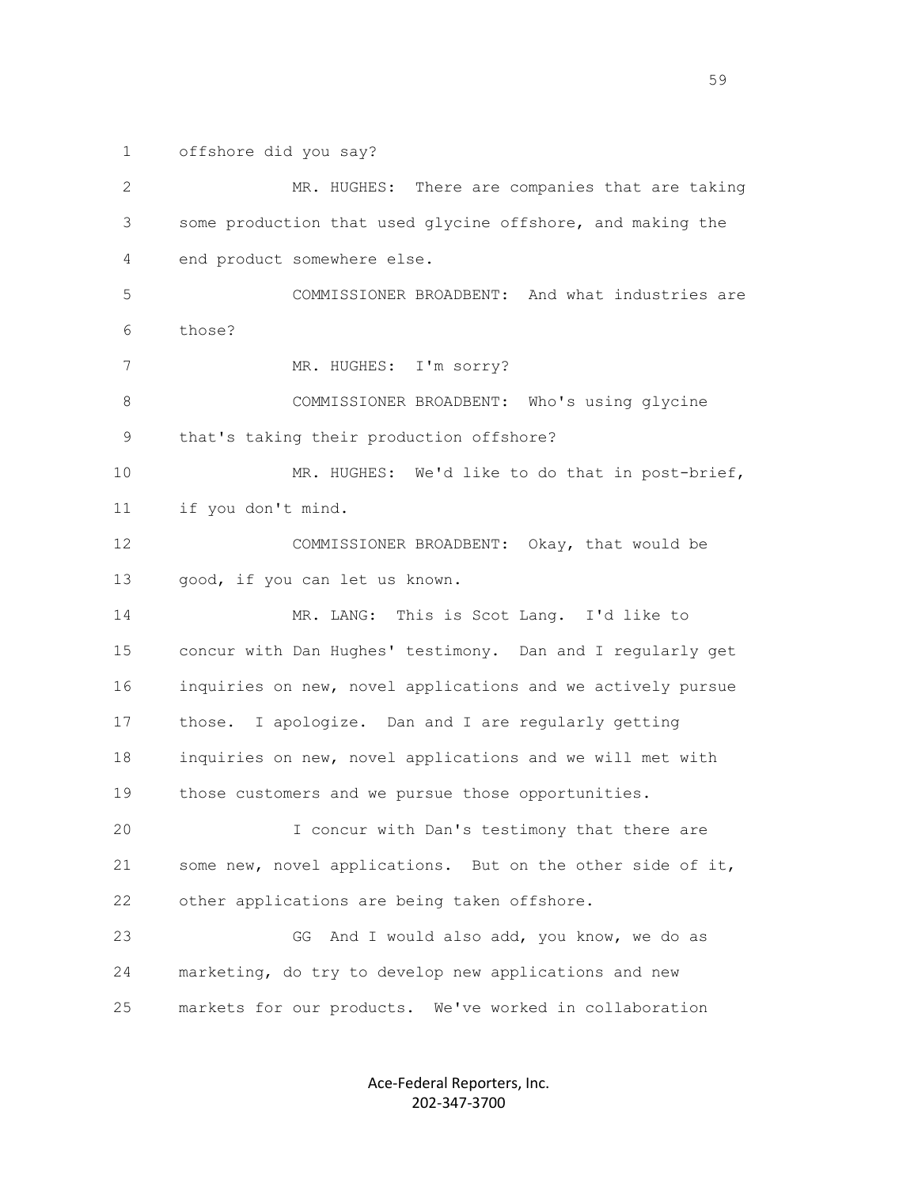offshore did you say?

MR. HUGHES: There are companies that are taking some production that used glycine offshore, and making the end product somewhere else.

COMMISSIONER BROADBENT: And what industries are those?

MR. HUGHES: I'm sorry?

COMMISSIONER BROADBENT: Who's using glycine that's taking their production offshore?

MR. HUGHES: We'd like to do that in post-brief, if you don't mind.

COMMISSIONER BROADBENT: Okay, that would be good, if you can let us known.

MR. LANG: This is Scot Lang. I'd like to concur with Dan Hughes' testimony. Dan and I regularly get inquiries on new, novel applications and we actively pursue those. I apologize. Dan and I are regularly getting inquiries on new, novel applications and we will met with those customers and we pursue those opportunities.

I concur with Dan's testimony that there are some new, novel applications. But on the other side of it, other applications are being taken offshore.

GG And I would also add, you know, we do as marketing, do try to develop new applications and new markets for our products. We've worked in collaboration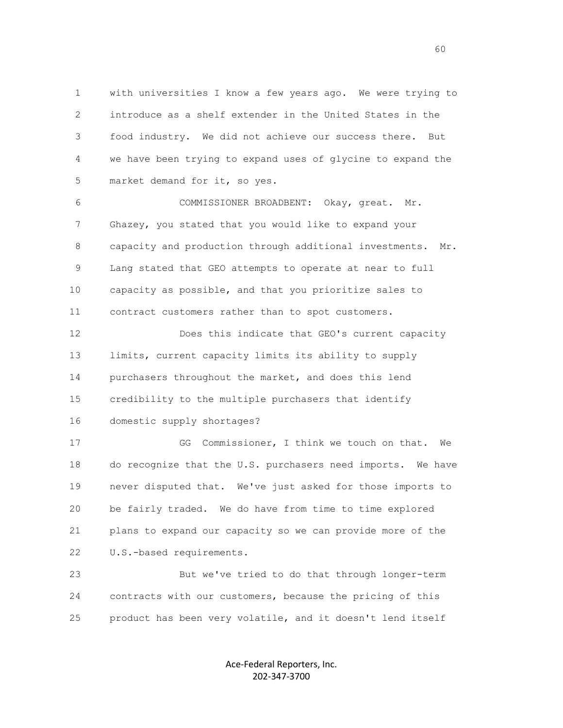with universities I know a few years ago. We were trying to introduce as a shelf extender in the United States in the food industry. We did not achieve our success there. But we have been trying to expand uses of glycine to expand the market demand for it, so yes.

COMMISSIONER BROADBENT: Okay, great. Mr. Ghazey, you stated that you would like to expand your capacity and production through additional investments. Mr. Lang stated that GEO attempts to operate at near to full capacity as possible, and that you prioritize sales to contract customers rather than to spot customers.

Does this indicate that GEO's current capacity limits, current capacity limits its ability to supply purchasers throughout the market, and does this lend credibility to the multiple purchasers that identify domestic supply shortages?

GG Commissioner, I think we touch on that. We do recognize that the U.S. purchasers need imports. We have never disputed that. We've just asked for those imports to be fairly traded. We do have from time to time explored plans to expand our capacity so we can provide more of the U.S.-based requirements.

But we've tried to do that through longer-term contracts with our customers, because the pricing of this product has been very volatile, and it doesn't lend itself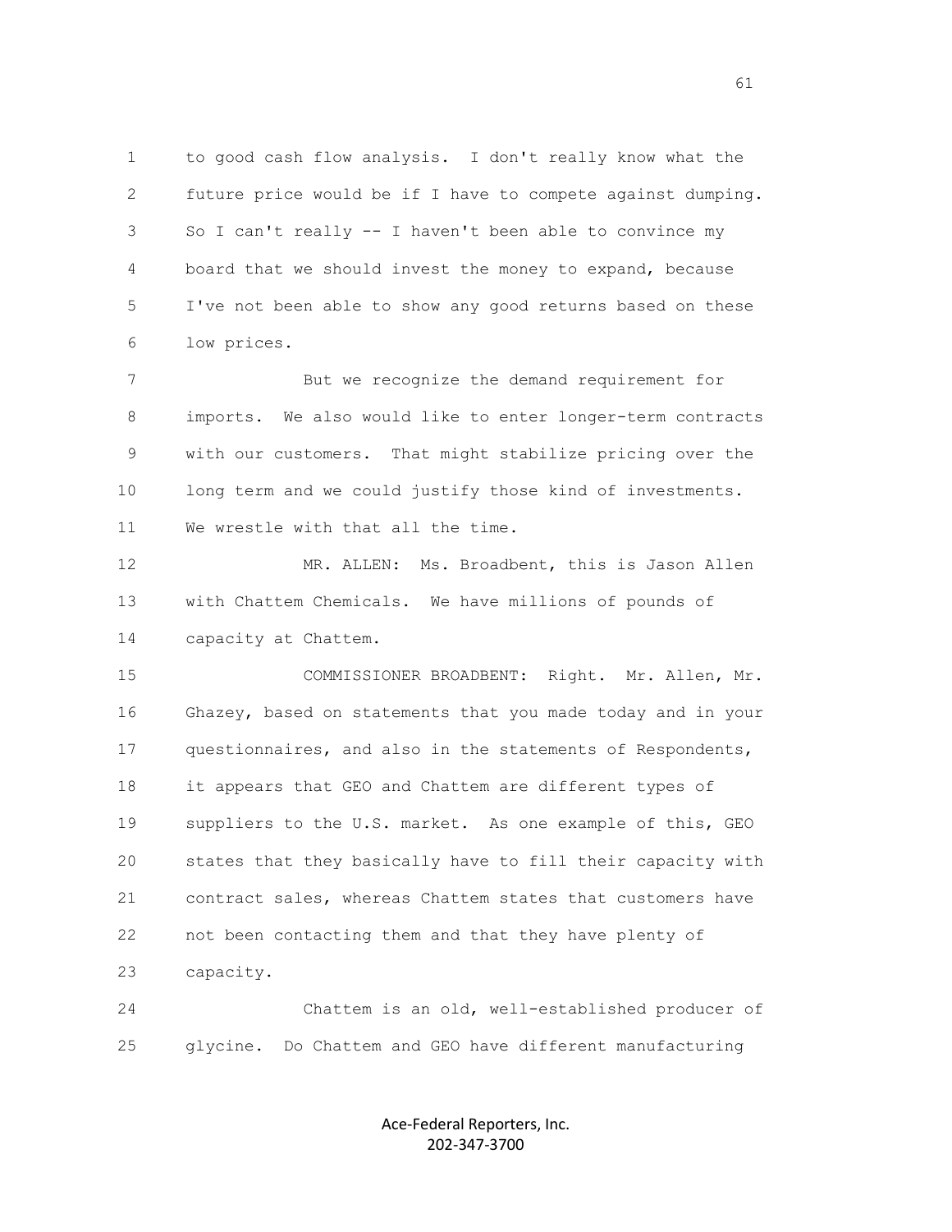to good cash flow analysis. I don't really know what the future price would be if I have to compete against dumping. So I can't really -- I haven't been able to convince my board that we should invest the money to expand, because I've not been able to show any good returns based on these low prices.

But we recognize the demand requirement for imports. We also would like to enter longer-term contracts with our customers. That might stabilize pricing over the long term and we could justify those kind of investments. We wrestle with that all the time.

MR. ALLEN: Ms. Broadbent, this is Jason Allen with Chattem Chemicals. We have millions of pounds of capacity at Chattem.

COMMISSIONER BROADBENT: Right. Mr. Allen, Mr. Ghazey, based on statements that you made today and in your questionnaires, and also in the statements of Respondents, it appears that GEO and Chattem are different types of suppliers to the U.S. market. As one example of this, GEO states that they basically have to fill their capacity with contract sales, whereas Chattem states that customers have not been contacting them and that they have plenty of capacity.

Chattem is an old, well-established producer of glycine. Do Chattem and GEO have different manufacturing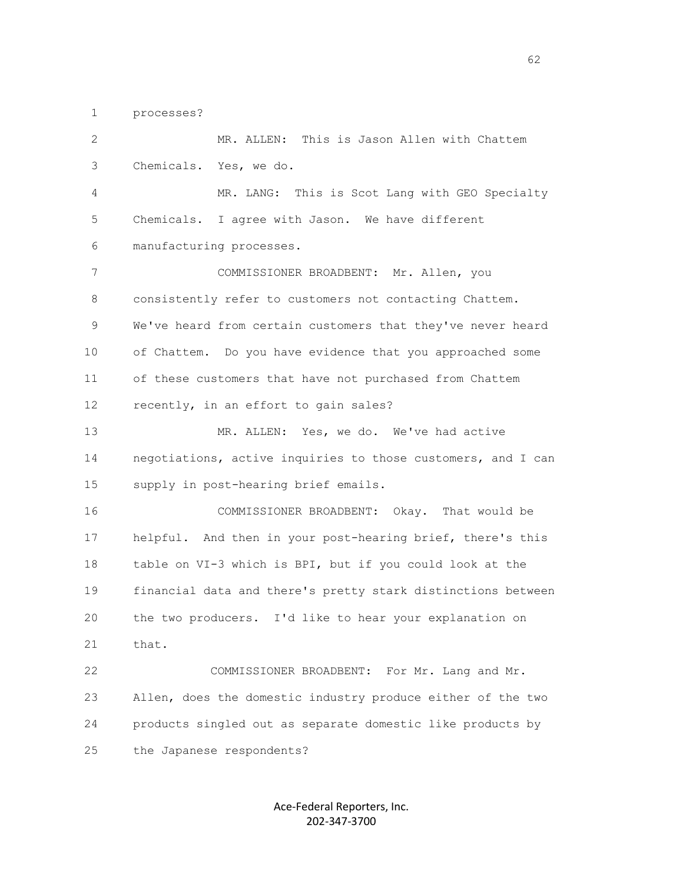processes?

MR. ALLEN: This is Jason Allen with Chattem Chemicals. Yes, we do.

MR. LANG: This is Scot Lang with GEO Specialty Chemicals. I agree with Jason. We have different manufacturing processes.

COMMISSIONER BROADBENT: Mr. Allen, you consistently refer to customers not contacting Chattem. We've heard from certain customers that they've never heard of Chattem. Do you have evidence that you approached some of these customers that have not purchased from Chattem recently, in an effort to gain sales?

MR. ALLEN: Yes, we do. We've had active negotiations, active inquiries to those customers, and I can supply in post-hearing brief emails.

COMMISSIONER BROADBENT: Okay. That would be helpful. And then in your post-hearing brief, there's this table on VI-3 which is BPI, but if you could look at the financial data and there's pretty stark distinctions between the two producers. I'd like to hear your explanation on that.

COMMISSIONER BROADBENT: For Mr. Lang and Mr. Allen, does the domestic industry produce either of the two products singled out as separate domestic like products by the Japanese respondents?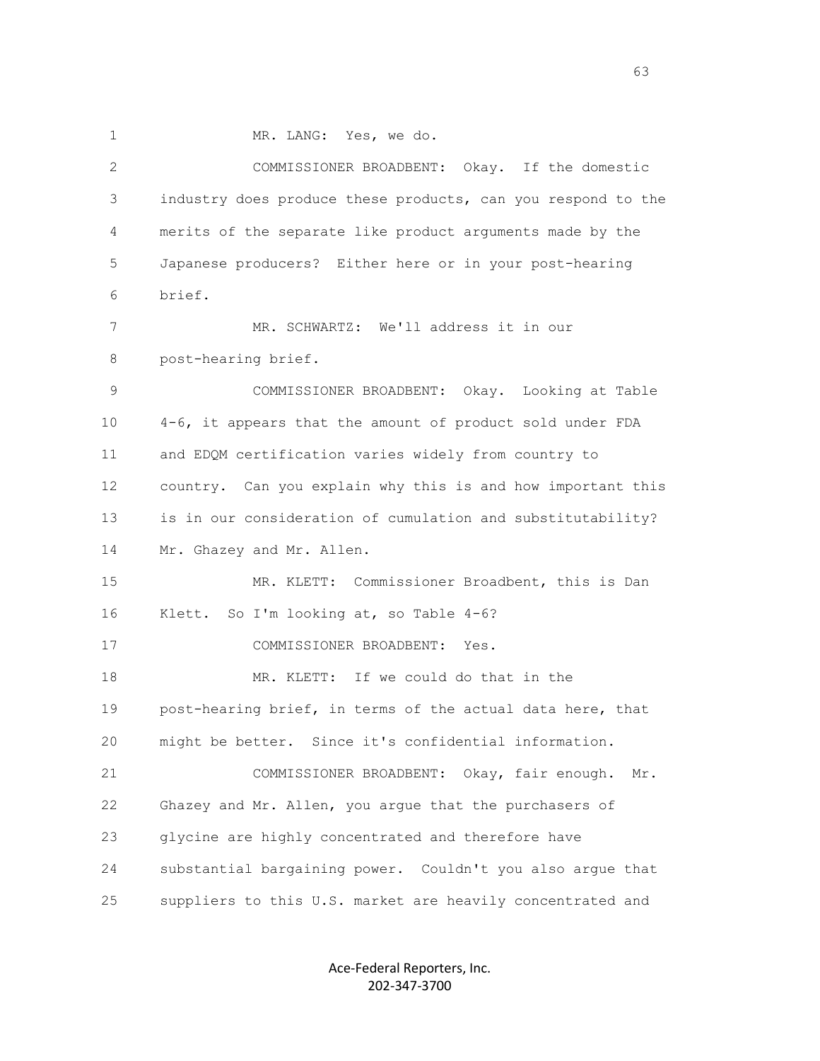1 MR. LANG: Yes, we do.

2 COMMISSIONER BROADBENT: Okay. If the domestic
3 industry does produce these products, can you respond to the
4 merits of the separate like product arguments made by the
5 Japanese producers? Either here or in your post-hearing
6 brief.

7 MR. SCHWARTZ: We'll address it in our
8 post-hearing brief.

9 COMMISSIONER BROADBENT: Okay. Looking at Table
10 4-6, it appears that the amount of product sold under FDA
11 and EDQM certification varies widely from country to
12 country. Can you explain why this is and how important this
13 is in our consideration of cumulation and substitutability?
14 Mr. Ghazey and Mr. Allen.

15 MR. KLETT: Commissioner Broadbent, this is Dan
16 Klett. So I'm looking at, so Table 4-6?

17 COMMISSIONER BROADBENT: Yes.

18 MR. KLETT: If we could do that in the
19 post-hearing brief, in terms of the actual data here, that
20 might be better. Since it's confidential information.

21 COMMISSIONER BROADBENT: Okay, fair enough. Mr.
22 Ghazey and Mr. Allen, you argue that the purchasers of
23 glycine are highly concentrated and therefore have
24 substantial bargaining power. Couldn't you also argue that
25 suppliers to this U.S. market are heavily concentrated and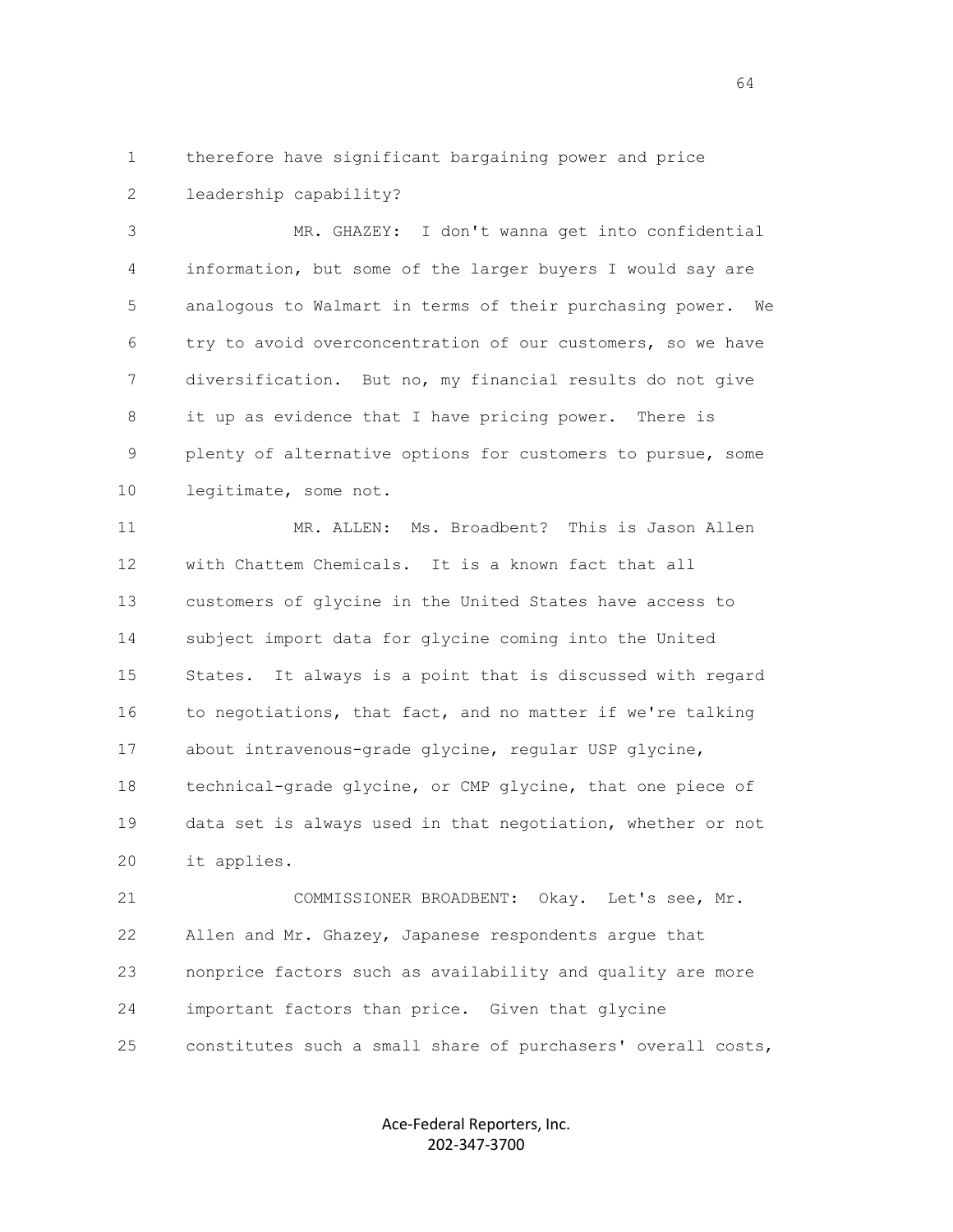1 therefore have significant bargaining power and price
2 leadership capability?
3 MR. GHAZEY: I don't wanna get into confidential
4 information, but some of the larger buyers I would say are
5 analogous to Walmart in terms of their purchasing power. We
6 try to avoid overconcentration of our customers, so we have
7 diversification. But no, my financial results do not give
8 it up as evidence that I have pricing power. There is
9 plenty of alternative options for customers to pursue, some
10 legitimate, some not.
11 MR. ALLEN: Ms. Broadbent? This is Jason Allen
12 with Chattem Chemicals. It is a known fact that all
13 customers of glycine in the United States have access to
14 subject import data for glycine coming into the United
15 States. It always is a point that is discussed with regard
16 to negotiations, that fact, and no matter if we're talking
17 about intravenous-grade glycine, regular USP glycine,
18 technical-grade glycine, or CMP glycine, that one piece of
19 data set is always used in that negotiation, whether or not
20 it applies.
21 COMMISSIONER BROADBENT: Okay. Let's see, Mr.
22 Allen and Mr. Ghazey, Japanese respondents argue that
23 nonprice factors such as availability and quality are more
24 important factors than price. Given that glycine
25 constitutes such a small share of purchasers' overall costs,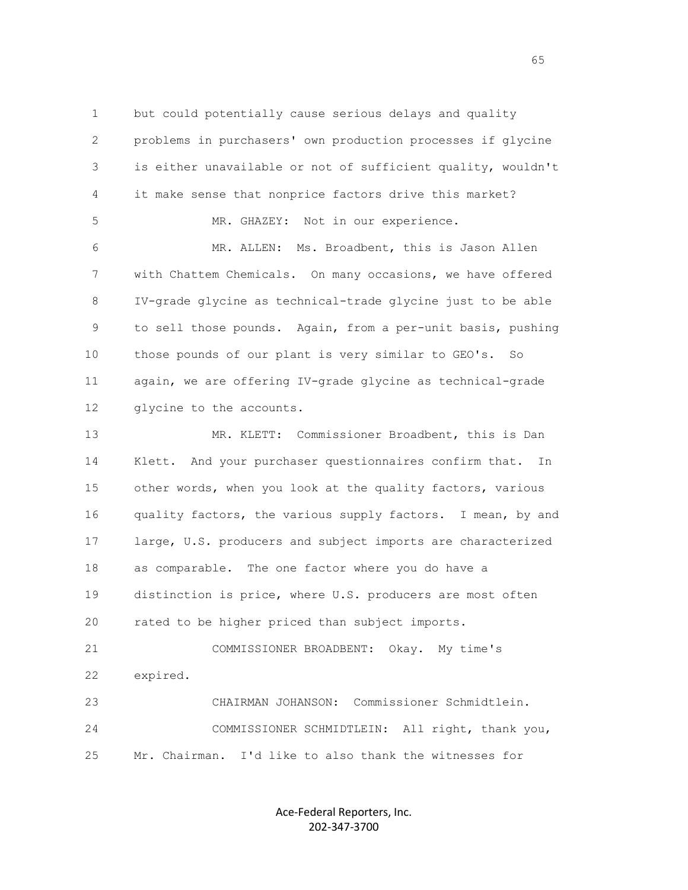but could potentially cause serious delays and quality problems in purchasers' own production processes if glycine is either unavailable or not of sufficient quality, wouldn't it make sense that nonprice factors drive this market?

MR. GHAZEY: Not in our experience.

MR. ALLEN: Ms. Broadbent, this is Jason Allen with Chattem Chemicals. On many occasions, we have offered IV-grade glycine as technical-trade glycine just to be able to sell those pounds. Again, from a per-unit basis, pushing those pounds of our plant is very similar to GEO's. So again, we are offering IV-grade glycine as technical-grade glycine to the accounts.

MR. KLETT: Commissioner Broadbent, this is Dan Klett. And your purchaser questionnaires confirm that. In other words, when you look at the quality factors, various quality factors, the various supply factors. I mean, by and large, U.S. producers and subject imports are characterized as comparable. The one factor where you do have a distinction is price, where U.S. producers are most often rated to be higher priced than subject imports.

COMMISSIONER BROADBENT: Okay. My time's expired.

CHAIRMAN JOHANSON: Commissioner Schmidtlein.

COMMISSIONER SCHMIDTLEIN: All right, thank you, Mr. Chairman. I'd like to also thank the witnesses for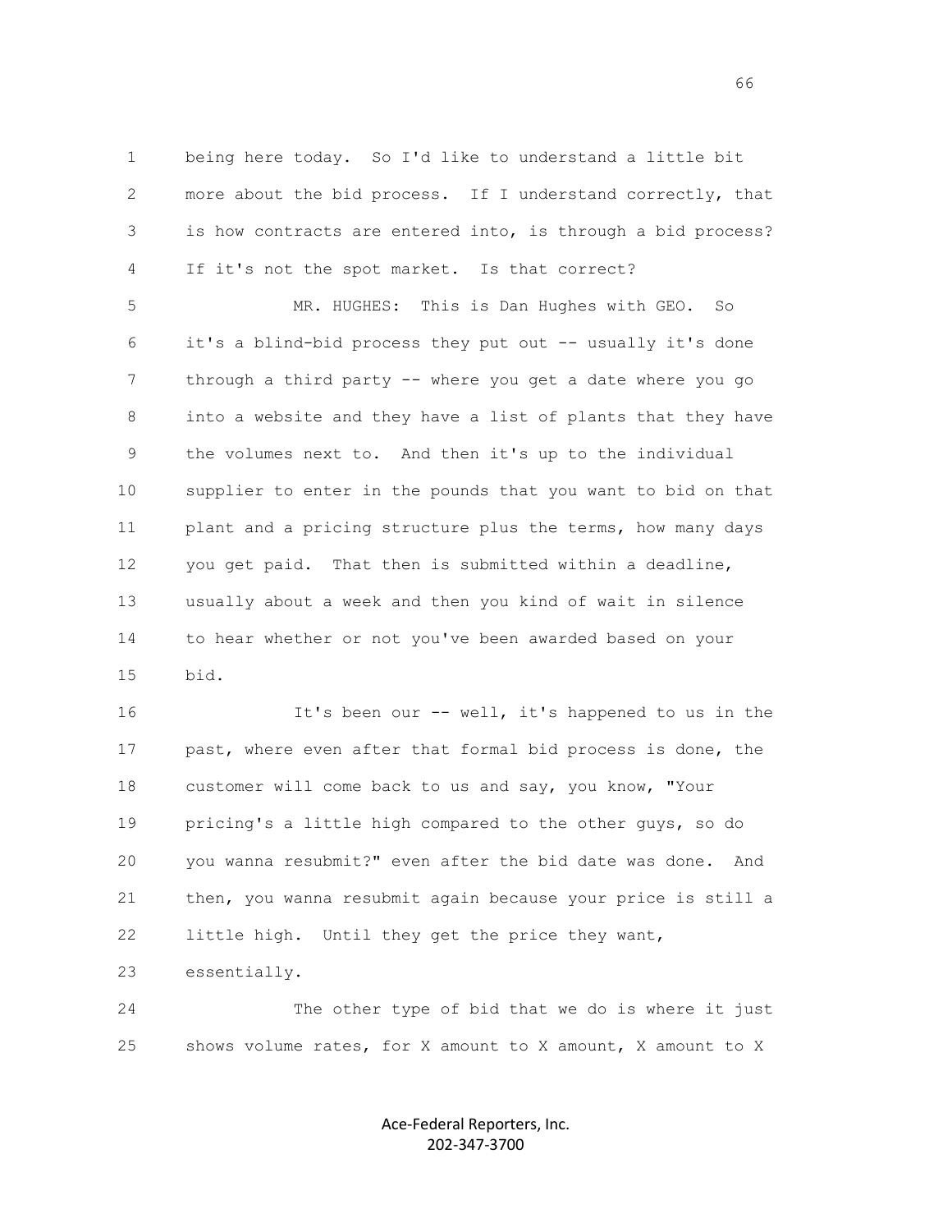being here today. So I'd like to understand a little bit more about the bid process. If I understand correctly, that is how contracts are entered into, is through a bid process? If it's not the spot market. Is that correct?

MR. HUGHES: This is Dan Hughes with GEO. So it's a blind-bid process they put out -- usually it's done through a third party -- where you get a date where you go into a website and they have a list of plants that they have the volumes next to. And then it's up to the individual supplier to enter in the pounds that you want to bid on that plant and a pricing structure plus the terms, how many days you get paid. That then is submitted within a deadline, usually about a week and then you kind of wait in silence to hear whether or not you've been awarded based on your bid.

It's been our -- well, it's happened to us in the past, where even after that formal bid process is done, the customer will come back to us and say, you know, "Your pricing's a little high compared to the other guys, so do you wanna resubmit?" even after the bid date was done. And then, you wanna resubmit again because your price is still a little high. Until they get the price they want, essentially.

The other type of bid that we do is where it just shows volume rates, for X amount to X amount, X amount to X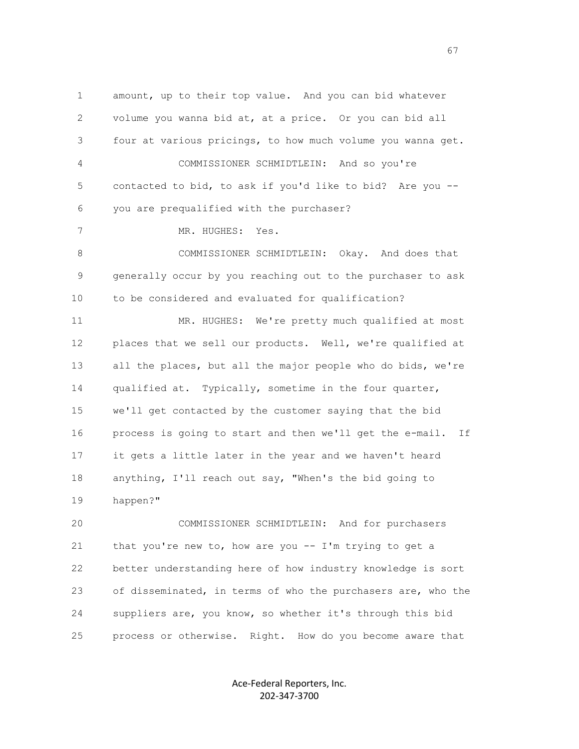amount, up to their top value. And you can bid whatever volume you wanna bid at, at a price. Or you can bid all four at various pricings, to how much volume you wanna get.

COMMISSIONER SCHMIDTLEIN: And so you're contacted to bid, to ask if you'd like to bid? Are you -- you are prequalified with the purchaser?

MR. HUGHES: Yes.

COMMISSIONER SCHMIDTLEIN: Okay. And does that generally occur by you reaching out to the purchaser to ask to be considered and evaluated for qualification?

MR. HUGHES: We're pretty much qualified at most places that we sell our products. Well, we're qualified at all the places, but all the major people who do bids, we're qualified at. Typically, sometime in the four quarter, we'll get contacted by the customer saying that the bid process is going to start and then we'll get the e-mail. If it gets a little later in the year and we haven't heard anything, I'll reach out say, "When's the bid going to happen?"

COMMISSIONER SCHMIDTLEIN: And for purchasers that you're new to, how are you -- I'm trying to get a better understanding here of how industry knowledge is sort of disseminated, in terms of who the purchasers are, who the suppliers are, you know, so whether it's through this bid process or otherwise. Right. How do you become aware that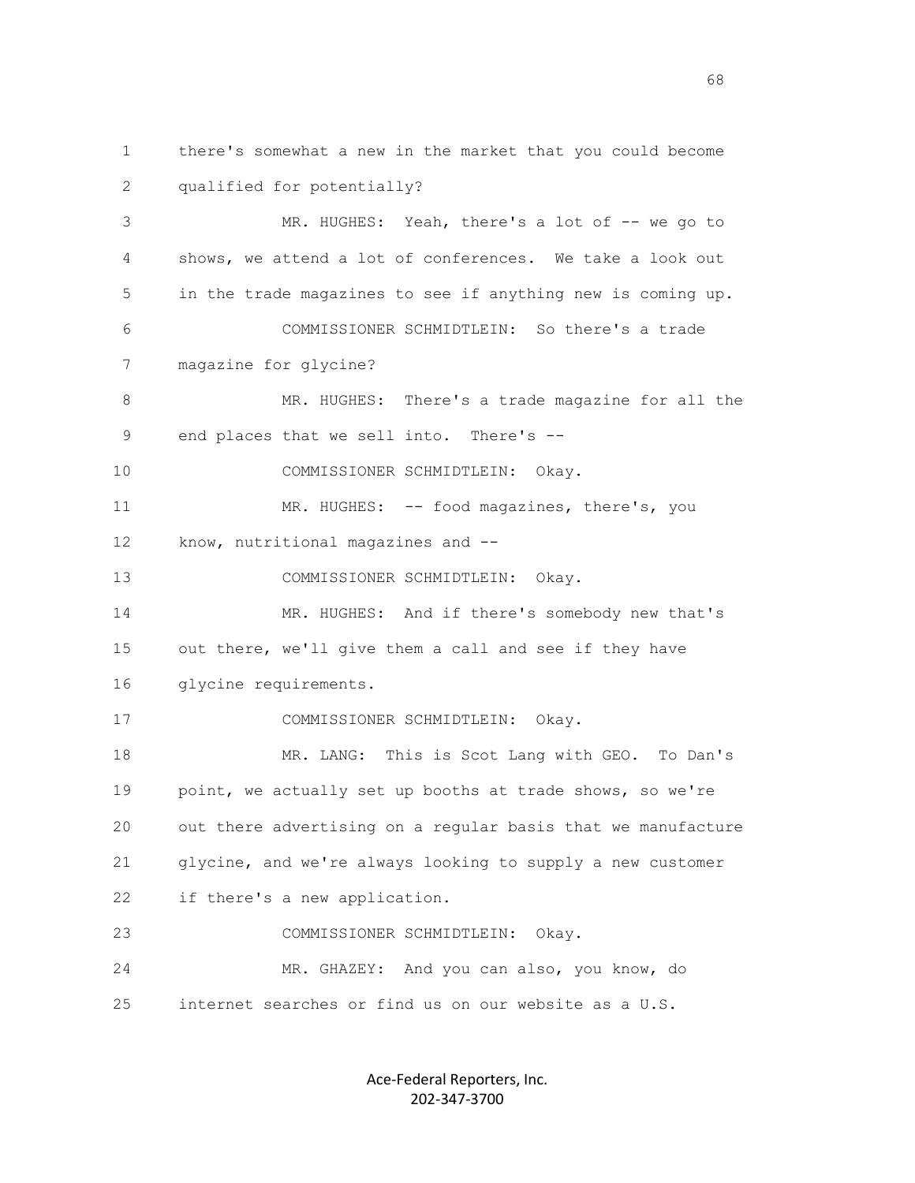there's somewhat a new in the market that you could become qualified for potentially?

MR. HUGHES: Yeah, there's a lot of -- we go to shows, we attend a lot of conferences. We take a look out in the trade magazines to see if anything new is coming up.

COMMISSIONER SCHMIDTLEIN: So there's a trade magazine for glycine?

MR. HUGHES: There's a trade magazine for all the end places that we sell into. There's --

COMMISSIONER SCHMIDTLEIN: Okay.

MR. HUGHES: -- food magazines, there's, you know, nutritional magazines and --

COMMISSIONER SCHMIDTLEIN: Okay.

MR. HUGHES: And if there's somebody new that's out there, we'll give them a call and see if they have glycine requirements.

COMMISSIONER SCHMIDTLEIN: Okay.

MR. LANG: This is Scot Lang with GEO. To Dan's point, we actually set up booths at trade shows, so we're out there advertising on a regular basis that we manufacture glycine, and we're always looking to supply a new customer if there's a new application.

COMMISSIONER SCHMIDTLEIN: Okay.

MR. GHAZEY: And you can also, you know, do internet searches or find us on our website as a U.S.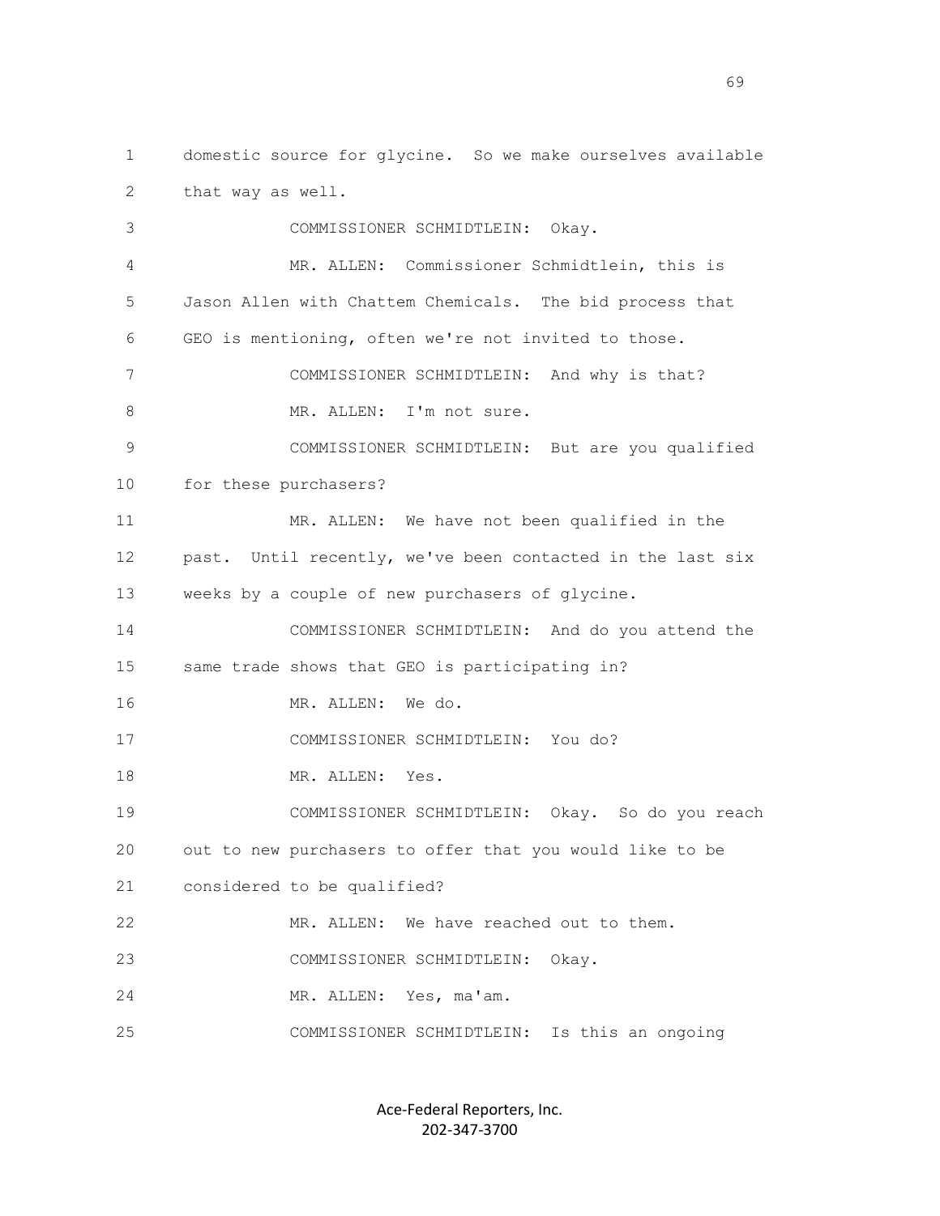domestic source for glycine. So we make ourselves available that way as well.

COMMISSIONER SCHMIDTLEIN: Okay.

MR. ALLEN: Commissioner Schmidtlein, this is Jason Allen with Chattem Chemicals. The bid process that GEO is mentioning, often we're not invited to those.

COMMISSIONER SCHMIDTLEIN: And why is that?

MR. ALLEN: I'm not sure.

COMMISSIONER SCHMIDTLEIN: But are you qualified for these purchasers?

MR. ALLEN: We have not been qualified in the past. Until recently, we've been contacted in the last six weeks by a couple of new purchasers of glycine.

COMMISSIONER SCHMIDTLEIN: And do you attend the same trade shows that GEO is participating in?

MR. ALLEN: We do.

COMMISSIONER SCHMIDTLEIN: You do?

MR. ALLEN: Yes.

COMMISSIONER SCHMIDTLEIN: Okay. So do you reach out to new purchasers to offer that you would like to be considered to be qualified?

MR. ALLEN: We have reached out to them.

COMMISSIONER SCHMIDTLEIN: Okay.

MR. ALLEN: Yes, ma'am.

COMMISSIONER SCHMIDTLEIN: Is this an ongoing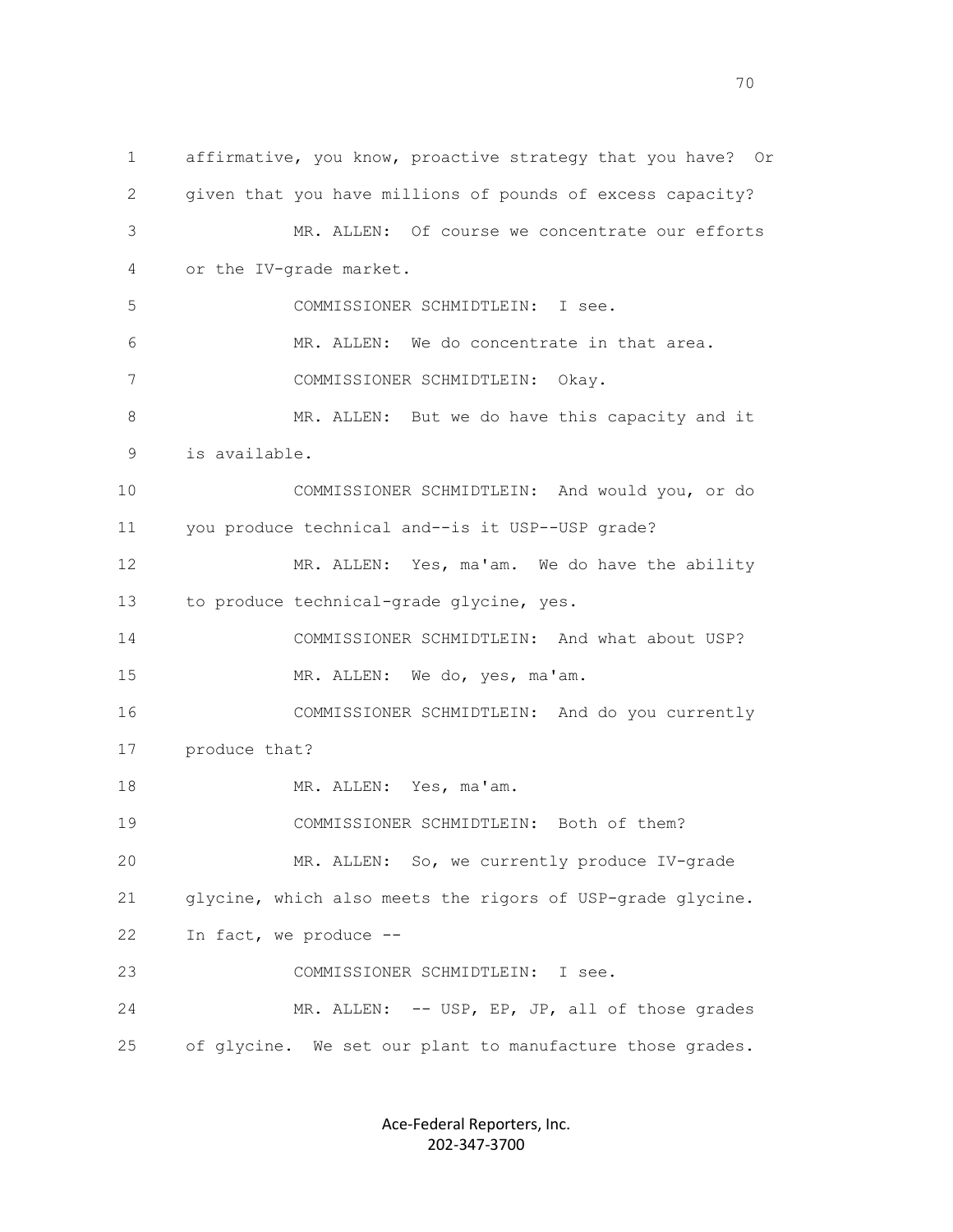affirmative, you know, proactive strategy that you have? Or given that you have millions of pounds of excess capacity?

MR. ALLEN: Of course we concentrate our efforts or the IV-grade market.

COMMISSIONER SCHMIDTLEIN: I see.

MR. ALLEN: We do concentrate in that area.

COMMISSIONER SCHMIDTLEIN: Okay.

MR. ALLEN: But we do have this capacity and it is available.

COMMISSIONER SCHMIDTLEIN: And would you, or do you produce technical and--is it USP--USP grade?

MR. ALLEN: Yes, ma'am. We do have the ability to produce technical-grade glycine, yes.

COMMISSIONER SCHMIDTLEIN: And what about USP?

MR. ALLEN: We do, yes, ma'am.

COMMISSIONER SCHMIDTLEIN: And do you currently produce that?

MR. ALLEN: Yes, ma'am.

COMMISSIONER SCHMIDTLEIN: Both of them?

MR. ALLEN: So, we currently produce IV-grade glycine, which also meets the rigors of USP-grade glycine. In fact, we produce --

COMMISSIONER SCHMIDTLEIN: I see.

MR. ALLEN: -- USP, EP, JP, all of those grades of glycine. We set our plant to manufacture those grades.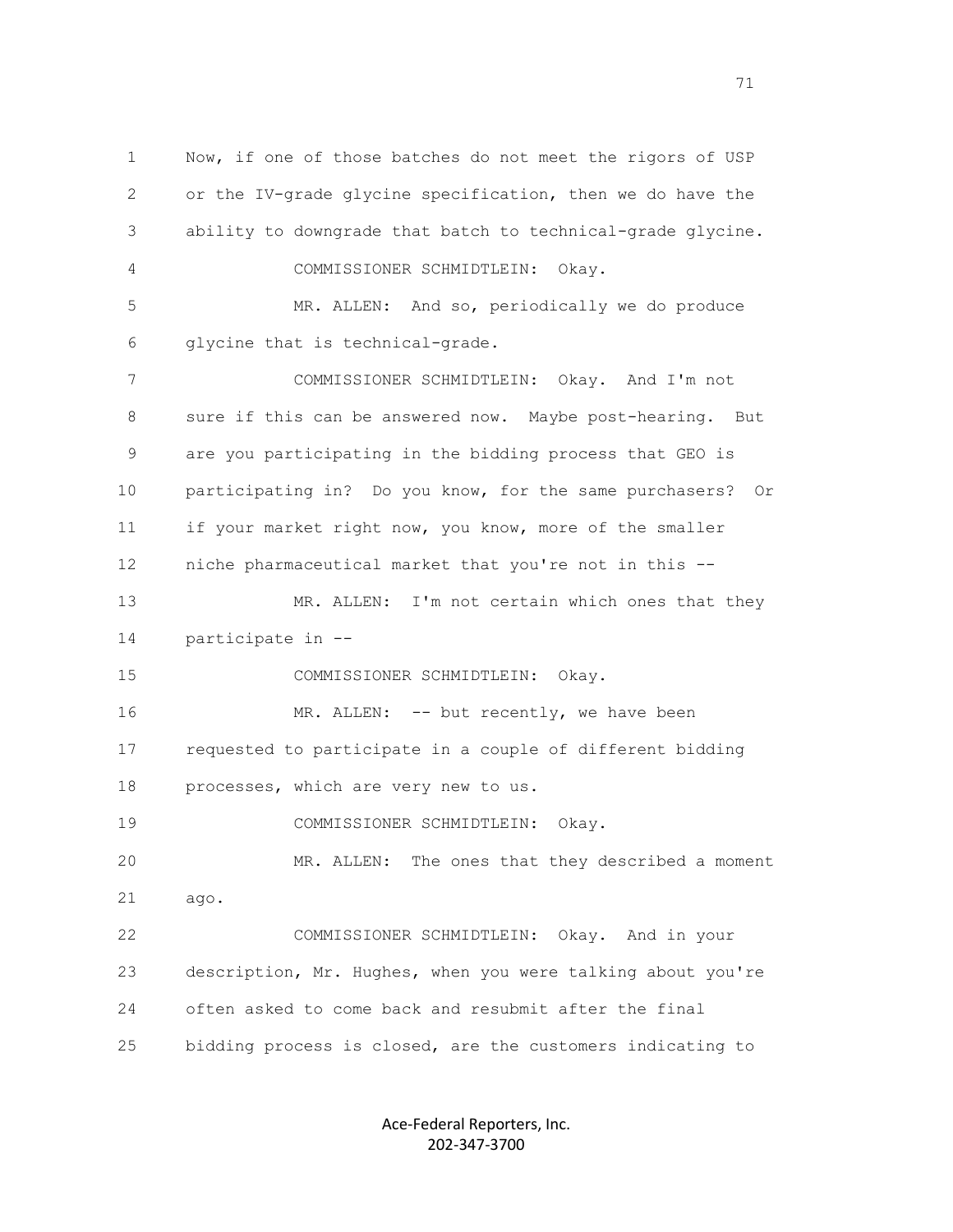Now, if one of those batches do not meet the rigors of USP or the IV-grade glycine specification, then we do have the ability to downgrade that batch to technical-grade glycine.

COMMISSIONER SCHMIDTLEIN: Okay.

MR. ALLEN: And so, periodically we do produce glycine that is technical-grade.

COMMISSIONER SCHMIDTLEIN: Okay. And I'm not sure if this can be answered now. Maybe post-hearing. But are you participating in the bidding process that GEO is participating in? Do you know, for the same purchasers? Or if your market right now, you know, more of the smaller niche pharmaceutical market that you're not in this --

MR. ALLEN: I'm not certain which ones that they participate in --

COMMISSIONER SCHMIDTLEIN: Okay.

MR. ALLEN: -- but recently, we have been requested to participate in a couple of different bidding processes, which are very new to us.

COMMISSIONER SCHMIDTLEIN: Okay.

MR. ALLEN: The ones that they described a moment ago.

COMMISSIONER SCHMIDTLEIN: Okay. And in your description, Mr. Hughes, when you were talking about you're often asked to come back and resubmit after the final bidding process is closed, are the customers indicating to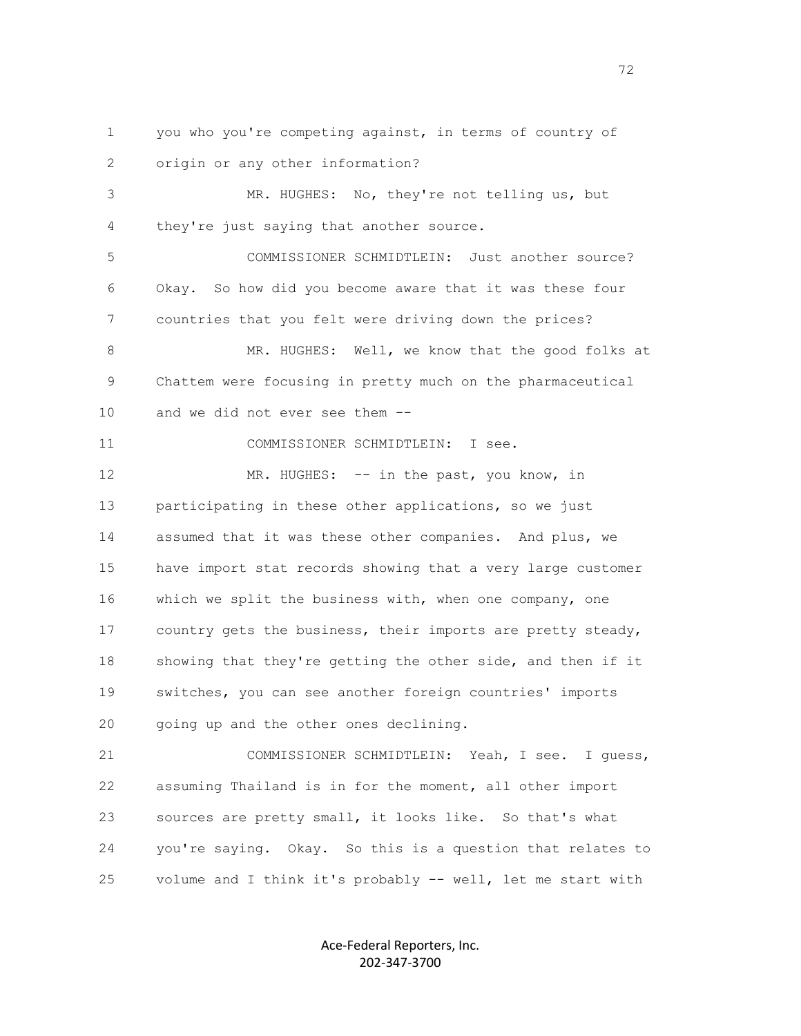1 you who you're competing against, in terms of country of
2 origin or any other information?

3 MR. HUGHES: No, they're not telling us, but
4 they're just saying that another source.

5 COMMISSIONER SCHMIDTLEIN: Just another source?
6 Okay. So how did you become aware that it was these four
7 countries that you felt were driving down the prices?

8 MR. HUGHES: Well, we know that the good folks at
9 Chattem were focusing in pretty much on the pharmaceutical
10 and we did not ever see them --

11 COMMISSIONER SCHMIDTLEIN: I see.

12 MR. HUGHES: -- in the past, you know, in
13 participating in these other applications, so we just
14 assumed that it was these other companies. And plus, we
15 have import stat records showing that a very large customer
16 which we split the business with, when one company, one
17 country gets the business, their imports are pretty steady,
18 showing that they're getting the other side, and then if it
19 switches, you can see another foreign countries' imports
20 going up and the other ones declining.

21 COMMISSIONER SCHMIDTLEIN: Yeah, I see. I guess,
22 assuming Thailand is in for the moment, all other import
23 sources are pretty small, it looks like. So that's what
24 you're saying. Okay. So this is a question that relates to
25 volume and I think it's probably -- well, let me start with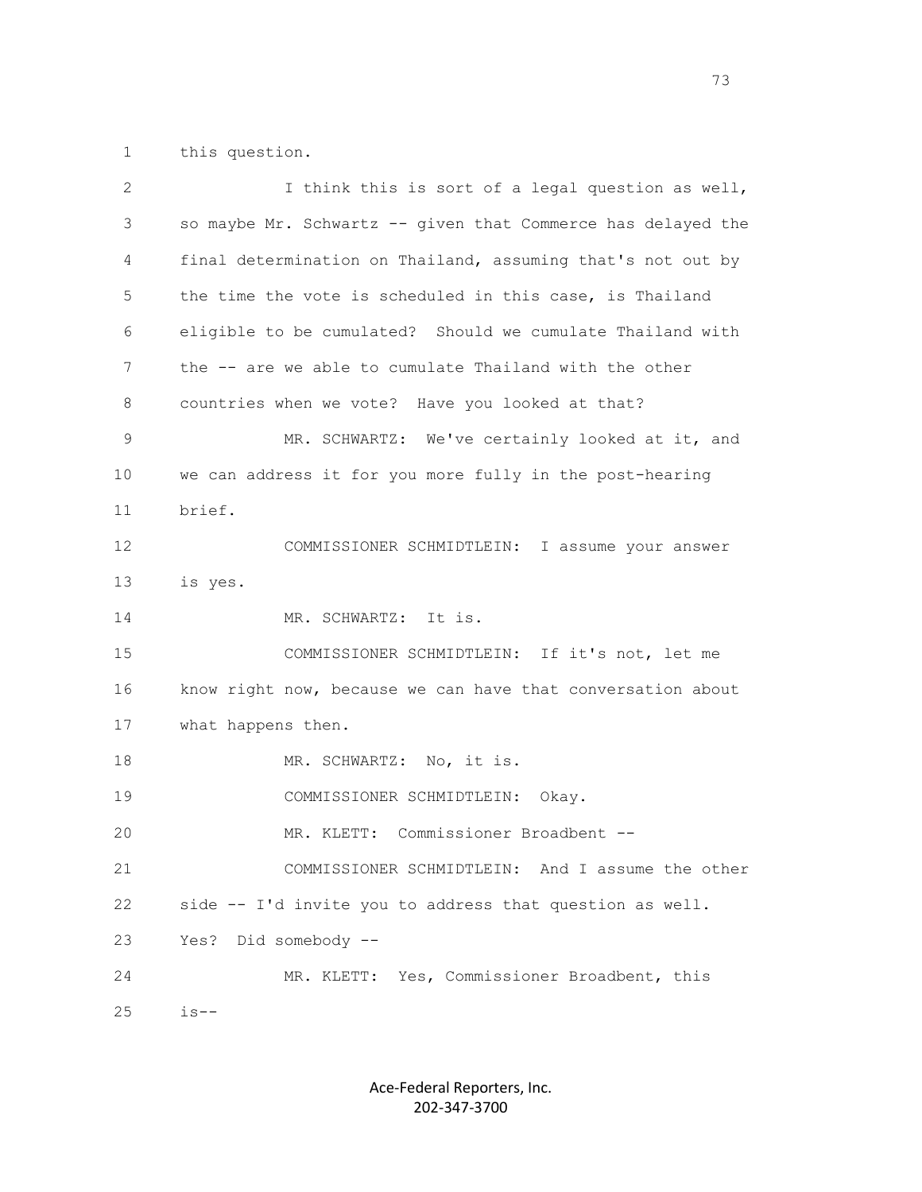this question.

I think this is sort of a legal question as well, so maybe Mr. Schwartz -- given that Commerce has delayed the final determination on Thailand, assuming that's not out by the time the vote is scheduled in this case, is Thailand eligible to be cumulated? Should we cumulate Thailand with the -- are we able to cumulate Thailand with the other countries when we vote? Have you looked at that?

MR. SCHWARTZ: We've certainly looked at it, and we can address it for you more fully in the post-hearing brief.

COMMISSIONER SCHMIDTLEIN: I assume your answer is yes.

MR. SCHWARTZ: It is.

COMMISSIONER SCHMIDTLEIN: If it's not, let me know right now, because we can have that conversation about what happens then.

MR. SCHWARTZ: No, it is.

COMMISSIONER SCHMIDTLEIN: Okay.

MR. KLETT: Commissioner Broadbent --

COMMISSIONER SCHMIDTLEIN: And I assume the other side -- I'd invite you to address that question as well. Yes? Did somebody --

MR. KLETT: Yes, Commissioner Broadbent, this is--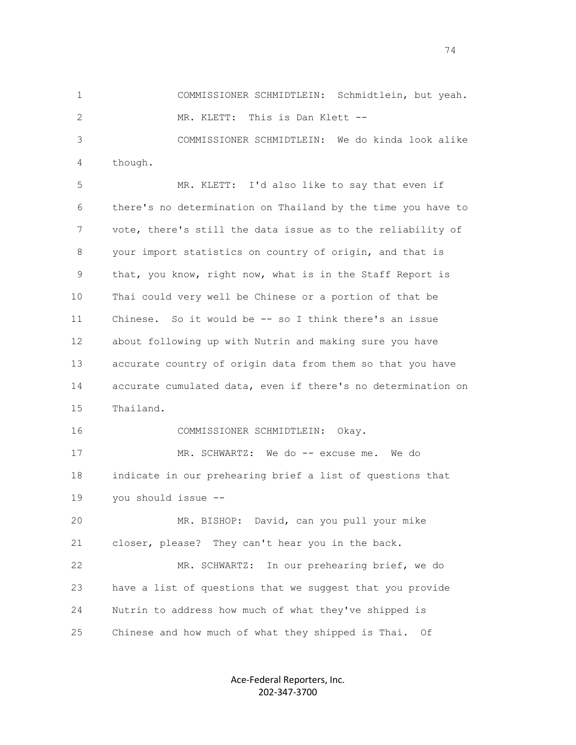1 COMMISSIONER SCHMIDTLEIN: Schmidtlein, but yeah.
2 MR. KLETT: This is Dan Klett --
3 COMMISSIONER SCHMIDTLEIN: We do kinda look alike
4 though.
5 MR. KLETT: I'd also like to say that even if
6 there's no determination on Thailand by the time you have to
7 vote, there's still the data issue as to the reliability of
8 your import statistics on country of origin, and that is
9 that, you know, right now, what is in the Staff Report is
10 Thai could very well be Chinese or a portion of that be
11 Chinese. So it would be -- so I think there's an issue
12 about following up with Nutrin and making sure you have
13 accurate country of origin data from them so that you have
14 accurate cumulated data, even if there's no determination on
15 Thailand.
16 COMMISSIONER SCHMIDTLEIN: Okay.
17 MR. SCHWARTZ: We do -- excuse me. We do
18 indicate in our prehearing brief a list of questions that
19 you should issue --
20 MR. BISHOP: David, can you pull your mike
21 closer, please? They can't hear you in the back.
22 MR. SCHWARTZ: In our prehearing brief, we do
23 have a list of questions that we suggest that you provide
24 Nutrin to address how much of what they've shipped is
25 Chinese and how much of what they shipped is Thai. Of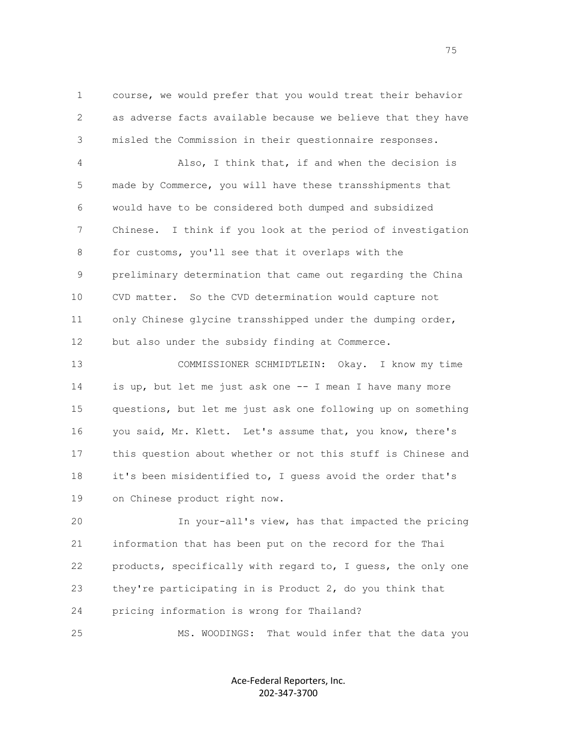course, we would prefer that you would treat their behavior as adverse facts available because we believe that they have misled the Commission in their questionnaire responses.

Also, I think that, if and when the decision is made by Commerce, you will have these transshipments that would have to be considered both dumped and subsidized Chinese. I think if you look at the period of investigation for customs, you'll see that it overlaps with the preliminary determination that came out regarding the China CVD matter. So the CVD determination would capture not only Chinese glycine transshipped under the dumping order, but also under the subsidy finding at Commerce.

COMMISSIONER SCHMIDTLEIN: Okay. I know my time is up, but let me just ask one -- I mean I have many more questions, but let me just ask one following up on something you said, Mr. Klett. Let's assume that, you know, there's this question about whether or not this stuff is Chinese and it's been misidentified to, I guess avoid the order that's on Chinese product right now.

In your-all's view, has that impacted the pricing information that has been put on the record for the Thai products, specifically with regard to, I guess, the only one they're participating in is Product 2, do you think that pricing information is wrong for Thailand?

MS. WOODINGS: That would infer that the data you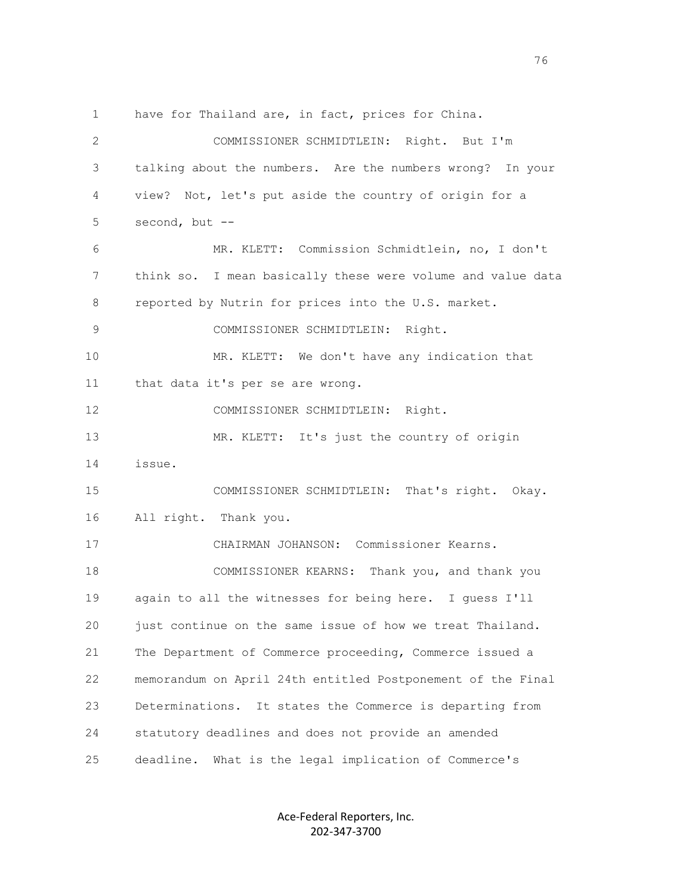1 have for Thailand are, in fact, prices for China.

2 COMMISSIONER SCHMIDTLEIN: Right. But I'm

3 talking about the numbers. Are the numbers wrong? In your

4 view? Not, let's put aside the country of origin for a

5 second, but --

6 MR. KLETT: Commission Schmidtlein, no, I don't

7 think so. I mean basically these were volume and value data

8 reported by Nutrin for prices into the U.S. market.

9 COMMISSIONER SCHMIDTLEIN: Right.

10 MR. KLETT: We don't have any indication that

11 that data it's per se are wrong.

12 COMMISSIONER SCHMIDTLEIN: Right.

13 MR. KLETT: It's just the country of origin

14 issue.

15 COMMISSIONER SCHMIDTLEIN: That's right. Okay.

16 All right. Thank you.

17 CHAIRMAN JOHANSON: Commissioner Kearns.

18 COMMISSIONER KEARNS: Thank you, and thank you

19 again to all the witnesses for being here. I guess I'll

20 just continue on the same issue of how we treat Thailand.

21 The Department of Commerce proceeding, Commerce issued a

22 memorandum on April 24th entitled Postponement of the Final

23 Determinations. It states the Commerce is departing from

24 statutory deadlines and does not provide an amended

25 deadline. What is the legal implication of Commerce's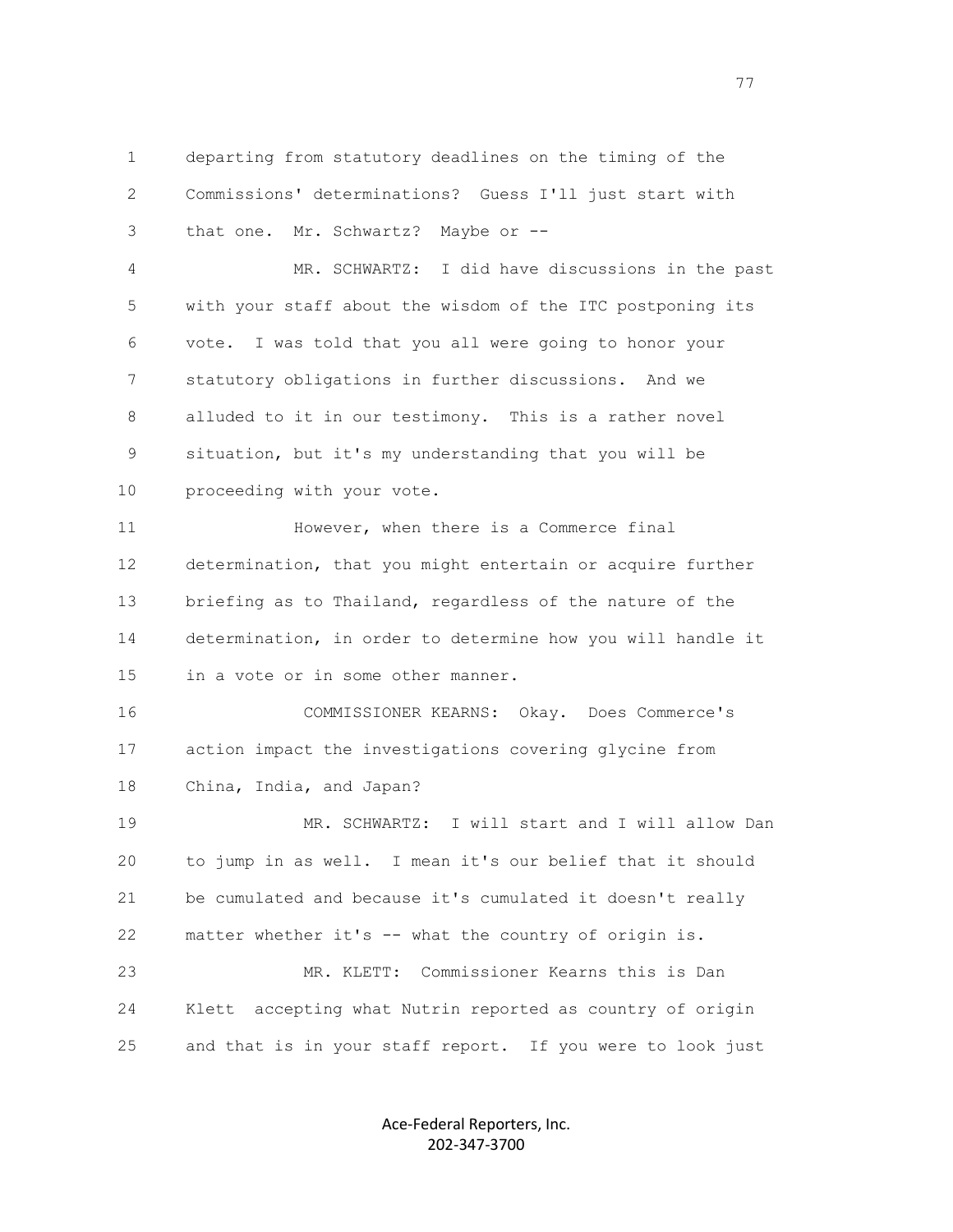departing from statutory deadlines on the timing of the Commissions' determinations? Guess I'll just start with that one. Mr. Schwartz? Maybe or --

MR. SCHWARTZ: I did have discussions in the past with your staff about the wisdom of the ITC postponing its vote. I was told that you all were going to honor your statutory obligations in further discussions. And we alluded to it in our testimony. This is a rather novel situation, but it's my understanding that you will be proceeding with your vote.

However, when there is a Commerce final determination, that you might entertain or acquire further briefing as to Thailand, regardless of the nature of the determination, in order to determine how you will handle it in a vote or in some other manner.

COMMISSIONER KEARNS: Okay. Does Commerce's action impact the investigations covering glycine from China, India, and Japan?

MR. SCHWARTZ: I will start and I will allow Dan to jump in as well. I mean it's our belief that it should be cumulated and because it's cumulated it doesn't really matter whether it's -- what the country of origin is.

MR. KLETT: Commissioner Kearns this is Dan Klett accepting what Nutrin reported as country of origin and that is in your staff report. If you were to look just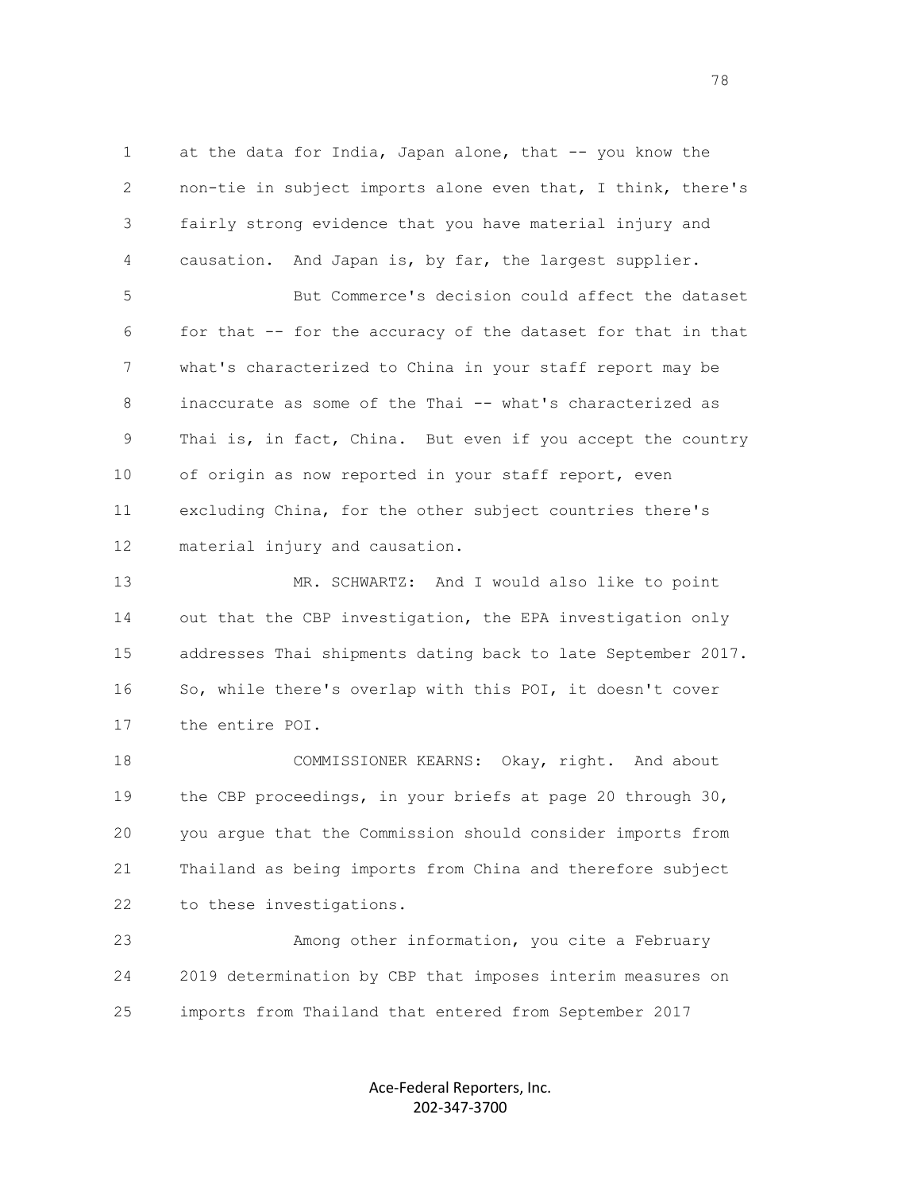at the data for India, Japan alone, that -- you know the non-tie in subject imports alone even that, I think, there's fairly strong evidence that you have material injury and causation. And Japan is, by far, the largest supplier.

But Commerce's decision could affect the dataset for that -- for the accuracy of the dataset for that in that what's characterized to China in your staff report may be inaccurate as some of the Thai -- what's characterized as Thai is, in fact, China. But even if you accept the country of origin as now reported in your staff report, even excluding China, for the other subject countries there's material injury and causation.

MR. SCHWARTZ: And I would also like to point out that the CBP investigation, the EPA investigation only addresses Thai shipments dating back to late September 2017. So, while there's overlap with this POI, it doesn't cover the entire POI.

COMMISSIONER KEARNS: Okay, right. And about the CBP proceedings, in your briefs at page 20 through 30, you argue that the Commission should consider imports from Thailand as being imports from China and therefore subject to these investigations.

Among other information, you cite a February 2019 determination by CBP that imposes interim measures on imports from Thailand that entered from September 2017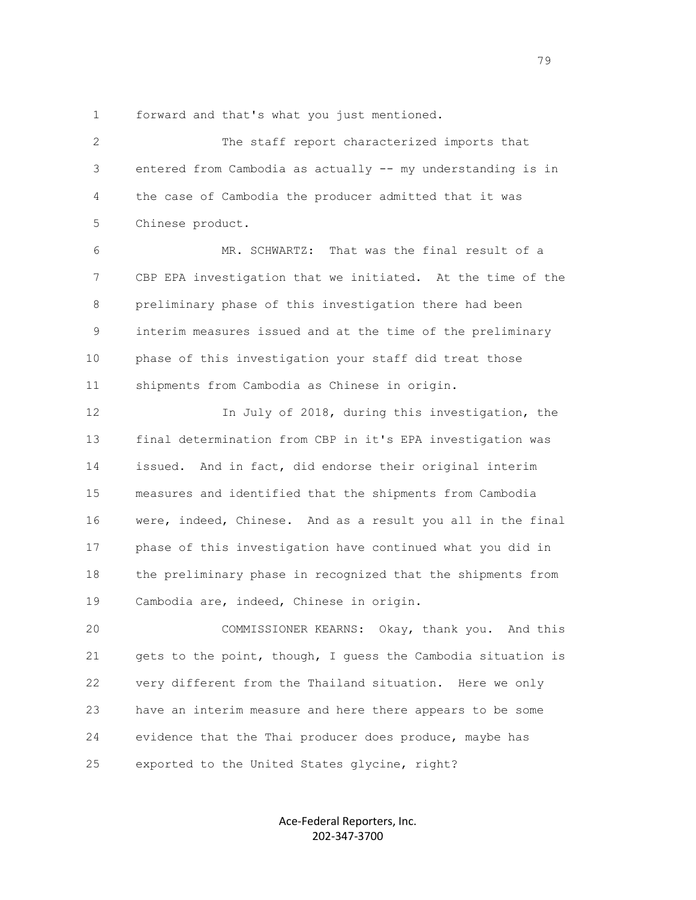forward and that's what you just mentioned.

The staff report characterized imports that entered from Cambodia as actually -- my understanding is in the case of Cambodia the producer admitted that it was Chinese product.

MR. SCHWARTZ: That was the final result of a CBP EPA investigation that we initiated. At the time of the preliminary phase of this investigation there had been interim measures issued and at the time of the preliminary phase of this investigation your staff did treat those shipments from Cambodia as Chinese in origin.

In July of 2018, during this investigation, the final determination from CBP in it's EPA investigation was issued. And in fact, did endorse their original interim measures and identified that the shipments from Cambodia were, indeed, Chinese. And as a result you all in the final phase of this investigation have continued what you did in the preliminary phase in recognized that the shipments from Cambodia are, indeed, Chinese in origin.

COMMISSIONER KEARNS: Okay, thank you. And this gets to the point, though, I guess the Cambodia situation is very different from the Thailand situation. Here we only have an interim measure and here there appears to be some evidence that the Thai producer does produce, maybe has exported to the United States glycine, right?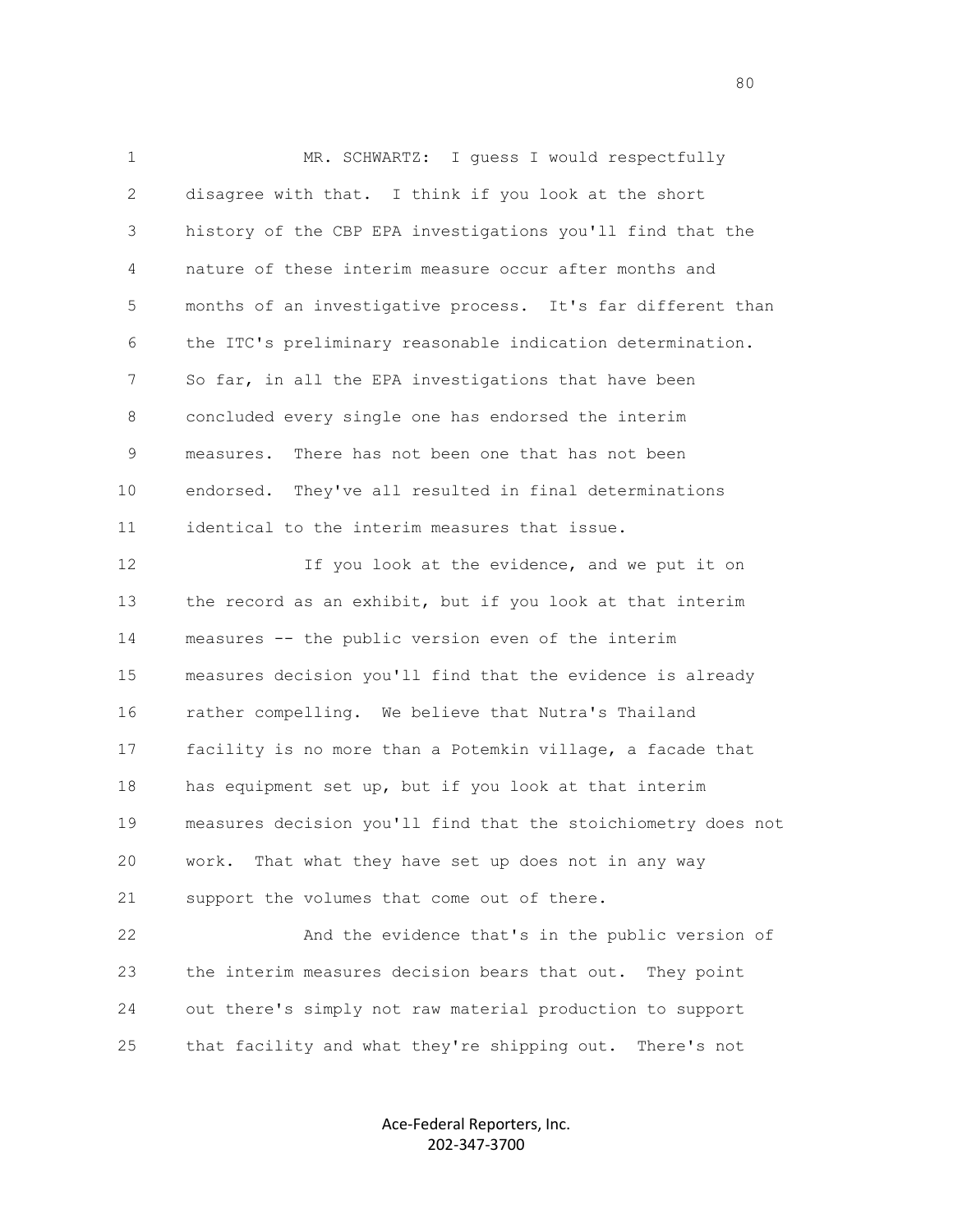MR. SCHWARTZ: I guess I would respectfully disagree with that. I think if you look at the short history of the CBP EPA investigations you'll find that the nature of these interim measure occur after months and months of an investigative process. It's far different than the ITC's preliminary reasonable indication determination. So far, in all the EPA investigations that have been concluded every single one has endorsed the interim measures. There has not been one that has not been endorsed. They've all resulted in final determinations identical to the interim measures that issue.

If you look at the evidence, and we put it on the record as an exhibit, but if you look at that interim measures -- the public version even of the interim measures decision you'll find that the evidence is already rather compelling. We believe that Nutra's Thailand facility is no more than a Potemkin village, a facade that has equipment set up, but if you look at that interim measures decision you'll find that the stoichiometry does not work. That what they have set up does not in any way support the volumes that come out of there.

And the evidence that's in the public version of the interim measures decision bears that out. They point out there's simply not raw material production to support that facility and what they're shipping out. There's not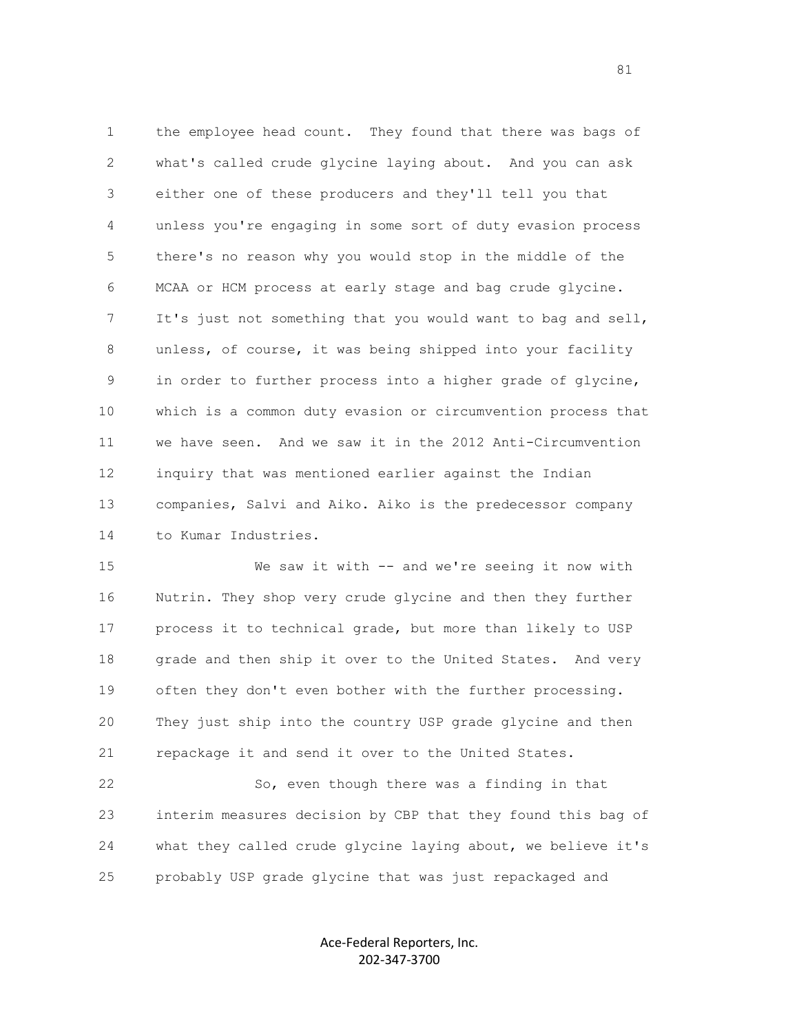the employee head count. They found that there was bags of what's called crude glycine laying about. And you can ask either one of these producers and they'll tell you that unless you're engaging in some sort of duty evasion process there's no reason why you would stop in the middle of the MCAA or HCM process at early stage and bag crude glycine. It's just not something that you would want to bag and sell, unless, of course, it was being shipped into your facility in order to further process into a higher grade of glycine, which is a common duty evasion or circumvention process that we have seen. And we saw it in the 2012 Anti-Circumvention inquiry that was mentioned earlier against the Indian companies, Salvi and Aiko. Aiko is the predecessor company to Kumar Industries.

We saw it with -- and we're seeing it now with Nutrin. They shop very crude glycine and then they further process it to technical grade, but more than likely to USP grade and then ship it over to the United States. And very often they don't even bother with the further processing. They just ship into the country USP grade glycine and then repackage it and send it over to the United States.

So, even though there was a finding in that interim measures decision by CBP that they found this bag of what they called crude glycine laying about, we believe it's probably USP grade glycine that was just repackaged and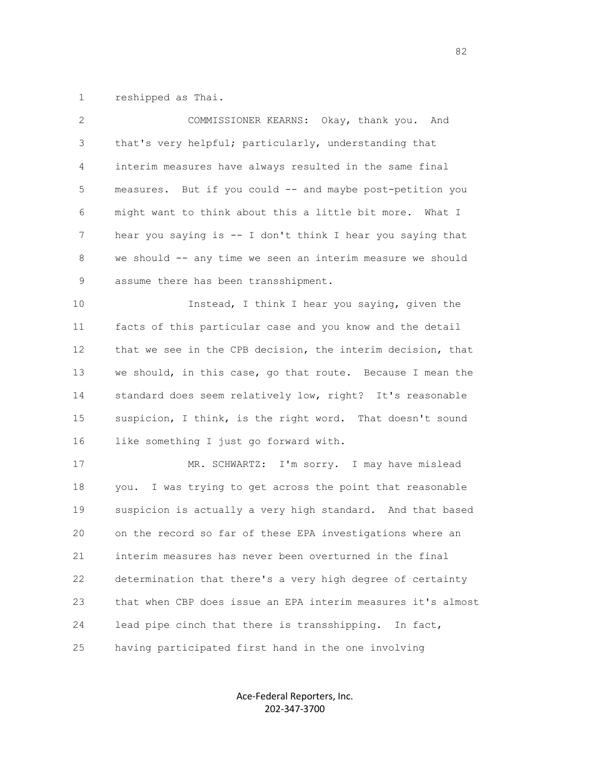reshipped as Thai.

COMMISSIONER KEARNS: Okay, thank you. And that's very helpful; particularly, understanding that interim measures have always resulted in the same final measures. But if you could -- and maybe post-petition you might want to think about this a little bit more. What I hear you saying is -- I don't think I hear you saying that we should -- any time we seen an interim measure we should assume there has been transshipment.

Instead, I think I hear you saying, given the facts of this particular case and you know and the detail that we see in the CPB decision, the interim decision, that we should, in this case, go that route. Because I mean the standard does seem relatively low, right? It's reasonable suspicion, I think, is the right word. That doesn't sound like something I just go forward with.

MR. SCHWARTZ: I'm sorry. I may have mislead you. I was trying to get across the point that reasonable suspicion is actually a very high standard. And that based on the record so far of these EPA investigations where an interim measures has never been overturned in the final determination that there's a very high degree of certainty that when CBP does issue an EPA interim measures it's almost lead pipe cinch that there is transshipping. In fact, having participated first hand in the one involving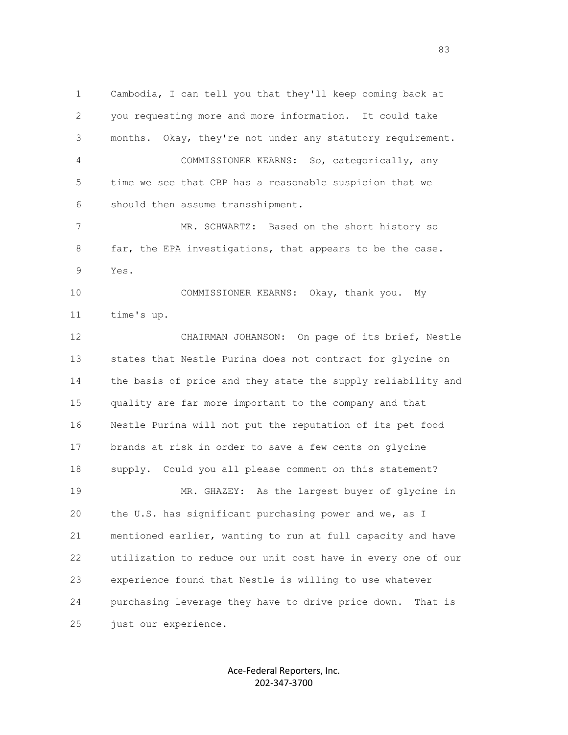Cambodia, I can tell you that they'll keep coming back at you requesting more and more information. It could take months. Okay, they're not under any statutory requirement.

COMMISSIONER KEARNS: So, categorically, any time we see that CBP has a reasonable suspicion that we should then assume transshipment.

MR. SCHWARTZ: Based on the short history so far, the EPA investigations, that appears to be the case. Yes.

COMMISSIONER KEARNS: Okay, thank you. My time's up.

CHAIRMAN JOHANSON: On page of its brief, Nestle states that Nestle Purina does not contract for glycine on the basis of price and they state the supply reliability and quality are far more important to the company and that Nestle Purina will not put the reputation of its pet food brands at risk in order to save a few cents on glycine supply. Could you all please comment on this statement?

MR. GHAZEY: As the largest buyer of glycine in the U.S. has significant purchasing power and we, as I mentioned earlier, wanting to run at full capacity and have utilization to reduce our unit cost have in every one of our experience found that Nestle is willing to use whatever purchasing leverage they have to drive price down. That is just our experience.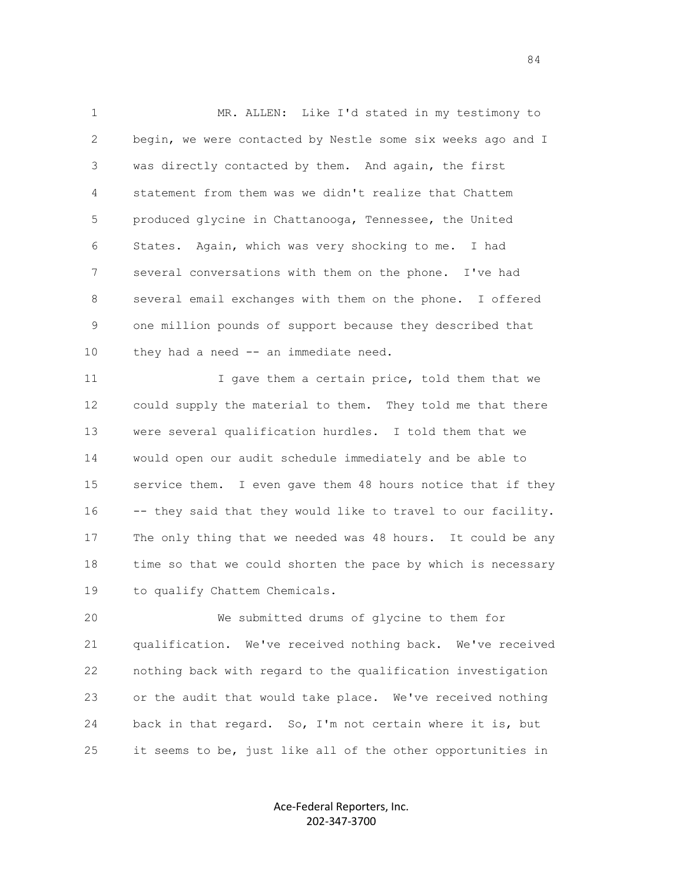MR. ALLEN: Like I'd stated in my testimony to begin, we were contacted by Nestle some six weeks ago and I was directly contacted by them. And again, the first statement from them was we didn't realize that Chattem produced glycine in Chattanooga, Tennessee, the United States. Again, which was very shocking to me. I had several conversations with them on the phone. I've had several email exchanges with them on the phone. I offered one million pounds of support because they described that they had a need -- an immediate need.

I gave them a certain price, told them that we could supply the material to them. They told me that there were several qualification hurdles. I told them that we would open our audit schedule immediately and be able to service them. I even gave them 48 hours notice that if they -- they said that they would like to travel to our facility. The only thing that we needed was 48 hours. It could be any time so that we could shorten the pace by which is necessary to qualify Chattem Chemicals.

We submitted drums of glycine to them for qualification. We've received nothing back. We've received nothing back with regard to the qualification investigation or the audit that would take place. We've received nothing back in that regard. So, I'm not certain where it is, but it seems to be, just like all of the other opportunities in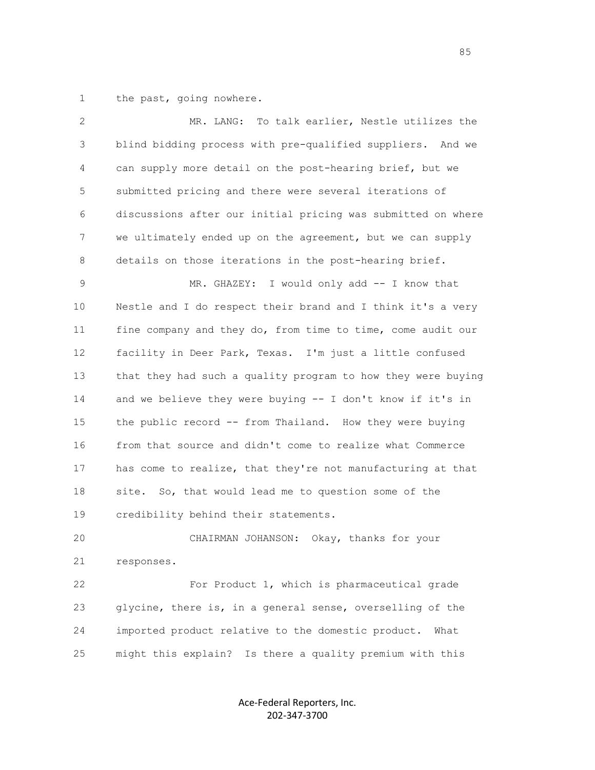the past, going nowhere.

MR. LANG: To talk earlier, Nestle utilizes the blind bidding process with pre-qualified suppliers. And we can supply more detail on the post-hearing brief, but we submitted pricing and there were several iterations of discussions after our initial pricing was submitted on where we ultimately ended up on the agreement, but we can supply details on those iterations in the post-hearing brief.

MR. GHAZEY: I would only add -- I know that Nestle and I do respect their brand and I think it's a very fine company and they do, from time to time, come audit our facility in Deer Park, Texas. I'm just a little confused that they had such a quality program to how they were buying and we believe they were buying -- I don't know if it's in the public record -- from Thailand. How they were buying from that source and didn't come to realize what Commerce has come to realize, that they're not manufacturing at that site. So, that would lead me to question some of the credibility behind their statements.

CHAIRMAN JOHANSON: Okay, thanks for your responses.

For Product 1, which is pharmaceutical grade glycine, there is, in a general sense, overselling of the imported product relative to the domestic product. What might this explain? Is there a quality premium with this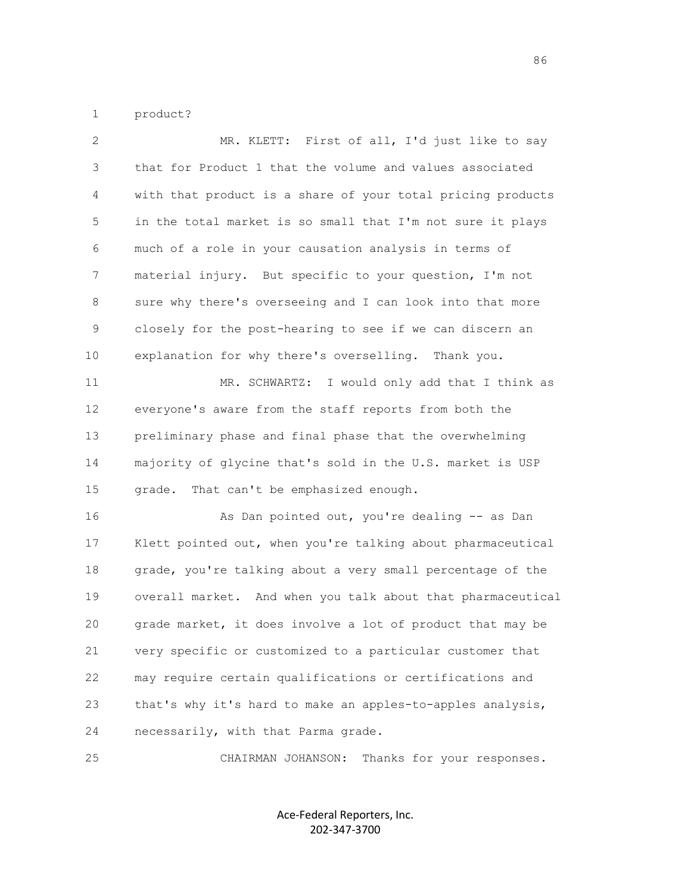product?

MR. KLETT: First of all, I'd just like to say that for Product 1 that the volume and values associated with that product is a share of your total pricing products in the total market is so small that I'm not sure it plays much of a role in your causation analysis in terms of material injury. But specific to your question, I'm not sure why there's overseeing and I can look into that more closely for the post-hearing to see if we can discern an explanation for why there's overselling. Thank you.

MR. SCHWARTZ: I would only add that I think as everyone's aware from the staff reports from both the preliminary phase and final phase that the overwhelming majority of glycine that's sold in the U.S. market is USP grade. That can't be emphasized enough.

As Dan pointed out, you're dealing -- as Dan Klett pointed out, when you're talking about pharmaceutical grade, you're talking about a very small percentage of the overall market. And when you talk about that pharmaceutical grade market, it does involve a lot of product that may be very specific or customized to a particular customer that may require certain qualifications or certifications and that's why it's hard to make an apples-to-apples analysis, necessarily, with that Parma grade.

CHAIRMAN JOHANSON: Thanks for your responses.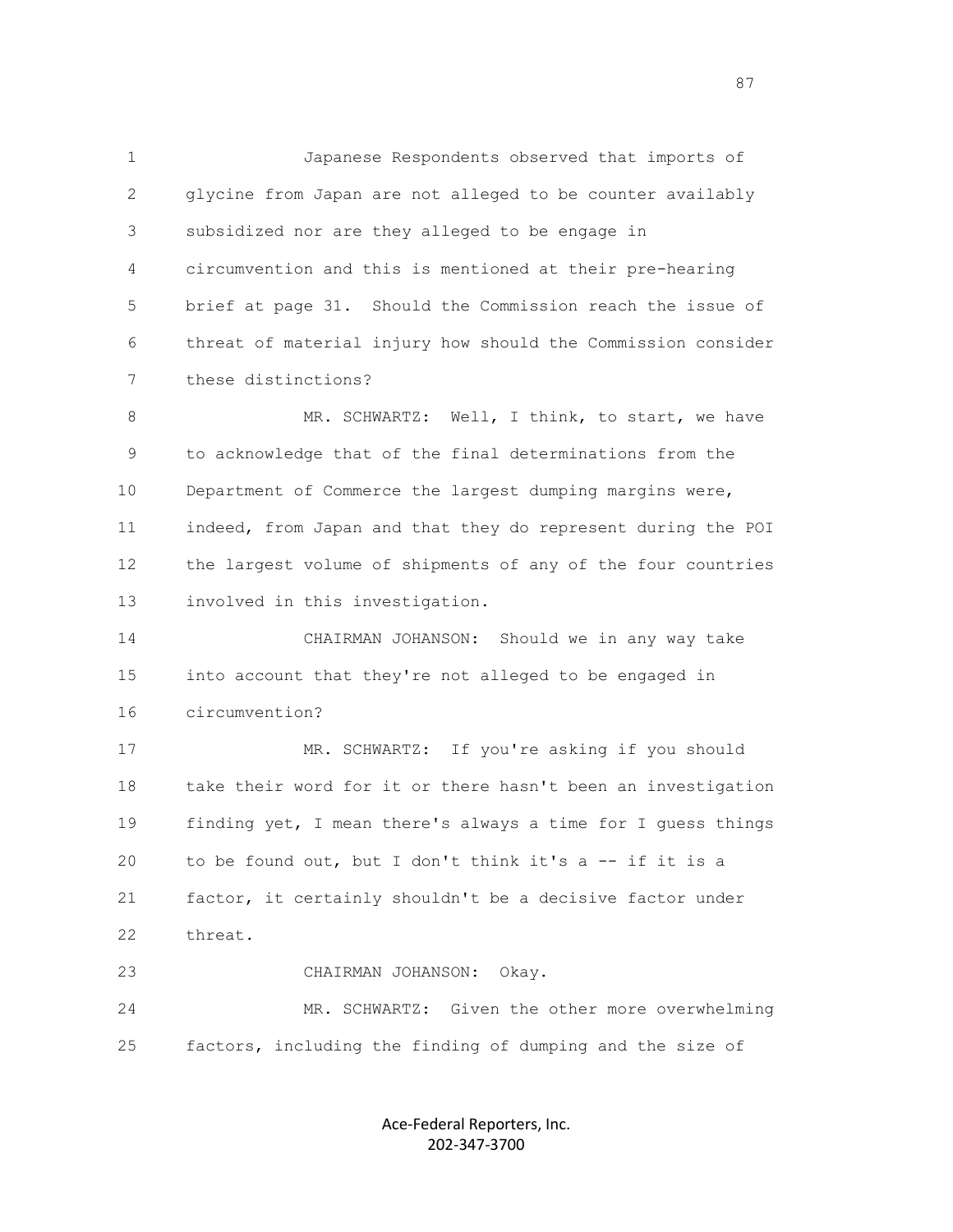Japanese Respondents observed that imports of glycine from Japan are not alleged to be counter availably subsidized nor are they alleged to be engage in circumvention and this is mentioned at their pre-hearing brief at page 31. Should the Commission reach the issue of threat of material injury how should the Commission consider these distinctions?

MR. SCHWARTZ: Well, I think, to start, we have to acknowledge that of the final determinations from the Department of Commerce the largest dumping margins were, indeed, from Japan and that they do represent during the POI the largest volume of shipments of any of the four countries involved in this investigation.

CHAIRMAN JOHANSON: Should we in any way take into account that they're not alleged to be engaged in circumvention?

MR. SCHWARTZ: If you're asking if you should take their word for it or there hasn't been an investigation finding yet, I mean there's always a time for I guess things to be found out, but I don't think it's a -- if it is a factor, it certainly shouldn't be a decisive factor under threat.

CHAIRMAN JOHANSON: Okay.

MR. SCHWARTZ: Given the other more overwhelming factors, including the finding of dumping and the size of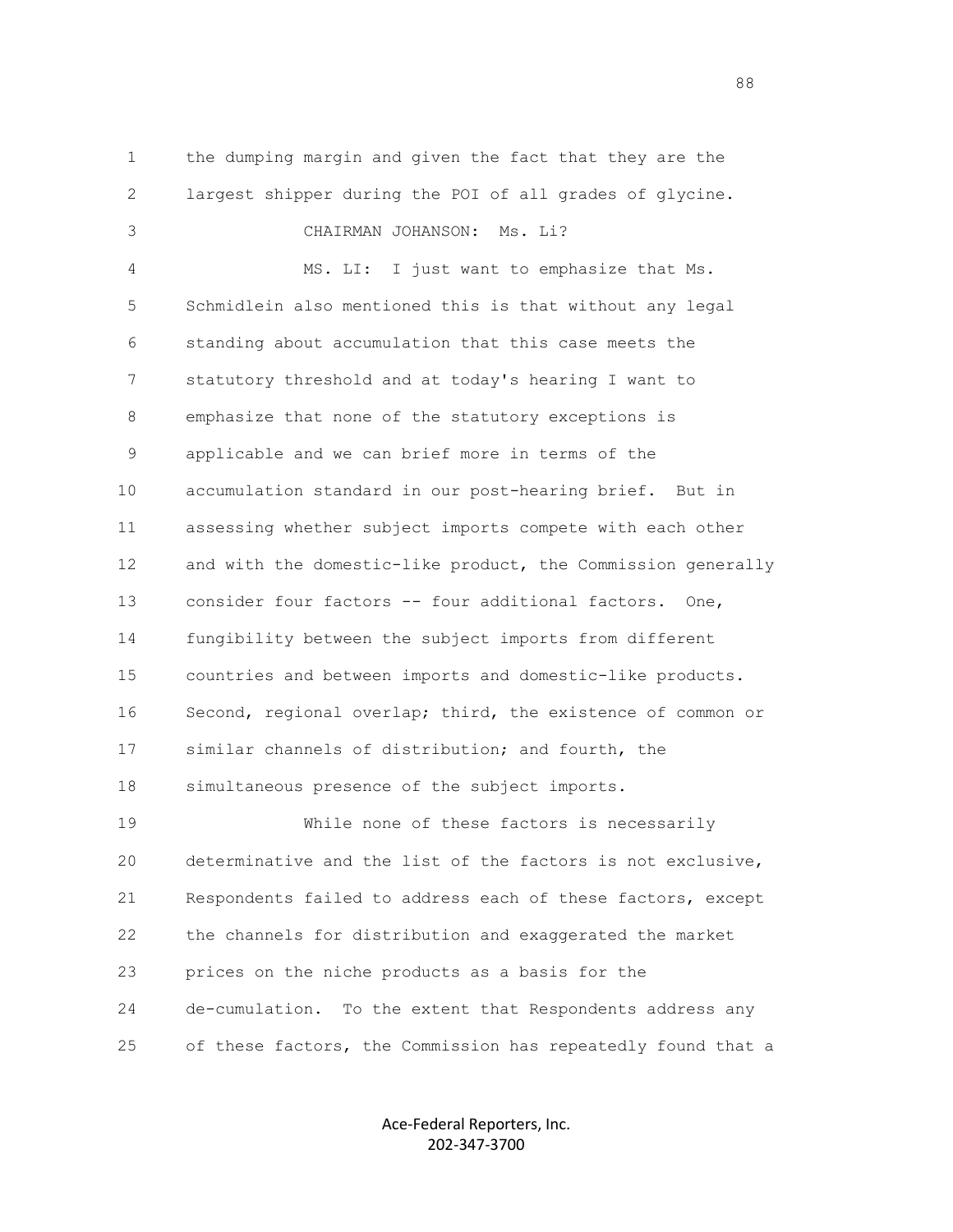the dumping margin and given the fact that they are the largest shipper during the POI of all grades of glycine.

CHAIRMAN JOHANSON: Ms. Li?

MS. LI: I just want to emphasize that Ms. Schmidlein also mentioned this is that without any legal standing about accumulation that this case meets the statutory threshold and at today's hearing I want to emphasize that none of the statutory exceptions is applicable and we can brief more in terms of the accumulation standard in our post-hearing brief. But in assessing whether subject imports compete with each other and with the domestic-like product, the Commission generally consider four factors -- four additional factors. One, fungibility between the subject imports from different countries and between imports and domestic-like products. Second, regional overlap; third, the existence of common or similar channels of distribution; and fourth, the simultaneous presence of the subject imports.

While none of these factors is necessarily determinative and the list of the factors is not exclusive, Respondents failed to address each of these factors, except the channels for distribution and exaggerated the market prices on the niche products as a basis for the de-cumulation. To the extent that Respondents address any of these factors, the Commission has repeatedly found that a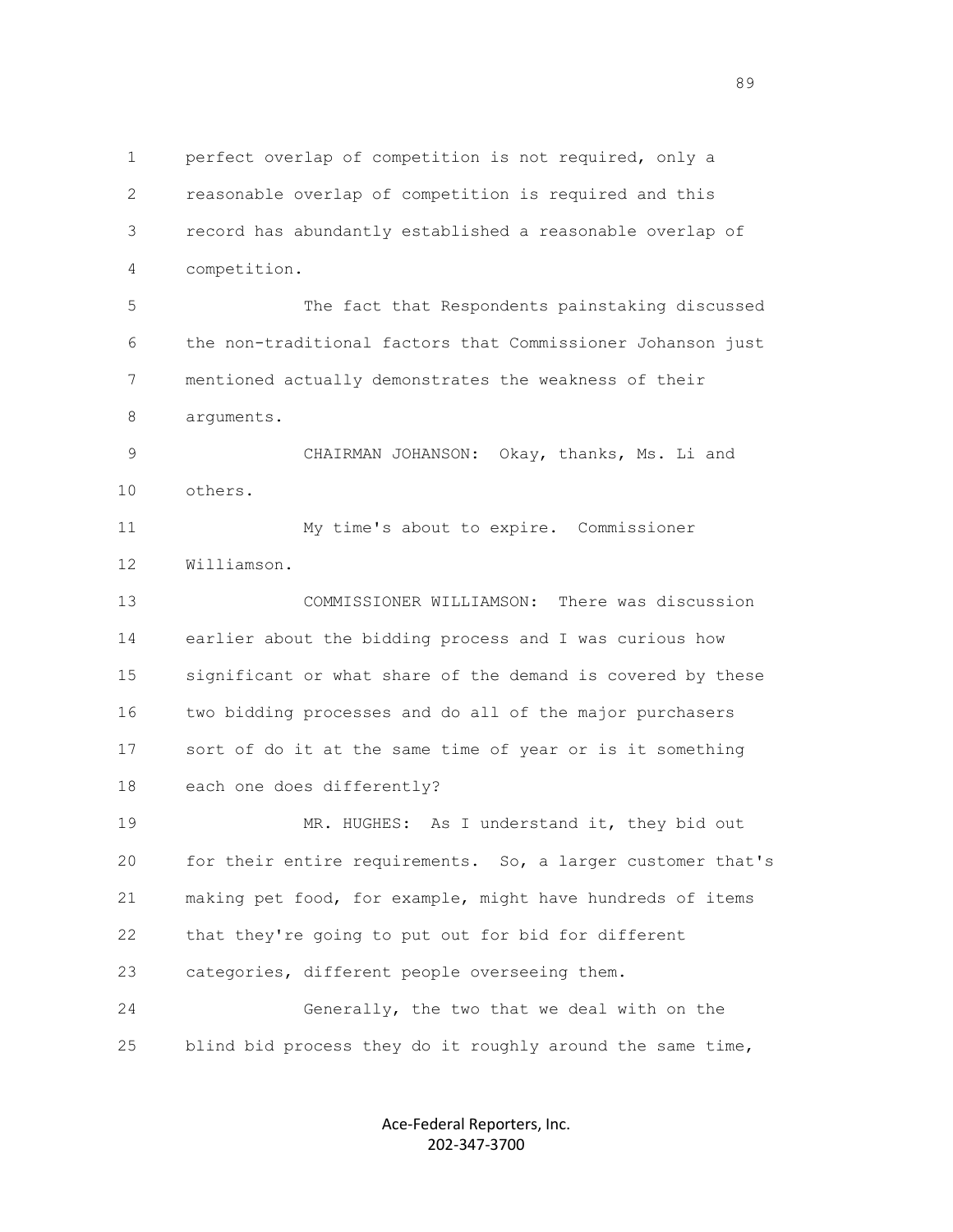perfect overlap of competition is not required, only a reasonable overlap of competition is required and this record has abundantly established a reasonable overlap of competition.

The fact that Respondents painstaking discussed the non-traditional factors that Commissioner Johanson just mentioned actually demonstrates the weakness of their arguments.

CHAIRMAN JOHANSON: Okay, thanks, Ms. Li and others.

My time's about to expire. Commissioner Williamson.

COMMISSIONER WILLIAMSON: There was discussion earlier about the bidding process and I was curious how significant or what share of the demand is covered by these two bidding processes and do all of the major purchasers sort of do it at the same time of year or is it something each one does differently?

MR. HUGHES: As I understand it, they bid out for their entire requirements. So, a larger customer that's making pet food, for example, might have hundreds of items that they're going to put out for bid for different categories, different people overseeing them.

Generally, the two that we deal with on the blind bid process they do it roughly around the same time,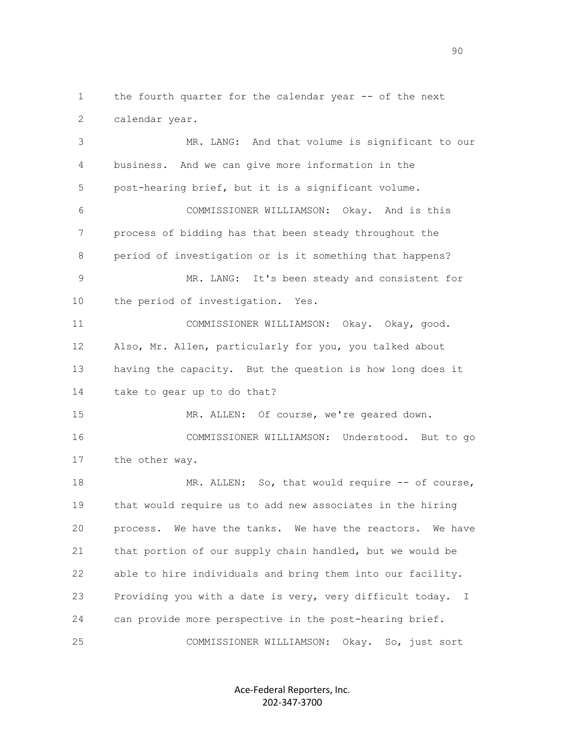1 the fourth quarter for the calendar year -- of the next
2 calendar year.

3 MR. LANG: And that volume is significant to our
4 business. And we can give more information in the
5 post-hearing brief, but it is a significant volume.

6 COMMISSIONER WILLIAMSON: Okay. And is this
7 process of bidding has that been steady throughout the
8 period of investigation or is it something that happens?

9 MR. LANG: It's been steady and consistent for
10 the period of investigation. Yes.

11 COMMISSIONER WILLIAMSON: Okay. Okay, good.
12 Also, Mr. Allen, particularly for you, you talked about
13 having the capacity. But the question is how long does it
14 take to gear up to do that?

15 MR. ALLEN: Of course, we're geared down.

16 COMMISSIONER WILLIAMSON: Understood. But to go
17 the other way.

18 MR. ALLEN: So, that would require -- of course,
19 that would require us to add new associates in the hiring
20 process. We have the tanks. We have the reactors. We have
21 that portion of our supply chain handled, but we would be
22 able to hire individuals and bring them into our facility.
23 Providing you with a date is very, very difficult today. I
24 can provide more perspective in the post-hearing brief.

25 COMMISSIONER WILLIAMSON: Okay. So, just sort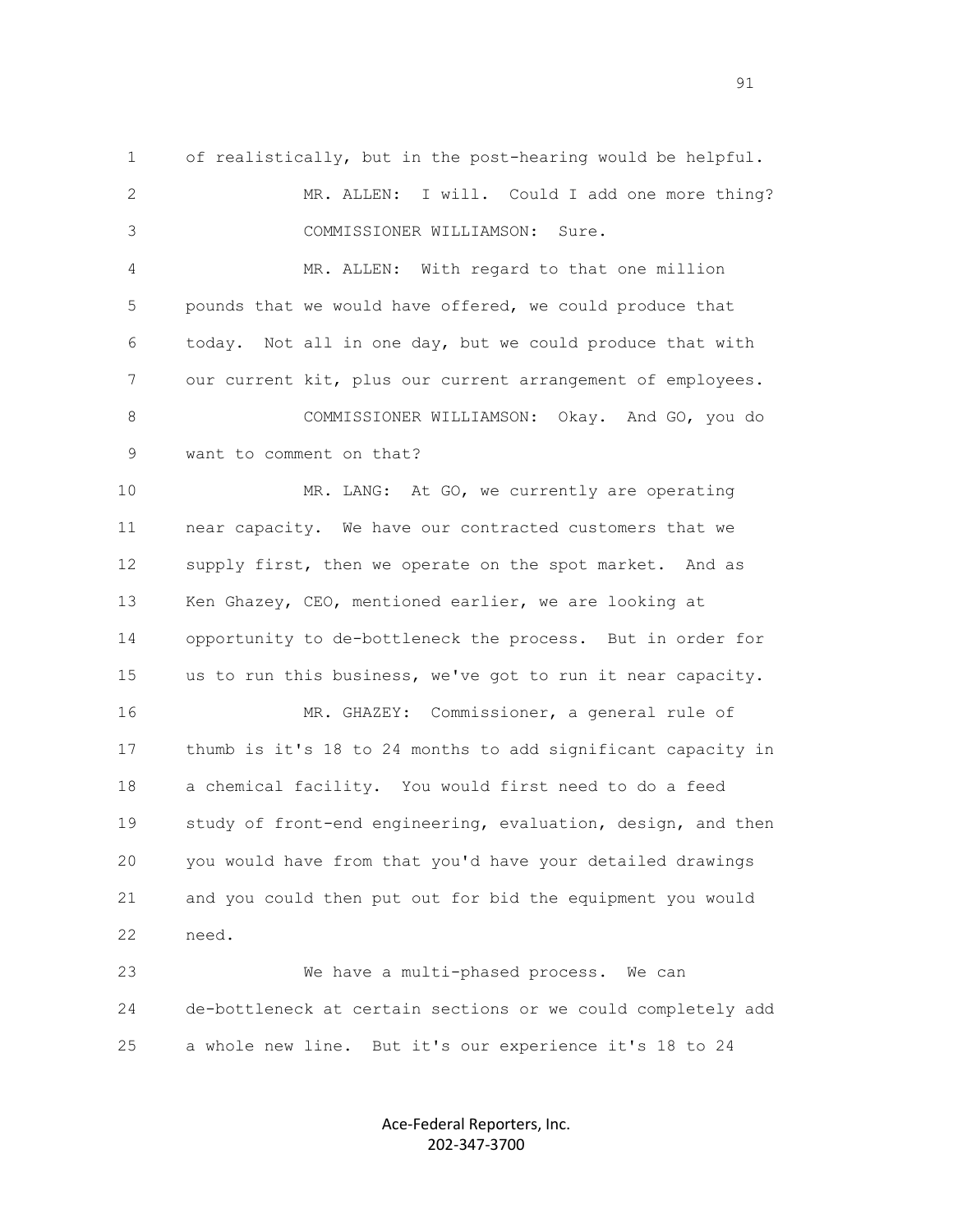of realistically, but in the post-hearing would be helpful.

MR. ALLEN: I will. Could I add one more thing?

COMMISSIONER WILLIAMSON: Sure.

MR. ALLEN: With regard to that one million pounds that we would have offered, we could produce that today. Not all in one day, but we could produce that with our current kit, plus our current arrangement of employees.

COMMISSIONER WILLIAMSON: Okay. And GO, you do want to comment on that?

MR. LANG: At GO, we currently are operating near capacity. We have our contracted customers that we supply first, then we operate on the spot market. And as Ken Ghazey, CEO, mentioned earlier, we are looking at opportunity to de-bottleneck the process. But in order for us to run this business, we've got to run it near capacity.

MR. GHAZEY: Commissioner, a general rule of thumb is it's 18 to 24 months to add significant capacity in a chemical facility. You would first need to do a feed study of front-end engineering, evaluation, design, and then you would have from that you'd have your detailed drawings and you could then put out for bid the equipment you would need.

We have a multi-phased process. We can de-bottleneck at certain sections or we could completely add a whole new line. But it's our experience it's 18 to 24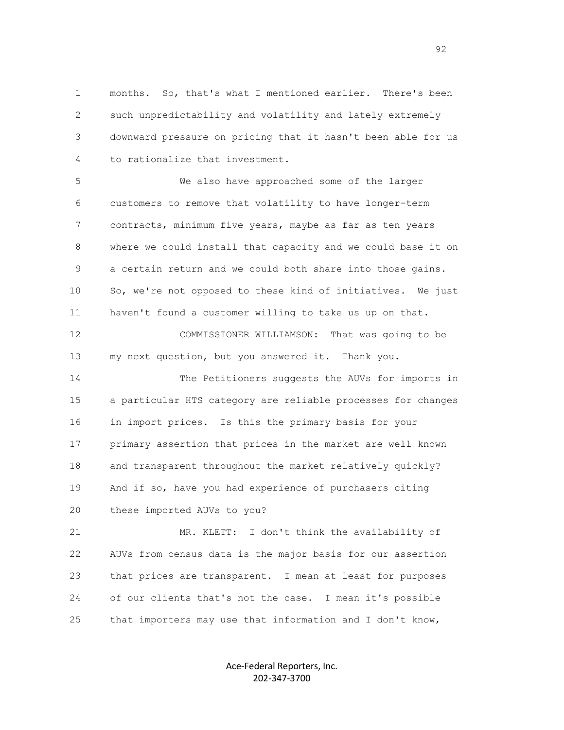months. So, that's what I mentioned earlier. There's been such unpredictability and volatility and lately extremely downward pressure on pricing that it hasn't been able for us to rationalize that investment.

We also have approached some of the larger customers to remove that volatility to have longer-term contracts, minimum five years, maybe as far as ten years where we could install that capacity and we could base it on a certain return and we could both share into those gains. So, we're not opposed to these kind of initiatives. We just haven't found a customer willing to take us up on that.

COMMISSIONER WILLIAMSON: That was going to be my next question, but you answered it. Thank you.

The Petitioners suggests the AUVs for imports in a particular HTS category are reliable processes for changes in import prices. Is this the primary basis for your primary assertion that prices in the market are well known and transparent throughout the market relatively quickly? And if so, have you had experience of purchasers citing these imported AUVs to you?

MR. KLETT: I don't think the availability of AUVs from census data is the major basis for our assertion that prices are transparent. I mean at least for purposes of our clients that's not the case. I mean it's possible that importers may use that information and I don't know,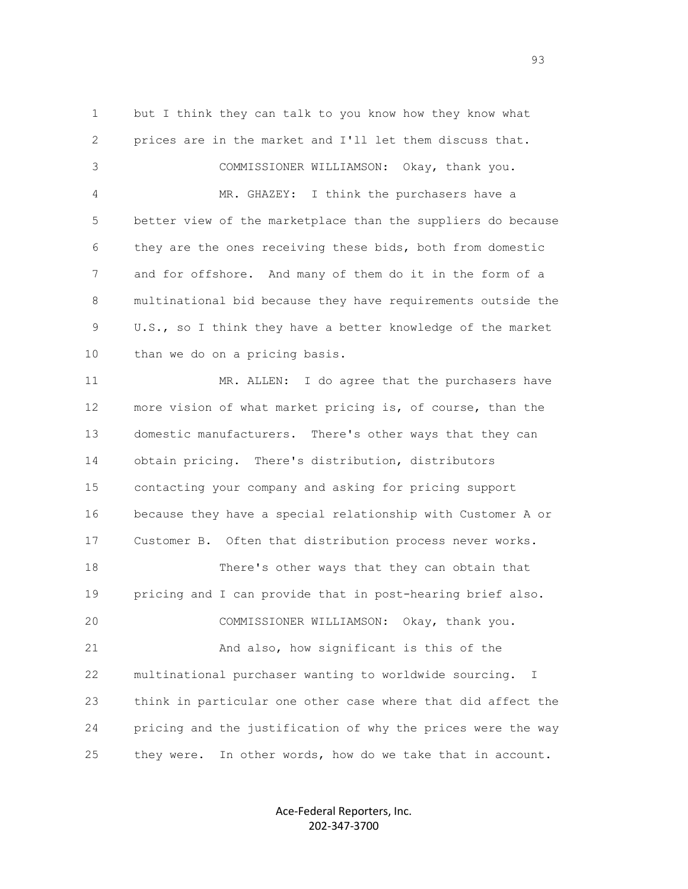1 but I think they can talk to you know how they know what
2 prices are in the market and I'll let them discuss that.
3 COMMISSIONER WILLIAMSON: Okay, thank you.
4 MR. GHAZEY: I think the purchasers have a
5 better view of the marketplace than the suppliers do because
6 they are the ones receiving these bids, both from domestic
7 and for offshore. And many of them do it in the form of a
8 multinational bid because they have requirements outside the
9 U.S., so I think they have a better knowledge of the market
10 than we do on a pricing basis.
11 MR. ALLEN: I do agree that the purchasers have
12 more vision of what market pricing is, of course, than the
13 domestic manufacturers. There's other ways that they can
14 obtain pricing. There's distribution, distributors
15 contacting your company and asking for pricing support
16 because they have a special relationship with Customer A or
17 Customer B. Often that distribution process never works.
18 There's other ways that they can obtain that
19 pricing and I can provide that in post-hearing brief also.
20 COMMISSIONER WILLIAMSON: Okay, thank you.
21 And also, how significant is this of the
22 multinational purchaser wanting to worldwide sourcing. I
23 think in particular one other case where that did affect the
24 pricing and the justification of why the prices were the way
25 they were. In other words, how do we take that in account.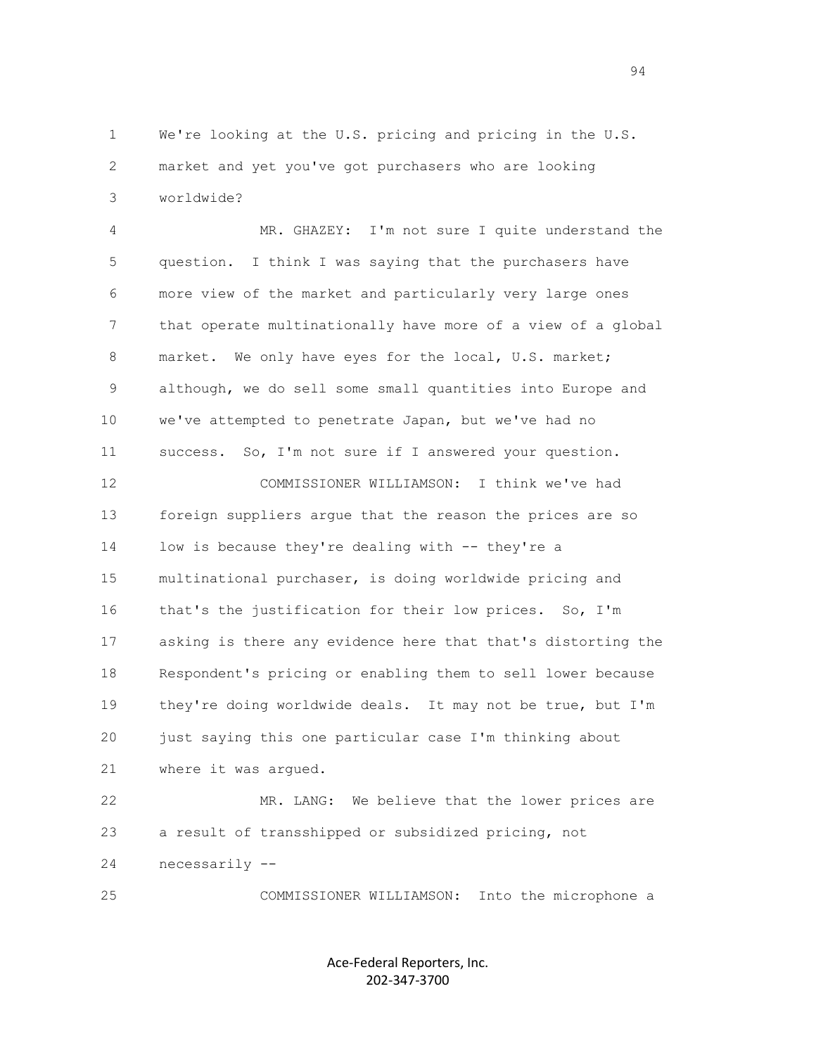We're looking at the U.S. pricing and pricing in the U.S. market and yet you've got purchasers who are looking worldwide?

MR. GHAZEY: I'm not sure I quite understand the question. I think I was saying that the purchasers have more view of the market and particularly very large ones that operate multinationally have more of a view of a global market. We only have eyes for the local, U.S. market; although, we do sell some small quantities into Europe and we've attempted to penetrate Japan, but we've had no success. So, I'm not sure if I answered your question.

COMMISSIONER WILLIAMSON: I think we've had foreign suppliers argue that the reason the prices are so low is because they're dealing with -- they're a multinational purchaser, is doing worldwide pricing and that's the justification for their low prices. So, I'm asking is there any evidence here that that's distorting the Respondent's pricing or enabling them to sell lower because they're doing worldwide deals. It may not be true, but I'm just saying this one particular case I'm thinking about where it was argued.

MR. LANG: We believe that the lower prices are a result of transshipped or subsidized pricing, not necessarily --

COMMISSIONER WILLIAMSON: Into the microphone a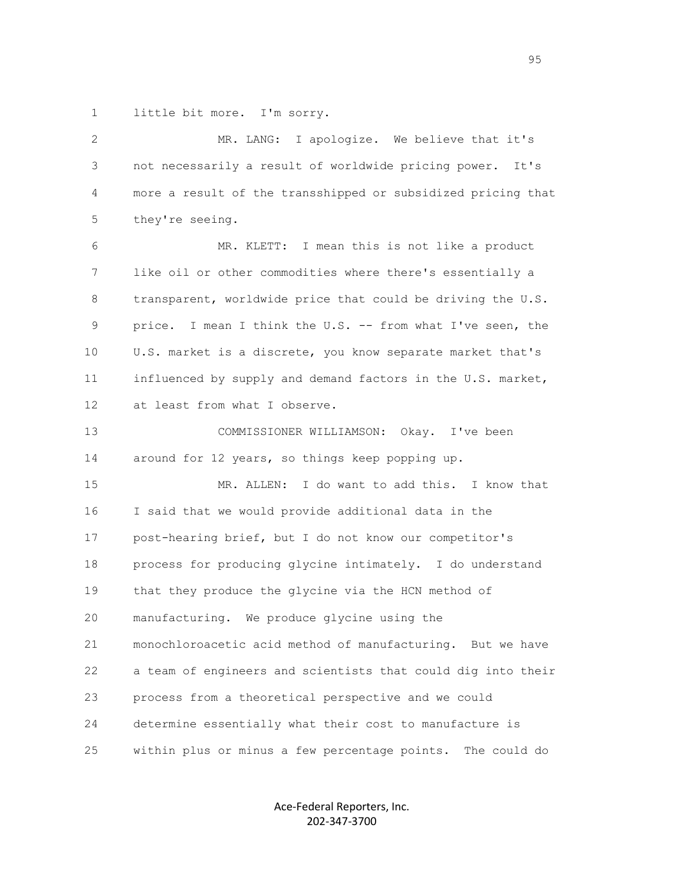little bit more. I'm sorry.

MR. LANG: I apologize. We believe that it's not necessarily a result of worldwide pricing power. It's more a result of the transshipped or subsidized pricing that they're seeing.

MR. KLETT: I mean this is not like a product like oil or other commodities where there's essentially a transparent, worldwide price that could be driving the U.S. price. I mean I think the U.S. -- from what I've seen, the U.S. market is a discrete, you know separate market that's influenced by supply and demand factors in the U.S. market, at least from what I observe.

COMMISSIONER WILLIAMSON: Okay. I've been around for 12 years, so things keep popping up.

MR. ALLEN: I do want to add this. I know that I said that we would provide additional data in the post-hearing brief, but I do not know our competitor's process for producing glycine intimately. I do understand that they produce the glycine via the HCN method of manufacturing. We produce glycine using the monochloroacetic acid method of manufacturing. But we have a team of engineers and scientists that could dig into their process from a theoretical perspective and we could determine essentially what their cost to manufacture is within plus or minus a few percentage points. The could do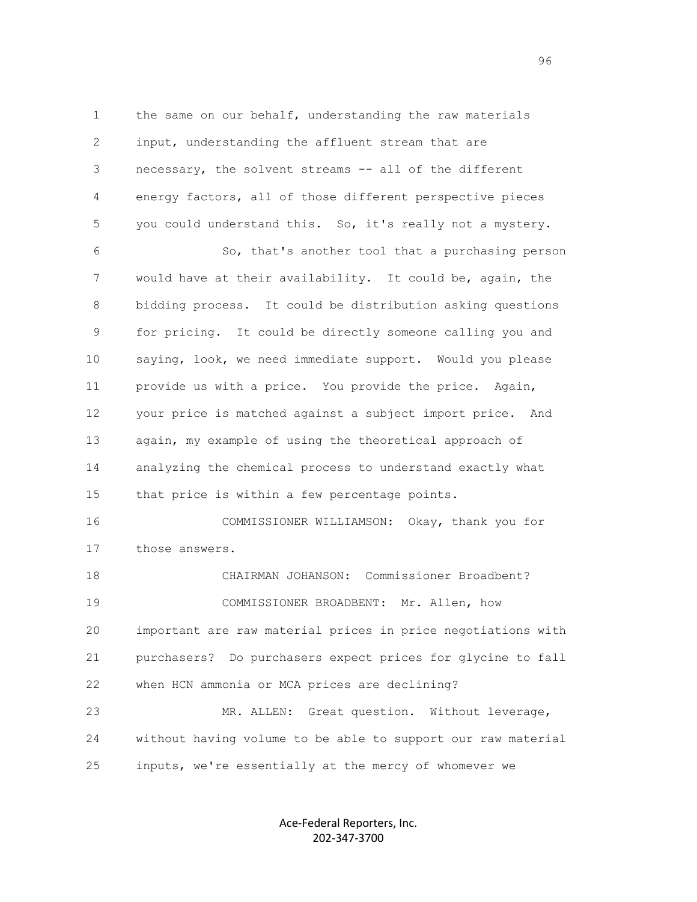the same on our behalf, understanding the raw materials input, understanding the affluent stream that are necessary, the solvent streams -- all of the different energy factors, all of those different perspective pieces you could understand this. So, it's really not a mystery.

So, that's another tool that a purchasing person would have at their availability. It could be, again, the bidding process. It could be distribution asking questions for pricing. It could be directly someone calling you and saying, look, we need immediate support. Would you please provide us with a price. You provide the price. Again, your price is matched against a subject import price. And again, my example of using the theoretical approach of analyzing the chemical process to understand exactly what that price is within a few percentage points.

COMMISSIONER WILLIAMSON: Okay, thank you for those answers.

CHAIRMAN JOHANSON: Commissioner Broadbent?

COMMISSIONER BROADBENT: Mr. Allen, how important are raw material prices in price negotiations with purchasers? Do purchasers expect prices for glycine to fall when HCN ammonia or MCA prices are declining?

MR. ALLEN: Great question. Without leverage, without having volume to be able to support our raw material inputs, we're essentially at the mercy of whomever we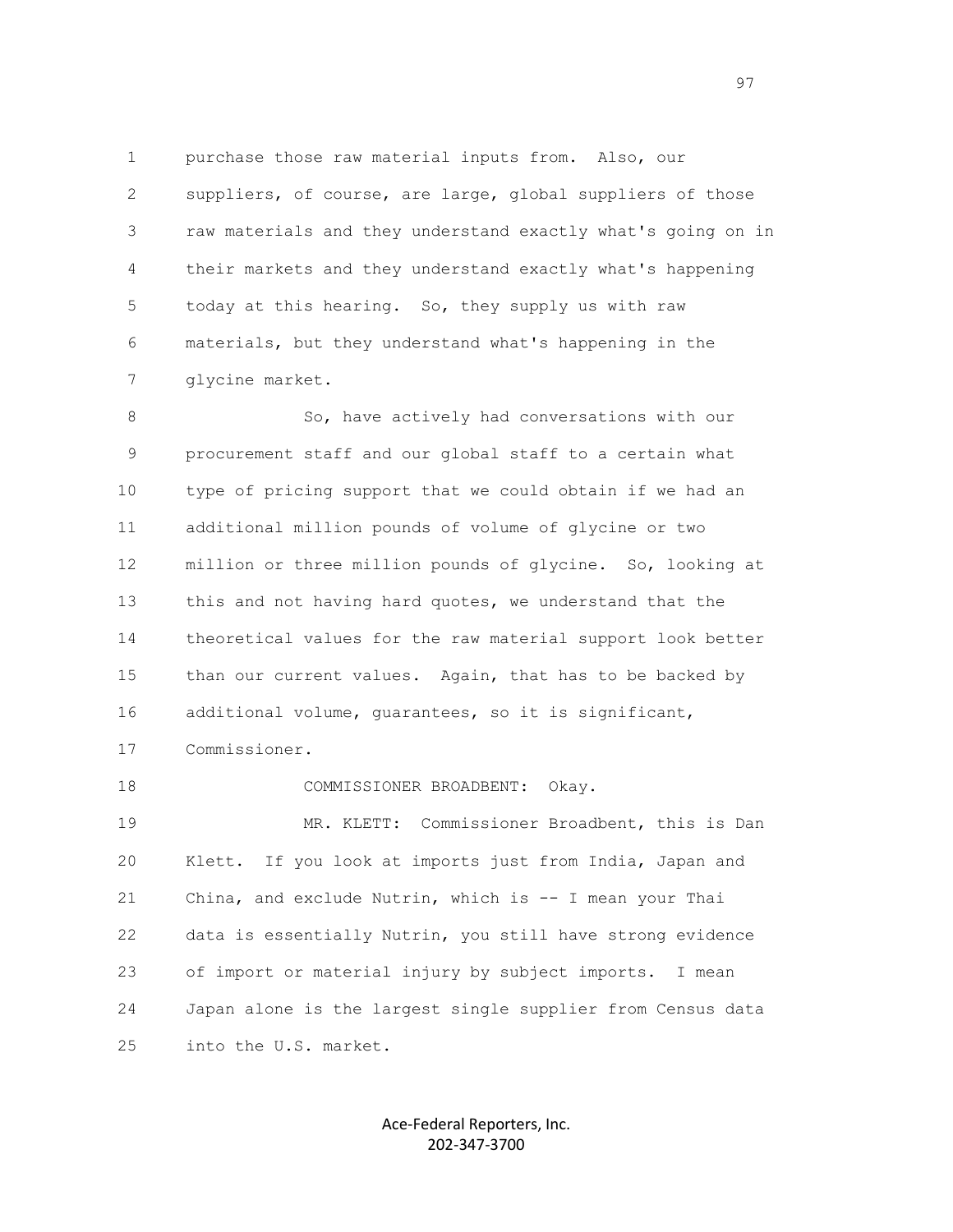purchase those raw material inputs from. Also, our suppliers, of course, are large, global suppliers of those raw materials and they understand exactly what's going on in their markets and they understand exactly what's happening today at this hearing. So, they supply us with raw materials, but they understand what's happening in the glycine market.

So, have actively had conversations with our procurement staff and our global staff to a certain what type of pricing support that we could obtain if we had an additional million pounds of volume of glycine or two million or three million pounds of glycine. So, looking at this and not having hard quotes, we understand that the theoretical values for the raw material support look better than our current values. Again, that has to be backed by additional volume, guarantees, so it is significant, Commissioner.

COMMISSIONER BROADBENT: Okay.

MR. KLETT: Commissioner Broadbent, this is Dan Klett. If you look at imports just from India, Japan and China, and exclude Nutrin, which is -- I mean your Thai data is essentially Nutrin, you still have strong evidence of import or material injury by subject imports. I mean Japan alone is the largest single supplier from Census data into the U.S. market.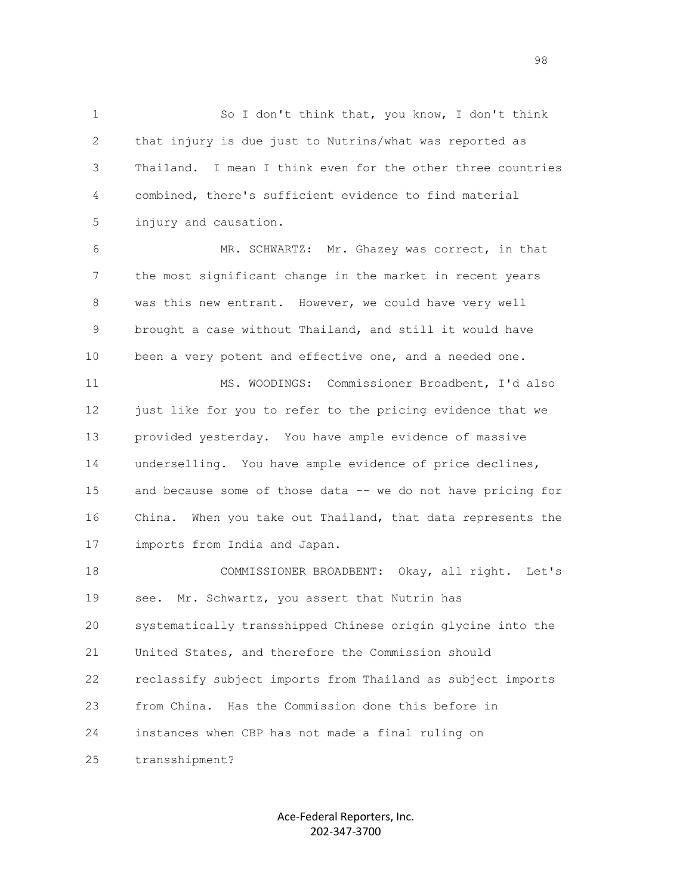So I don't think that, you know, I don't think that injury is due just to Nutrins/what was reported as Thailand. I mean I think even for the other three countries combined, there's sufficient evidence to find material injury and causation.

MR. SCHWARTZ: Mr. Ghazey was correct, in that the most significant change in the market in recent years was this new entrant. However, we could have very well brought a case without Thailand, and still it would have been a very potent and effective one, and a needed one.

MS. WOODINGS: Commissioner Broadbent, I'd also just like for you to refer to the pricing evidence that we provided yesterday. You have ample evidence of massive underselling. You have ample evidence of price declines, and because some of those data -- we do not have pricing for China. When you take out Thailand, that data represents the imports from India and Japan.

COMMISSIONER BROADBENT: Okay, all right. Let's see. Mr. Schwartz, you assert that Nutrin has systematically transshipped Chinese origin glycine into the United States, and therefore the Commission should reclassify subject imports from Thailand as subject imports from China. Has the Commission done this before in instances when CBP has not made a final ruling on transshipment?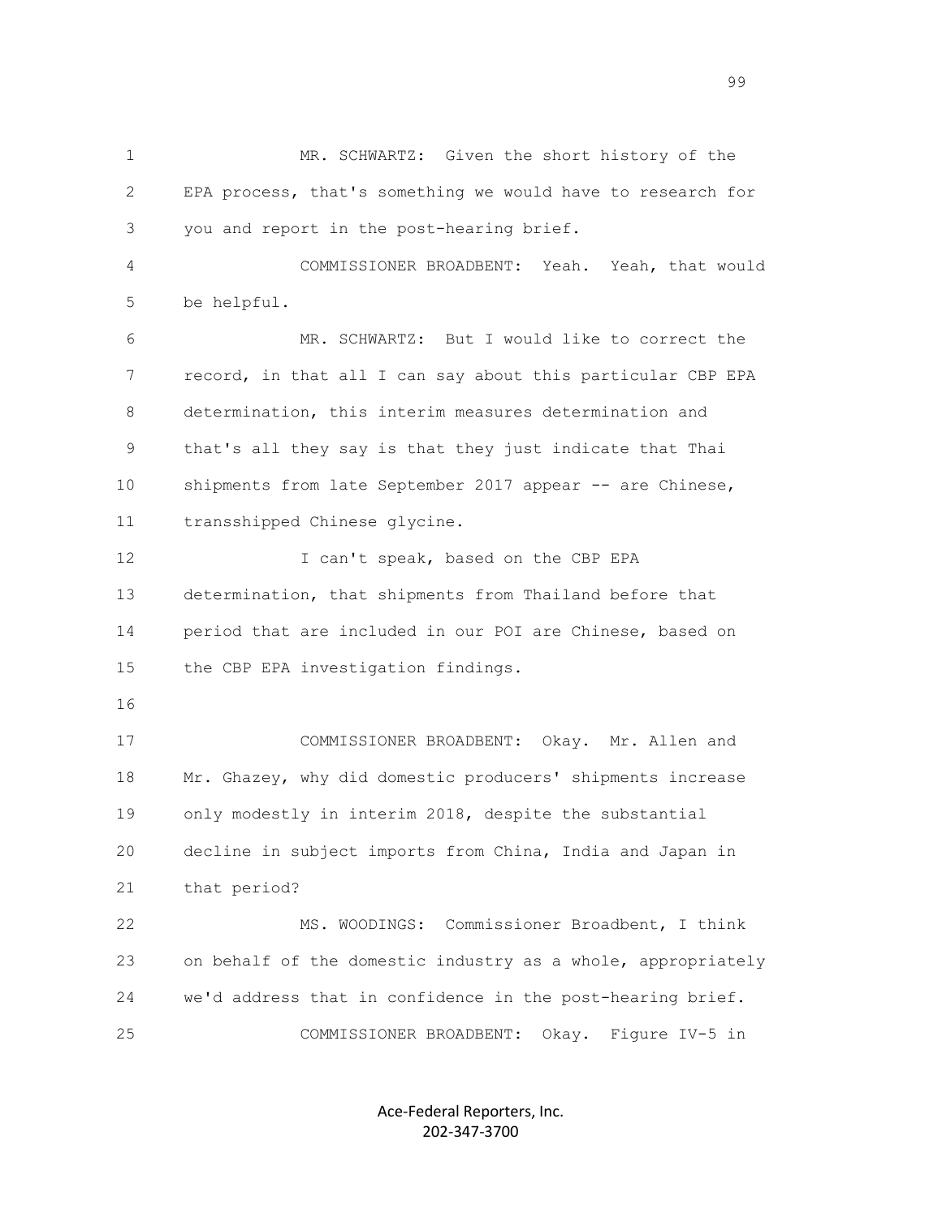MR. SCHWARTZ: Given the short history of the EPA process, that's something we would have to research for you and report in the post-hearing brief.

COMMISSIONER BROADBENT: Yeah. Yeah, that would be helpful.

MR. SCHWARTZ: But I would like to correct the record, in that all I can say about this particular CBP EPA determination, this interim measures determination and that's all they say is that they just indicate that Thai shipments from late September 2017 appear -- are Chinese, transshipped Chinese glycine.

I can't speak, based on the CBP EPA determination, that shipments from Thailand before that period that are included in our POI are Chinese, based on the CBP EPA investigation findings.

COMMISSIONER BROADBENT: Okay. Mr. Allen and Mr. Ghazey, why did domestic producers' shipments increase only modestly in interim 2018, despite the substantial decline in subject imports from China, India and Japan in that period?

MS. WOODINGS: Commissioner Broadbent, I think on behalf of the domestic industry as a whole, appropriately we'd address that in confidence in the post-hearing brief.

COMMISSIONER BROADBENT: Okay. Figure IV-5 in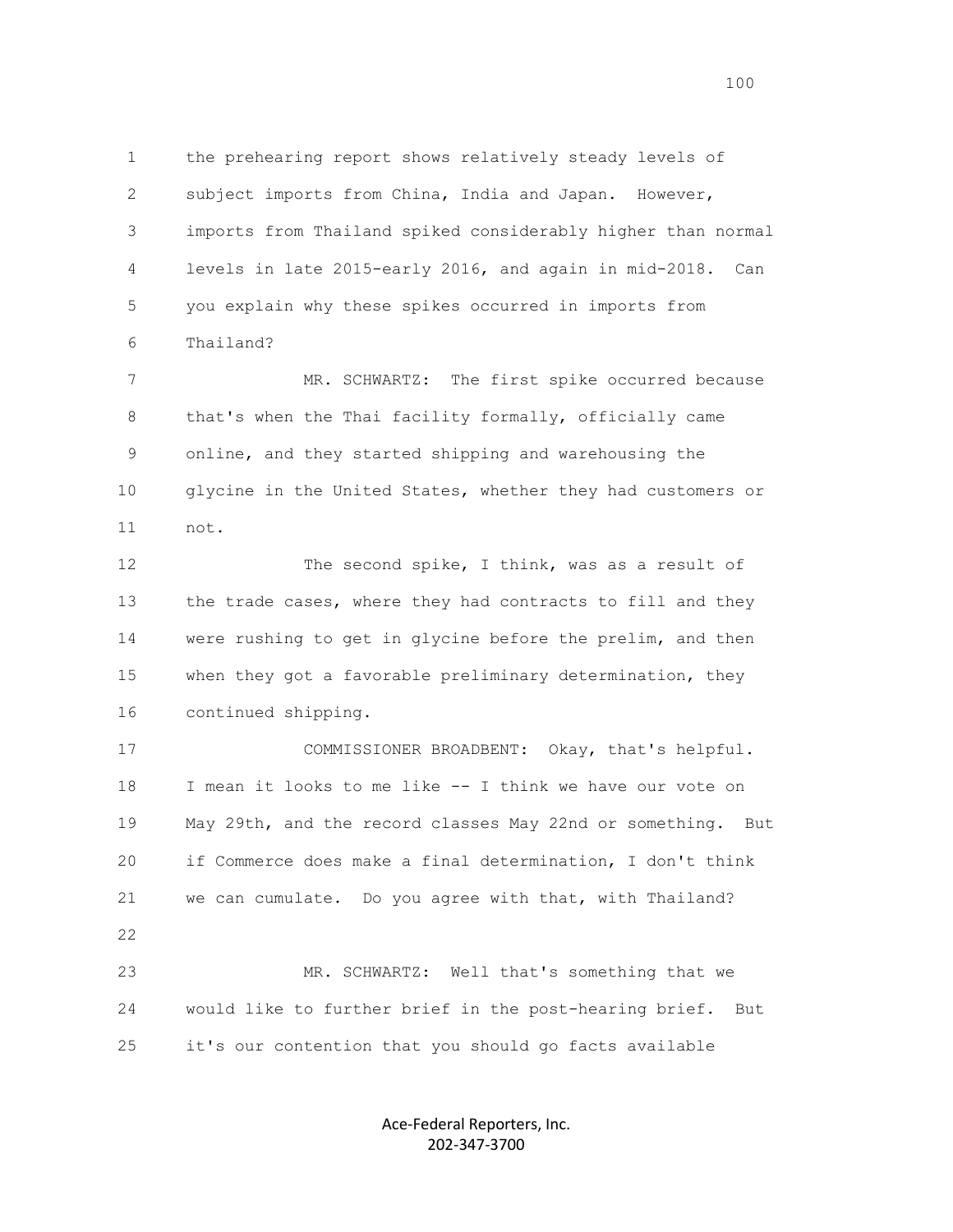the prehearing report shows relatively steady levels of subject imports from China, India and Japan. However, imports from Thailand spiked considerably higher than normal levels in late 2015-early 2016, and again in mid-2018. Can you explain why these spikes occurred in imports from Thailand?

MR. SCHWARTZ: The first spike occurred because that's when the Thai facility formally, officially came online, and they started shipping and warehousing the glycine in the United States, whether they had customers or not.

The second spike, I think, was as a result of the trade cases, where they had contracts to fill and they were rushing to get in glycine before the prelim, and then when they got a favorable preliminary determination, they continued shipping.

COMMISSIONER BROADBENT: Okay, that's helpful. I mean it looks to me like -- I think we have our vote on May 29th, and the record classes May 22nd or something. But if Commerce does make a final determination, I don't think we can cumulate. Do you agree with that, with Thailand?

MR. SCHWARTZ: Well that's something that we would like to further brief in the post-hearing brief. But it's our contention that you should go facts available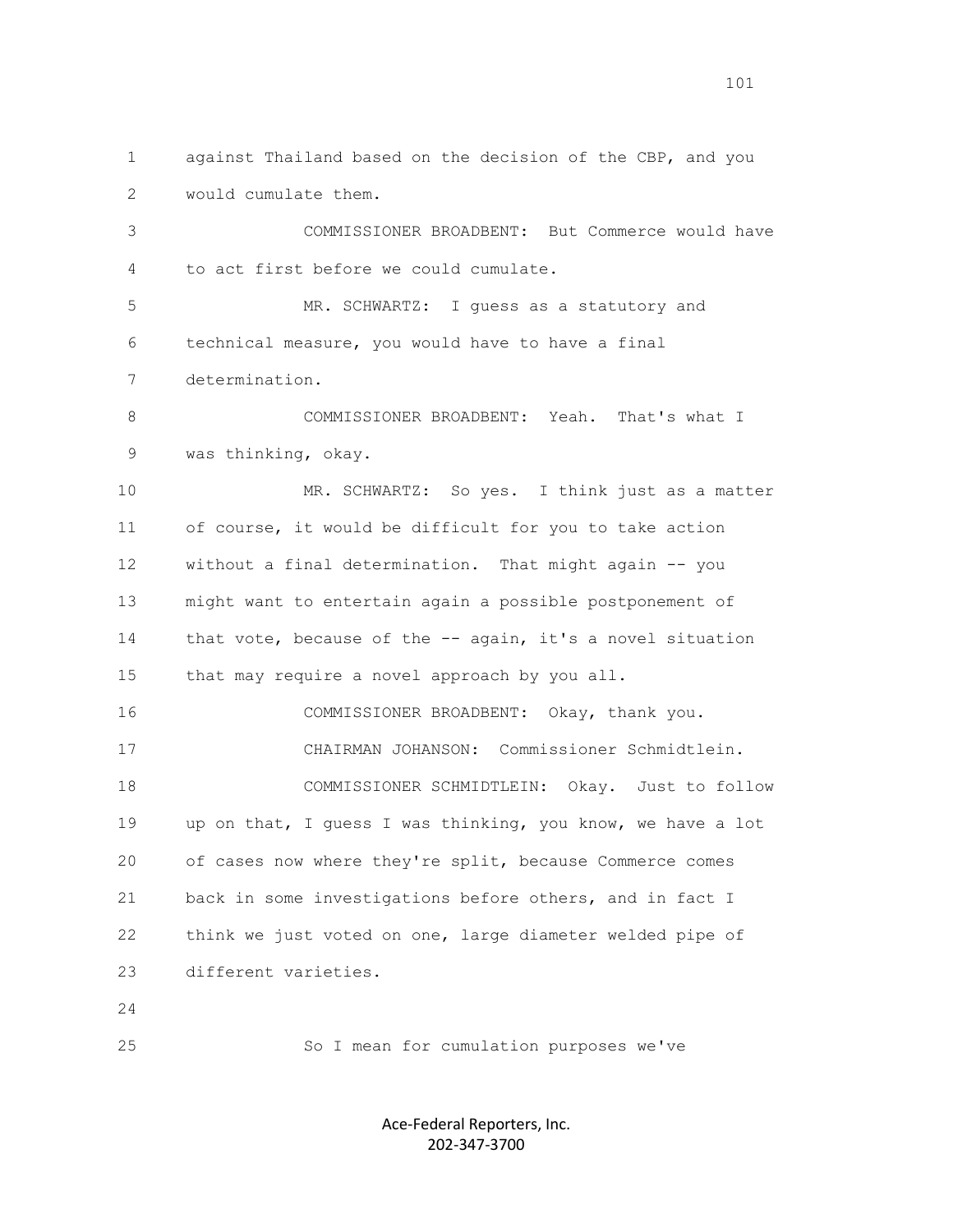against Thailand based on the decision of the CBP, and you would cumulate them.

COMMISSIONER BROADBENT: But Commerce would have to act first before we could cumulate.

MR. SCHWARTZ: I guess as a statutory and technical measure, you would have to have a final determination.

COMMISSIONER BROADBENT: Yeah. That's what I was thinking, okay.

MR. SCHWARTZ: So yes. I think just as a matter of course, it would be difficult for you to take action without a final determination. That might again -- you might want to entertain again a possible postponement of that vote, because of the -- again, it's a novel situation that may require a novel approach by you all.

COMMISSIONER BROADBENT: Okay, thank you.

CHAIRMAN JOHANSON: Commissioner Schmidtlein.

COMMISSIONER SCHMIDTLEIN: Okay. Just to follow up on that, I guess I was thinking, you know, we have a lot of cases now where they're split, because Commerce comes back in some investigations before others, and in fact I think we just voted on one, large diameter welded pipe of different varieties.

So I mean for cumulation purposes we've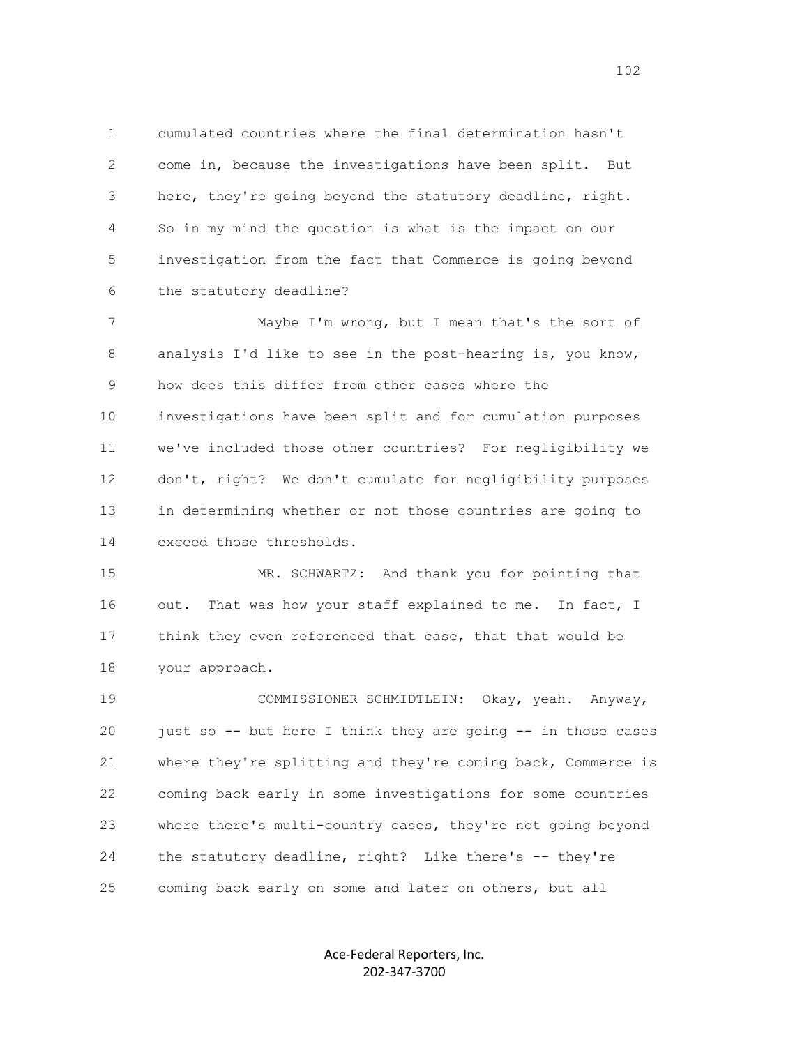cumulated countries where the final determination hasn't come in, because the investigations have been split. But here, they're going beyond the statutory deadline, right. So in my mind the question is what is the impact on our investigation from the fact that Commerce is going beyond the statutory deadline?

Maybe I'm wrong, but I mean that's the sort of analysis I'd like to see in the post-hearing is, you know, how does this differ from other cases where the investigations have been split and for cumulation purposes we've included those other countries? For negligibility we don't, right? We don't cumulate for negligibility purposes in determining whether or not those countries are going to exceed those thresholds.

MR. SCHWARTZ: And thank you for pointing that out. That was how your staff explained to me. In fact, I think they even referenced that case, that that would be your approach.

COMMISSIONER SCHMIDTLEIN: Okay, yeah. Anyway, just so -- but here I think they are going -- in those cases where they're splitting and they're coming back, Commerce is coming back early in some investigations for some countries where there's multi-country cases, they're not going beyond the statutory deadline, right? Like there's -- they're coming back early on some and later on others, but all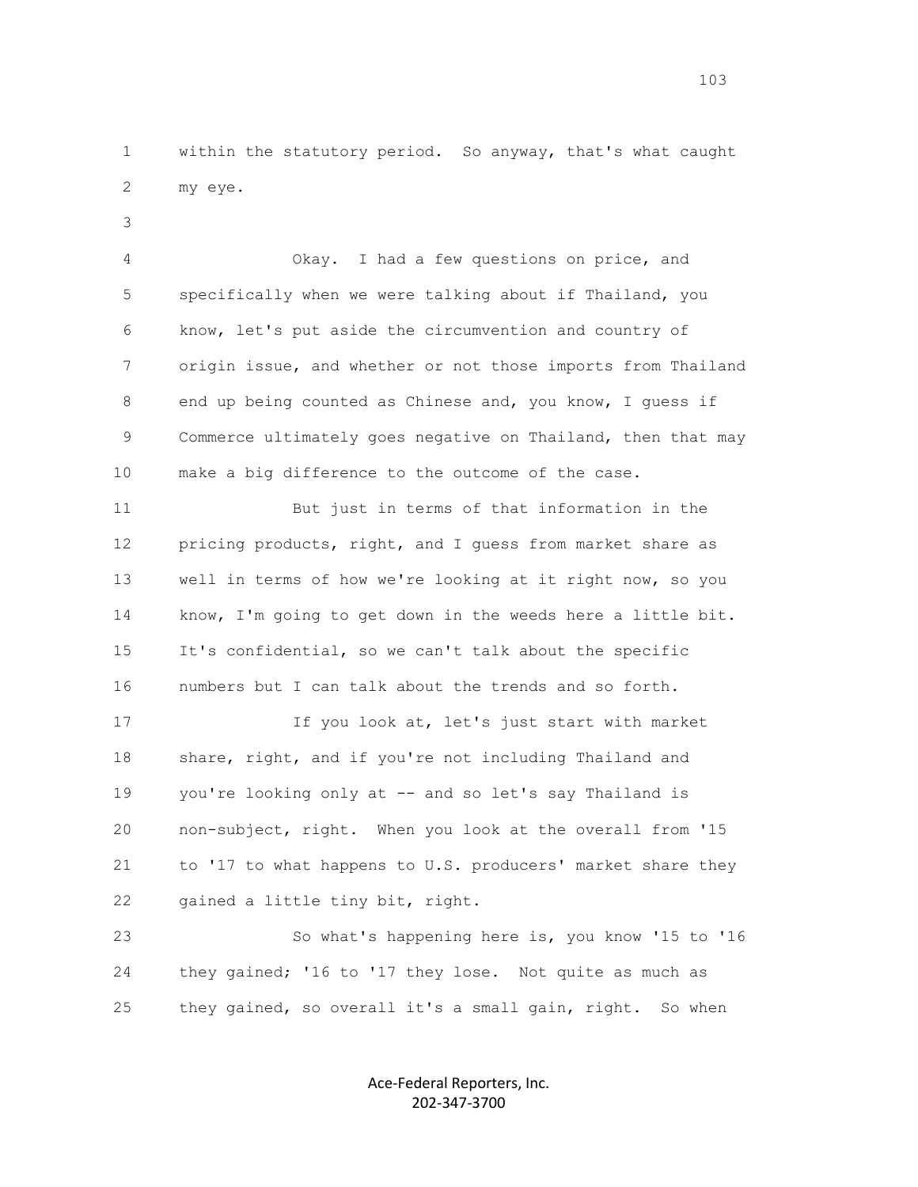within the statutory period. So anyway, that's what caught my eye.

Okay. I had a few questions on price, and specifically when we were talking about if Thailand, you know, let's put aside the circumvention and country of origin issue, and whether or not those imports from Thailand end up being counted as Chinese and, you know, I guess if Commerce ultimately goes negative on Thailand, then that may make a big difference to the outcome of the case.

But just in terms of that information in the pricing products, right, and I guess from market share as well in terms of how we're looking at it right now, so you know, I'm going to get down in the weeds here a little bit. It's confidential, so we can't talk about the specific numbers but I can talk about the trends and so forth.

If you look at, let's just start with market share, right, and if you're not including Thailand and you're looking only at -- and so let's say Thailand is non-subject, right. When you look at the overall from '15 to '17 to what happens to U.S. producers' market share they gained a little tiny bit, right.

So what's happening here is, you know '15 to '16 they gained; '16 to '17 they lose. Not quite as much as they gained, so overall it's a small gain, right. So when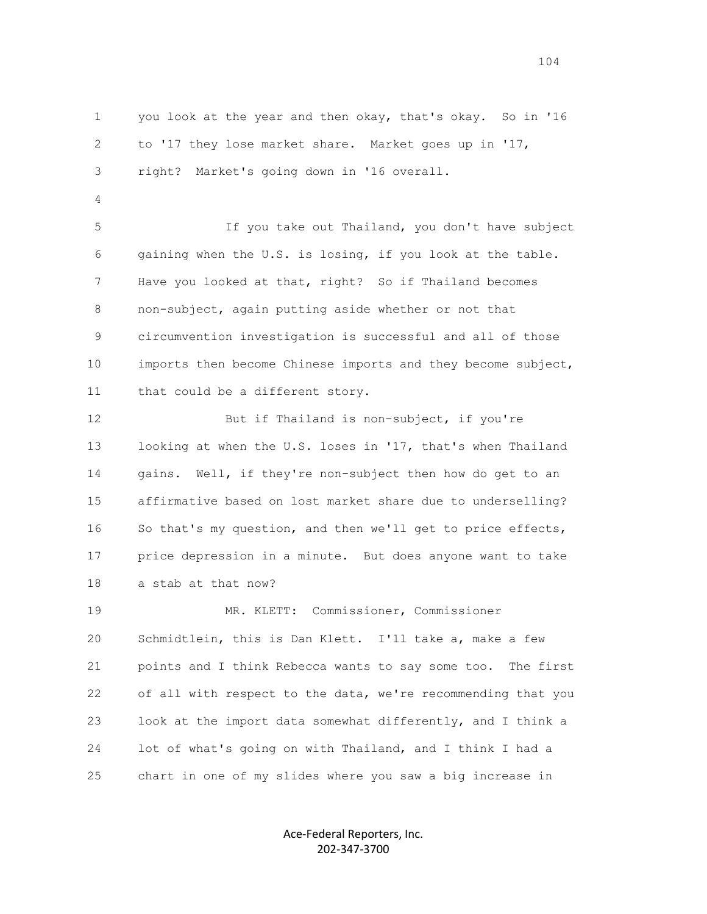you look at the year and then okay, that's okay. So in '16 to '17 they lose market share. Market goes up in '17, right? Market's going down in '16 overall.

If you take out Thailand, you don't have subject gaining when the U.S. is losing, if you look at the table. Have you looked at that, right? So if Thailand becomes non-subject, again putting aside whether or not that circumvention investigation is successful and all of those imports then become Chinese imports and they become subject, that could be a different story.

But if Thailand is non-subject, if you're looking at when the U.S. loses in '17, that's when Thailand gains. Well, if they're non-subject then how do get to an affirmative based on lost market share due to underselling? So that's my question, and then we'll get to price effects, price depression in a minute. But does anyone want to take a stab at that now?

MR. KLETT: Commissioner, Commissioner Schmidtlein, this is Dan Klett. I'll take a, make a few points and I think Rebecca wants to say some too. The first of all with respect to the data, we're recommending that you look at the import data somewhat differently, and I think a lot of what's going on with Thailand, and I think I had a chart in one of my slides where you saw a big increase in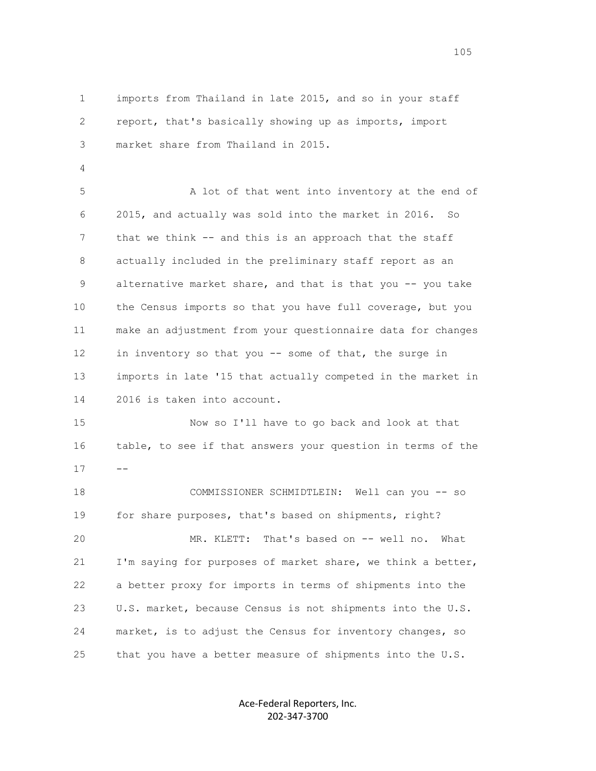imports from Thailand in late 2015, and so in your staff report, that's basically showing up as imports, import market share from Thailand in 2015.

A lot of that went into inventory at the end of 2015, and actually was sold into the market in 2016. So that we think -- and this is an approach that the staff actually included in the preliminary staff report as an alternative market share, and that is that you -- you take the Census imports so that you have full coverage, but you make an adjustment from your questionnaire data for changes in inventory so that you -- some of that, the surge in imports in late '15 that actually competed in the market in 2016 is taken into account.

Now so I'll have to go back and look at that table, to see if that answers your question in terms of the --

COMMISSIONER SCHMIDTLEIN: Well can you -- so for share purposes, that's based on shipments, right?

MR. KLETT: That's based on -- well no. What I'm saying for purposes of market share, we think a better, a better proxy for imports in terms of shipments into the U.S. market, because Census is not shipments into the U.S. market, is to adjust the Census for inventory changes, so that you have a better measure of shipments into the U.S.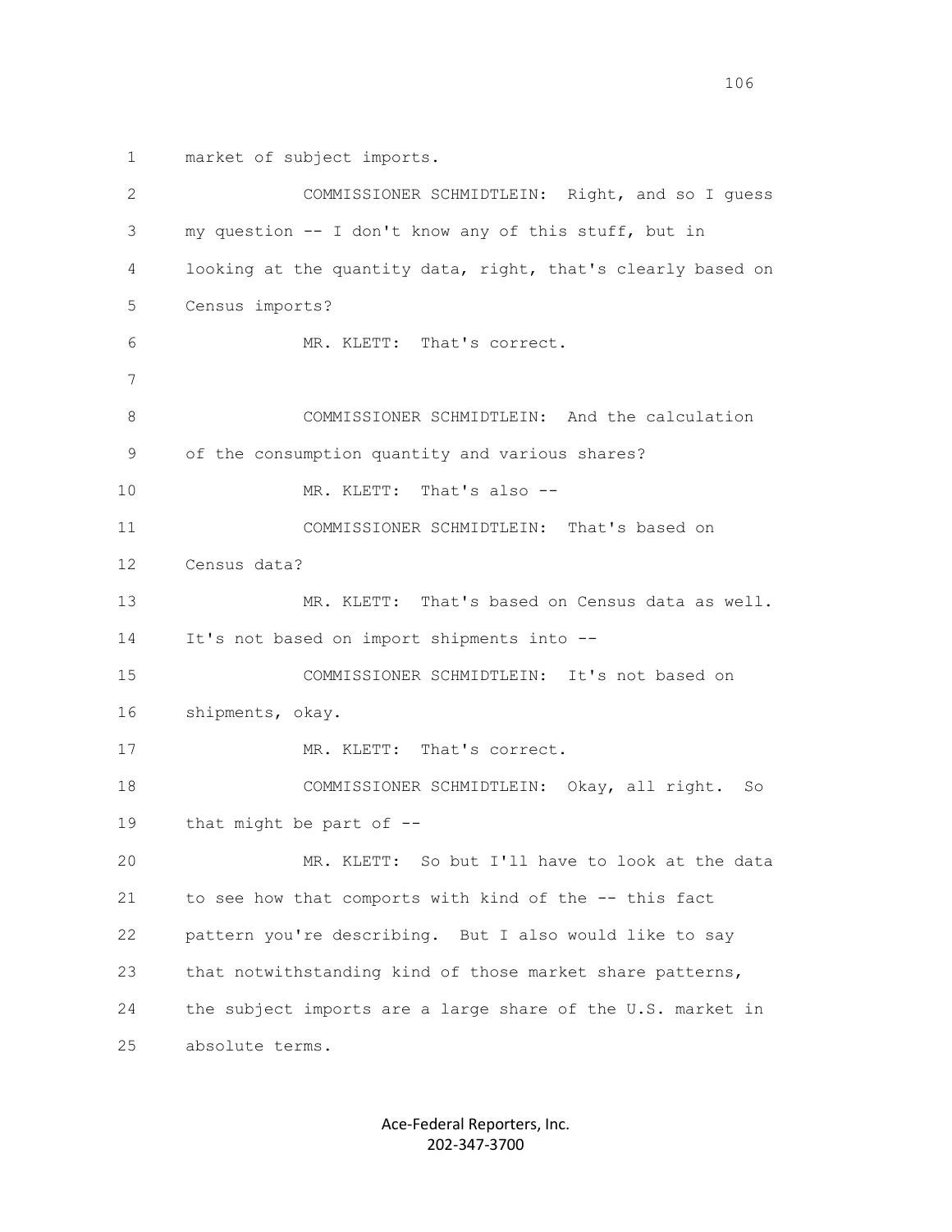market of subject imports.

COMMISSIONER SCHMIDTLEIN: Right, and so I guess my question -- I don't know any of this stuff, but in looking at the quantity data, right, that's clearly based on Census imports?

MR. KLETT: That's correct.

COMMISSIONER SCHMIDTLEIN: And the calculation of the consumption quantity and various shares?

MR. KLETT: That's also --

COMMISSIONER SCHMIDTLEIN: That's based on Census data?

MR. KLETT: That's based on Census data as well. It's not based on import shipments into --

COMMISSIONER SCHMIDTLEIN: It's not based on shipments, okay.

MR. KLETT: That's correct.

COMMISSIONER SCHMIDTLEIN: Okay, all right. So that might be part of --

MR. KLETT: So but I'll have to look at the data to see how that comports with kind of the -- this fact pattern you're describing. But I also would like to say that notwithstanding kind of those market share patterns, the subject imports are a large share of the U.S. market in absolute terms.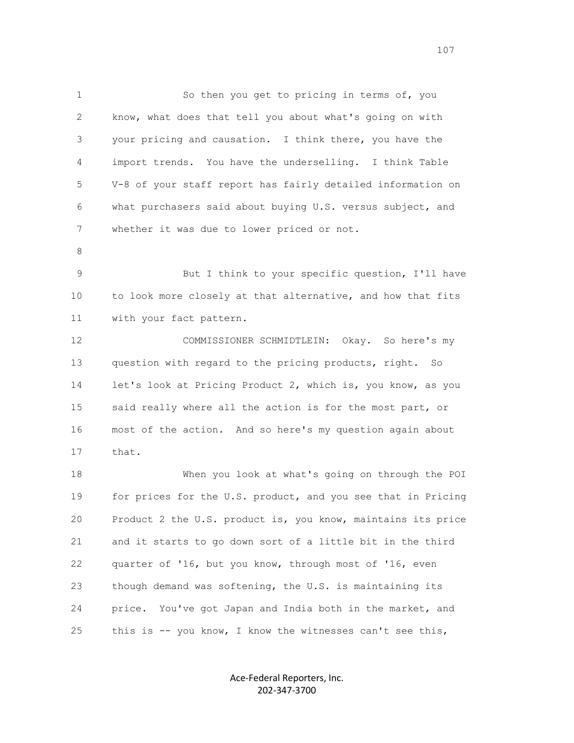So then you get to pricing in terms of, you know, what does that tell you about what's going on with your pricing and causation. I think there, you have the import trends. You have the underselling. I think Table V-8 of your staff report has fairly detailed information on what purchasers said about buying U.S. versus subject, and whether it was due to lower priced or not.

But I think to your specific question, I'll have to look more closely at that alternative, and how that fits with your fact pattern.

COMMISSIONER SCHMIDTLEIN: Okay. So here's my question with regard to the pricing products, right. So let's look at Pricing Product 2, which is, you know, as you said really where all the action is for the most part, or most of the action. And so here's my question again about that.

When you look at what's going on through the POI for prices for the U.S. product, and you see that in Pricing Product 2 the U.S. product is, you know, maintains its price and it starts to go down sort of a little bit in the third quarter of '16, but you know, through most of '16, even though demand was softening, the U.S. is maintaining its price. You've got Japan and India both in the market, and this is -- you know, I know the witnesses can't see this,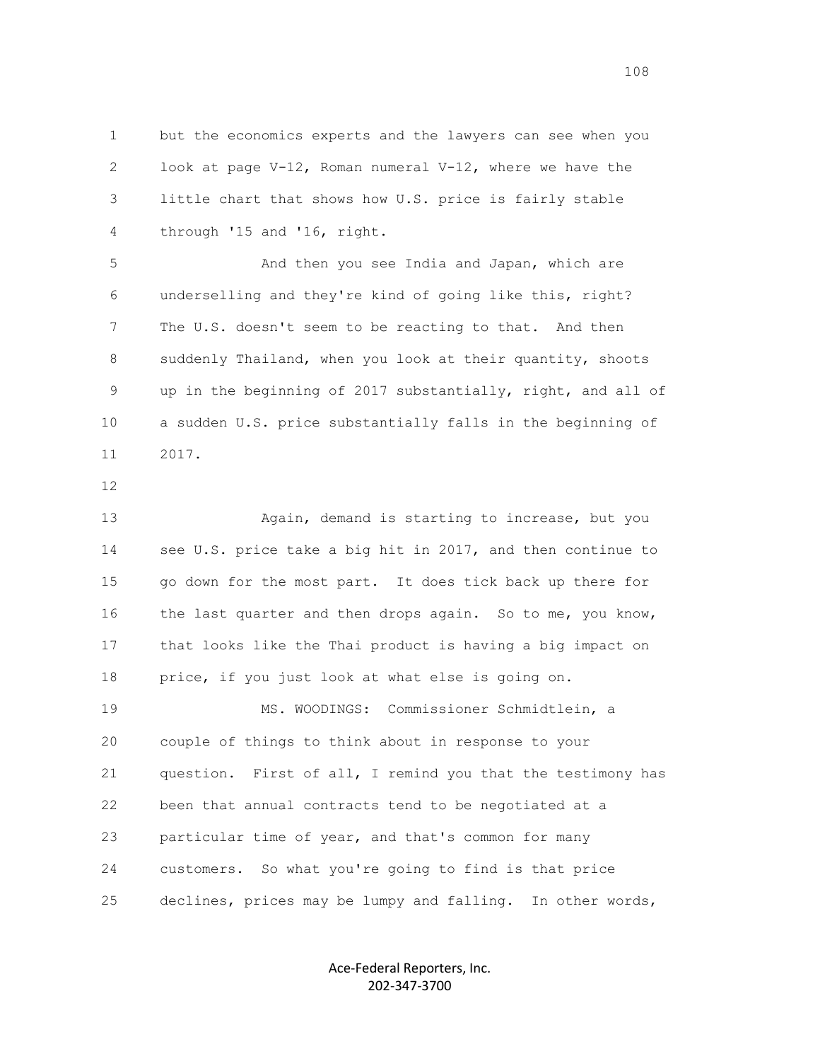but the economics experts and the lawyers can see when you look at page V-12, Roman numeral V-12, where we have the little chart that shows how U.S. price is fairly stable through '15 and '16, right.

And then you see India and Japan, which are underselling and they're kind of going like this, right? The U.S. doesn't seem to be reacting to that. And then suddenly Thailand, when you look at their quantity, shoots up in the beginning of 2017 substantially, right, and all of a sudden U.S. price substantially falls in the beginning of 2017.

Again, demand is starting to increase, but you see U.S. price take a big hit in 2017, and then continue to go down for the most part. It does tick back up there for the last quarter and then drops again. So to me, you know, that looks like the Thai product is having a big impact on price, if you just look at what else is going on.

MS. WOODINGS: Commissioner Schmidtlein, a couple of things to think about in response to your question. First of all, I remind you that the testimony has been that annual contracts tend to be negotiated at a particular time of year, and that's common for many customers. So what you're going to find is that price declines, prices may be lumpy and falling. In other words,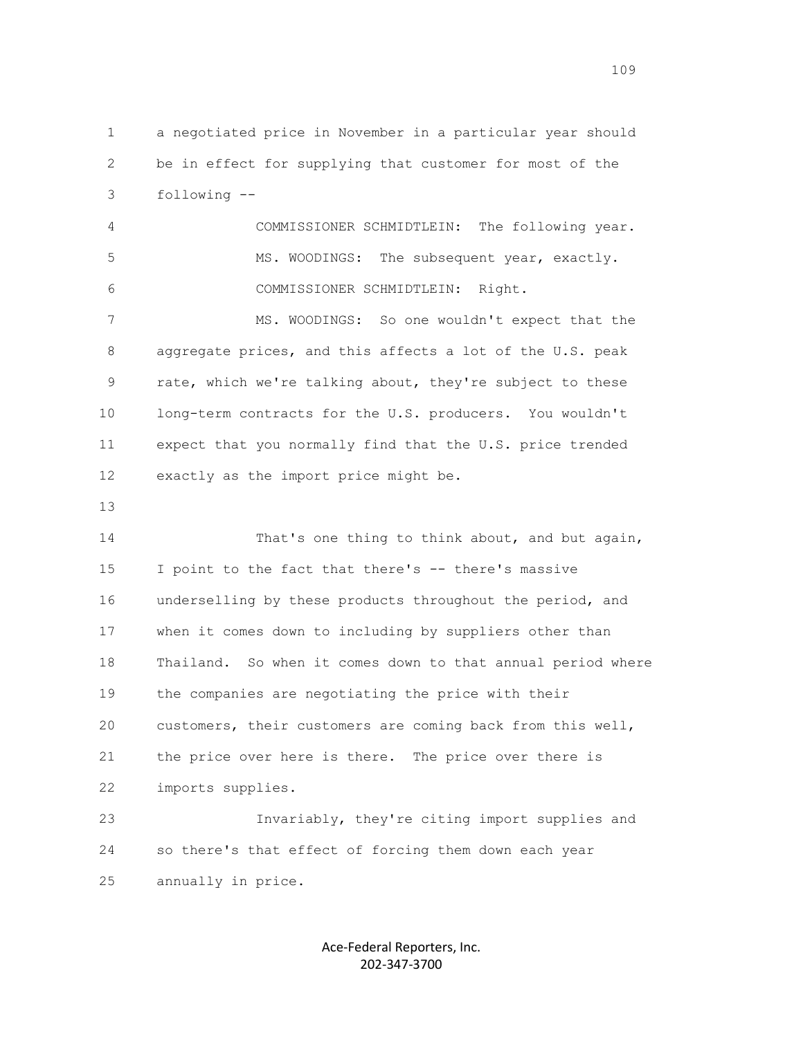a negotiated price in November in a particular year should be in effect for supplying that customer for most of the following --

COMMISSIONER SCHMIDTLEIN: The following year.

MS. WOODINGS: The subsequent year, exactly.

COMMISSIONER SCHMIDTLEIN: Right.

MS. WOODINGS: So one wouldn't expect that the aggregate prices, and this affects a lot of the U.S. peak rate, which we're talking about, they're subject to these long-term contracts for the U.S. producers. You wouldn't expect that you normally find that the U.S. price trended exactly as the import price might be.

That's one thing to think about, and but again, I point to the fact that there's -- there's massive underselling by these products throughout the period, and when it comes down to including by suppliers other than Thailand. So when it comes down to that annual period where the companies are negotiating the price with their customers, their customers are coming back from this well, the price over here is there. The price over there is imports supplies.

Invariably, they're citing import supplies and so there's that effect of forcing them down each year annually in price.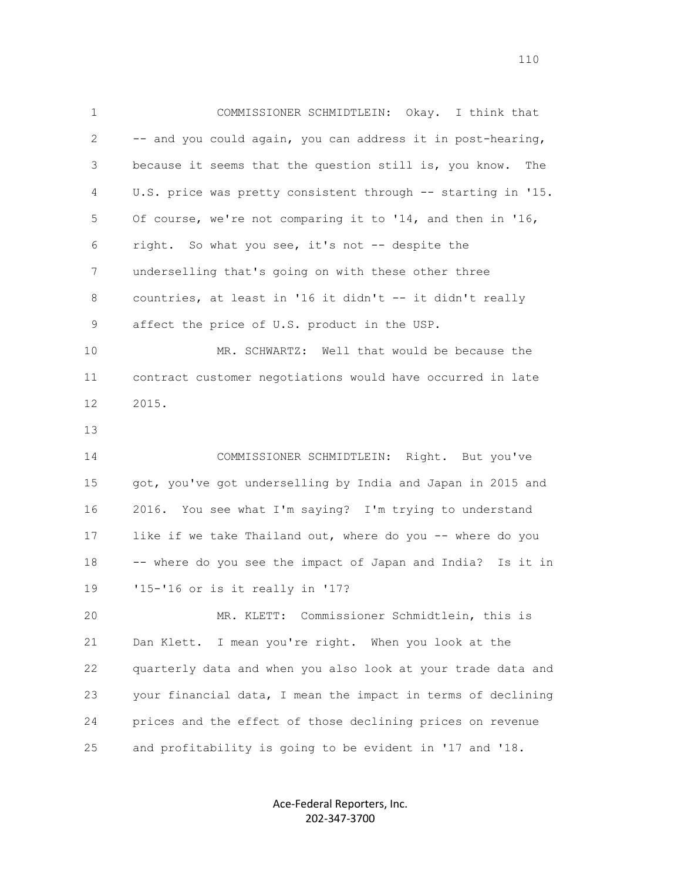COMMISSIONER SCHMIDTLEIN: Okay. I think that -- and you could again, you can address it in post-hearing, because it seems that the question still is, you know. The U.S. price was pretty consistent through -- starting in '15. Of course, we're not comparing it to '14, and then in '16, right. So what you see, it's not -- despite the underselling that's going on with these other three countries, at least in '16 it didn't -- it didn't really affect the price of U.S. product in the USP.

MR. SCHWARTZ: Well that would be because the contract customer negotiations would have occurred in late 2015.

COMMISSIONER SCHMIDTLEIN: Right. But you've got, you've got underselling by India and Japan in 2015 and 2016. You see what I'm saying? I'm trying to understand like if we take Thailand out, where do you -- where do you -- where do you see the impact of Japan and India? Is it in '15-'16 or is it really in '17?

MR. KLETT: Commissioner Schmidtlein, this is Dan Klett. I mean you're right. When you look at the quarterly data and when you also look at your trade data and your financial data, I mean the impact in terms of declining prices and the effect of those declining prices on revenue and profitability is going to be evident in '17 and '18.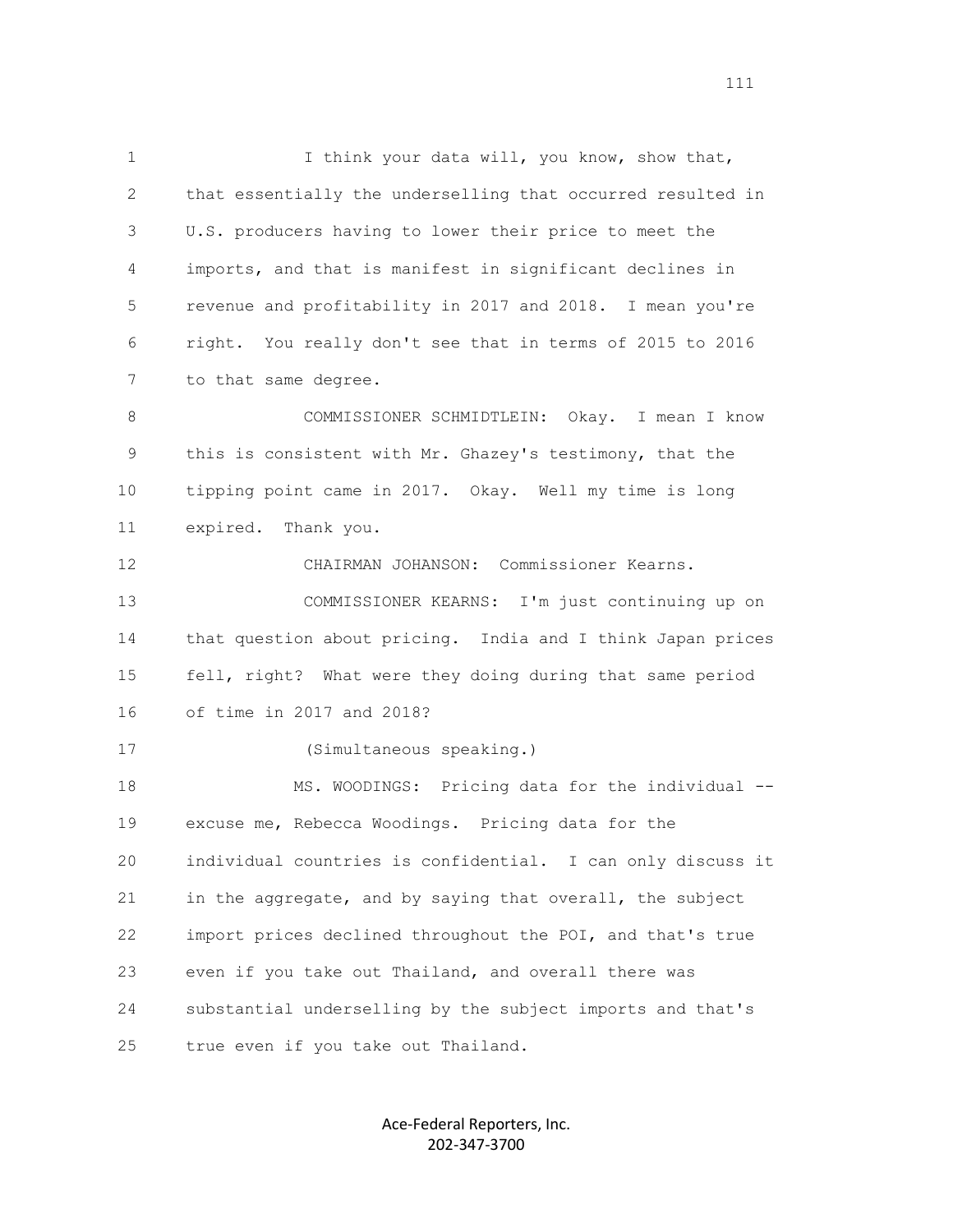I think your data will, you know, show that, that essentially the underselling that occurred resulted in U.S. producers having to lower their price to meet the imports, and that is manifest in significant declines in revenue and profitability in 2017 and 2018. I mean you're right. You really don't see that in terms of 2015 to 2016 to that same degree.

COMMISSIONER SCHMIDTLEIN: Okay. I mean I know this is consistent with Mr. Ghazey's testimony, that the tipping point came in 2017. Okay. Well my time is long expired. Thank you.

CHAIRMAN JOHANSON: Commissioner Kearns.

COMMISSIONER KEARNS: I'm just continuing up on that question about pricing. India and I think Japan prices fell, right? What were they doing during that same period of time in 2017 and 2018?

(Simultaneous speaking.)

MS. WOODINGS: Pricing data for the individual -- excuse me, Rebecca Woodings. Pricing data for the individual countries is confidential. I can only discuss it in the aggregate, and by saying that overall, the subject import prices declined throughout the POI, and that's true even if you take out Thailand, and overall there was substantial underselling by the subject imports and that's true even if you take out Thailand.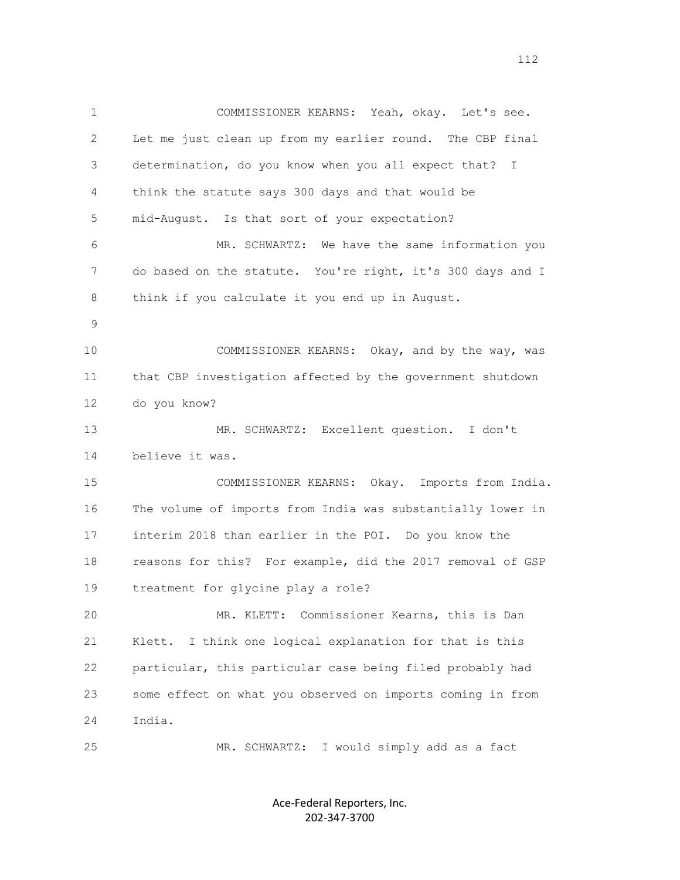COMMISSIONER KEARNS: Yeah, okay. Let's see. Let me just clean up from my earlier round. The CBP final determination, do you know when you all expect that? I think the statute says 300 days and that would be mid-August. Is that sort of your expectation?

MR. SCHWARTZ: We have the same information you do based on the statute. You're right, it's 300 days and I think if you calculate it you end up in August.

COMMISSIONER KEARNS: Okay, and by the way, was that CBP investigation affected by the government shutdown do you know?

MR. SCHWARTZ: Excellent question. I don't believe it was.

COMMISSIONER KEARNS: Okay. Imports from India. The volume of imports from India was substantially lower in interim 2018 than earlier in the POI. Do you know the reasons for this? For example, did the 2017 removal of GSP treatment for glycine play a role?

MR. KLETT: Commissioner Kearns, this is Dan Klett. I think one logical explanation for that is this particular, this particular case being filed probably had some effect on what you observed on imports coming in from India.

MR. SCHWARTZ: I would simply add as a fact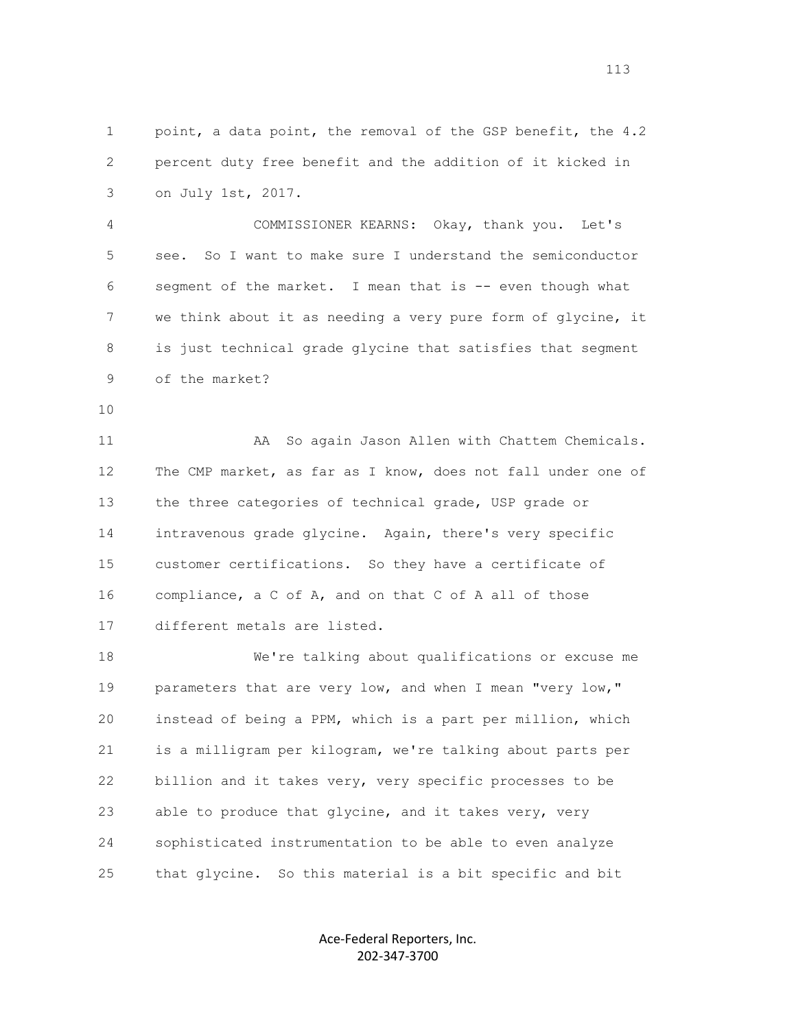point, a data point, the removal of the GSP benefit, the 4.2 percent duty free benefit and the addition of it kicked in on July 1st, 2017.

COMMISSIONER KEARNS: Okay, thank you. Let's see. So I want to make sure I understand the semiconductor segment of the market. I mean that is -- even though what we think about it as needing a very pure form of glycine, it is just technical grade glycine that satisfies that segment of the market?

AA So again Jason Allen with Chattem Chemicals. The CMP market, as far as I know, does not fall under one of the three categories of technical grade, USP grade or intravenous grade glycine. Again, there's very specific customer certifications. So they have a certificate of compliance, a C of A, and on that C of A all of those different metals are listed.

We're talking about qualifications or excuse me parameters that are very low, and when I mean "very low," instead of being a PPM, which is a part per million, which is a milligram per kilogram, we're talking about parts per billion and it takes very, very specific processes to be able to produce that glycine, and it takes very, very sophisticated instrumentation to be able to even analyze that glycine. So this material is a bit specific and bit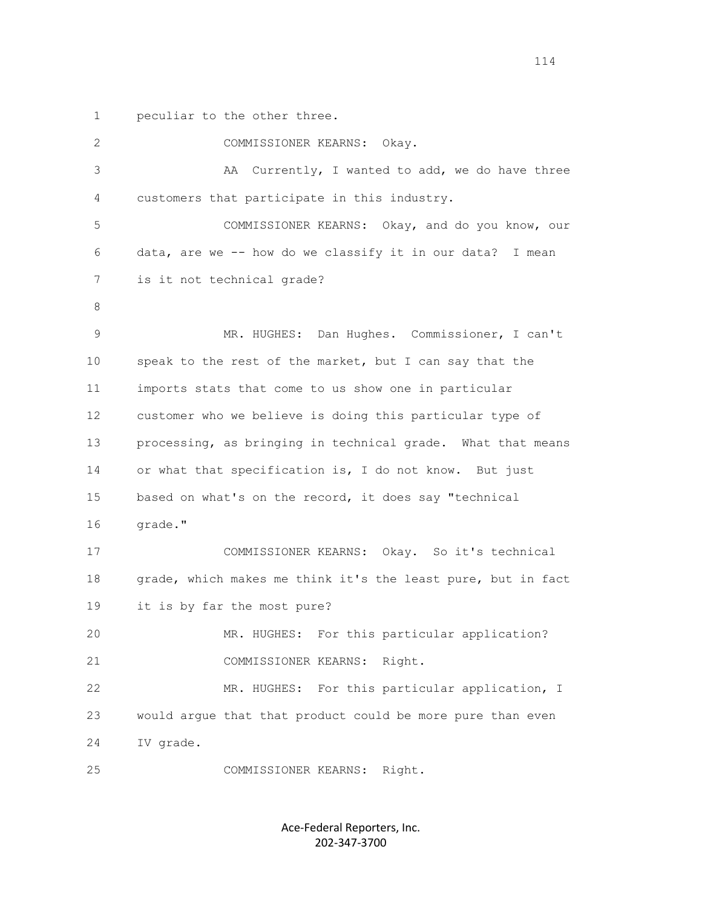1 peculiar to the other three.

2 COMMISSIONER KEARNS: Okay.

3 AA Currently, I wanted to add, we do have three

4 customers that participate in this industry.

5 COMMISSIONER KEARNS: Okay, and do you know, our

6 data, are we -- how do we classify it in our data? I mean

7 is it not technical grade?

8

9 MR. HUGHES: Dan Hughes. Commissioner, I can't

10 speak to the rest of the market, but I can say that the

11 imports stats that come to us show one in particular

12 customer who we believe is doing this particular type of

13 processing, as bringing in technical grade. What that means

14 or what that specification is, I do not know. But just

15 based on what's on the record, it does say "technical

16 grade."

17 COMMISSIONER KEARNS: Okay. So it's technical

18 grade, which makes me think it's the least pure, but in fact

19 it is by far the most pure?

20 MR. HUGHES: For this particular application?

21 COMMISSIONER KEARNS: Right.

22 MR. HUGHES: For this particular application, I

23 would argue that that product could be more pure than even

24 IV grade.

25 COMMISSIONER KEARNS: Right.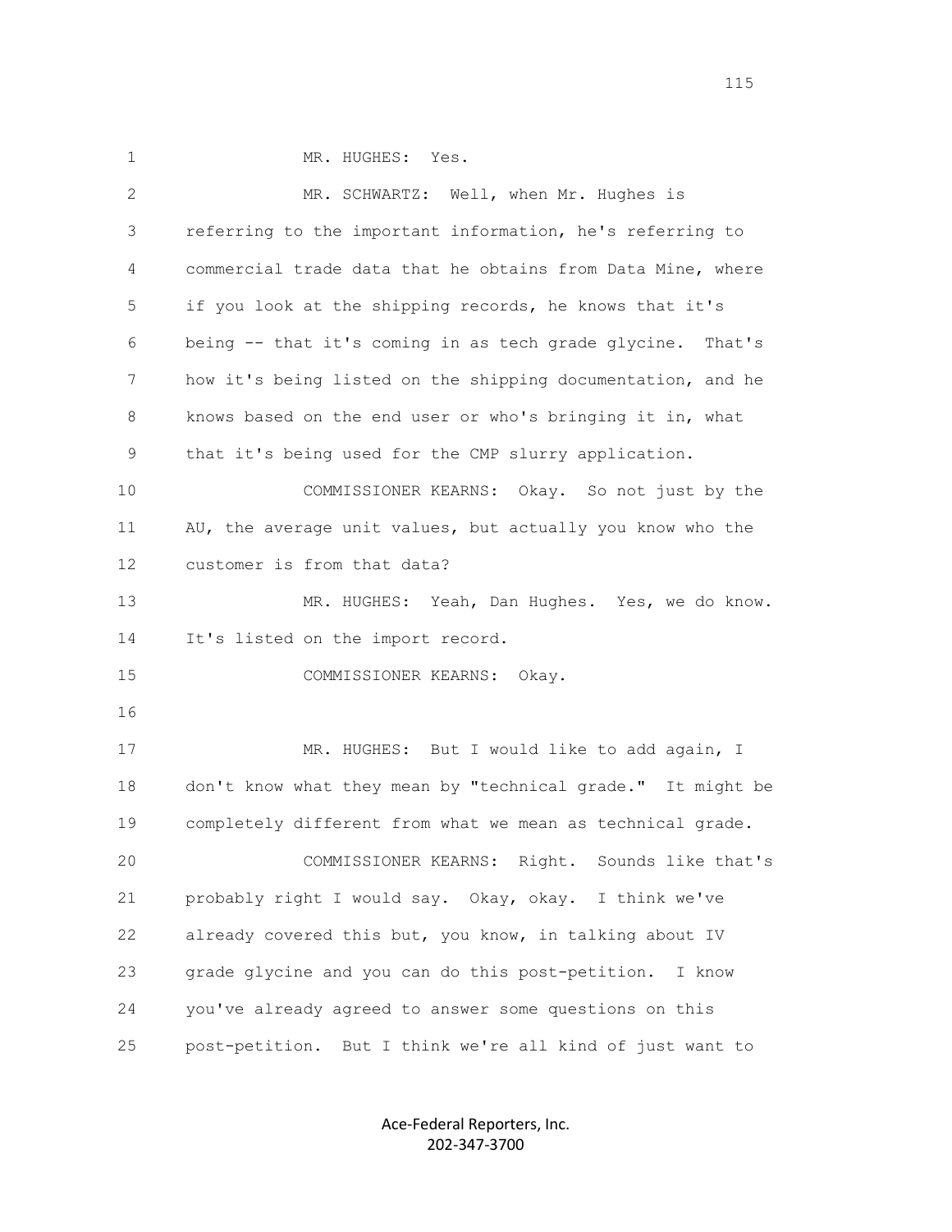MR. HUGHES: Yes.

MR. SCHWARTZ: Well, when Mr. Hughes is referring to the important information, he's referring to commercial trade data that he obtains from Data Mine, where if you look at the shipping records, he knows that it's being -- that it's coming in as tech grade glycine. That's how it's being listed on the shipping documentation, and he knows based on the end user or who's bringing it in, what that it's being used for the CMP slurry application.

COMMISSIONER KEARNS: Okay. So not just by the AU, the average unit values, but actually you know who the customer is from that data?

MR. HUGHES: Yeah, Dan Hughes. Yes, we do know. It's listed on the import record.

COMMISSIONER KEARNS: Okay.

MR. HUGHES: But I would like to add again, I don't know what they mean by "technical grade." It might be completely different from what we mean as technical grade.

COMMISSIONER KEARNS: Right. Sounds like that's probably right I would say. Okay, okay. I think we've already covered this but, you know, in talking about IV grade glycine and you can do this post-petition. I know you've already agreed to answer some questions on this post-petition. But I think we're all kind of just want to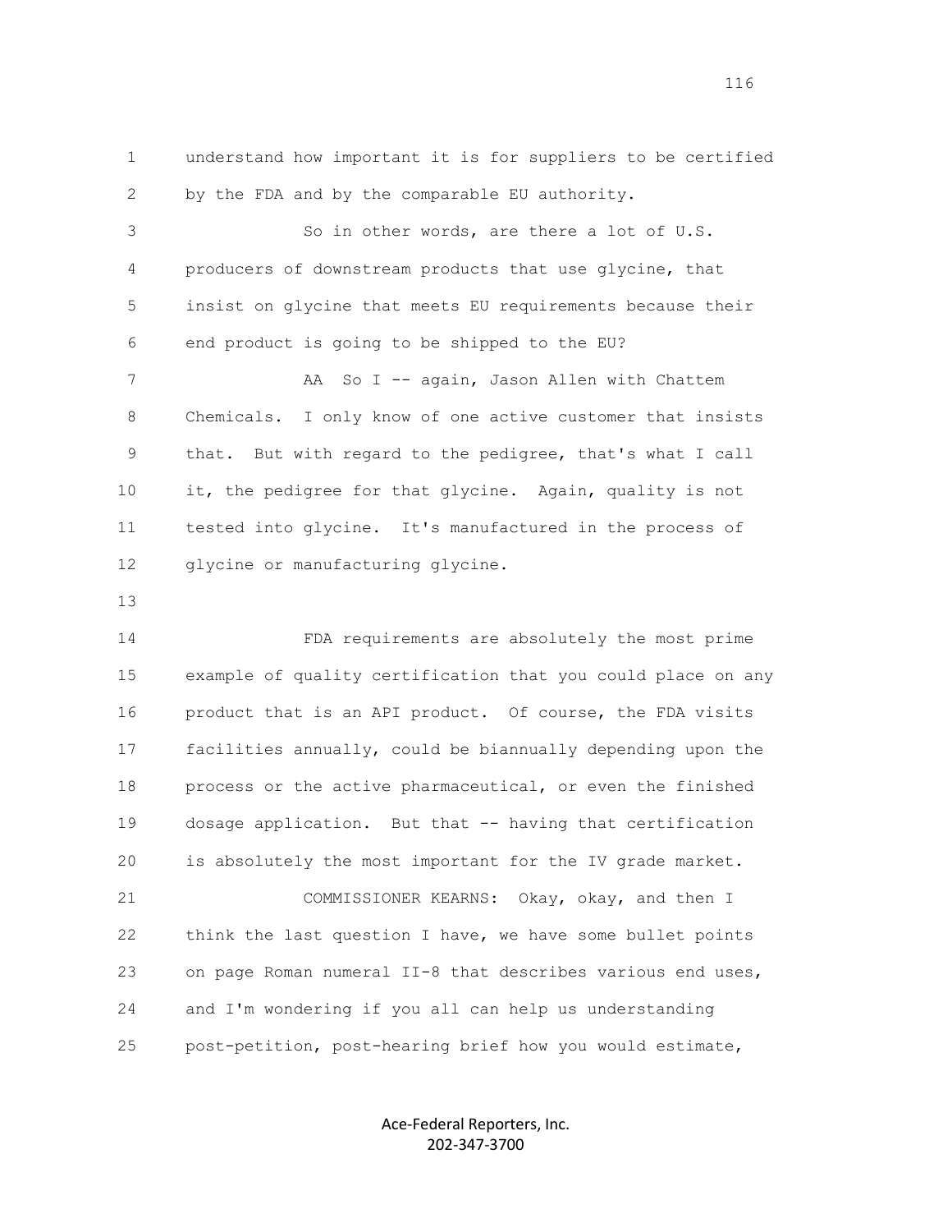1 understand how important it is for suppliers to be certified
2 by the FDA and by the comparable EU authority.

3 So in other words, are there a lot of U.S.
4 producers of downstream products that use glycine, that
5 insist on glycine that meets EU requirements because their
6 end product is going to be shipped to the EU?

7 AA So I -- again, Jason Allen with Chattem
8 Chemicals. I only know of one active customer that insists
9 that. But with regard to the pedigree, that's what I call
10 it, the pedigree for that glycine. Again, quality is not
11 tested into glycine. It's manufactured in the process of
12 glycine or manufacturing glycine.

13

14 FDA requirements are absolutely the most prime
15 example of quality certification that you could place on any
16 product that is an API product. Of course, the FDA visits
17 facilities annually, could be biannually depending upon the
18 process or the active pharmaceutical, or even the finished
19 dosage application. But that -- having that certification
20 is absolutely the most important for the IV grade market.

21 COMMISSIONER KEARNS: Okay, okay, and then I
22 think the last question I have, we have some bullet points
23 on page Roman numeral II-8 that describes various end uses,
24 and I'm wondering if you all can help us understanding
25 post-petition, post-hearing brief how you would estimate,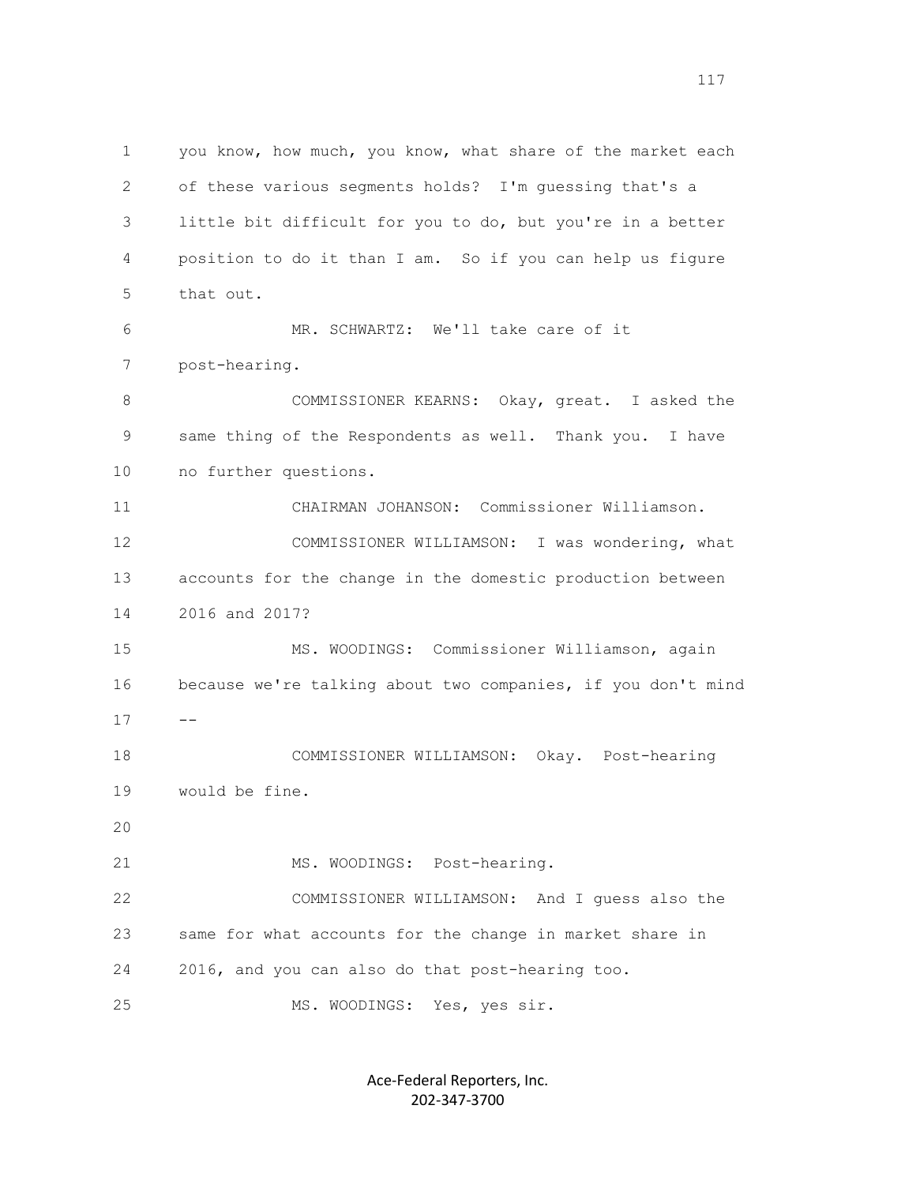you know, how much, you know, what share of the market each of these various segments holds? I'm guessing that's a little bit difficult for you to do, but you're in a better position to do it than I am. So if you can help us figure that out.

MR. SCHWARTZ: We'll take care of it post-hearing.

COMMISSIONER KEARNS: Okay, great. I asked the same thing of the Respondents as well. Thank you. I have no further questions.

CHAIRMAN JOHANSON: Commissioner Williamson.

COMMISSIONER WILLIAMSON: I was wondering, what accounts for the change in the domestic production between 2016 and 2017?

MS. WOODINGS: Commissioner Williamson, again because we're talking about two companies, if you don't mind --

COMMISSIONER WILLIAMSON: Okay. Post-hearing would be fine.

MS. WOODINGS: Post-hearing.

COMMISSIONER WILLIAMSON: And I guess also the same for what accounts for the change in market share in 2016, and you can also do that post-hearing too.

MS. WOODINGS: Yes, yes sir.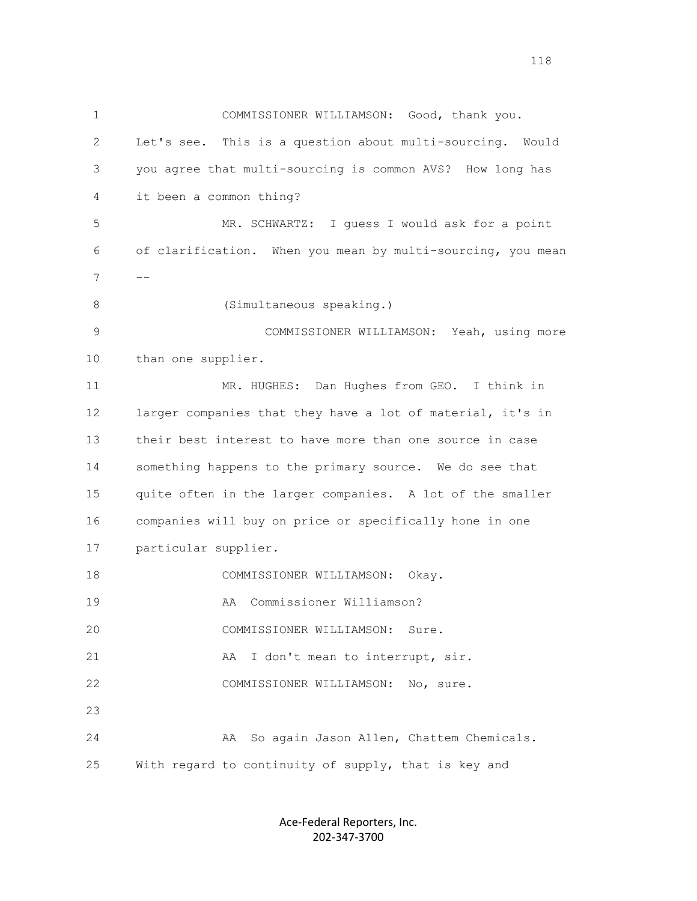1 COMMISSIONER WILLIAMSON: Good, thank you.
2 Let's see. This is a question about multi-sourcing. Would
3 you agree that multi-sourcing is common AVS? How long has
4 it been a common thing?
5 MR. SCHWARTZ: I guess I would ask for a point
6 of clarification. When you mean by multi-sourcing, you mean
7 --
8 (Simultaneous speaking.)
9 COMMISSIONER WILLIAMSON: Yeah, using more
10 than one supplier.
11 MR. HUGHES: Dan Hughes from GEO. I think in
12 larger companies that they have a lot of material, it's in
13 their best interest to have more than one source in case
14 something happens to the primary source. We do see that
15 quite often in the larger companies. A lot of the smaller
16 companies will buy on price or specifically hone in one
17 particular supplier.
18 COMMISSIONER WILLIAMSON: Okay.
19 AA Commissioner Williamson?
20 COMMISSIONER WILLIAMSON: Sure.
21 AA I don't mean to interrupt, sir.
22 COMMISSIONER WILLIAMSON: No, sure.
23
24 AA So again Jason Allen, Chattem Chemicals.
25 With regard to continuity of supply, that is key and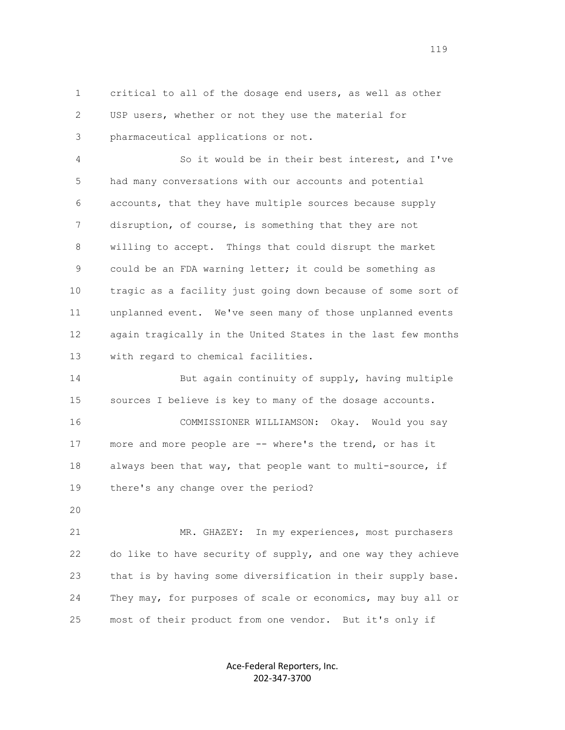critical to all of the dosage end users, as well as other USP users, whether or not they use the material for pharmaceutical applications or not.

So it would be in their best interest, and I've had many conversations with our accounts and potential accounts, that they have multiple sources because supply disruption, of course, is something that they are not willing to accept. Things that could disrupt the market could be an FDA warning letter; it could be something as tragic as a facility just going down because of some sort of unplanned event. We've seen many of those unplanned events again tragically in the United States in the last few months with regard to chemical facilities.

But again continuity of supply, having multiple sources I believe is key to many of the dosage accounts.

COMMISSIONER WILLIAMSON: Okay. Would you say more and more people are -- where's the trend, or has it always been that way, that people want to multi-source, if there's any change over the period?

MR. GHAZEY: In my experiences, most purchasers do like to have security of supply, and one way they achieve that is by having some diversification in their supply base. They may, for purposes of scale or economics, may buy all or most of their product from one vendor. But it's only if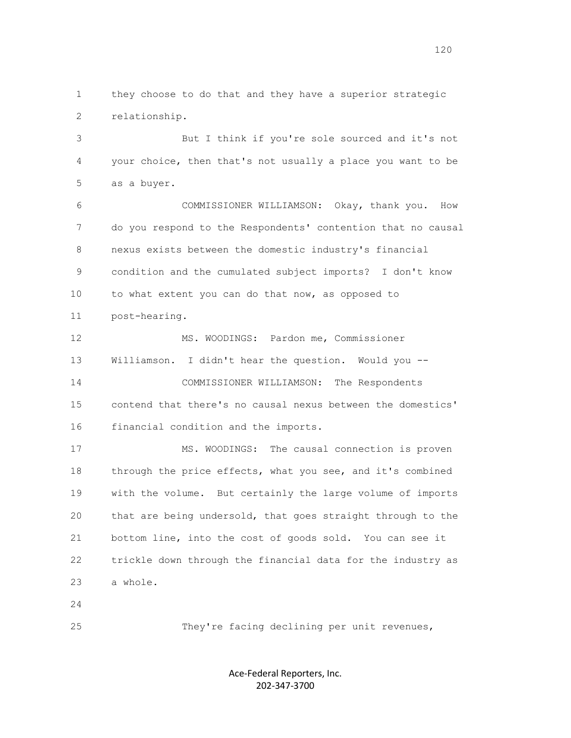they choose to do that and they have a superior strategic relationship.

But I think if you're sole sourced and it's not your choice, then that's not usually a place you want to be as a buyer.

COMMISSIONER WILLIAMSON: Okay, thank you. How do you respond to the Respondents' contention that no causal nexus exists between the domestic industry's financial condition and the cumulated subject imports? I don't know to what extent you can do that now, as opposed to post-hearing.

MS. WOODINGS: Pardon me, Commissioner Williamson. I didn't hear the question. Would you --

COMMISSIONER WILLIAMSON: The Respondents contend that there's no causal nexus between the domestics' financial condition and the imports.

MS. WOODINGS: The causal connection is proven through the price effects, what you see, and it's combined with the volume. But certainly the large volume of imports that are being undersold, that goes straight through to the bottom line, into the cost of goods sold. You can see it trickle down through the financial data for the industry as a whole.

They're facing declining per unit revenues,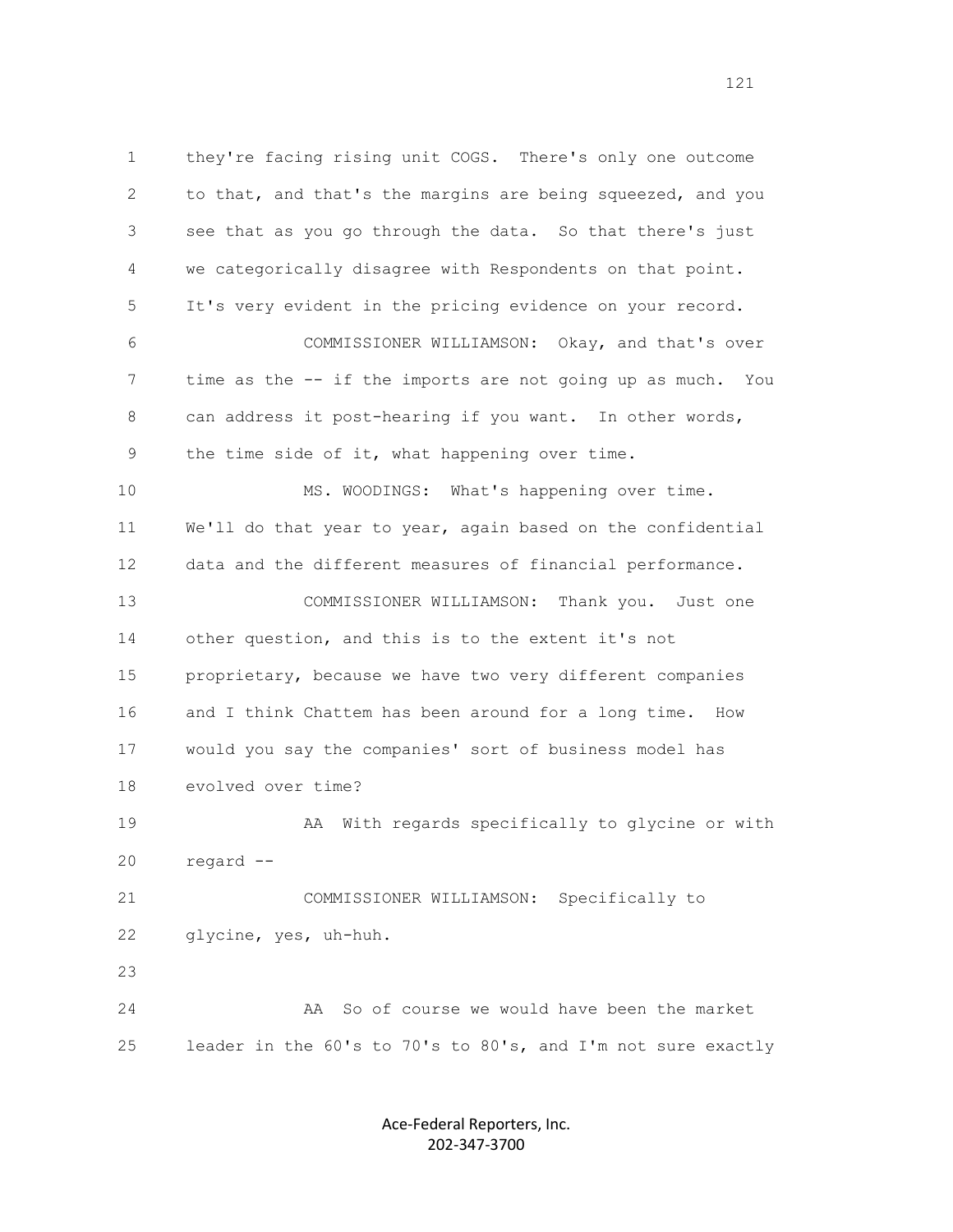they're facing rising unit COGS. There's only one outcome to that, and that's the margins are being squeezed, and you see that as you go through the data. So that there's just we categorically disagree with Respondents on that point. It's very evident in the pricing evidence on your record.

COMMISSIONER WILLIAMSON: Okay, and that's over time as the -- if the imports are not going up as much. You can address it post-hearing if you want. In other words, the time side of it, what happening over time.

MS. WOODINGS: What's happening over time. We'll do that year to year, again based on the confidential data and the different measures of financial performance.

COMMISSIONER WILLIAMSON: Thank you. Just one other question, and this is to the extent it's not proprietary, because we have two very different companies and I think Chattem has been around for a long time. How would you say the companies' sort of business model has evolved over time?

AA With regards specifically to glycine or with regard --

COMMISSIONER WILLIAMSON: Specifically to glycine, yes, uh-huh.

AA So of course we would have been the market leader in the 60's to 70's to 80's, and I'm not sure exactly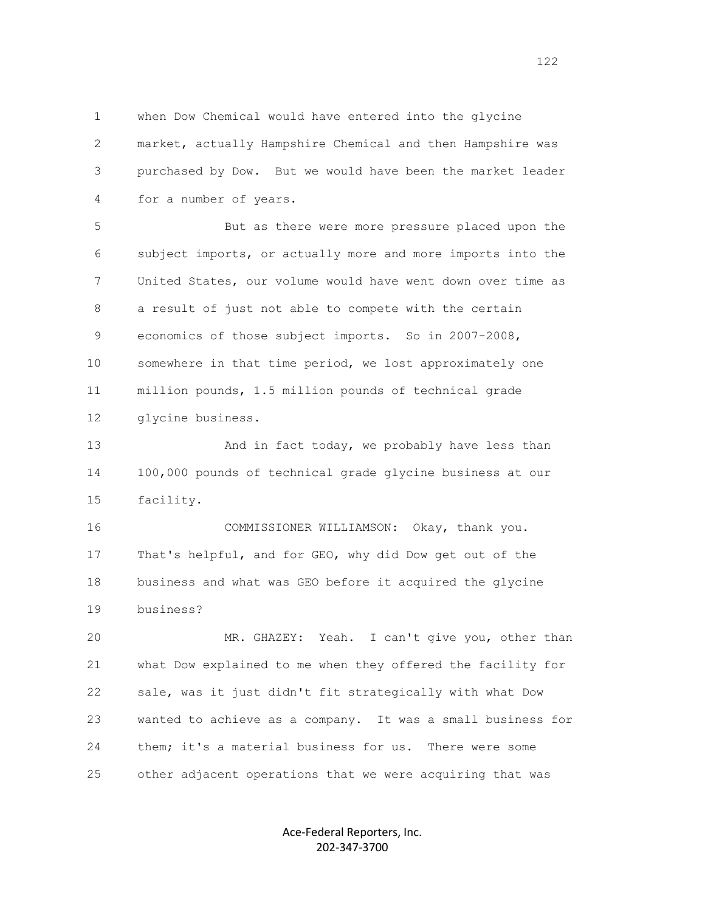when Dow Chemical would have entered into the glycine market, actually Hampshire Chemical and then Hampshire was purchased by Dow. But we would have been the market leader for a number of years.

But as there were more pressure placed upon the subject imports, or actually more and more imports into the United States, our volume would have went down over time as a result of just not able to compete with the certain economics of those subject imports. So in 2007-2008, somewhere in that time period, we lost approximately one million pounds, 1.5 million pounds of technical grade glycine business.

And in fact today, we probably have less than 100,000 pounds of technical grade glycine business at our facility.

COMMISSIONER WILLIAMSON: Okay, thank you. That's helpful, and for GEO, why did Dow get out of the business and what was GEO before it acquired the glycine business?

MR. GHAZEY: Yeah. I can't give you, other than what Dow explained to me when they offered the facility for sale, was it just didn't fit strategically with what Dow wanted to achieve as a company. It was a small business for them; it's a material business for us. There were some other adjacent operations that we were acquiring that was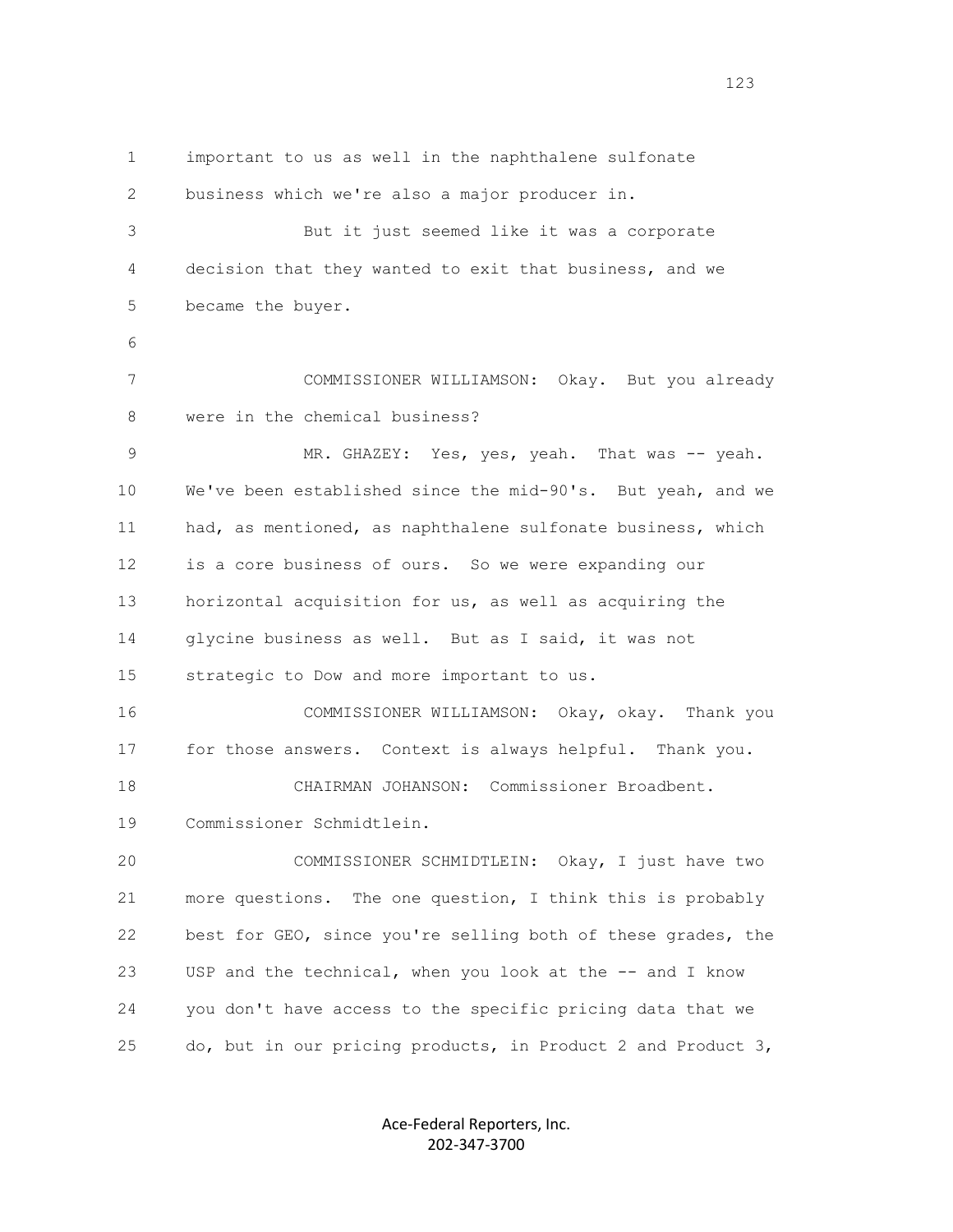important to us as well in the naphthalene sulfonate business which we're also a major producer in.

But it just seemed like it was a corporate decision that they wanted to exit that business, and we became the buyer.

COMMISSIONER WILLIAMSON: Okay. But you already were in the chemical business?

MR. GHAZEY: Yes, yes, yeah. That was -- yeah. We've been established since the mid-90's. But yeah, and we had, as mentioned, as naphthalene sulfonate business, which is a core business of ours. So we were expanding our horizontal acquisition for us, as well as acquiring the glycine business as well. But as I said, it was not strategic to Dow and more important to us.

COMMISSIONER WILLIAMSON: Okay, okay. Thank you for those answers. Context is always helpful. Thank you.

CHAIRMAN JOHANSON: Commissioner Broadbent. Commissioner Schmidtlein.

COMMISSIONER SCHMIDTLEIN: Okay, I just have two more questions. The one question, I think this is probably best for GEO, since you're selling both of these grades, the USP and the technical, when you look at the -- and I know you don't have access to the specific pricing data that we do, but in our pricing products, in Product 2 and Product 3,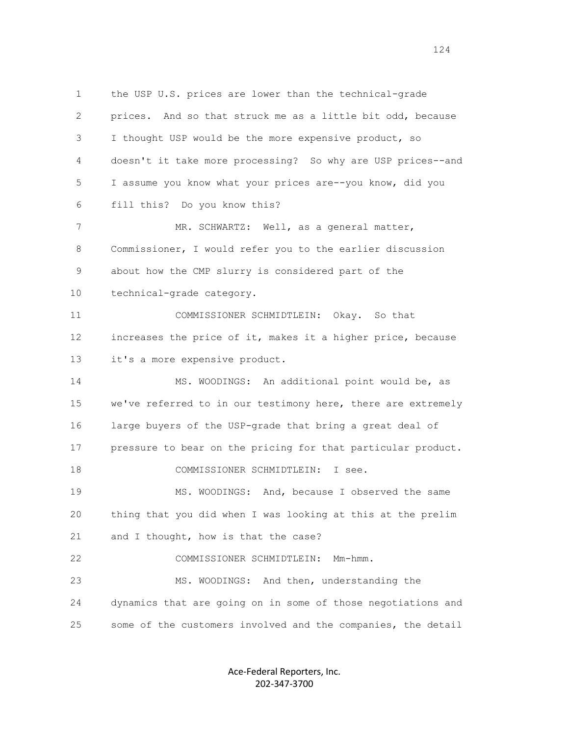the USP U.S. prices are lower than the technical-grade prices. And so that struck me as a little bit odd, because I thought USP would be the more expensive product, so doesn't it take more processing? So why are USP prices--and I assume you know what your prices are--you know, did you fill this? Do you know this?

MR. SCHWARTZ: Well, as a general matter, Commissioner, I would refer you to the earlier discussion about how the CMP slurry is considered part of the technical-grade category.

COMMISSIONER SCHMIDTLEIN: Okay. So that increases the price of it, makes it a higher price, because it's a more expensive product.

MS. WOODINGS: An additional point would be, as we've referred to in our testimony here, there are extremely large buyers of the USP-grade that bring a great deal of pressure to bear on the pricing for that particular product.

COMMISSIONER SCHMIDTLEIN: I see.

MS. WOODINGS: And, because I observed the same thing that you did when I was looking at this at the prelim and I thought, how is that the case?

COMMISSIONER SCHMIDTLEIN: Mm-hmm.

MS. WOODINGS: And then, understanding the dynamics that are going on in some of those negotiations and some of the customers involved and the companies, the detail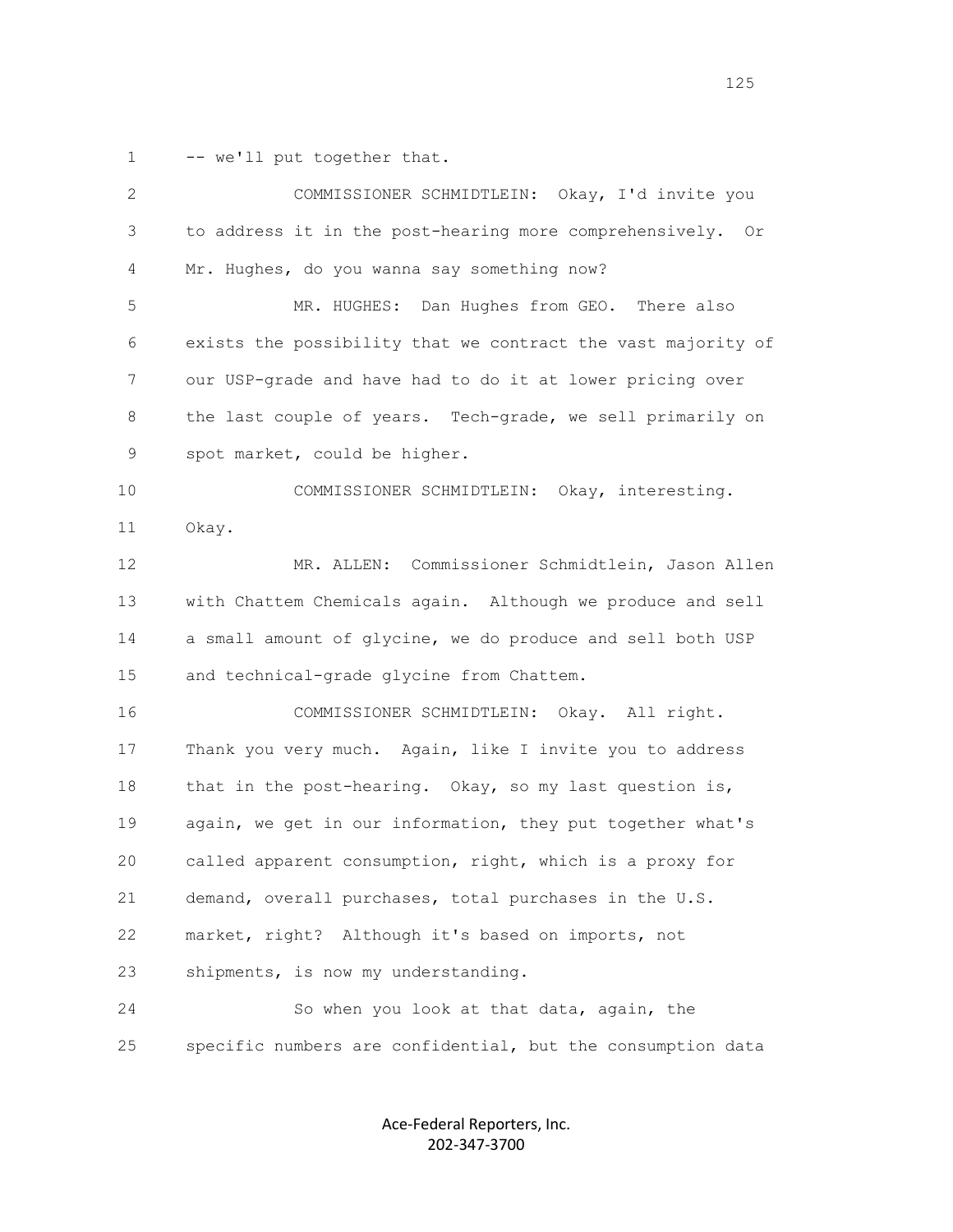-- we'll put together that.

COMMISSIONER SCHMIDTLEIN: Okay, I'd invite you to address it in the post-hearing more comprehensively. Or Mr. Hughes, do you wanna say something now?

MR. HUGHES: Dan Hughes from GEO. There also exists the possibility that we contract the vast majority of our USP-grade and have had to do it at lower pricing over the last couple of years. Tech-grade, we sell primarily on spot market, could be higher.

COMMISSIONER SCHMIDTLEIN: Okay, interesting. Okay.

MR. ALLEN: Commissioner Schmidtlein, Jason Allen with Chattem Chemicals again. Although we produce and sell a small amount of glycine, we do produce and sell both USP and technical-grade glycine from Chattem.

COMMISSIONER SCHMIDTLEIN: Okay. All right. Thank you very much. Again, like I invite you to address that in the post-hearing. Okay, so my last question is, again, we get in our information, they put together what's called apparent consumption, right, which is a proxy for demand, overall purchases, total purchases in the U.S. market, right? Although it's based on imports, not shipments, is now my understanding.

So when you look at that data, again, the specific numbers are confidential, but the consumption data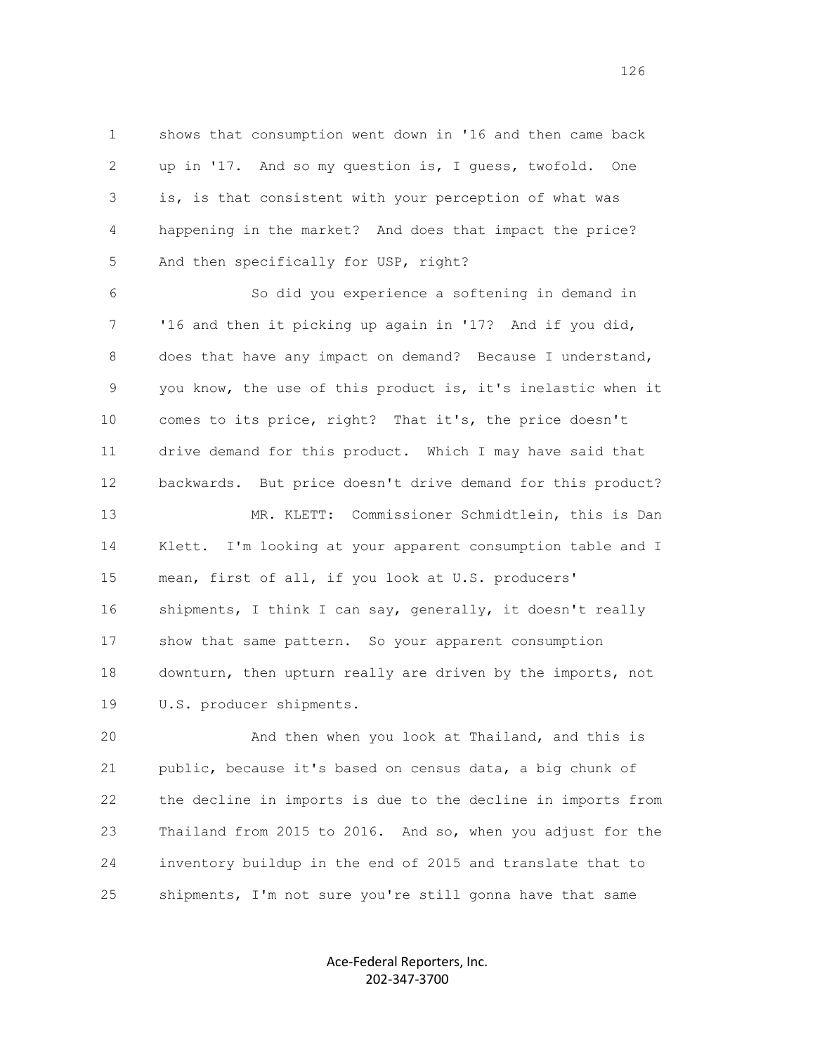shows that consumption went down in '16 and then came back up in '17. And so my question is, I guess, twofold. One is, is that consistent with your perception of what was happening in the market? And does that impact the price? And then specifically for USP, right?

So did you experience a softening in demand in '16 and then it picking up again in '17? And if you did, does that have any impact on demand? Because I understand, you know, the use of this product is, it's inelastic when it comes to its price, right? That it's, the price doesn't drive demand for this product. Which I may have said that backwards. But price doesn't drive demand for this product?

MR. KLETT: Commissioner Schmidtlein, this is Dan Klett. I'm looking at your apparent consumption table and I mean, first of all, if you look at U.S. producers' shipments, I think I can say, generally, it doesn't really show that same pattern. So your apparent consumption downturn, then upturn really are driven by the imports, not U.S. producer shipments.

And then when you look at Thailand, and this is public, because it's based on census data, a big chunk of the decline in imports is due to the decline in imports from Thailand from 2015 to 2016. And so, when you adjust for the inventory buildup in the end of 2015 and translate that to shipments, I'm not sure you're still gonna have that same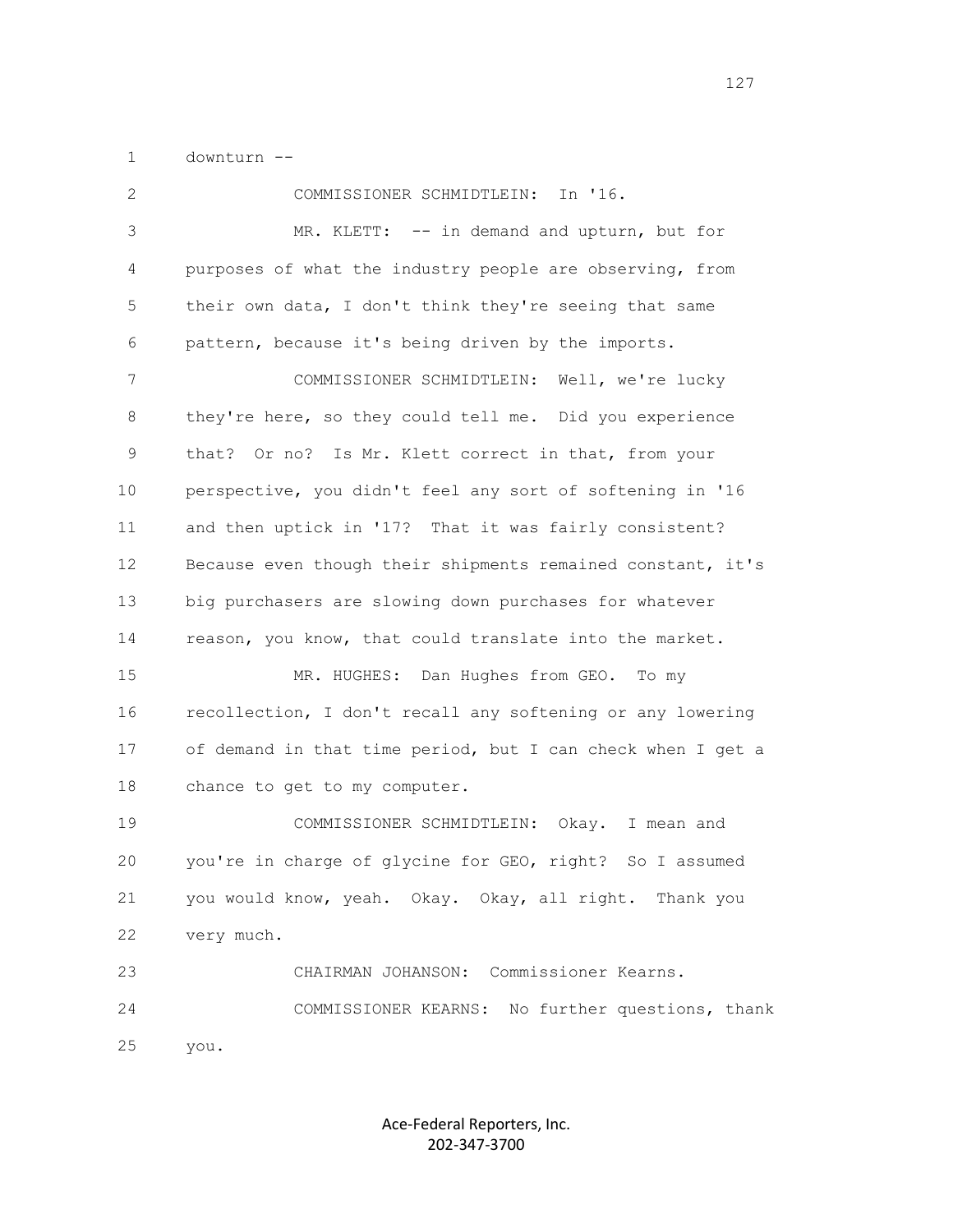downturn --

COMMISSIONER SCHMIDTLEIN: In '16.

MR. KLETT: -- in demand and upturn, but for purposes of what the industry people are observing, from their own data, I don't think they're seeing that same pattern, because it's being driven by the imports.

COMMISSIONER SCHMIDTLEIN: Well, we're lucky they're here, so they could tell me. Did you experience that? Or no? Is Mr. Klett correct in that, from your perspective, you didn't feel any sort of softening in '16 and then uptick in '17? That it was fairly consistent? Because even though their shipments remained constant, it's big purchasers are slowing down purchases for whatever reason, you know, that could translate into the market.

MR. HUGHES: Dan Hughes from GEO. To my recollection, I don't recall any softening or any lowering of demand in that time period, but I can check when I get a chance to get to my computer.

COMMISSIONER SCHMIDTLEIN: Okay. I mean and you're in charge of glycine for GEO, right? So I assumed you would know, yeah. Okay. Okay, all right. Thank you very much.

CHAIRMAN JOHANSON: Commissioner Kearns.

COMMISSIONER KEARNS: No further questions, thank you.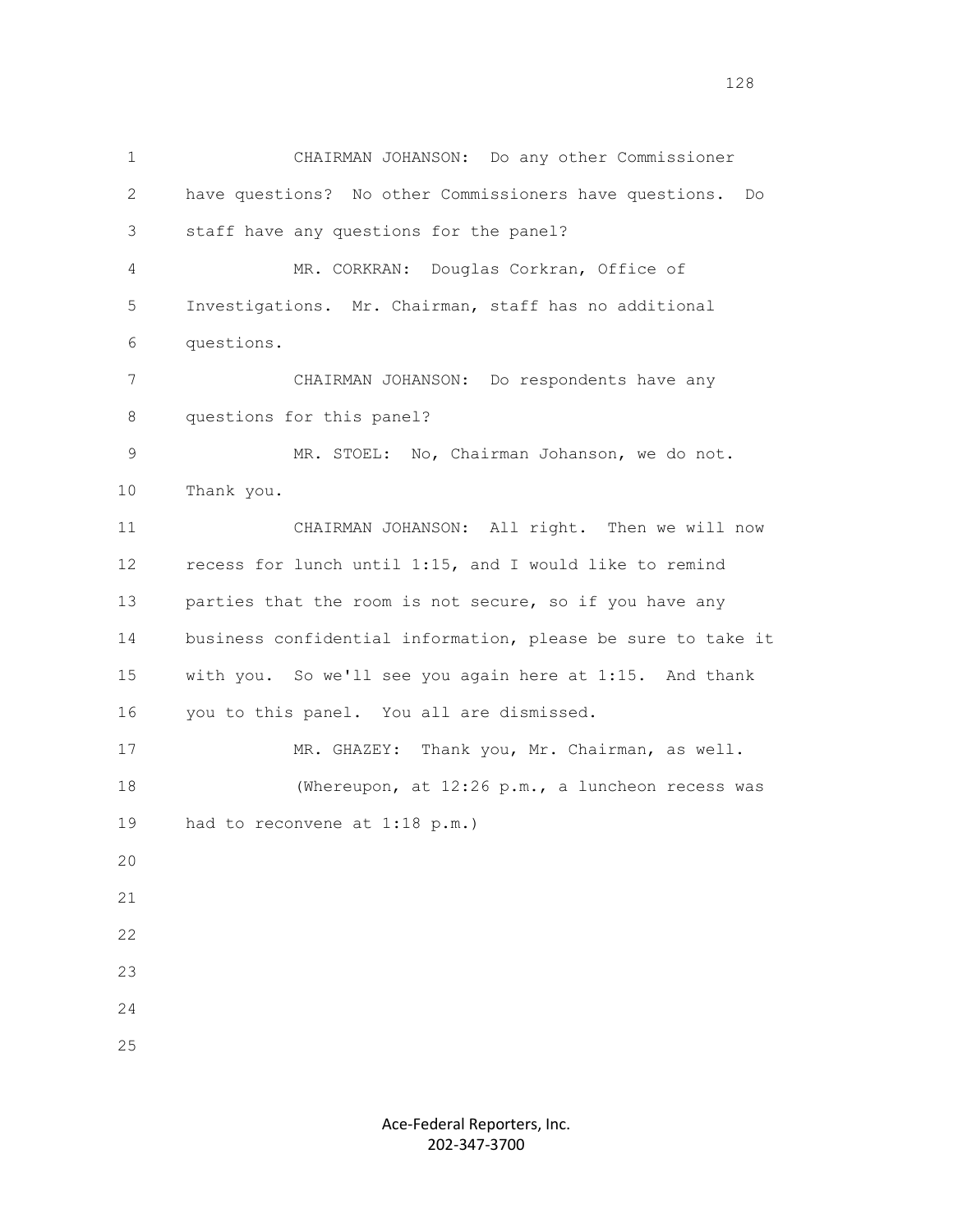CHAIRMAN JOHANSON: Do any other Commissioner have questions? No other Commissioners have questions. Do staff have any questions for the panel?

MR. CORKRAN: Douglas Corkran, Office of Investigations. Mr. Chairman, staff has no additional questions.

CHAIRMAN JOHANSON: Do respondents have any questions for this panel?

MR. STOEL: No, Chairman Johanson, we do not. Thank you.

CHAIRMAN JOHANSON: All right. Then we will now recess for lunch until 1:15, and I would like to remind parties that the room is not secure, so if you have any business confidential information, please be sure to take it with you. So we'll see you again here at 1:15. And thank you to this panel. You all are dismissed.

MR. GHAZEY: Thank you, Mr. Chairman, as well.

(Whereupon, at 12:26 p.m., a luncheon recess was had to reconvene at 1:18 p.m.)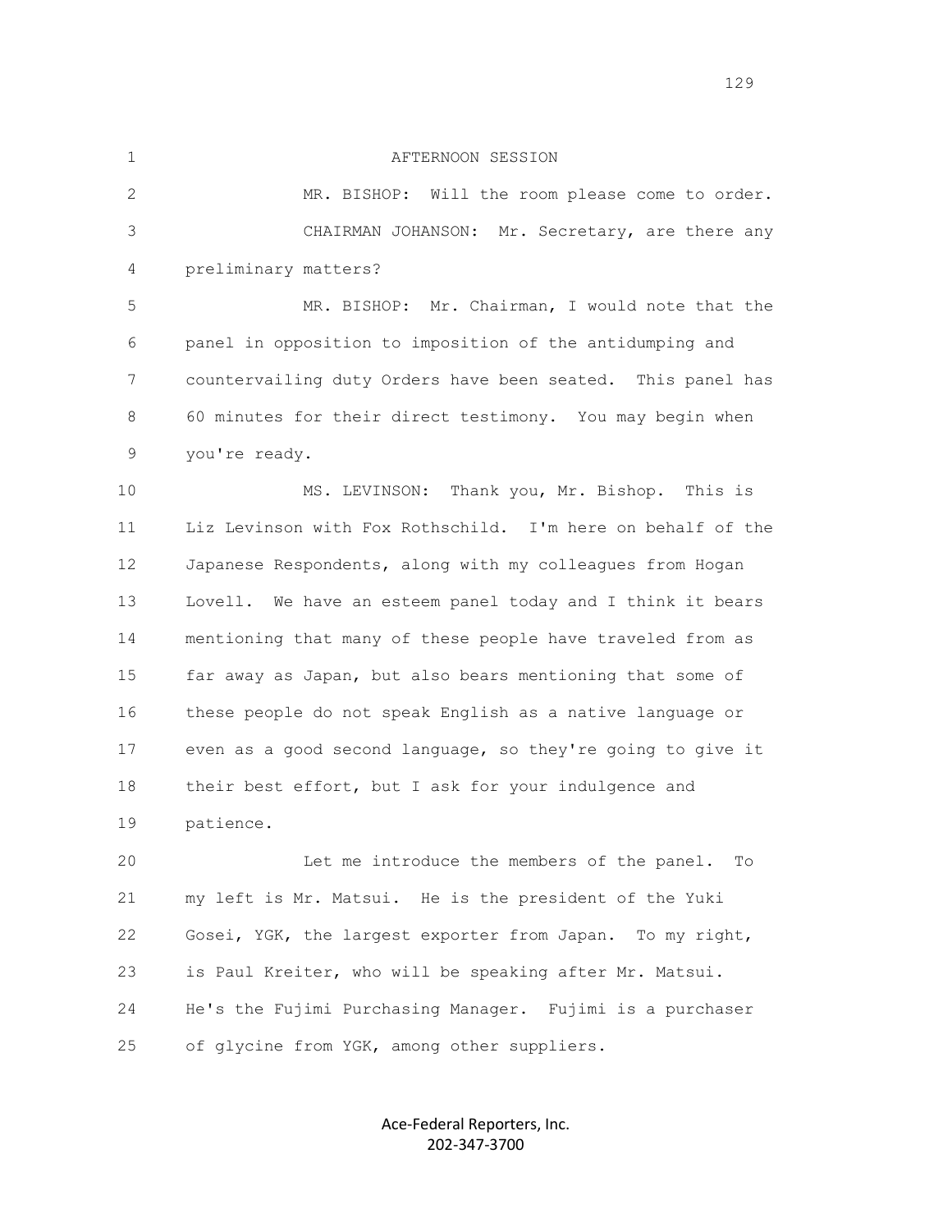AFTERNOON SESSION

MR. BISHOP: Will the room please come to order.

CHAIRMAN JOHANSON: Mr. Secretary, are there any preliminary matters?

MR. BISHOP: Mr. Chairman, I would note that the panel in opposition to imposition of the antidumping and countervailing duty Orders have been seated. This panel has 60 minutes for their direct testimony. You may begin when you're ready.

MS. LEVINSON: Thank you, Mr. Bishop. This is Liz Levinson with Fox Rothschild. I'm here on behalf of the Japanese Respondents, along with my colleagues from Hogan Lovell. We have an esteem panel today and I think it bears mentioning that many of these people have traveled from as far away as Japan, but also bears mentioning that some of these people do not speak English as a native language or even as a good second language, so they're going to give it their best effort, but I ask for your indulgence and patience.

Let me introduce the members of the panel. To my left is Mr. Matsui. He is the president of the Yuki Gosei, YGK, the largest exporter from Japan. To my right, is Paul Kreiter, who will be speaking after Mr. Matsui. He's the Fujimi Purchasing Manager. Fujimi is a purchaser of glycine from YGK, among other suppliers.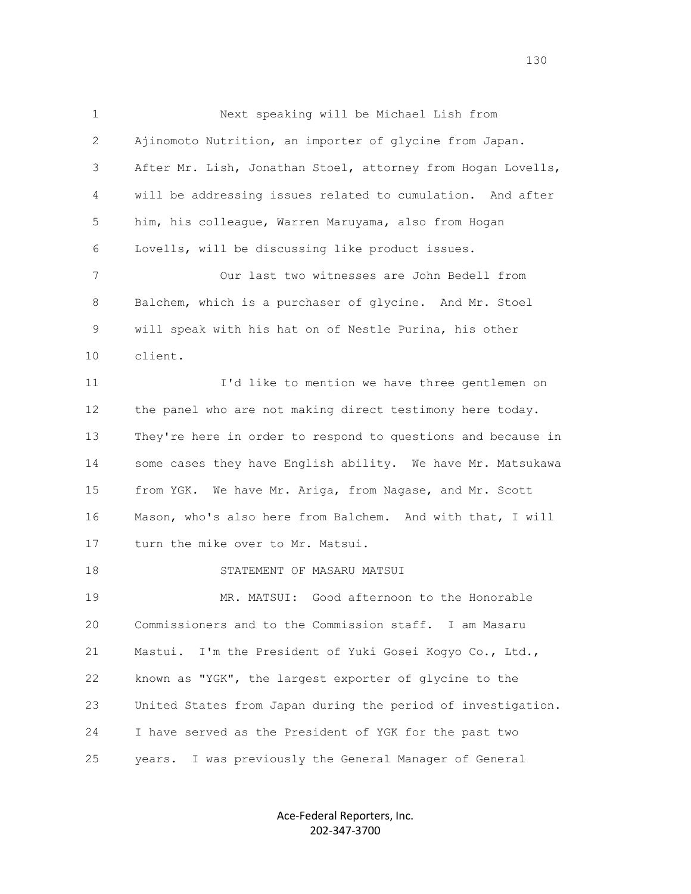Next speaking will be Michael Lish from Ajinomoto Nutrition, an importer of glycine from Japan. After Mr. Lish, Jonathan Stoel, attorney from Hogan Lovells, will be addressing issues related to cumulation. And after him, his colleague, Warren Maruyama, also from Hogan Lovells, will be discussing like product issues.

Our last two witnesses are John Bedell from Balchem, which is a purchaser of glycine. And Mr. Stoel will speak with his hat on of Nestle Purina, his other client.

I'd like to mention we have three gentlemen on the panel who are not making direct testimony here today. They're here in order to respond to questions and because in some cases they have English ability. We have Mr. Matsukawa from YGK. We have Mr. Ariga, from Nagase, and Mr. Scott Mason, who's also here from Balchem. And with that, I will turn the mike over to Mr. Matsui.

STATEMENT OF MASARU MATSUI

MR. MATSUI: Good afternoon to the Honorable Commissioners and to the Commission staff. I am Masaru Mastui. I'm the President of Yuki Gosei Kogyo Co., Ltd., known as "YGK", the largest exporter of glycine to the United States from Japan during the period of investigation. I have served as the President of YGK for the past two years. I was previously the General Manager of General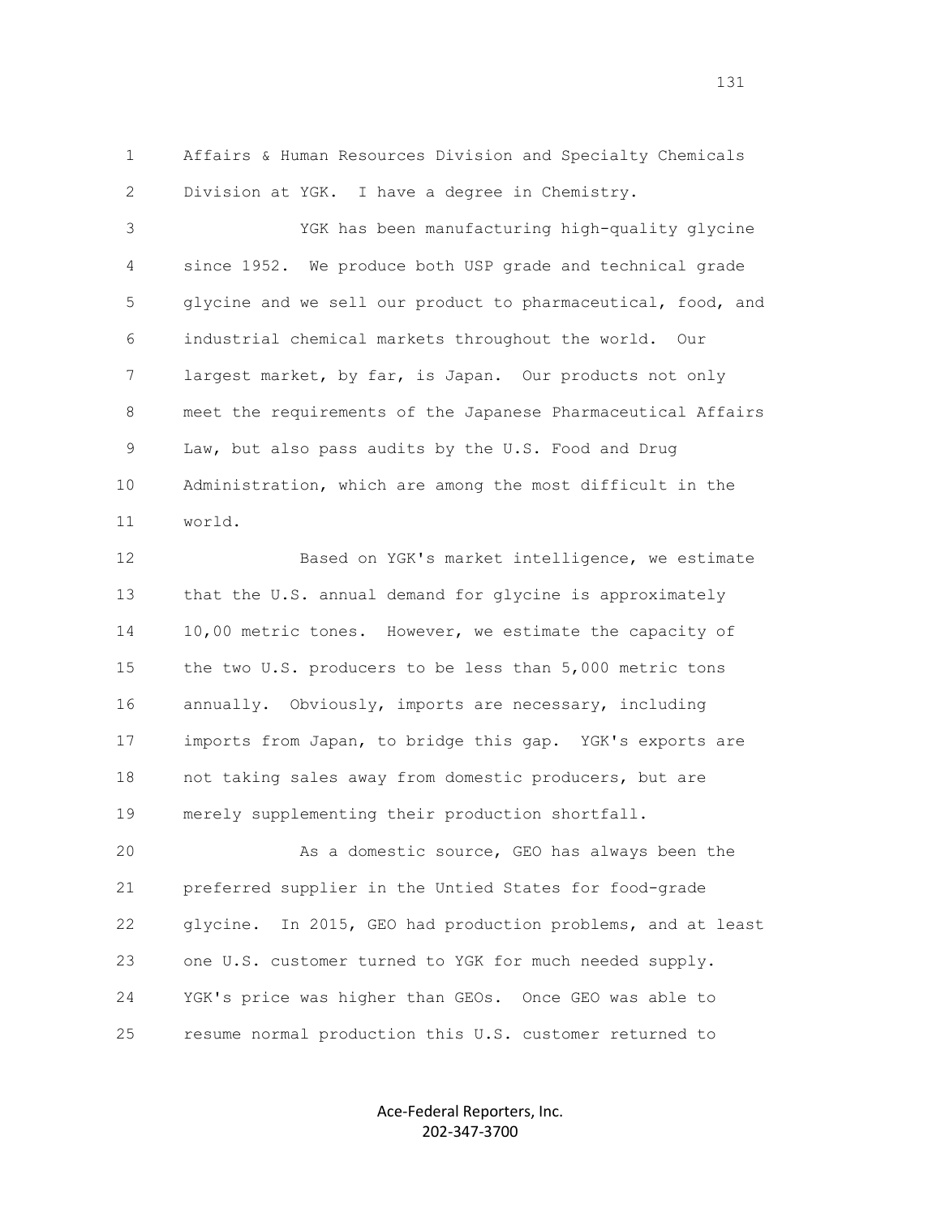Affairs & Human Resources Division and Specialty Chemicals Division at YGK. I have a degree in Chemistry.

YGK has been manufacturing high-quality glycine since 1952. We produce both USP grade and technical grade glycine and we sell our product to pharmaceutical, food, and industrial chemical markets throughout the world. Our largest market, by far, is Japan. Our products not only meet the requirements of the Japanese Pharmaceutical Affairs Law, but also pass audits by the U.S. Food and Drug Administration, which are among the most difficult in the world.

Based on YGK's market intelligence, we estimate that the U.S. annual demand for glycine is approximately 10,00 metric tones. However, we estimate the capacity of the two U.S. producers to be less than 5,000 metric tons annually. Obviously, imports are necessary, including imports from Japan, to bridge this gap. YGK's exports are not taking sales away from domestic producers, but are merely supplementing their production shortfall.

As a domestic source, GEO has always been the preferred supplier in the Untied States for food-grade glycine. In 2015, GEO had production problems, and at least one U.S. customer turned to YGK for much needed supply. YGK's price was higher than GEOs. Once GEO was able to resume normal production this U.S. customer returned to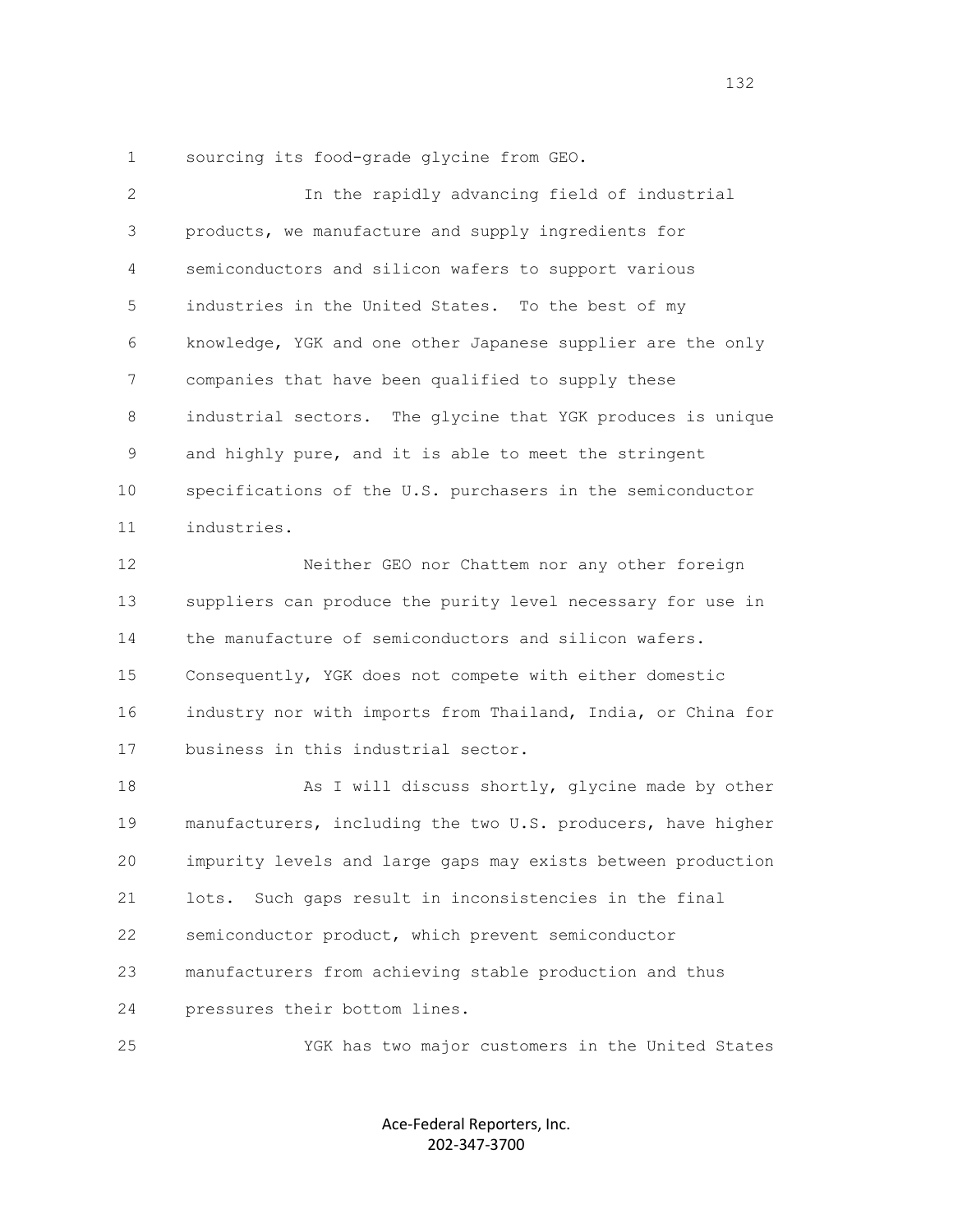sourcing its food-grade glycine from GEO.

In the rapidly advancing field of industrial products, we manufacture and supply ingredients for semiconductors and silicon wafers to support various industries in the United States. To the best of my knowledge, YGK and one other Japanese supplier are the only companies that have been qualified to supply these industrial sectors. The glycine that YGK produces is unique and highly pure, and it is able to meet the stringent specifications of the U.S. purchasers in the semiconductor industries.

Neither GEO nor Chattem nor any other foreign suppliers can produce the purity level necessary for use in the manufacture of semiconductors and silicon wafers. Consequently, YGK does not compete with either domestic industry nor with imports from Thailand, India, or China for business in this industrial sector.

As I will discuss shortly, glycine made by other manufacturers, including the two U.S. producers, have higher impurity levels and large gaps may exists between production lots. Such gaps result in inconsistencies in the final semiconductor product, which prevent semiconductor manufacturers from achieving stable production and thus pressures their bottom lines.

YGK has two major customers in the United States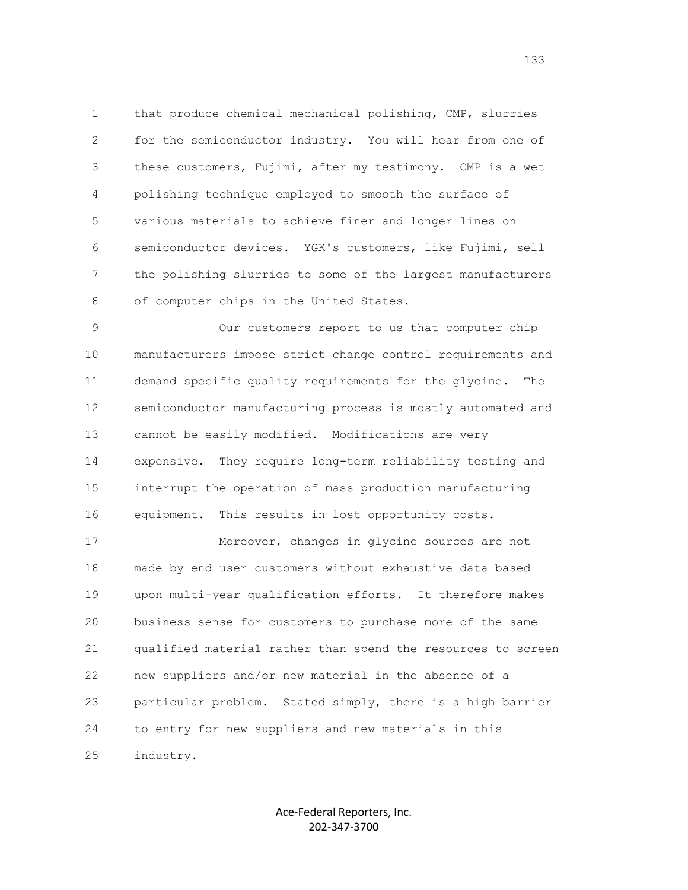that produce chemical mechanical polishing, CMP, slurries for the semiconductor industry. You will hear from one of these customers, Fujimi, after my testimony. CMP is a wet polishing technique employed to smooth the surface of various materials to achieve finer and longer lines on semiconductor devices. YGK's customers, like Fujimi, sell the polishing slurries to some of the largest manufacturers of computer chips in the United States.

Our customers report to us that computer chip manufacturers impose strict change control requirements and demand specific quality requirements for the glycine. The semiconductor manufacturing process is mostly automated and cannot be easily modified. Modifications are very expensive. They require long-term reliability testing and interrupt the operation of mass production manufacturing equipment. This results in lost opportunity costs.

Moreover, changes in glycine sources are not made by end user customers without exhaustive data based upon multi-year qualification efforts. It therefore makes business sense for customers to purchase more of the same qualified material rather than spend the resources to screen new suppliers and/or new material in the absence of a particular problem. Stated simply, there is a high barrier to entry for new suppliers and new materials in this industry.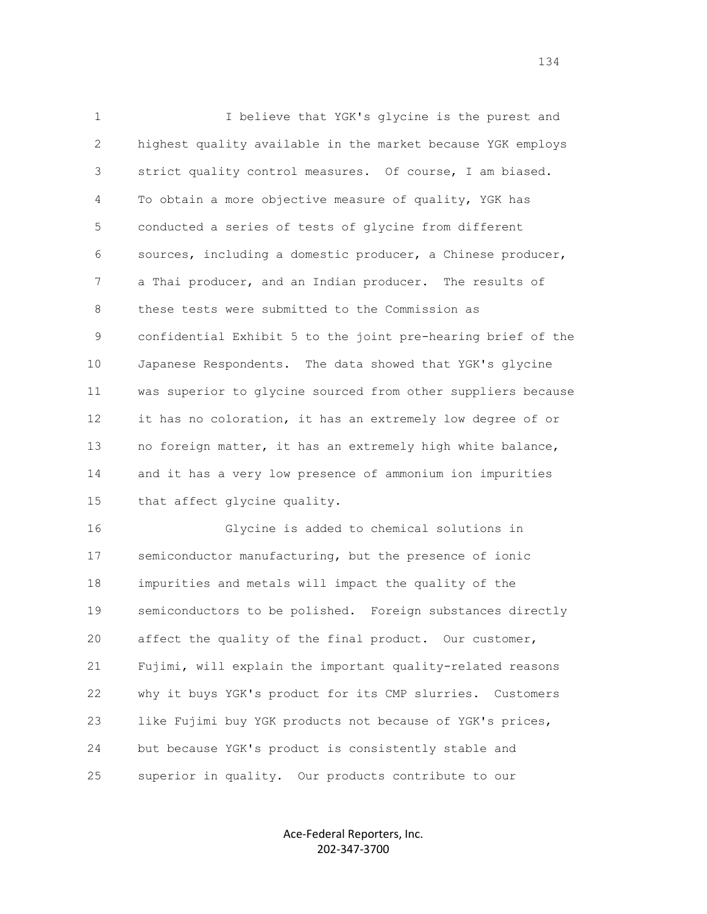I believe that YGK's glycine is the purest and highest quality available in the market because YGK employs strict quality control measures. Of course, I am biased. To obtain a more objective measure of quality, YGK has conducted a series of tests of glycine from different sources, including a domestic producer, a Chinese producer, a Thai producer, and an Indian producer. The results of these tests were submitted to the Commission as confidential Exhibit 5 to the joint pre-hearing brief of the Japanese Respondents. The data showed that YGK's glycine was superior to glycine sourced from other suppliers because it has no coloration, it has an extremely low degree of or no foreign matter, it has an extremely high white balance, and it has a very low presence of ammonium ion impurities that affect glycine quality.

Glycine is added to chemical solutions in semiconductor manufacturing, but the presence of ionic impurities and metals will impact the quality of the semiconductors to be polished. Foreign substances directly affect the quality of the final product. Our customer, Fujimi, will explain the important quality-related reasons why it buys YGK's product for its CMP slurries. Customers like Fujimi buy YGK products not because of YGK's prices, but because YGK's product is consistently stable and superior in quality. Our products contribute to our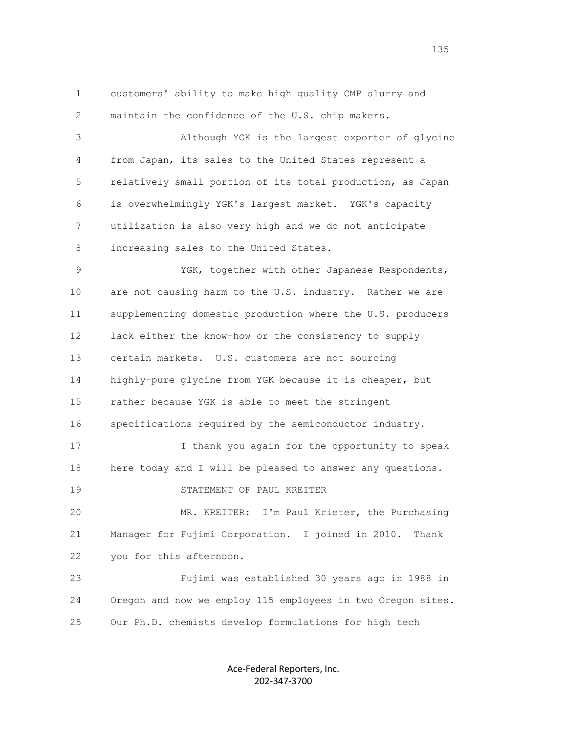customers' ability to make high quality CMP slurry and maintain the confidence of the U.S. chip makers.

Although YGK is the largest exporter of glycine from Japan, its sales to the United States represent a relatively small portion of its total production, as Japan is overwhelmingly YGK's largest market. YGK's capacity utilization is also very high and we do not anticipate increasing sales to the United States.

YGK, together with other Japanese Respondents, are not causing harm to the U.S. industry. Rather we are supplementing domestic production where the U.S. producers lack either the know-how or the consistency to supply certain markets. U.S. customers are not sourcing highly-pure glycine from YGK because it is cheaper, but rather because YGK is able to meet the stringent specifications required by the semiconductor industry.

I thank you again for the opportunity to speak here today and I will be pleased to answer any questions.

STATEMENT OF PAUL KREITER

MR. KREITER: I'm Paul Krieter, the Purchasing Manager for Fujimi Corporation. I joined in 2010. Thank you for this afternoon.

Fujimi was established 30 years ago in 1988 in Oregon and now we employ 115 employees in two Oregon sites. Our Ph.D. chemists develop formulations for high tech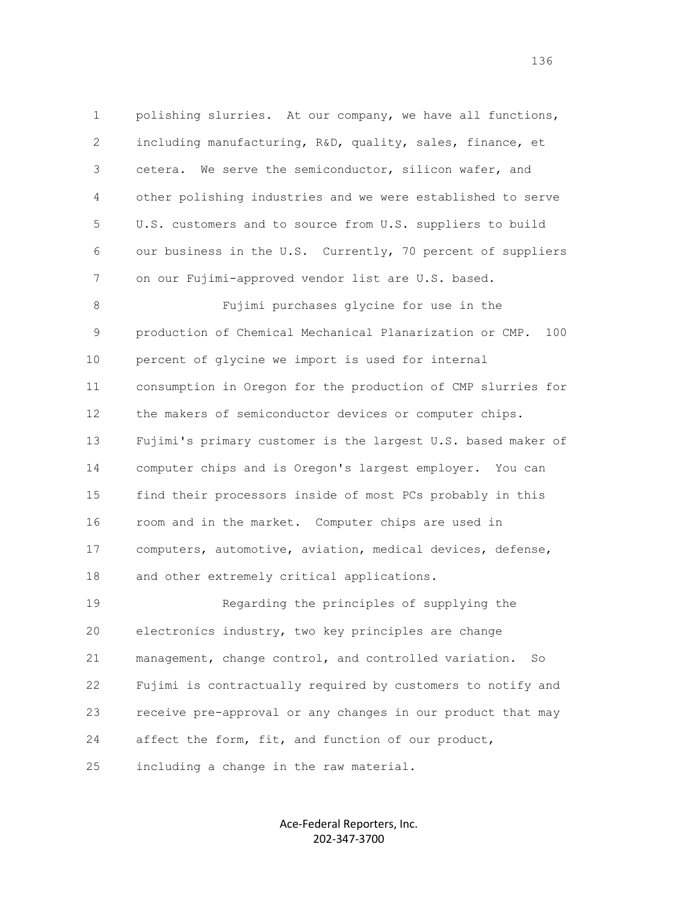polishing slurries. At our company, we have all functions, including manufacturing, R&D, quality, sales, finance, et cetera. We serve the semiconductor, silicon wafer, and other polishing industries and we were established to serve U.S. customers and to source from U.S. suppliers to build our business in the U.S. Currently, 70 percent of suppliers on our Fujimi-approved vendor list are U.S. based.

Fujimi purchases glycine for use in the production of Chemical Mechanical Planarization or CMP. 100 percent of glycine we import is used for internal consumption in Oregon for the production of CMP slurries for the makers of semiconductor devices or computer chips. Fujimi's primary customer is the largest U.S. based maker of computer chips and is Oregon's largest employer. You can find their processors inside of most PCs probably in this room and in the market. Computer chips are used in computers, automotive, aviation, medical devices, defense, and other extremely critical applications.

Regarding the principles of supplying the electronics industry, two key principles are change management, change control, and controlled variation. So Fujimi is contractually required by customers to notify and receive pre-approval or any changes in our product that may affect the form, fit, and function of our product, including a change in the raw material.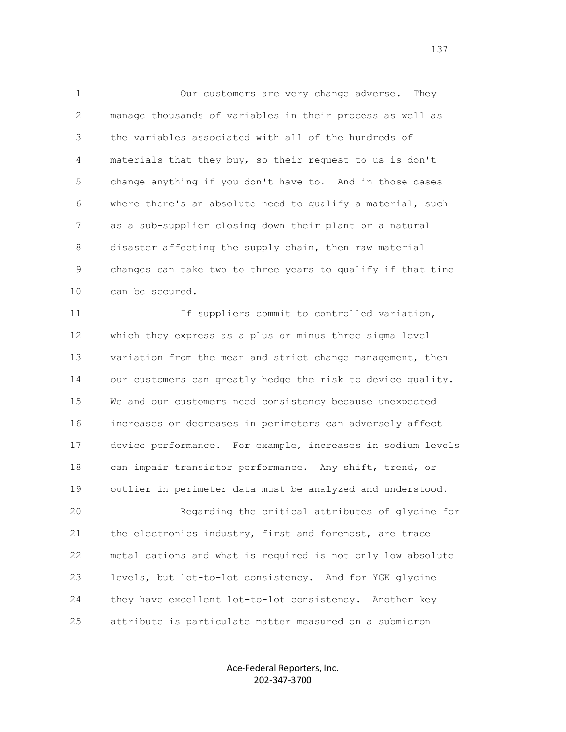Our customers are very change adverse. They manage thousands of variables in their process as well as the variables associated with all of the hundreds of materials that they buy, so their request to us is don't change anything if you don't have to. And in those cases where there's an absolute need to qualify a material, such as a sub-supplier closing down their plant or a natural disaster affecting the supply chain, then raw material changes can take two to three years to qualify if that time can be secured.

If suppliers commit to controlled variation, which they express as a plus or minus three sigma level variation from the mean and strict change management, then our customers can greatly hedge the risk to device quality. We and our customers need consistency because unexpected increases or decreases in perimeters can adversely affect device performance. For example, increases in sodium levels can impair transistor performance. Any shift, trend, or outlier in perimeter data must be analyzed and understood.

Regarding the critical attributes of glycine for the electronics industry, first and foremost, are trace metal cations and what is required is not only low absolute levels, but lot-to-lot consistency. And for YGK glycine they have excellent lot-to-lot consistency. Another key attribute is particulate matter measured on a submicron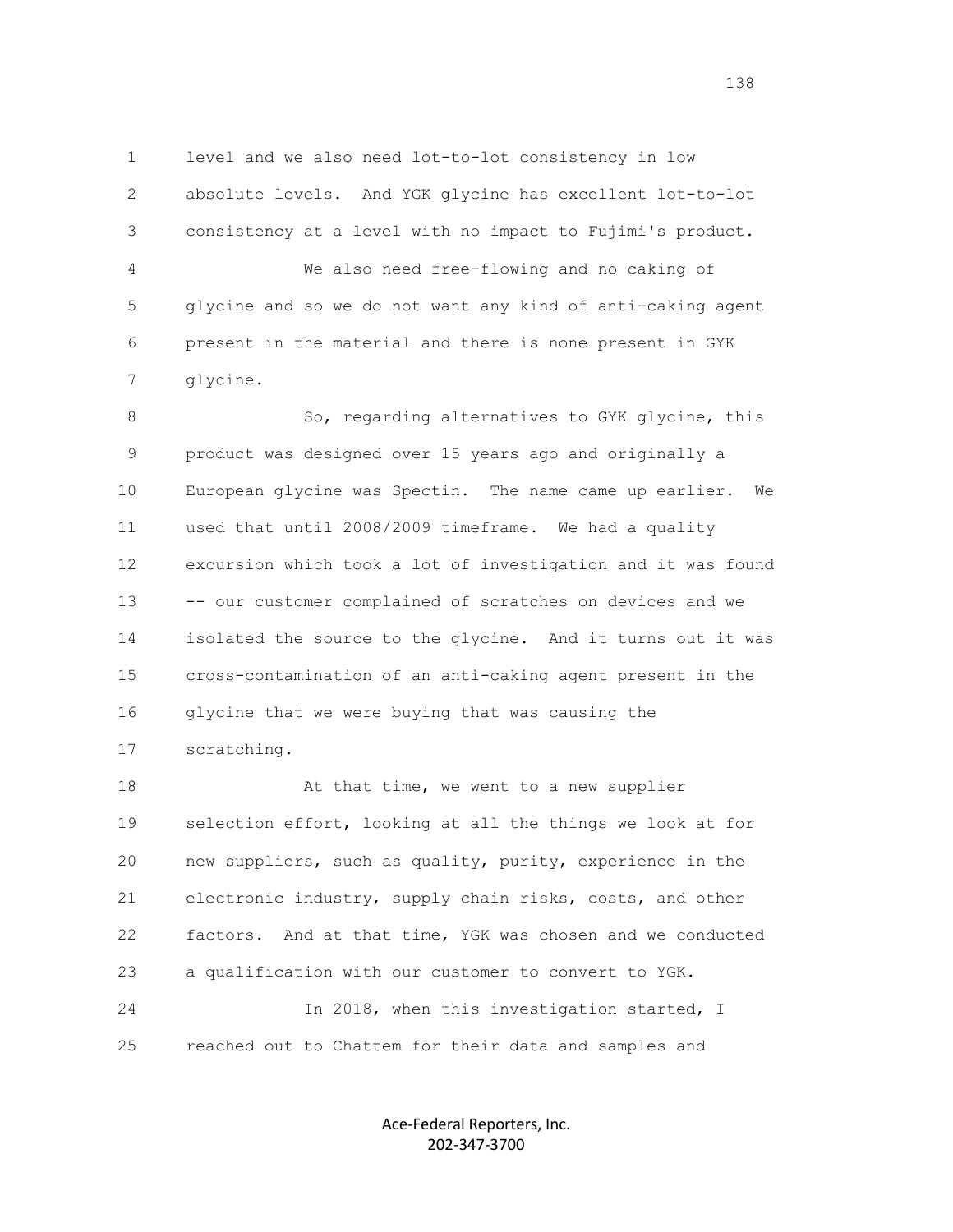level and we also need lot-to-lot consistency in low absolute levels. And YGK glycine has excellent lot-to-lot consistency at a level with no impact to Fujimi's product.

We also need free-flowing and no caking of glycine and so we do not want any kind of anti-caking agent present in the material and there is none present in GYK glycine.

So, regarding alternatives to GYK glycine, this product was designed over 15 years ago and originally a European glycine was Spectin. The name came up earlier. We used that until 2008/2009 timeframe. We had a quality excursion which took a lot of investigation and it was found -- our customer complained of scratches on devices and we isolated the source to the glycine. And it turns out it was cross-contamination of an anti-caking agent present in the glycine that we were buying that was causing the scratching.

At that time, we went to a new supplier selection effort, looking at all the things we look at for new suppliers, such as quality, purity, experience in the electronic industry, supply chain risks, costs, and other factors. And at that time, YGK was chosen and we conducted a qualification with our customer to convert to YGK.

In 2018, when this investigation started, I reached out to Chattem for their data and samples and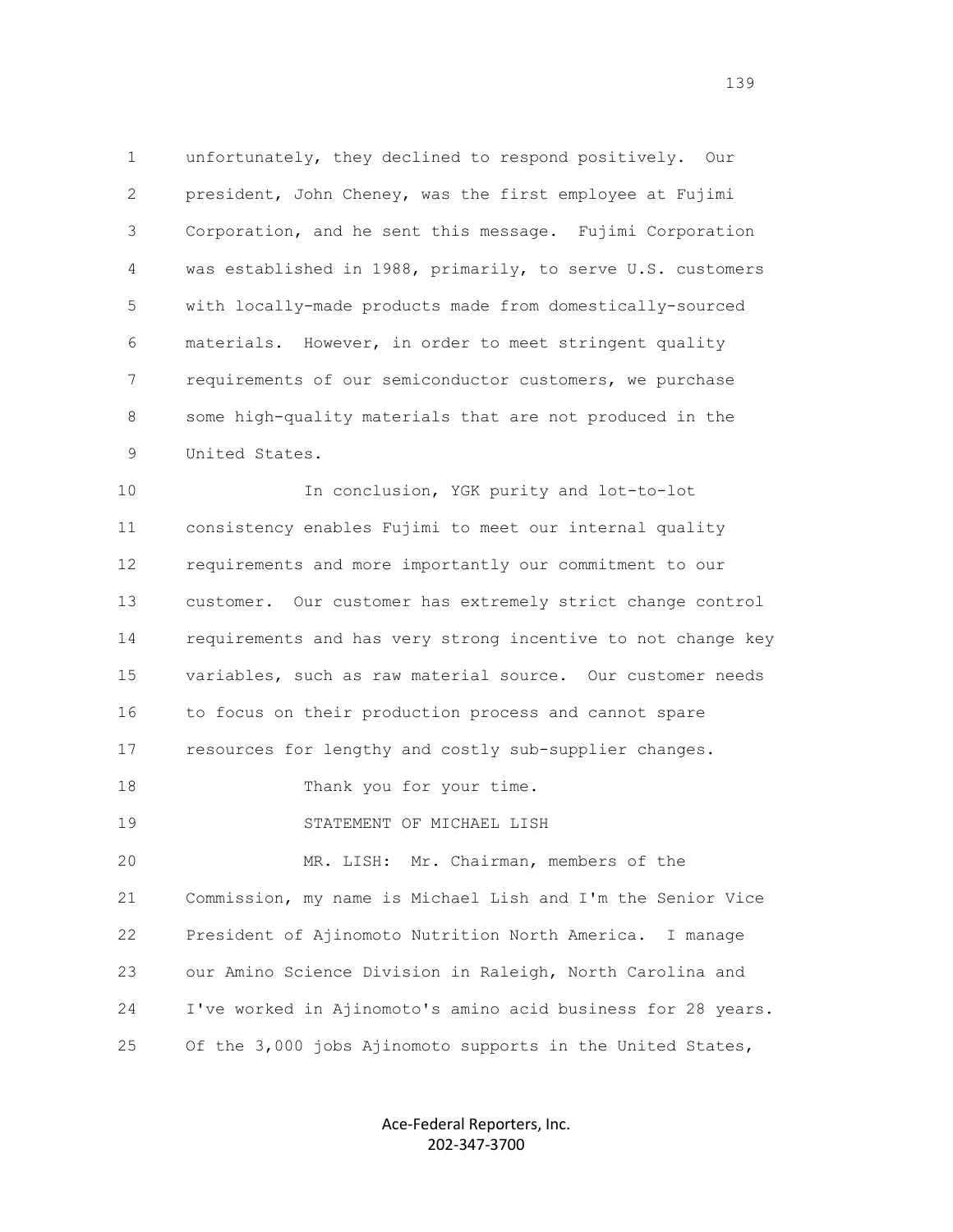unfortunately, they declined to respond positively. Our president, John Cheney, was the first employee at Fujimi Corporation, and he sent this message. Fujimi Corporation was established in 1988, primarily, to serve U.S. customers with locally-made products made from domestically-sourced materials. However, in order to meet stringent quality requirements of our semiconductor customers, we purchase some high-quality materials that are not produced in the United States.

In conclusion, YGK purity and lot-to-lot consistency enables Fujimi to meet our internal quality requirements and more importantly our commitment to our customer. Our customer has extremely strict change control requirements and has very strong incentive to not change key variables, such as raw material source. Our customer needs to focus on their production process and cannot spare resources for lengthy and costly sub-supplier changes.

Thank you for your time.

STATEMENT OF MICHAEL LISH

MR. LISH: Mr. Chairman, members of the Commission, my name is Michael Lish and I'm the Senior Vice President of Ajinomoto Nutrition North America. I manage our Amino Science Division in Raleigh, North Carolina and I've worked in Ajinomoto's amino acid business for 28 years. Of the 3,000 jobs Ajinomoto supports in the United States,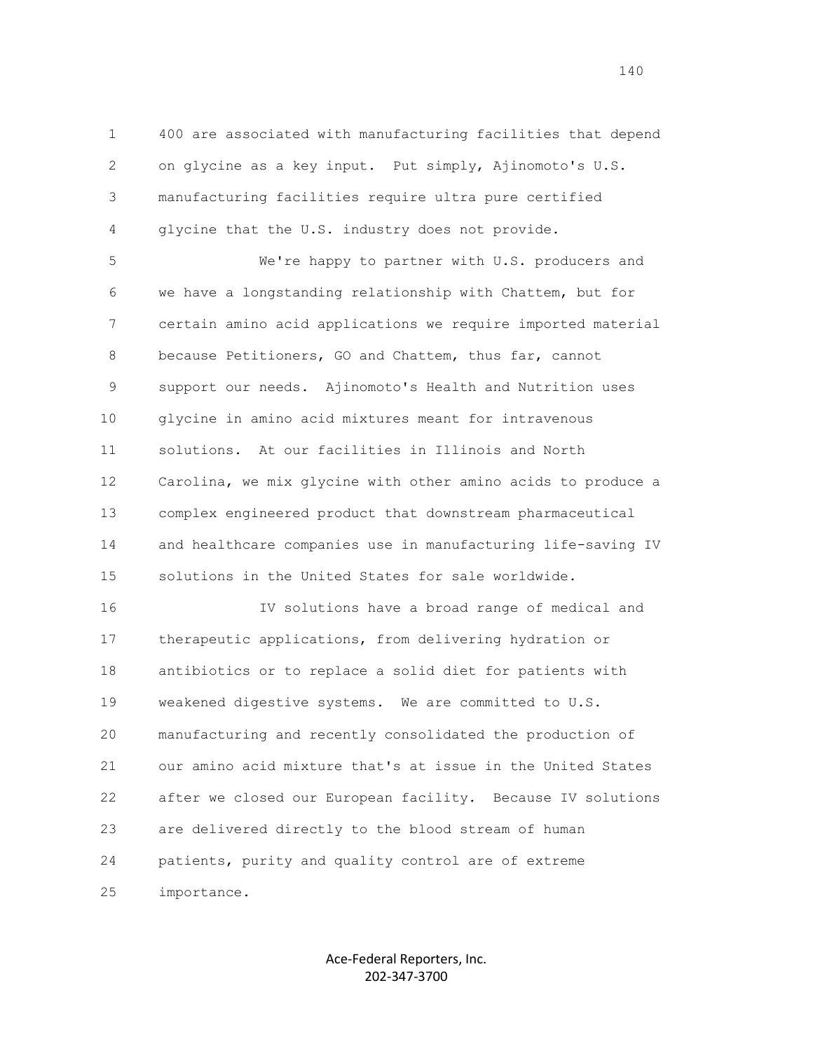400 are associated with manufacturing facilities that depend on glycine as a key input. Put simply, Ajinomoto's U.S. manufacturing facilities require ultra pure certified glycine that the U.S. industry does not provide.

We're happy to partner with U.S. producers and we have a longstanding relationship with Chattem, but for certain amino acid applications we require imported material because Petitioners, GO and Chattem, thus far, cannot support our needs. Ajinomoto's Health and Nutrition uses glycine in amino acid mixtures meant for intravenous solutions. At our facilities in Illinois and North Carolina, we mix glycine with other amino acids to produce a complex engineered product that downstream pharmaceutical and healthcare companies use in manufacturing life-saving IV solutions in the United States for sale worldwide.

IV solutions have a broad range of medical and therapeutic applications, from delivering hydration or antibiotics or to replace a solid diet for patients with weakened digestive systems. We are committed to U.S. manufacturing and recently consolidated the production of our amino acid mixture that's at issue in the United States after we closed our European facility. Because IV solutions are delivered directly to the blood stream of human patients, purity and quality control are of extreme importance.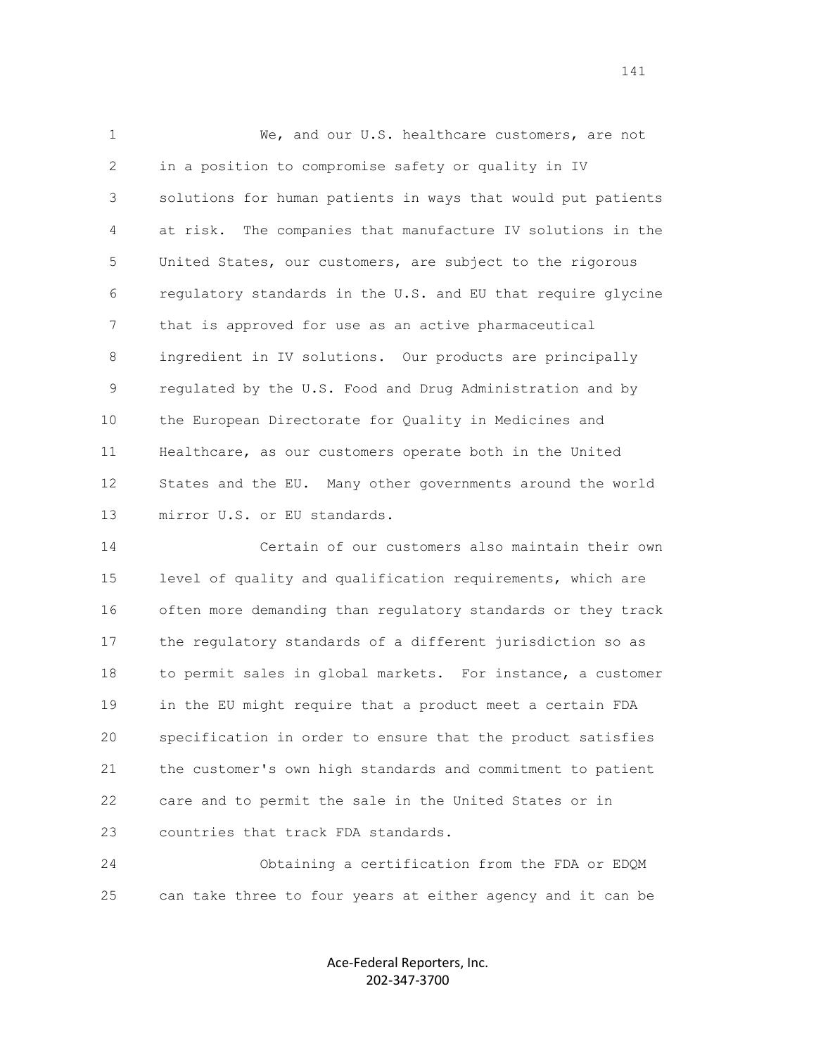We, and our U.S. healthcare customers, are not in a position to compromise safety or quality in IV solutions for human patients in ways that would put patients at risk. The companies that manufacture IV solutions in the United States, our customers, are subject to the rigorous regulatory standards in the U.S. and EU that require glycine that is approved for use as an active pharmaceutical ingredient in IV solutions. Our products are principally regulated by the U.S. Food and Drug Administration and by the European Directorate for Quality in Medicines and Healthcare, as our customers operate both in the United States and the EU. Many other governments around the world mirror U.S. or EU standards.

Certain of our customers also maintain their own level of quality and qualification requirements, which are often more demanding than regulatory standards or they track the regulatory standards of a different jurisdiction so as to permit sales in global markets. For instance, a customer in the EU might require that a product meet a certain FDA specification in order to ensure that the product satisfies the customer's own high standards and commitment to patient care and to permit the sale in the United States or in countries that track FDA standards.

Obtaining a certification from the FDA or EDQM can take three to four years at either agency and it can be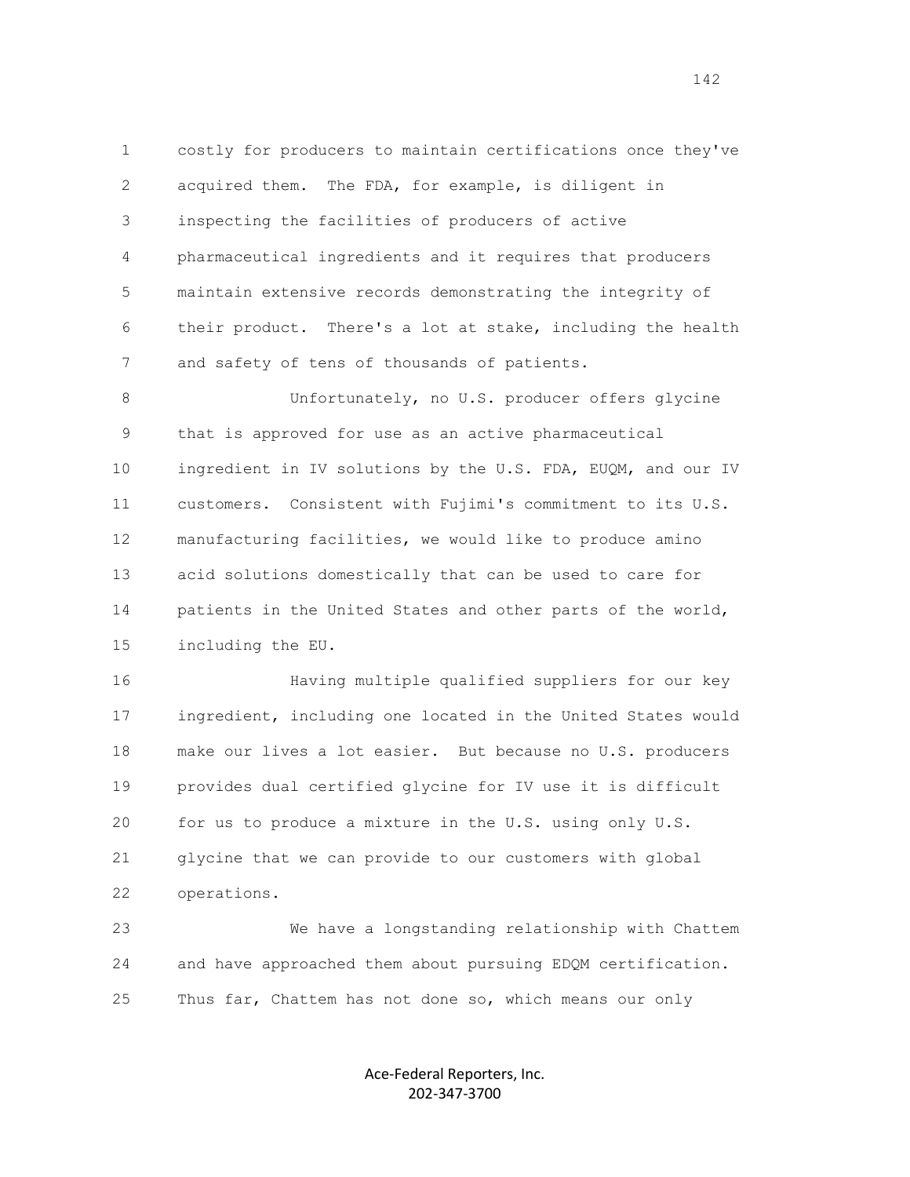costly for producers to maintain certifications once they've acquired them. The FDA, for example, is diligent in inspecting the facilities of producers of active pharmaceutical ingredients and it requires that producers maintain extensive records demonstrating the integrity of their product. There's a lot at stake, including the health and safety of tens of thousands of patients.

Unfortunately, no U.S. producer offers glycine that is approved for use as an active pharmaceutical ingredient in IV solutions by the U.S. FDA, EUQM, and our IV customers. Consistent with Fujimi's commitment to its U.S. manufacturing facilities, we would like to produce amino acid solutions domestically that can be used to care for patients in the United States and other parts of the world, including the EU.

Having multiple qualified suppliers for our key ingredient, including one located in the United States would make our lives a lot easier. But because no U.S. producers provides dual certified glycine for IV use it is difficult for us to produce a mixture in the U.S. using only U.S. glycine that we can provide to our customers with global operations.

We have a longstanding relationship with Chattem and have approached them about pursuing EDQM certification. Thus far, Chattem has not done so, which means our only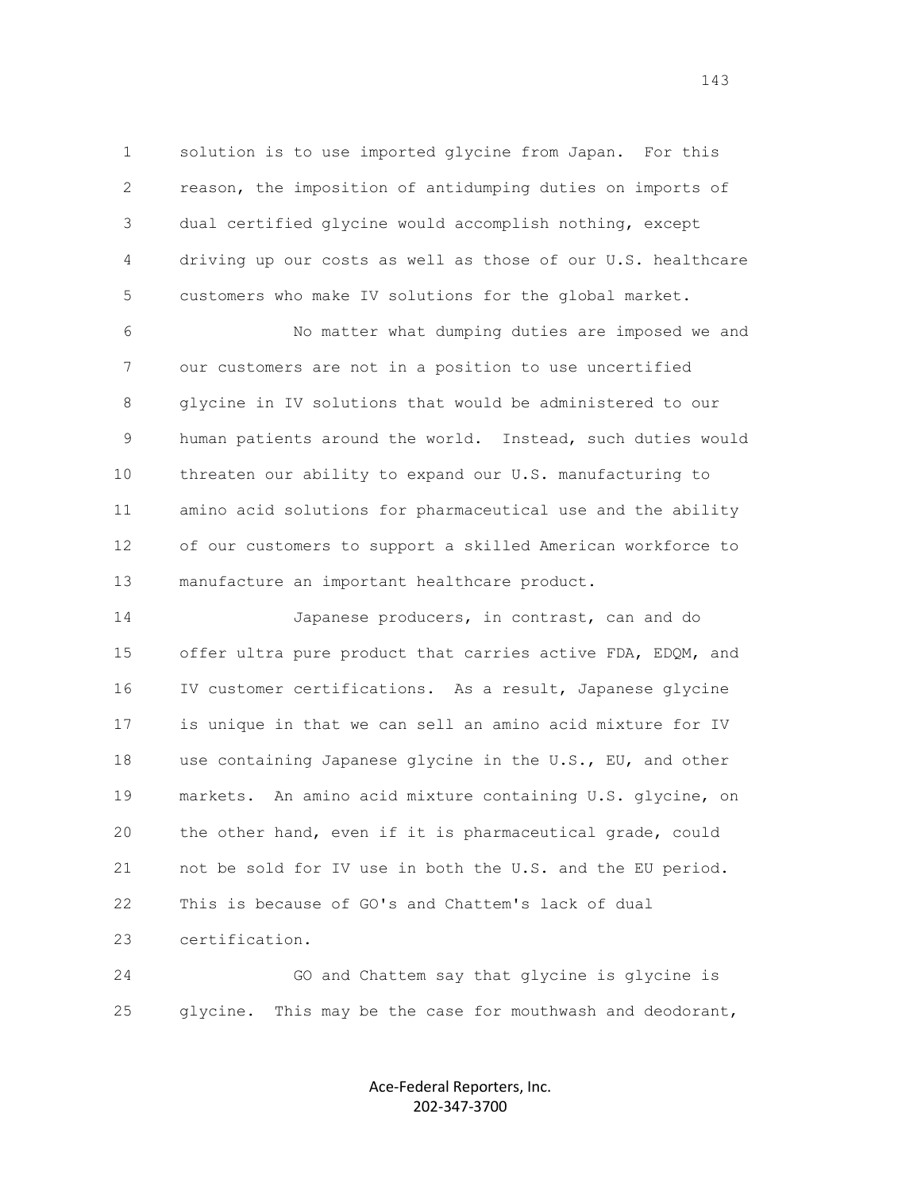solution is to use imported glycine from Japan. For this reason, the imposition of antidumping duties on imports of dual certified glycine would accomplish nothing, except driving up our costs as well as those of our U.S. healthcare customers who make IV solutions for the global market.

No matter what dumping duties are imposed we and our customers are not in a position to use uncertified glycine in IV solutions that would be administered to our human patients around the world. Instead, such duties would threaten our ability to expand our U.S. manufacturing to amino acid solutions for pharmaceutical use and the ability of our customers to support a skilled American workforce to manufacture an important healthcare product.

Japanese producers, in contrast, can and do offer ultra pure product that carries active FDA, EDQM, and IV customer certifications. As a result, Japanese glycine is unique in that we can sell an amino acid mixture for IV use containing Japanese glycine in the U.S., EU, and other markets. An amino acid mixture containing U.S. glycine, on the other hand, even if it is pharmaceutical grade, could not be sold for IV use in both the U.S. and the EU period. This is because of GO's and Chattem's lack of dual certification.

GO and Chattem say that glycine is glycine is glycine. This may be the case for mouthwash and deodorant,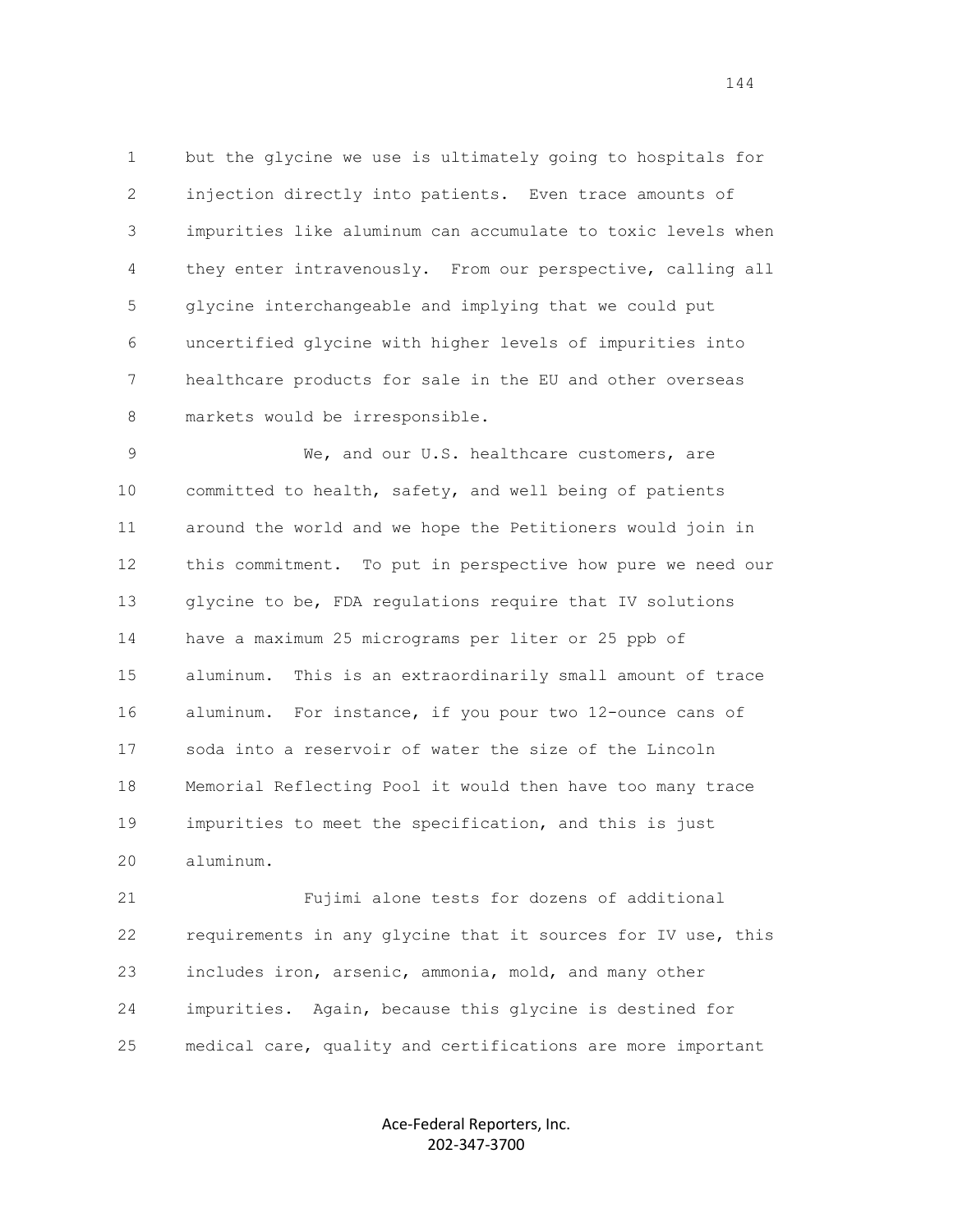but the glycine we use is ultimately going to hospitals for injection directly into patients. Even trace amounts of impurities like aluminum can accumulate to toxic levels when they enter intravenously. From our perspective, calling all glycine interchangeable and implying that we could put uncertified glycine with higher levels of impurities into healthcare products for sale in the EU and other overseas markets would be irresponsible.

We, and our U.S. healthcare customers, are committed to health, safety, and well being of patients around the world and we hope the Petitioners would join in this commitment. To put in perspective how pure we need our glycine to be, FDA regulations require that IV solutions have a maximum 25 micrograms per liter or 25 ppb of aluminum. This is an extraordinarily small amount of trace aluminum. For instance, if you pour two 12-ounce cans of soda into a reservoir of water the size of the Lincoln Memorial Reflecting Pool it would then have too many trace impurities to meet the specification, and this is just aluminum.

Fujimi alone tests for dozens of additional requirements in any glycine that it sources for IV use, this includes iron, arsenic, ammonia, mold, and many other impurities. Again, because this glycine is destined for medical care, quality and certifications are more important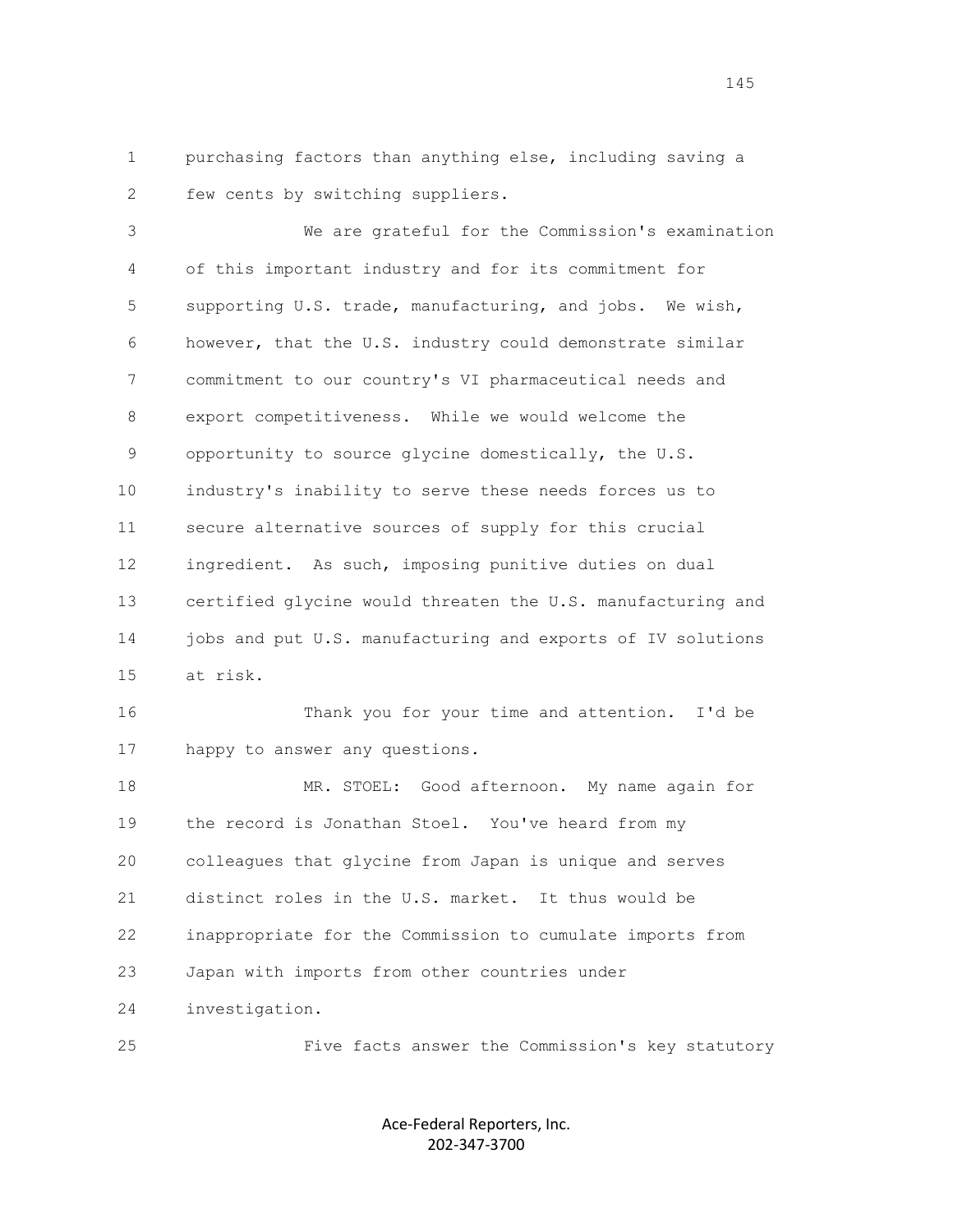purchasing factors than anything else, including saving a few cents by switching suppliers.

We are grateful for the Commission's examination of this important industry and for its commitment for supporting U.S. trade, manufacturing, and jobs. We wish, however, that the U.S. industry could demonstrate similar commitment to our country's VI pharmaceutical needs and export competitiveness. While we would welcome the opportunity to source glycine domestically, the U.S. industry's inability to serve these needs forces us to secure alternative sources of supply for this crucial ingredient. As such, imposing punitive duties on dual certified glycine would threaten the U.S. manufacturing and jobs and put U.S. manufacturing and exports of IV solutions at risk.

Thank you for your time and attention. I'd be happy to answer any questions.

MR. STOEL: Good afternoon. My name again for the record is Jonathan Stoel. You've heard from my colleagues that glycine from Japan is unique and serves distinct roles in the U.S. market. It thus would be inappropriate for the Commission to cumulate imports from Japan with imports from other countries under investigation.

Five facts answer the Commission's key statutory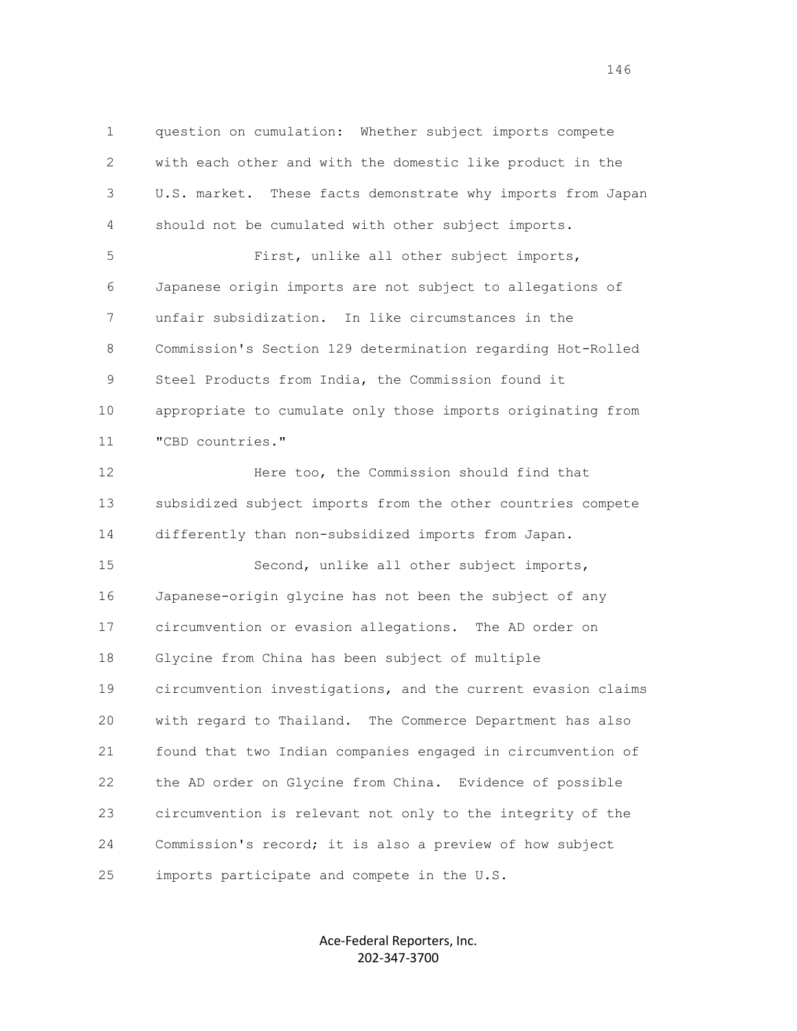question on cumulation: Whether subject imports compete with each other and with the domestic like product in the U.S. market. These facts demonstrate why imports from Japan should not be cumulated with other subject imports.

First, unlike all other subject imports, Japanese origin imports are not subject to allegations of unfair subsidization. In like circumstances in the Commission's Section 129 determination regarding Hot-Rolled Steel Products from India, the Commission found it appropriate to cumulate only those imports originating from "CBD countries."

Here too, the Commission should find that subsidized subject imports from the other countries compete differently than non-subsidized imports from Japan.

Second, unlike all other subject imports, Japanese-origin glycine has not been the subject of any circumvention or evasion allegations. The AD order on Glycine from China has been subject of multiple circumvention investigations, and the current evasion claims with regard to Thailand. The Commerce Department has also found that two Indian companies engaged in circumvention of the AD order on Glycine from China. Evidence of possible circumvention is relevant not only to the integrity of the Commission's record; it is also a preview of how subject imports participate and compete in the U.S.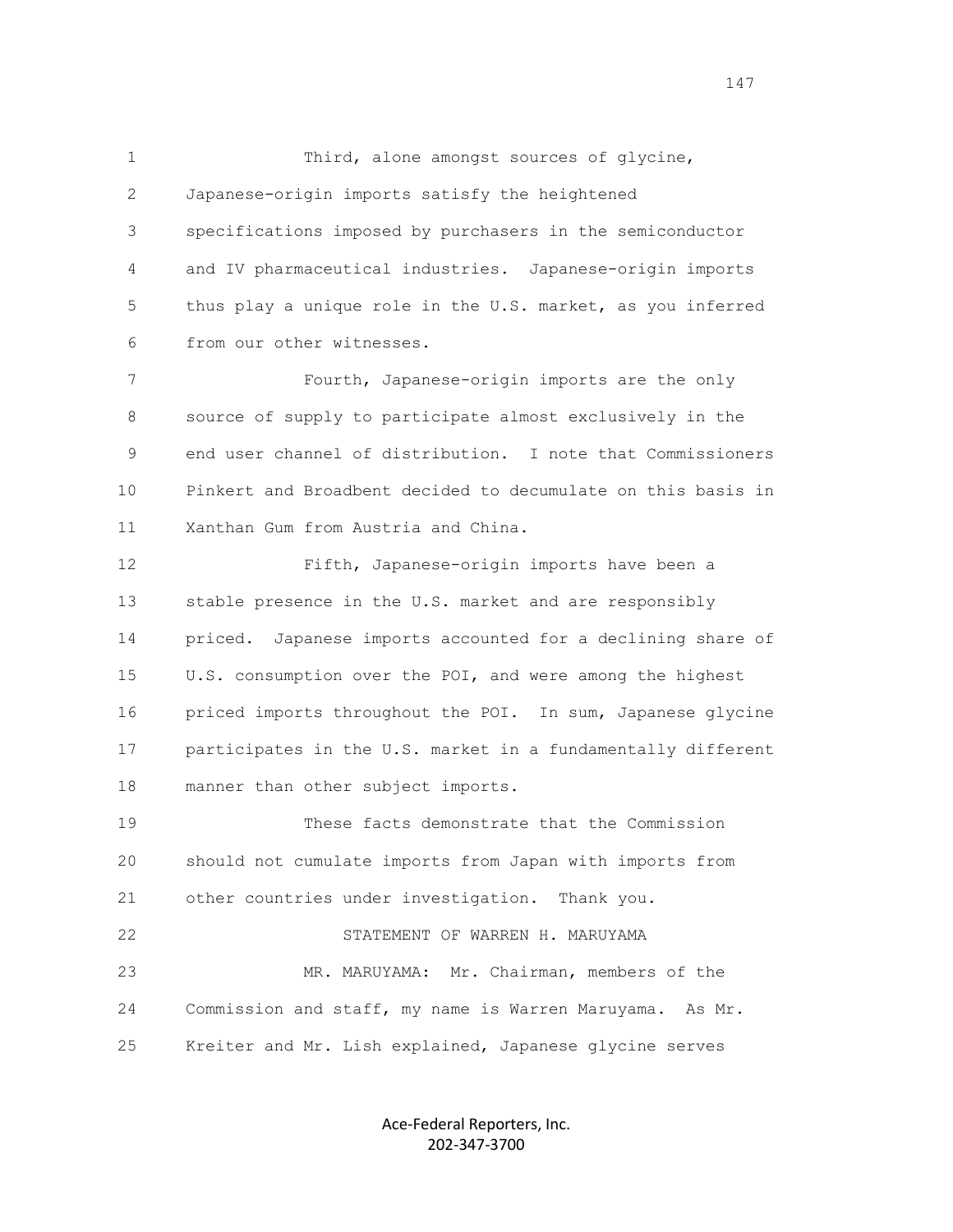Third, alone amongst sources of glycine, Japanese-origin imports satisfy the heightened specifications imposed by purchasers in the semiconductor and IV pharmaceutical industries. Japanese-origin imports thus play a unique role in the U.S. market, as you inferred from our other witnesses.

Fourth, Japanese-origin imports are the only source of supply to participate almost exclusively in the end user channel of distribution. I note that Commissioners Pinkert and Broadbent decided to decumulate on this basis in Xanthan Gum from Austria and China.

Fifth, Japanese-origin imports have been a stable presence in the U.S. market and are responsibly priced. Japanese imports accounted for a declining share of U.S. consumption over the POI, and were among the highest priced imports throughout the POI. In sum, Japanese glycine participates in the U.S. market in a fundamentally different manner than other subject imports.

These facts demonstrate that the Commission should not cumulate imports from Japan with imports from other countries under investigation. Thank you.

STATEMENT OF WARREN H. MARUYAMA

MR. MARUYAMA: Mr. Chairman, members of the Commission and staff, my name is Warren Maruyama. As Mr. Kreiter and Mr. Lish explained, Japanese glycine serves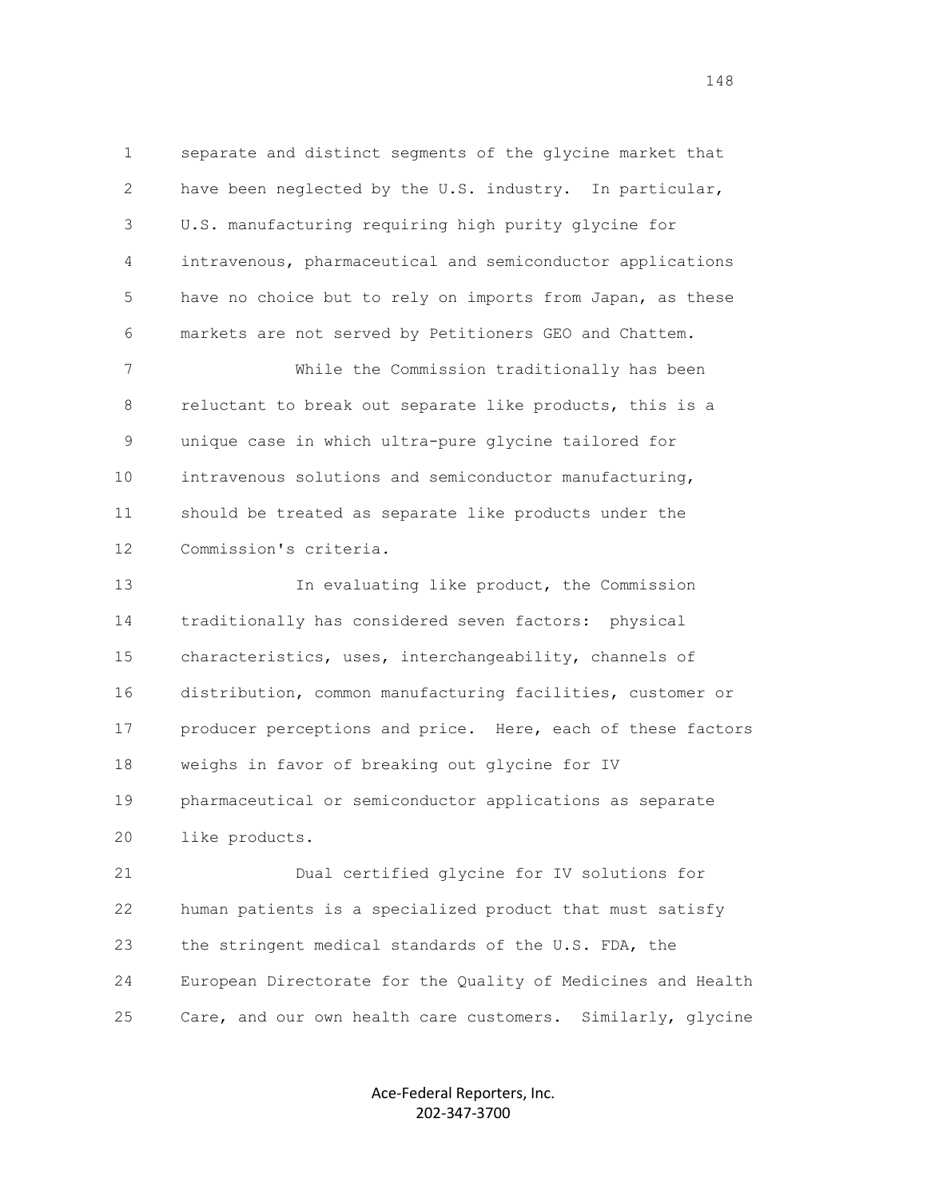separate and distinct segments of the glycine market that have been neglected by the U.S. industry. In particular, U.S. manufacturing requiring high purity glycine for intravenous, pharmaceutical and semiconductor applications have no choice but to rely on imports from Japan, as these markets are not served by Petitioners GEO and Chattem.

While the Commission traditionally has been reluctant to break out separate like products, this is a unique case in which ultra-pure glycine tailored for intravenous solutions and semiconductor manufacturing, should be treated as separate like products under the Commission's criteria.

In evaluating like product, the Commission traditionally has considered seven factors: physical characteristics, uses, interchangeability, channels of distribution, common manufacturing facilities, customer or producer perceptions and price. Here, each of these factors weighs in favor of breaking out glycine for IV pharmaceutical or semiconductor applications as separate like products.

Dual certified glycine for IV solutions for human patients is a specialized product that must satisfy the stringent medical standards of the U.S. FDA, the European Directorate for the Quality of Medicines and Health Care, and our own health care customers. Similarly, glycine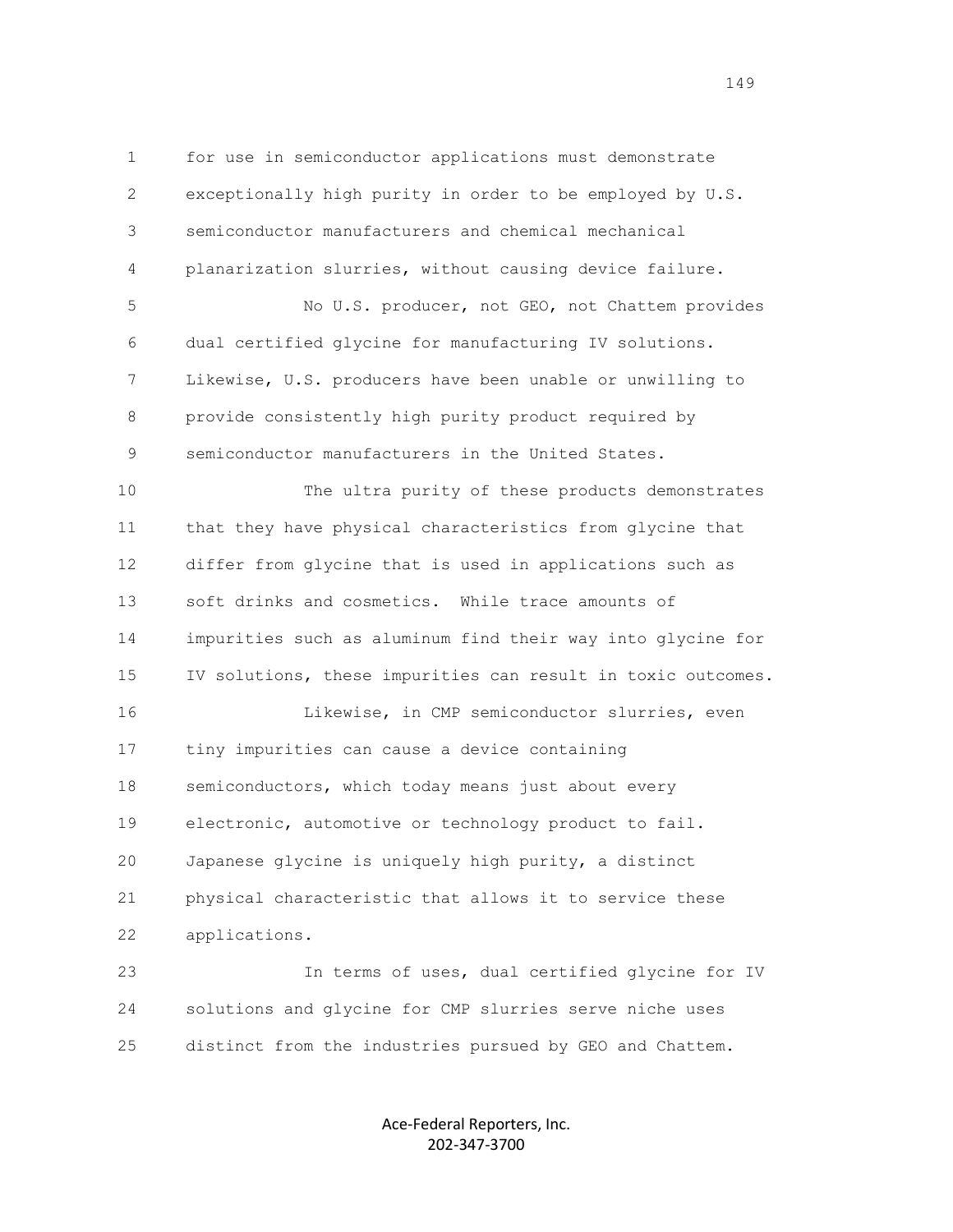for use in semiconductor applications must demonstrate exceptionally high purity in order to be employed by U.S. semiconductor manufacturers and chemical mechanical planarization slurries, without causing device failure.

No U.S. producer, not GEO, not Chattem provides dual certified glycine for manufacturing IV solutions. Likewise, U.S. producers have been unable or unwilling to provide consistently high purity product required by semiconductor manufacturers in the United States.

The ultra purity of these products demonstrates that they have physical characteristics from glycine that differ from glycine that is used in applications such as soft drinks and cosmetics. While trace amounts of impurities such as aluminum find their way into glycine for IV solutions, these impurities can result in toxic outcomes.

Likewise, in CMP semiconductor slurries, even tiny impurities can cause a device containing semiconductors, which today means just about every electronic, automotive or technology product to fail. Japanese glycine is uniquely high purity, a distinct physical characteristic that allows it to service these applications.

In terms of uses, dual certified glycine for IV solutions and glycine for CMP slurries serve niche uses distinct from the industries pursued by GEO and Chattem.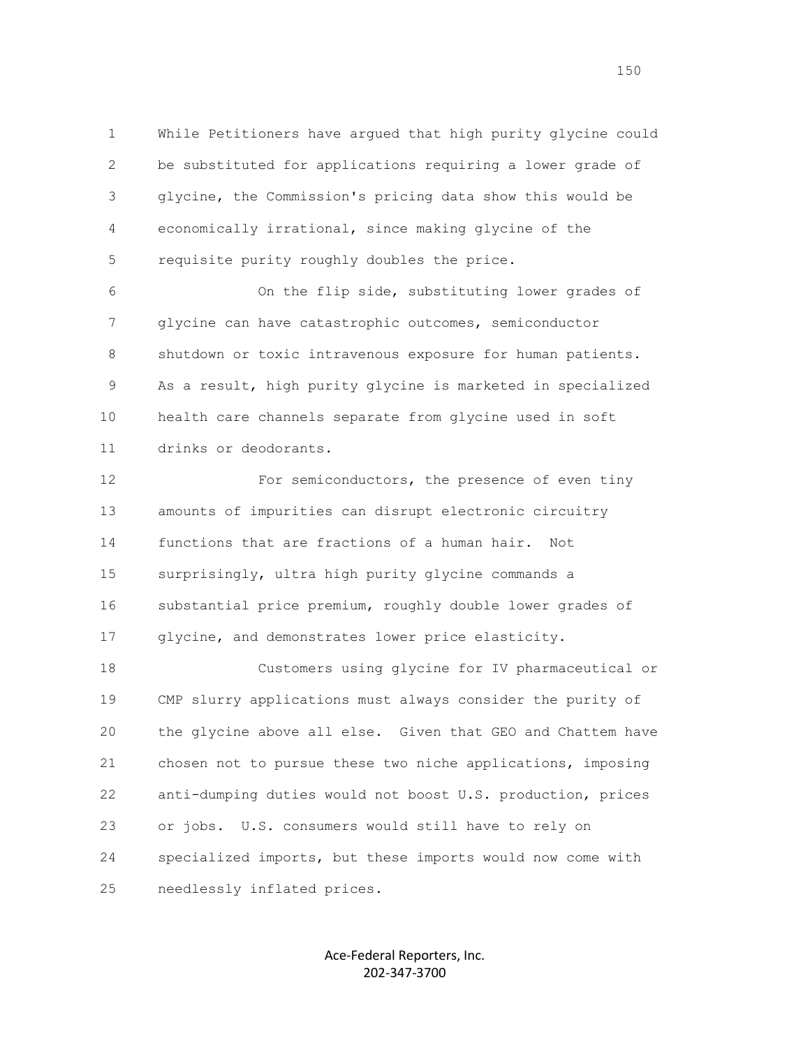While Petitioners have argued that high purity glycine could be substituted for applications requiring a lower grade of glycine, the Commission's pricing data show this would be economically irrational, since making glycine of the requisite purity roughly doubles the price.

On the flip side, substituting lower grades of glycine can have catastrophic outcomes, semiconductor shutdown or toxic intravenous exposure for human patients. As a result, high purity glycine is marketed in specialized health care channels separate from glycine used in soft drinks or deodorants.

For semiconductors, the presence of even tiny amounts of impurities can disrupt electronic circuitry functions that are fractions of a human hair. Not surprisingly, ultra high purity glycine commands a substantial price premium, roughly double lower grades of glycine, and demonstrates lower price elasticity.

Customers using glycine for IV pharmaceutical or CMP slurry applications must always consider the purity of the glycine above all else. Given that GEO and Chattem have chosen not to pursue these two niche applications, imposing anti-dumping duties would not boost U.S. production, prices or jobs. U.S. consumers would still have to rely on specialized imports, but these imports would now come with needlessly inflated prices.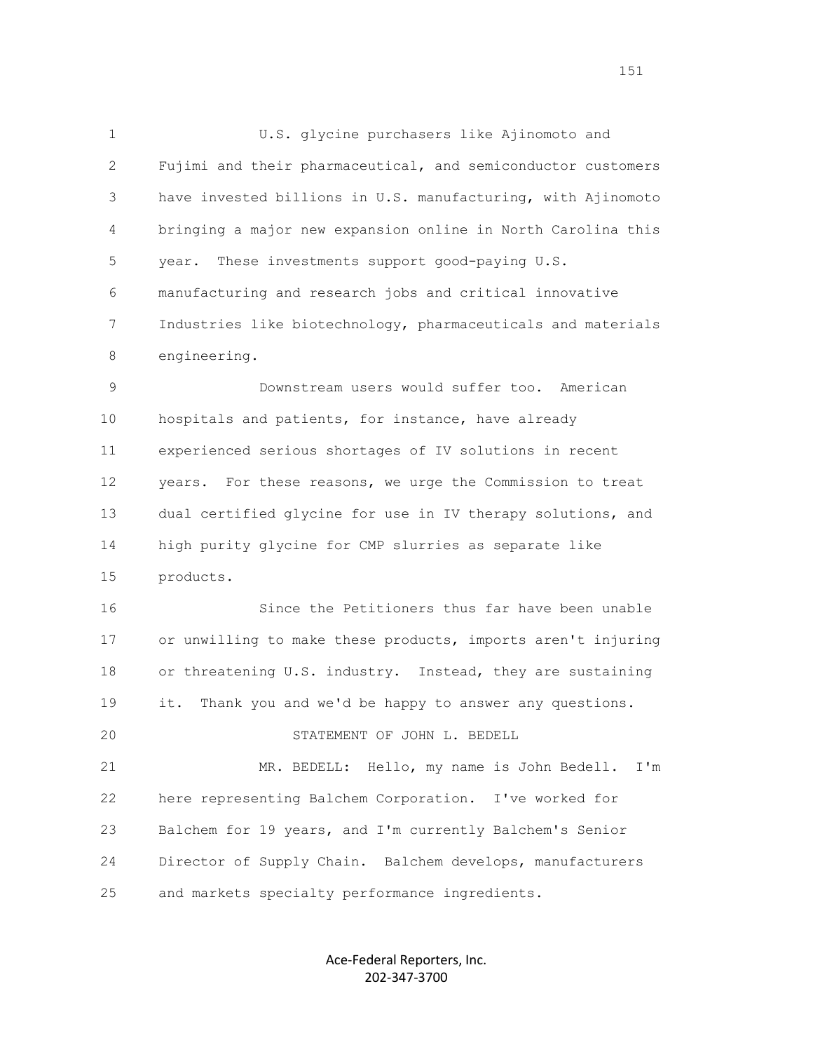U.S. glycine purchasers like Ajinomoto and Fujimi and their pharmaceutical, and semiconductor customers have invested billions in U.S. manufacturing, with Ajinomoto bringing a major new expansion online in North Carolina this year. These investments support good-paying U.S. manufacturing and research jobs and critical innovative Industries like biotechnology, pharmaceuticals and materials engineering.

Downstream users would suffer too. American hospitals and patients, for instance, have already experienced serious shortages of IV solutions in recent years. For these reasons, we urge the Commission to treat dual certified glycine for use in IV therapy solutions, and high purity glycine for CMP slurries as separate like products.

Since the Petitioners thus far have been unable or unwilling to make these products, imports aren't injuring or threatening U.S. industry. Instead, they are sustaining it. Thank you and we'd be happy to answer any questions.

STATEMENT OF JOHN L. BEDELL

MR. BEDELL: Hello, my name is John Bedell. I'm here representing Balchem Corporation. I've worked for Balchem for 19 years, and I'm currently Balchem's Senior Director of Supply Chain. Balchem develops, manufacturers and markets specialty performance ingredients.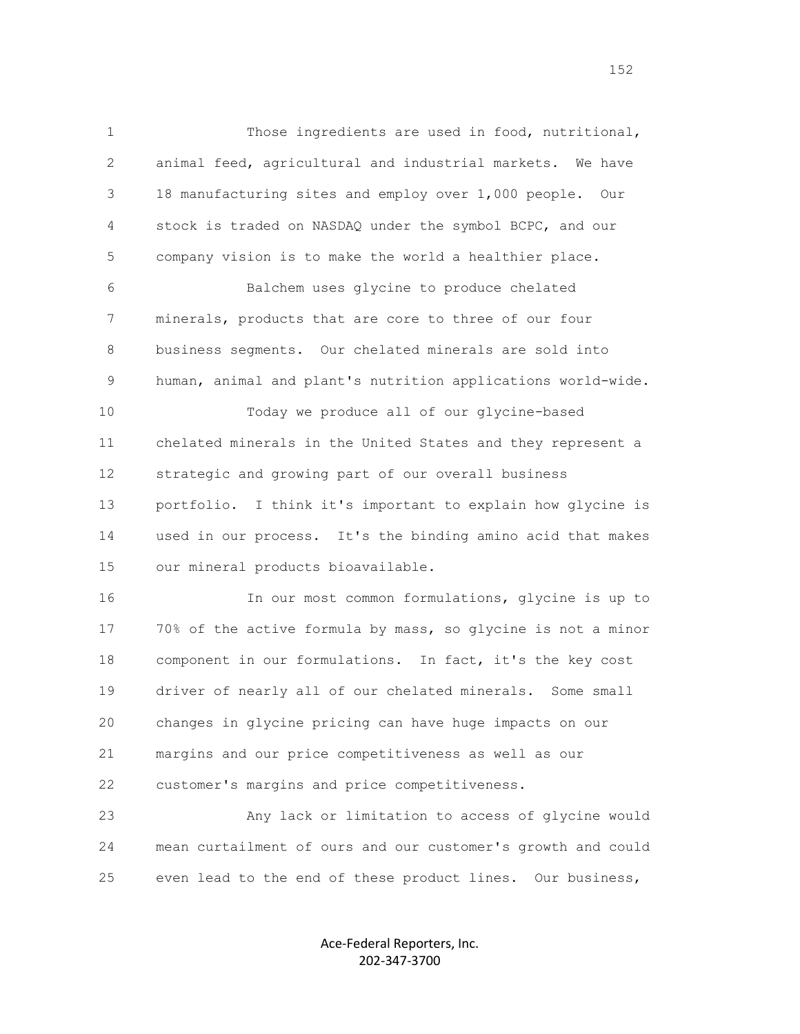Those ingredients are used in food, nutritional, animal feed, agricultural and industrial markets. We have 18 manufacturing sites and employ over 1,000 people. Our stock is traded on NASDAQ under the symbol BCPC, and our company vision is to make the world a healthier place.

Balchem uses glycine to produce chelated minerals, products that are core to three of our four business segments. Our chelated minerals are sold into human, animal and plant's nutrition applications world-wide.

Today we produce all of our glycine-based chelated minerals in the United States and they represent a strategic and growing part of our overall business portfolio. I think it's important to explain how glycine is used in our process. It's the binding amino acid that makes our mineral products bioavailable.

In our most common formulations, glycine is up to 70% of the active formula by mass, so glycine is not a minor component in our formulations. In fact, it's the key cost driver of nearly all of our chelated minerals. Some small changes in glycine pricing can have huge impacts on our margins and our price competitiveness as well as our customer's margins and price competitiveness.

Any lack or limitation to access of glycine would mean curtailment of ours and our customer's growth and could even lead to the end of these product lines. Our business,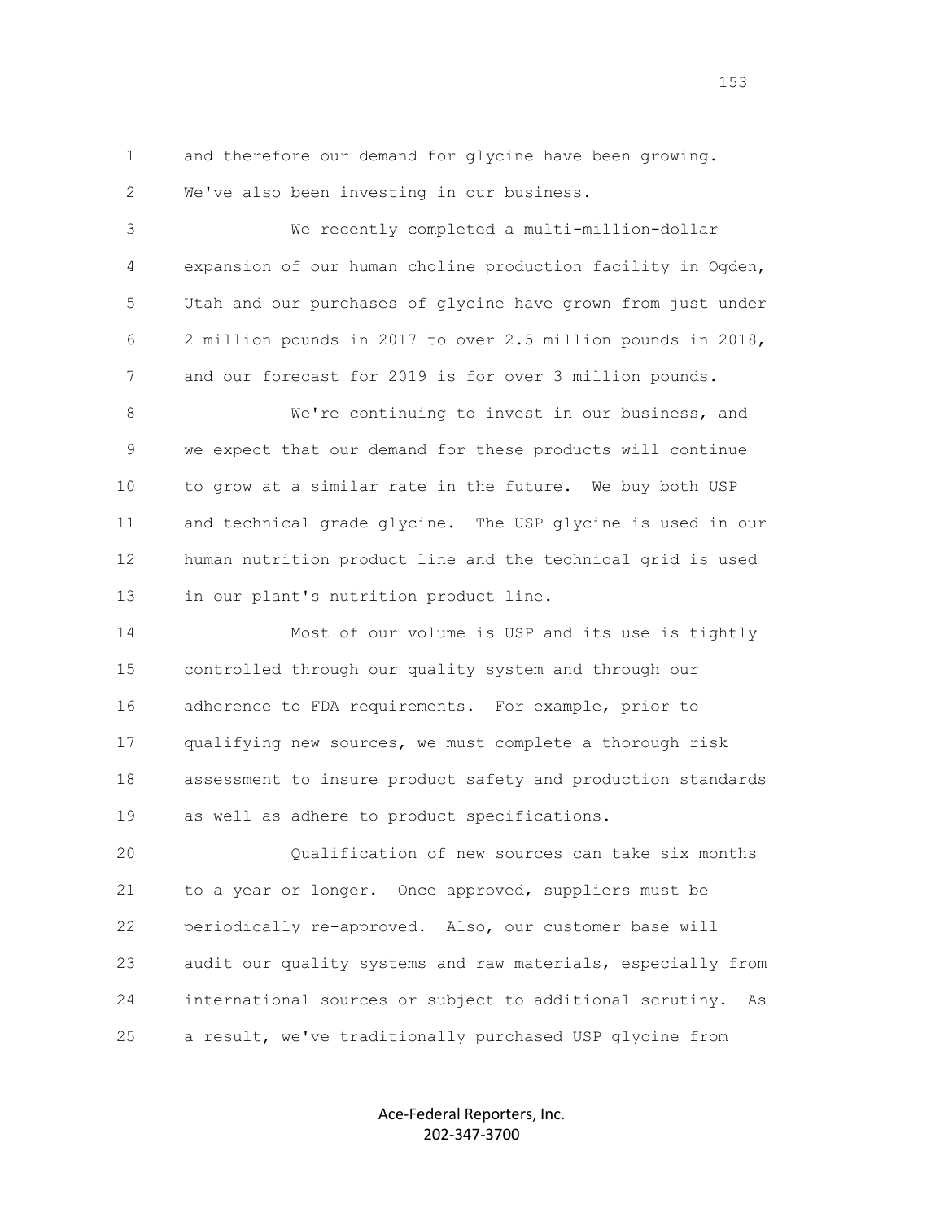and therefore our demand for glycine have been growing. We've also been investing in our business.

We recently completed a multi-million-dollar expansion of our human choline production facility in Ogden, Utah and our purchases of glycine have grown from just under 2 million pounds in 2017 to over 2.5 million pounds in 2018, and our forecast for 2019 is for over 3 million pounds.

We're continuing to invest in our business, and we expect that our demand for these products will continue to grow at a similar rate in the future. We buy both USP and technical grade glycine. The USP glycine is used in our human nutrition product line and the technical grid is used in our plant's nutrition product line.

Most of our volume is USP and its use is tightly controlled through our quality system and through our adherence to FDA requirements. For example, prior to qualifying new sources, we must complete a thorough risk assessment to insure product safety and production standards as well as adhere to product specifications.

Qualification of new sources can take six months to a year or longer. Once approved, suppliers must be periodically re-approved. Also, our customer base will audit our quality systems and raw materials, especially from international sources or subject to additional scrutiny. As a result, we've traditionally purchased USP glycine from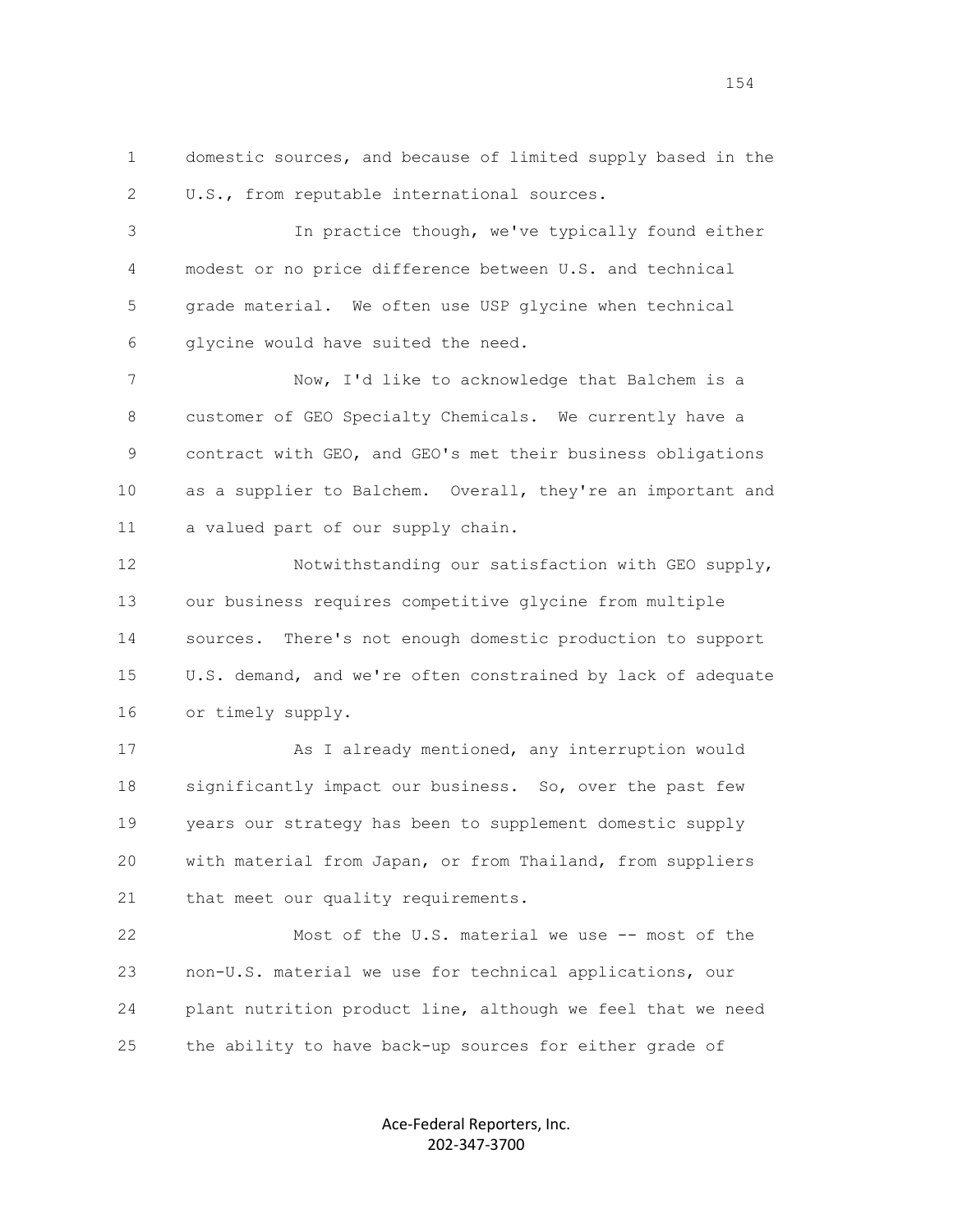1 domestic sources, and because of limited supply based in the
2 U.S., from reputable international sources.

3 In practice though, we've typically found either
4 modest or no price difference between U.S. and technical
5 grade material. We often use USP glycine when technical
6 glycine would have suited the need.

7 Now, I'd like to acknowledge that Balchem is a
8 customer of GEO Specialty Chemicals. We currently have a
9 contract with GEO, and GEO's met their business obligations
10 as a supplier to Balchem. Overall, they're an important and
11 a valued part of our supply chain.

12 Notwithstanding our satisfaction with GEO supply,
13 our business requires competitive glycine from multiple
14 sources. There's not enough domestic production to support
15 U.S. demand, and we're often constrained by lack of adequate
16 or timely supply.

17 As I already mentioned, any interruption would
18 significantly impact our business. So, over the past few
19 years our strategy has been to supplement domestic supply
20 with material from Japan, or from Thailand, from suppliers
21 that meet our quality requirements.

22 Most of the U.S. material we use -- most of the
23 non-U.S. material we use for technical applications, our
24 plant nutrition product line, although we feel that we need
25 the ability to have back-up sources for either grade of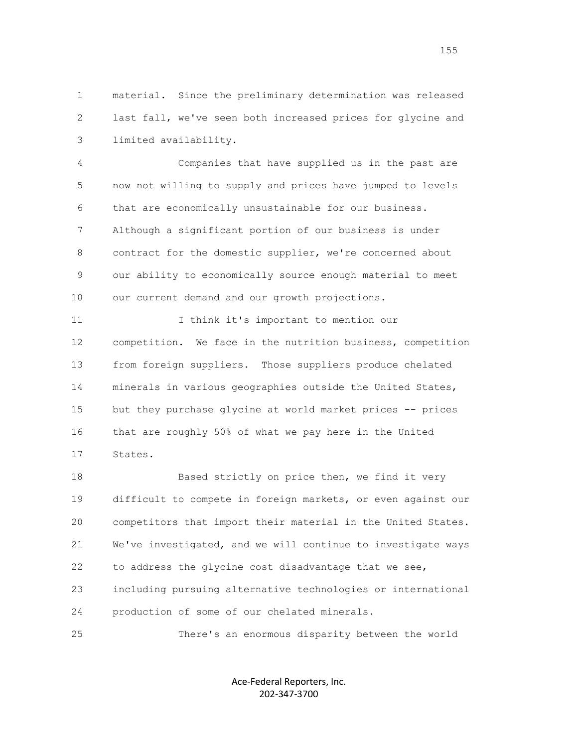material. Since the preliminary determination was released last fall, we've seen both increased prices for glycine and limited availability.

Companies that have supplied us in the past are now not willing to supply and prices have jumped to levels that are economically unsustainable for our business. Although a significant portion of our business is under contract for the domestic supplier, we're concerned about our ability to economically source enough material to meet our current demand and our growth projections.

I think it's important to mention our competition. We face in the nutrition business, competition from foreign suppliers. Those suppliers produce chelated minerals in various geographies outside the United States, but they purchase glycine at world market prices -- prices that are roughly 50% of what we pay here in the United States.

Based strictly on price then, we find it very difficult to compete in foreign markets, or even against our competitors that import their material in the United States. We've investigated, and we will continue to investigate ways to address the glycine cost disadvantage that we see, including pursuing alternative technologies or international production of some of our chelated minerals.

There's an enormous disparity between the world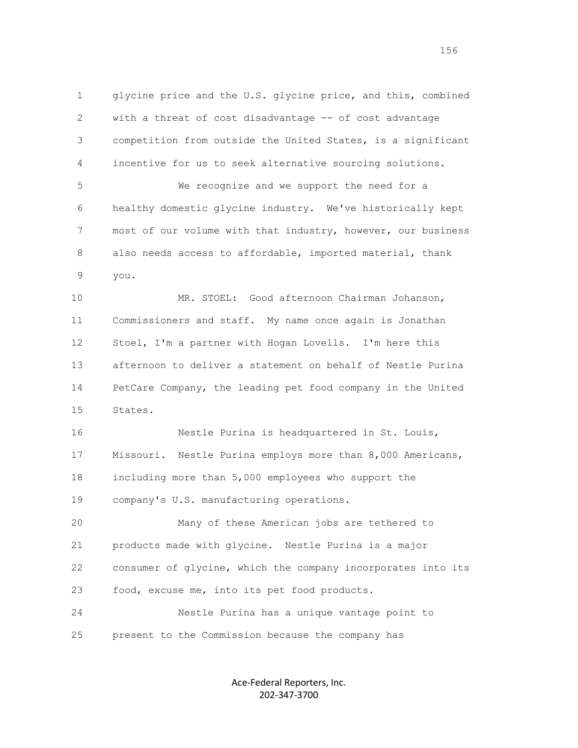glycine price and the U.S. glycine price, and this, combined with a threat of cost disadvantage -- of cost advantage competition from outside the United States, is a significant incentive for us to seek alternative sourcing solutions.

We recognize and we support the need for a healthy domestic glycine industry. We've historically kept most of our volume with that industry, however, our business also needs access to affordable, imported material, thank you.

MR. STOEL: Good afternoon Chairman Johanson, Commissioners and staff. My name once again is Jonathan Stoel, I'm a partner with Hogan Lovells. I'm here this afternoon to deliver a statement on behalf of Nestle Purina PetCare Company, the leading pet food company in the United States.

Nestle Purina is headquartered in St. Louis, Missouri. Nestle Purina employs more than 8,000 Americans, including more than 5,000 employees who support the company's U.S. manufacturing operations.

Many of these American jobs are tethered to products made with glycine. Nestle Purina is a major consumer of glycine, which the company incorporates into its food, excuse me, into its pet food products.

Nestle Purina has a unique vantage point to present to the Commission because the company has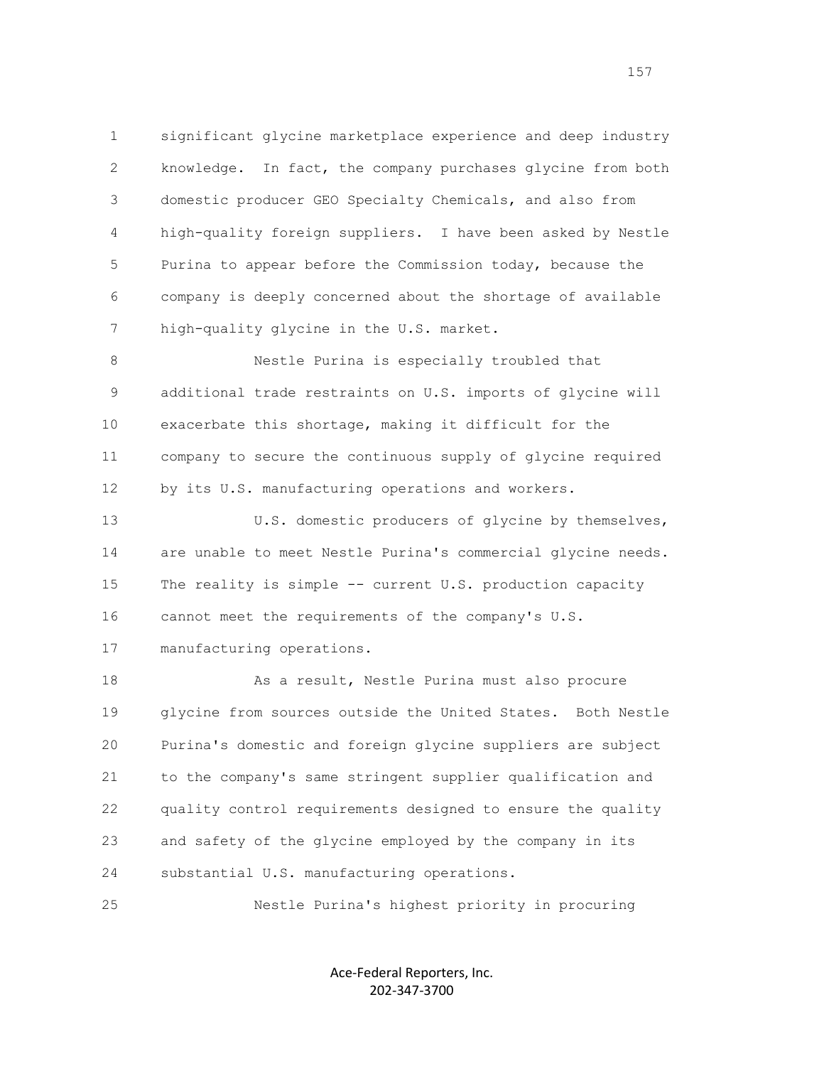significant glycine marketplace experience and deep industry knowledge. In fact, the company purchases glycine from both domestic producer GEO Specialty Chemicals, and also from high-quality foreign suppliers. I have been asked by Nestle Purina to appear before the Commission today, because the company is deeply concerned about the shortage of available high-quality glycine in the U.S. market.

Nestle Purina is especially troubled that additional trade restraints on U.S. imports of glycine will exacerbate this shortage, making it difficult for the company to secure the continuous supply of glycine required by its U.S. manufacturing operations and workers.

U.S. domestic producers of glycine by themselves, are unable to meet Nestle Purina's commercial glycine needs. The reality is simple -- current U.S. production capacity cannot meet the requirements of the company's U.S. manufacturing operations.

As a result, Nestle Purina must also procure glycine from sources outside the United States. Both Nestle Purina's domestic and foreign glycine suppliers are subject to the company's same stringent supplier qualification and quality control requirements designed to ensure the quality and safety of the glycine employed by the company in its substantial U.S. manufacturing operations.

Nestle Purina's highest priority in procuring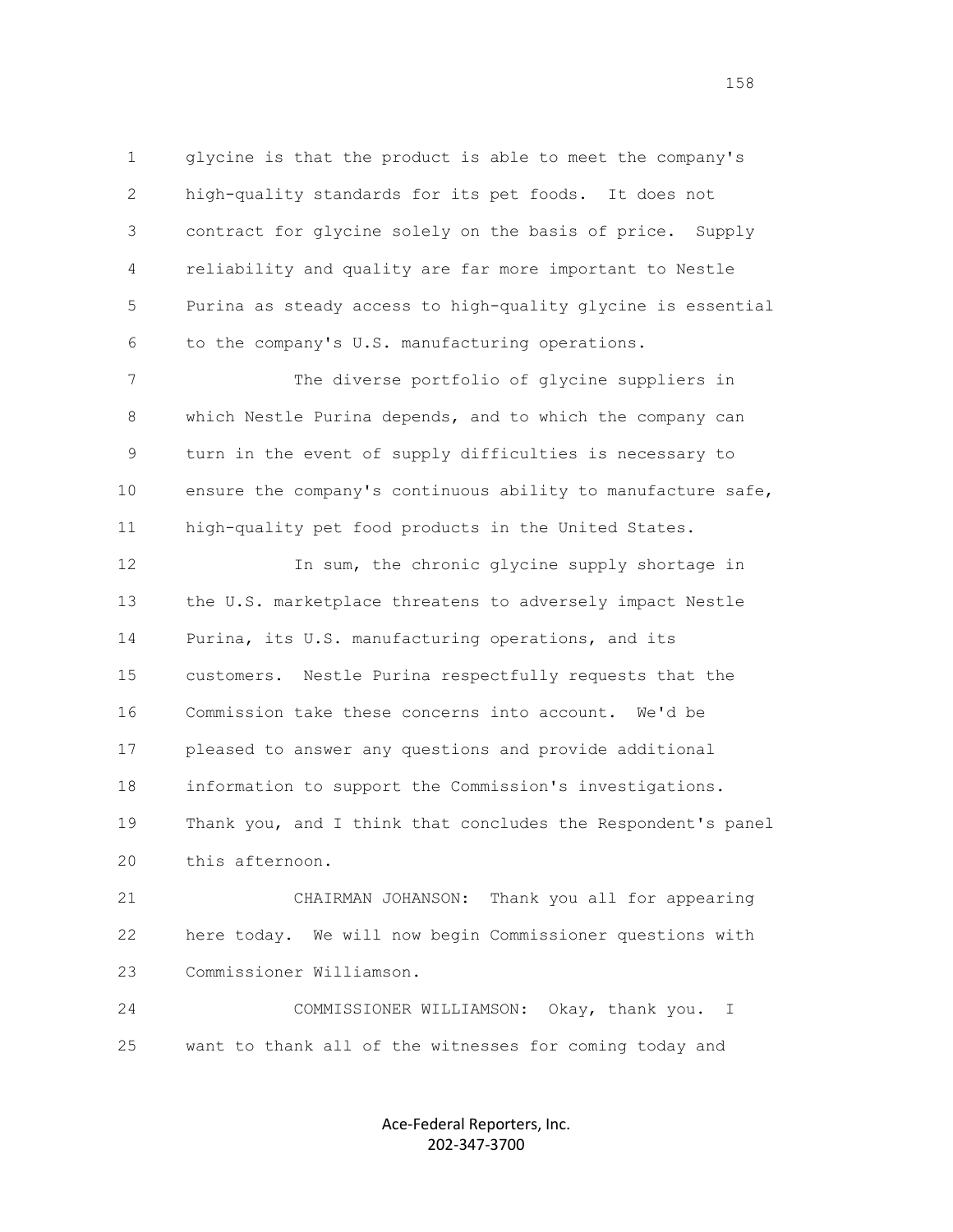glycine is that the product is able to meet the company's high-quality standards for its pet foods. It does not contract for glycine solely on the basis of price. Supply reliability and quality are far more important to Nestle Purina as steady access to high-quality glycine is essential to the company's U.S. manufacturing operations.

The diverse portfolio of glycine suppliers in which Nestle Purina depends, and to which the company can turn in the event of supply difficulties is necessary to ensure the company's continuous ability to manufacture safe, high-quality pet food products in the United States.

In sum, the chronic glycine supply shortage in the U.S. marketplace threatens to adversely impact Nestle Purina, its U.S. manufacturing operations, and its customers. Nestle Purina respectfully requests that the Commission take these concerns into account. We'd be pleased to answer any questions and provide additional information to support the Commission's investigations. Thank you, and I think that concludes the Respondent's panel this afternoon.

CHAIRMAN JOHANSON: Thank you all for appearing here today. We will now begin Commissioner questions with Commissioner Williamson.

COMMISSIONER WILLIAMSON: Okay, thank you. I want to thank all of the witnesses for coming today and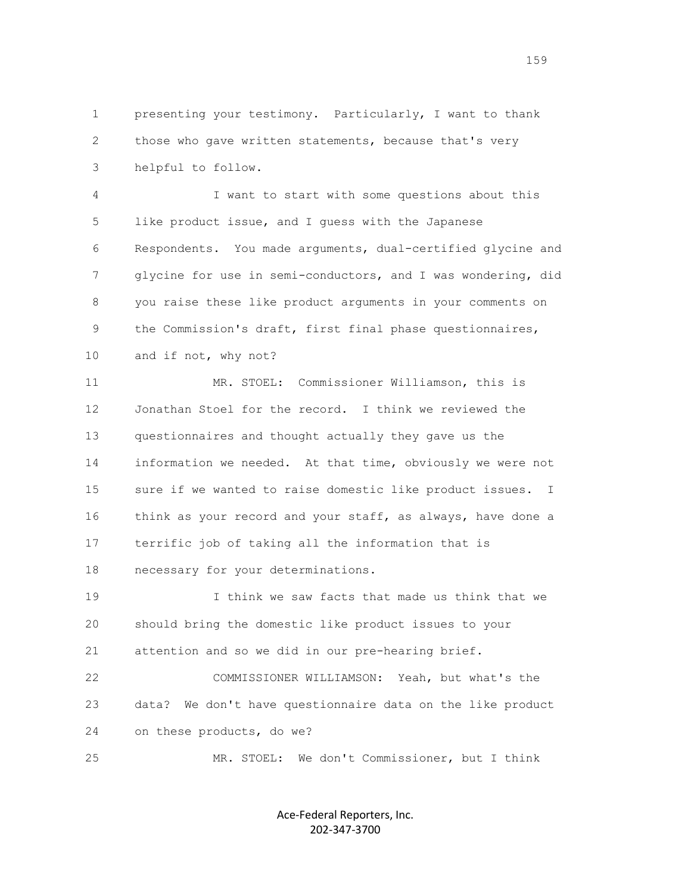presenting your testimony. Particularly, I want to thank those who gave written statements, because that's very helpful to follow.

I want to start with some questions about this like product issue, and I guess with the Japanese Respondents. You made arguments, dual-certified glycine and glycine for use in semi-conductors, and I was wondering, did you raise these like product arguments in your comments on the Commission's draft, first final phase questionnaires, and if not, why not?

MR. STOEL: Commissioner Williamson, this is Jonathan Stoel for the record. I think we reviewed the questionnaires and thought actually they gave us the information we needed. At that time, obviously we were not sure if we wanted to raise domestic like product issues. I think as your record and your staff, as always, have done a terrific job of taking all the information that is necessary for your determinations.

I think we saw facts that made us think that we should bring the domestic like product issues to your attention and so we did in our pre-hearing brief.

COMMISSIONER WILLIAMSON: Yeah, but what's the data? We don't have questionnaire data on the like product on these products, do we?

MR. STOEL: We don't Commissioner, but I think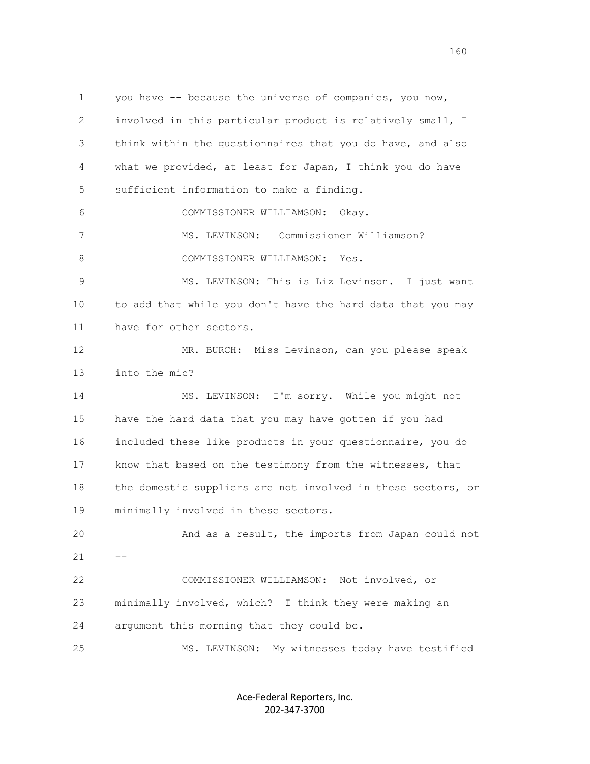you have -- because the universe of companies, you now, involved in this particular product is relatively small, I think within the questionnaires that you do have, and also what we provided, at least for Japan, I think you do have sufficient information to make a finding.

COMMISSIONER WILLIAMSON: Okay.

MS. LEVINSON: Commissioner Williamson?

COMMISSIONER WILLIAMSON: Yes.

MS. LEVINSON: This is Liz Levinson. I just want to add that while you don't have the hard data that you may have for other sectors.

MR. BURCH: Miss Levinson, can you please speak into the mic?

MS. LEVINSON: I'm sorry. While you might not have the hard data that you may have gotten if you had included these like products in your questionnaire, you do know that based on the testimony from the witnesses, that the domestic suppliers are not involved in these sectors, or minimally involved in these sectors.

And as a result, the imports from Japan could not --

COMMISSIONER WILLIAMSON: Not involved, or minimally involved, which? I think they were making an argument this morning that they could be.

MS. LEVINSON: My witnesses today have testified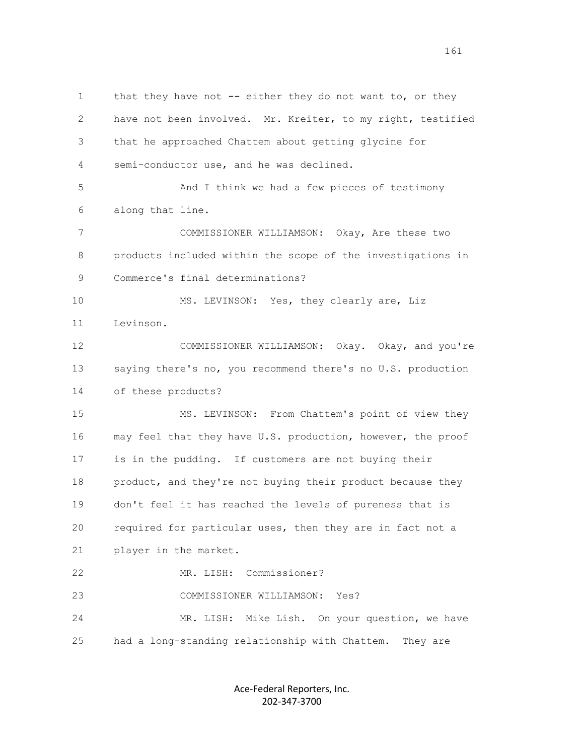that they have not -- either they do not want to, or they have not been involved. Mr. Kreiter, to my right, testified that he approached Chattem about getting glycine for semi-conductor use, and he was declined.

And I think we had a few pieces of testimony along that line.

COMMISSIONER WILLIAMSON: Okay, Are these two products included within the scope of the investigations in Commerce's final determinations?

MS. LEVINSON: Yes, they clearly are, Liz Levinson.

COMMISSIONER WILLIAMSON: Okay. Okay, and you're saying there's no, you recommend there's no U.S. production of these products?

MS. LEVINSON: From Chattem's point of view they may feel that they have U.S. production, however, the proof is in the pudding. If customers are not buying their product, and they're not buying their product because they don't feel it has reached the levels of pureness that is required for particular uses, then they are in fact not a player in the market.

MR. LISH: Commissioner?

COMMISSIONER WILLIAMSON: Yes?

MR. LISH: Mike Lish. On your question, we have had a long-standing relationship with Chattem. They are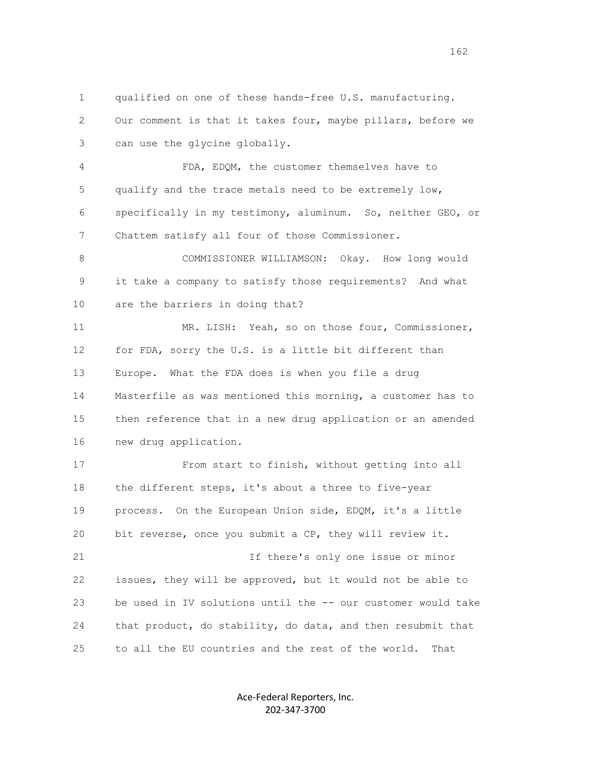qualified on one of these hands-free U.S. manufacturing. Our comment is that it takes four, maybe pillars, before we can use the glycine globally.

FDA, EDQM, the customer themselves have to qualify and the trace metals need to be extremely low, specifically in my testimony, aluminum. So, neither GEO, or Chattem satisfy all four of those Commissioner.

COMMISSIONER WILLIAMSON: Okay. How long would it take a company to satisfy those requirements? And what are the barriers in doing that?

MR. LISH: Yeah, so on those four, Commissioner, for FDA, sorry the U.S. is a little bit different than Europe. What the FDA does is when you file a drug Masterfile as was mentioned this morning, a customer has to then reference that in a new drug application or an amended new drug application.

From start to finish, without getting into all the different steps, it's about a three to five-year process. On the European Union side, EDQM, it's a little bit reverse, once you submit a CP, they will review it.

If there's only one issue or minor issues, they will be approved, but it would not be able to be used in IV solutions until the -- our customer would take that product, do stability, do data, and then resubmit that to all the EU countries and the rest of the world. That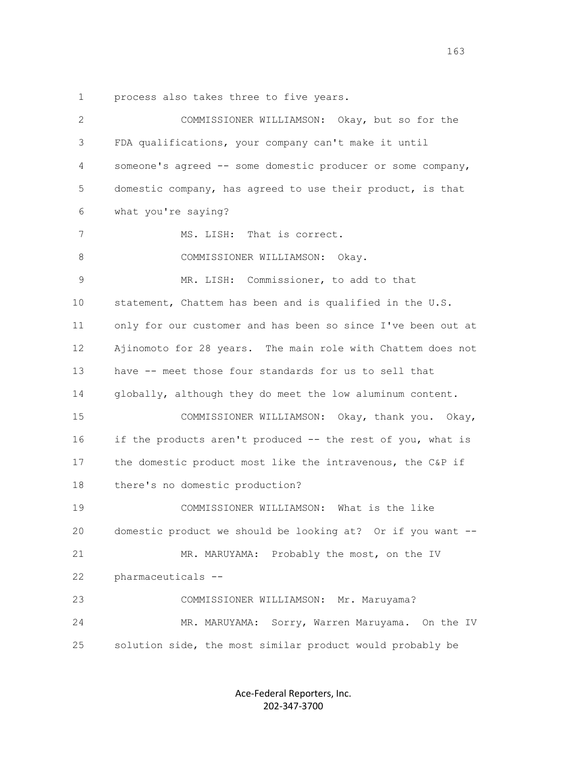process also takes three to five years.

COMMISSIONER WILLIAMSON: Okay, but so for the FDA qualifications, your company can't make it until someone's agreed -- some domestic producer or some company, domestic company, has agreed to use their product, is that what you're saying?

MS. LISH: That is correct.

COMMISSIONER WILLIAMSON: Okay.

MR. LISH: Commissioner, to add to that statement, Chattem has been and is qualified in the U.S. only for our customer and has been so since I've been out at Ajinomoto for 28 years. The main role with Chattem does not have -- meet those four standards for us to sell that globally, although they do meet the low aluminum content.

COMMISSIONER WILLIAMSON: Okay, thank you. Okay, if the products aren't produced -- the rest of you, what is the domestic product most like the intravenous, the C&P if there's no domestic production?

COMMISSIONER WILLIAMSON: What is the like domestic product we should be looking at? Or if you want --

MR. MARUYAMA: Probably the most, on the IV pharmaceuticals --

COMMISSIONER WILLIAMSON: Mr. Maruyama?

MR. MARUYAMA: Sorry, Warren Maruyama. On the IV solution side, the most similar product would probably be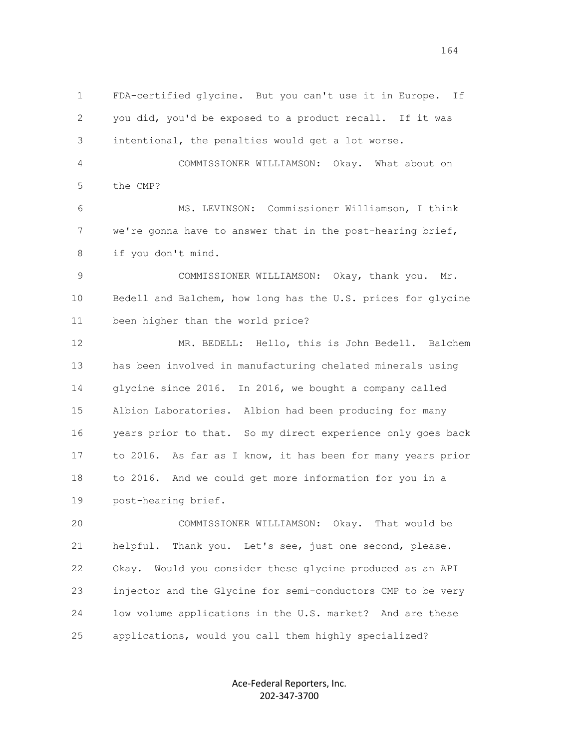FDA-certified glycine. But you can't use it in Europe. If you did, you'd be exposed to a product recall. If it was intentional, the penalties would get a lot worse.

COMMISSIONER WILLIAMSON: Okay. What about on the CMP?

MS. LEVINSON: Commissioner Williamson, I think we're gonna have to answer that in the post-hearing brief, if you don't mind.

COMMISSIONER WILLIAMSON: Okay, thank you. Mr. Bedell and Balchem, how long has the U.S. prices for glycine been higher than the world price?

MR. BEDELL: Hello, this is John Bedell. Balchem has been involved in manufacturing chelated minerals using glycine since 2016. In 2016, we bought a company called Albion Laboratories. Albion had been producing for many years prior to that. So my direct experience only goes back to 2016. As far as I know, it has been for many years prior to 2016. And we could get more information for you in a post-hearing brief.

COMMISSIONER WILLIAMSON: Okay. That would be helpful. Thank you. Let's see, just one second, please. Okay. Would you consider these glycine produced as an API injector and the Glycine for semi-conductors CMP to be very low volume applications in the U.S. market? And are these applications, would you call them highly specialized?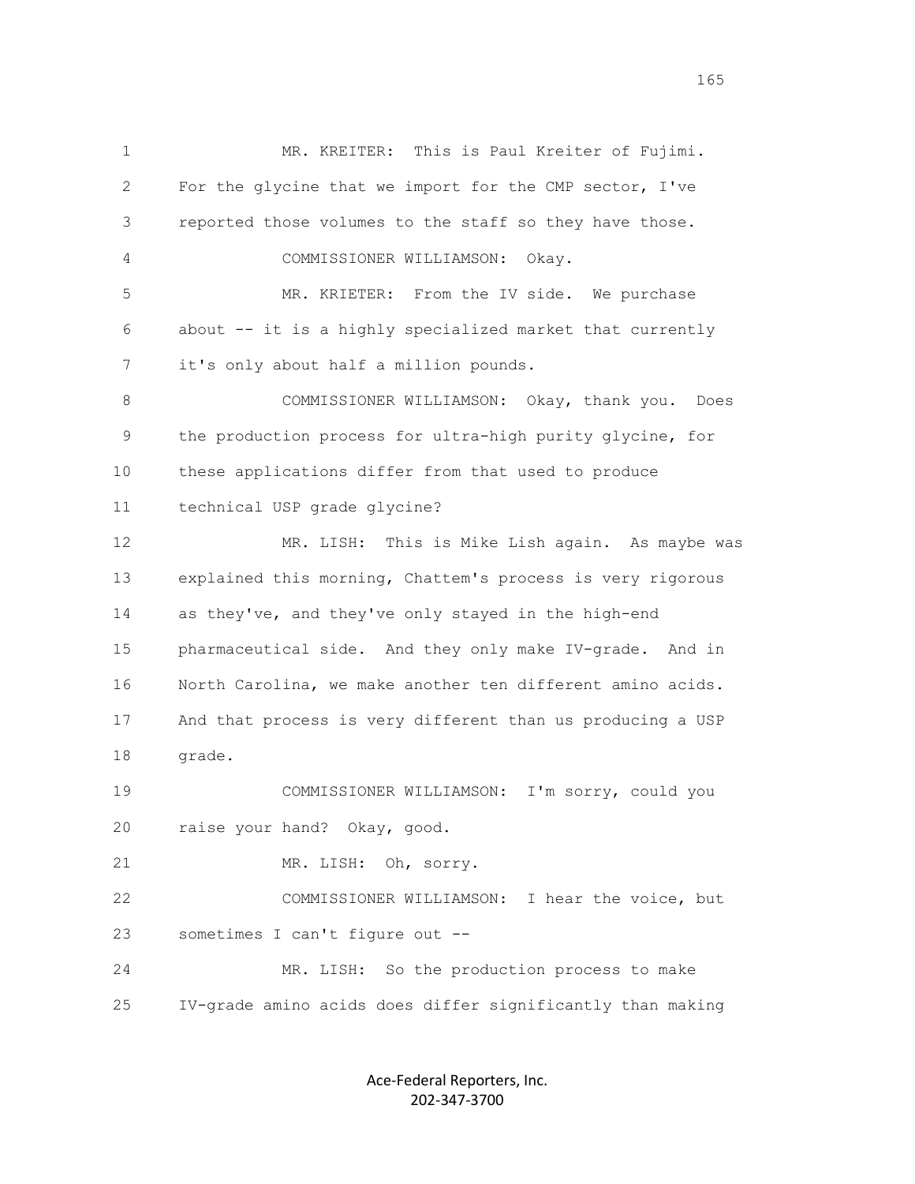MR. KREITER: This is Paul Kreiter of Fujimi. For the glycine that we import for the CMP sector, I've reported those volumes to the staff so they have those.

COMMISSIONER WILLIAMSON: Okay.

MR. KREITER: From the IV side. We purchase about -- it is a highly specialized market that currently it's only about half a million pounds.

COMMISSIONER WILLIAMSON: Okay, thank you. Does the production process for ultra-high purity glycine, for these applications differ from that used to produce technical USP grade glycine?

MR. LISH: This is Mike Lish again. As maybe was explained this morning, Chattem's process is very rigorous as they've, and they've only stayed in the high-end pharmaceutical side. And they only make IV-grade. And in North Carolina, we make another ten different amino acids. And that process is very different than us producing a USP grade.

COMMISSIONER WILLIAMSON: I'm sorry, could you raise your hand? Okay, good.

MR. LISH: Oh, sorry.

COMMISSIONER WILLIAMSON: I hear the voice, but sometimes I can't figure out --

MR. LISH: So the production process to make IV-grade amino acids does differ significantly than making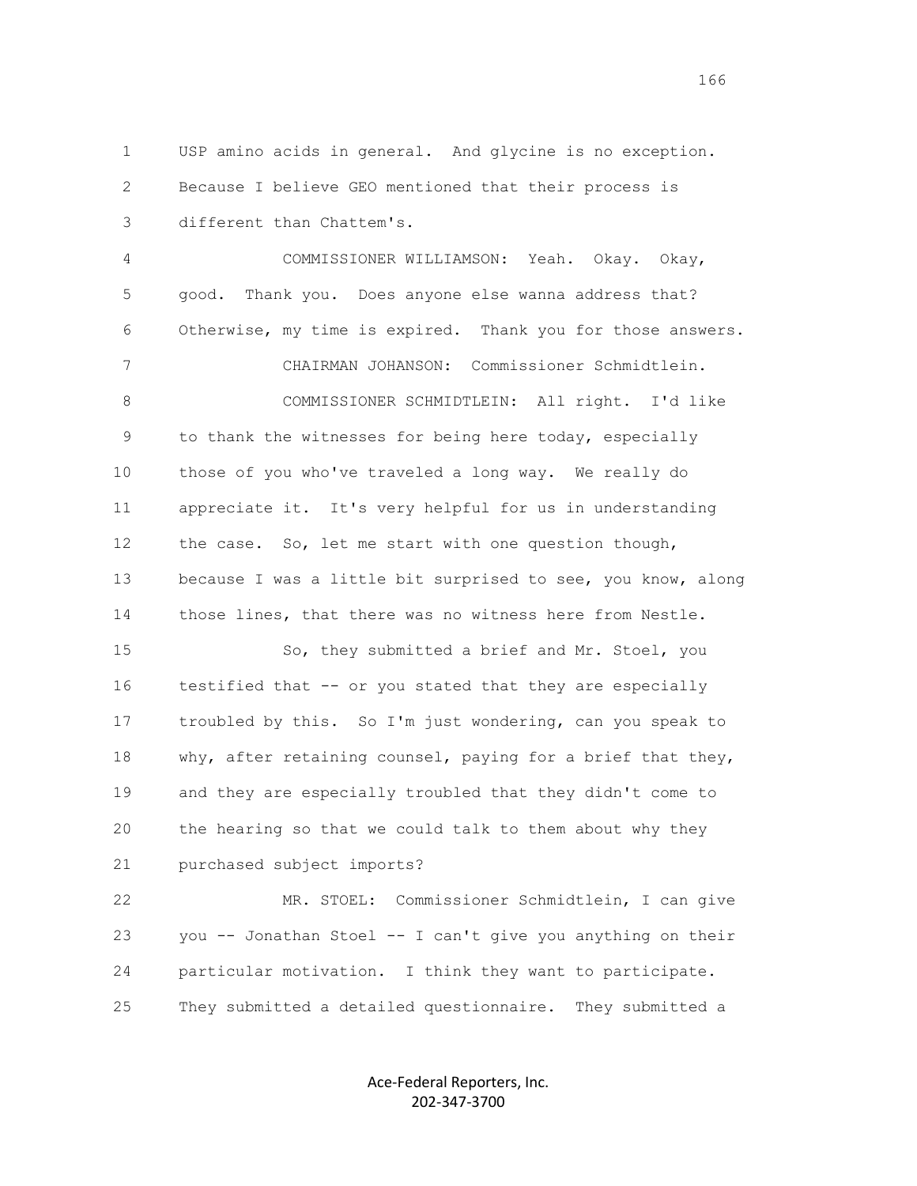USP amino acids in general. And glycine is no exception. Because I believe GEO mentioned that their process is different than Chattem's.

COMMISSIONER WILLIAMSON: Yeah. Okay. Okay, good. Thank you. Does anyone else wanna address that? Otherwise, my time is expired. Thank you for those answers.

CHAIRMAN JOHANSON: Commissioner Schmidtlein.

COMMISSIONER SCHMIDTLEIN: All right. I'd like to thank the witnesses for being here today, especially those of you who've traveled a long way. We really do appreciate it. It's very helpful for us in understanding the case. So, let me start with one question though, because I was a little bit surprised to see, you know, along those lines, that there was no witness here from Nestle.

So, they submitted a brief and Mr. Stoel, you testified that -- or you stated that they are especially troubled by this. So I'm just wondering, can you speak to why, after retaining counsel, paying for a brief that they, and they are especially troubled that they didn't come to the hearing so that we could talk to them about why they purchased subject imports?

MR. STOEL: Commissioner Schmidtlein, I can give you -- Jonathan Stoel -- I can't give you anything on their particular motivation. I think they want to participate. They submitted a detailed questionnaire. They submitted a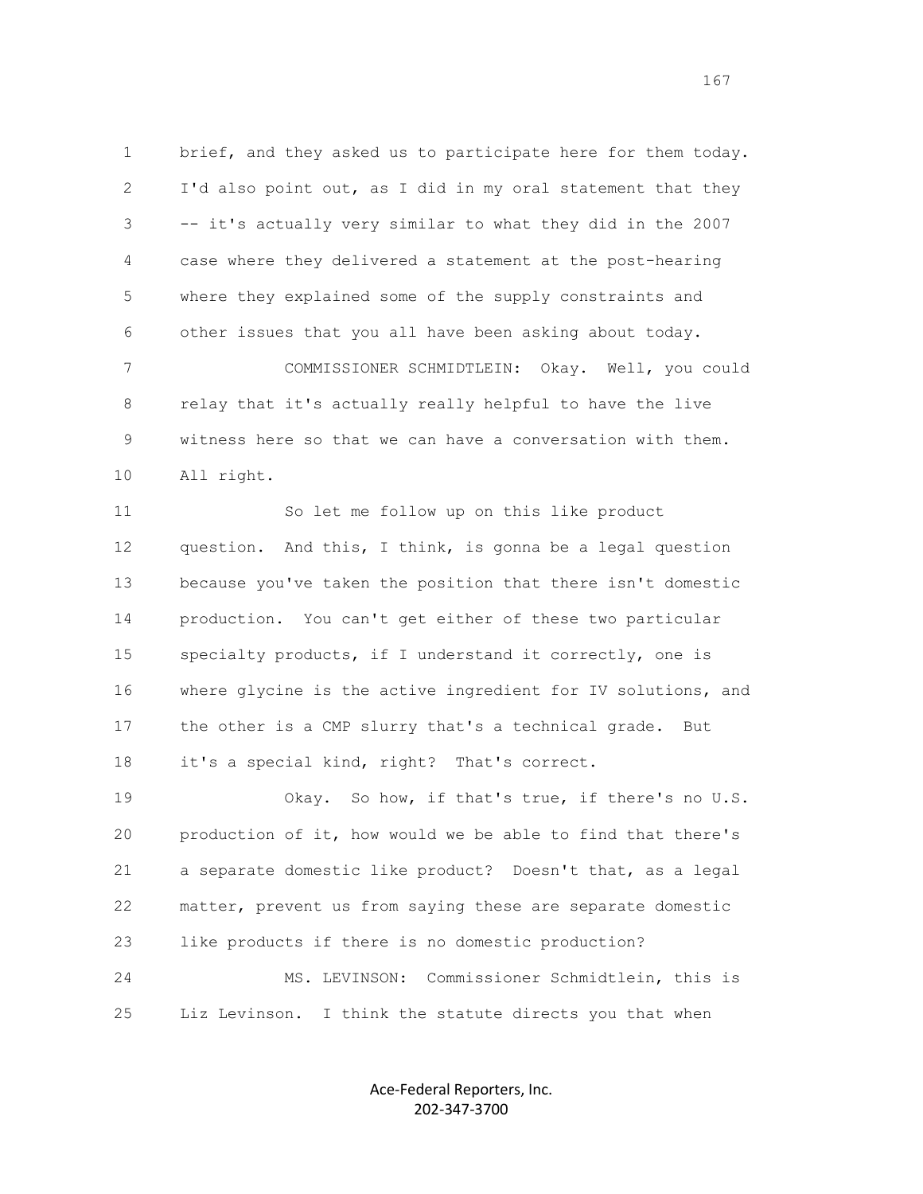brief, and they asked us to participate here for them today. I'd also point out, as I did in my oral statement that they -- it's actually very similar to what they did in the 2007 case where they delivered a statement at the post-hearing where they explained some of the supply constraints and other issues that you all have been asking about today.

COMMISSIONER SCHMIDTLEIN: Okay. Well, you could relay that it's actually really helpful to have the live witness here so that we can have a conversation with them. All right.

So let me follow up on this like product question. And this, I think, is gonna be a legal question because you've taken the position that there isn't domestic production. You can't get either of these two particular specialty products, if I understand it correctly, one is where glycine is the active ingredient for IV solutions, and the other is a CMP slurry that's a technical grade. But it's a special kind, right? That's correct.

Okay. So how, if that's true, if there's no U.S. production of it, how would we be able to find that there's a separate domestic like product? Doesn't that, as a legal matter, prevent us from saying these are separate domestic like products if there is no domestic production?

MS. LEVINSON: Commissioner Schmidtlein, this is Liz Levinson. I think the statute directs you that when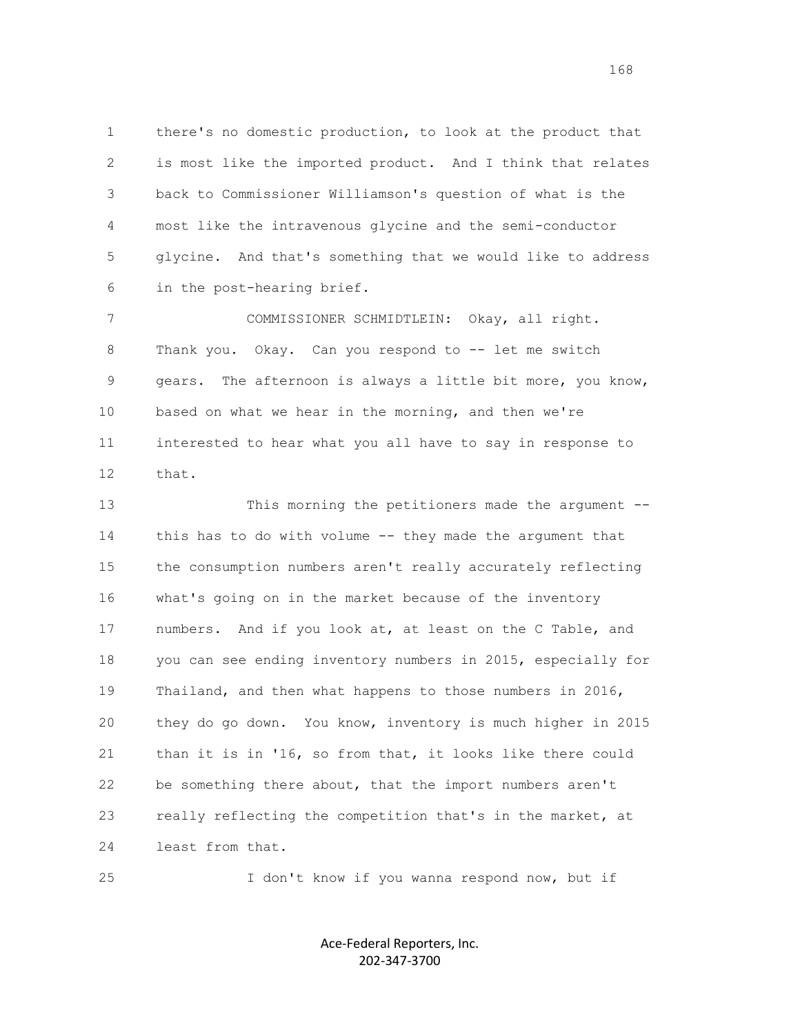there's no domestic production, to look at the product that is most like the imported product. And I think that relates back to Commissioner Williamson's question of what is the most like the intravenous glycine and the semi-conductor glycine. And that's something that we would like to address in the post-hearing brief.

COMMISSIONER SCHMIDTLEIN: Okay, all right. Thank you. Okay. Can you respond to -- let me switch gears. The afternoon is always a little bit more, you know, based on what we hear in the morning, and then we're interested to hear what you all have to say in response to that.

This morning the petitioners made the argument -- this has to do with volume -- they made the argument that the consumption numbers aren't really accurately reflecting what's going on in the market because of the inventory numbers. And if you look at, at least on the C Table, and you can see ending inventory numbers in 2015, especially for Thailand, and then what happens to those numbers in 2016, they do go down. You know, inventory is much higher in 2015 than it is in '16, so from that, it looks like there could be something there about, that the import numbers aren't really reflecting the competition that's in the market, at least from that.

I don't know if you wanna respond now, but if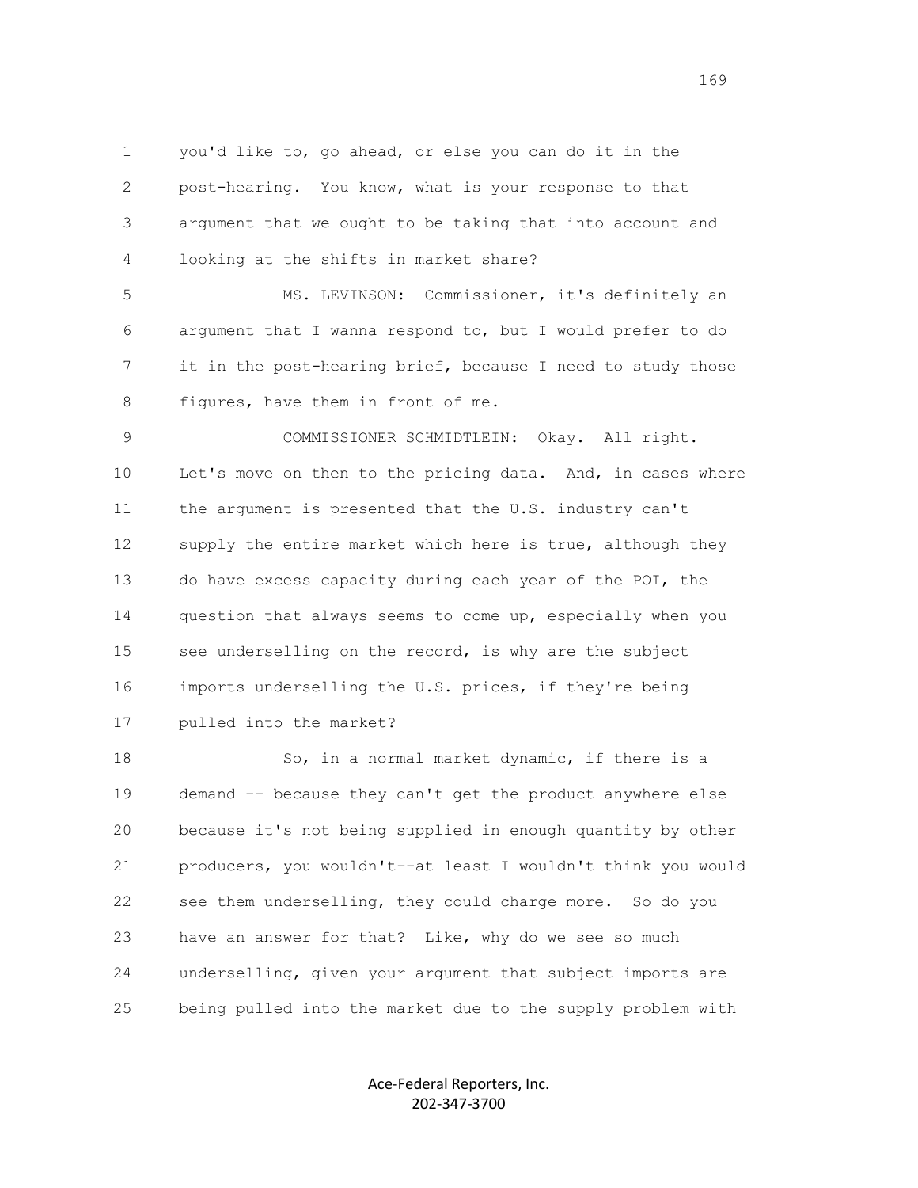you'd like to, go ahead, or else you can do it in the post-hearing. You know, what is your response to that argument that we ought to be taking that into account and looking at the shifts in market share?

MS. LEVINSON: Commissioner, it's definitely an argument that I wanna respond to, but I would prefer to do it in the post-hearing brief, because I need to study those figures, have them in front of me.

COMMISSIONER SCHMIDTLEIN: Okay. All right. Let's move on then to the pricing data. And, in cases where the argument is presented that the U.S. industry can't supply the entire market which here is true, although they do have excess capacity during each year of the POI, the question that always seems to come up, especially when you see underselling on the record, is why are the subject imports underselling the U.S. prices, if they're being pulled into the market?

So, in a normal market dynamic, if there is a demand -- because they can't get the product anywhere else because it's not being supplied in enough quantity by other producers, you wouldn't--at least I wouldn't think you would see them underselling, they could charge more. So do you have an answer for that? Like, why do we see so much underselling, given your argument that subject imports are being pulled into the market due to the supply problem with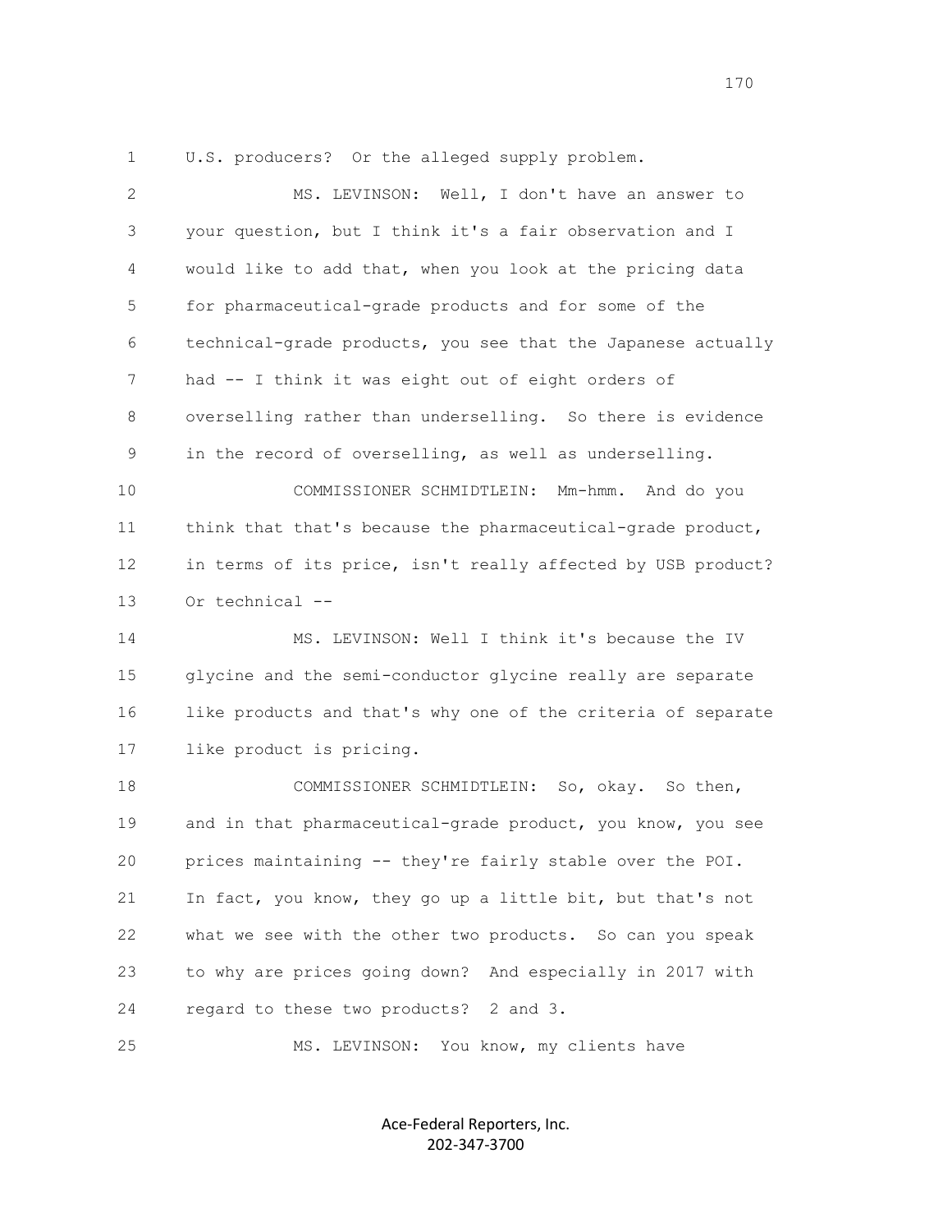U.S. producers? Or the alleged supply problem.

MS. LEVINSON: Well, I don't have an answer to your question, but I think it's a fair observation and I would like to add that, when you look at the pricing data for pharmaceutical-grade products and for some of the technical-grade products, you see that the Japanese actually had -- I think it was eight out of eight orders of overselling rather than underselling. So there is evidence in the record of overselling, as well as underselling.

COMMISSIONER SCHMIDTLEIN: Mm-hmm. And do you think that that's because the pharmaceutical-grade product, in terms of its price, isn't really affected by USB product? Or technical --

MS. LEVINSON: Well I think it's because the IV glycine and the semi-conductor glycine really are separate like products and that's why one of the criteria of separate like product is pricing.

COMMISSIONER SCHMIDTLEIN: So, okay. So then, and in that pharmaceutical-grade product, you know, you see prices maintaining -- they're fairly stable over the POI. In fact, you know, they go up a little bit, but that's not what we see with the other two products. So can you speak to why are prices going down? And especially in 2017 with regard to these two products? 2 and 3.

MS. LEVINSON: You know, my clients have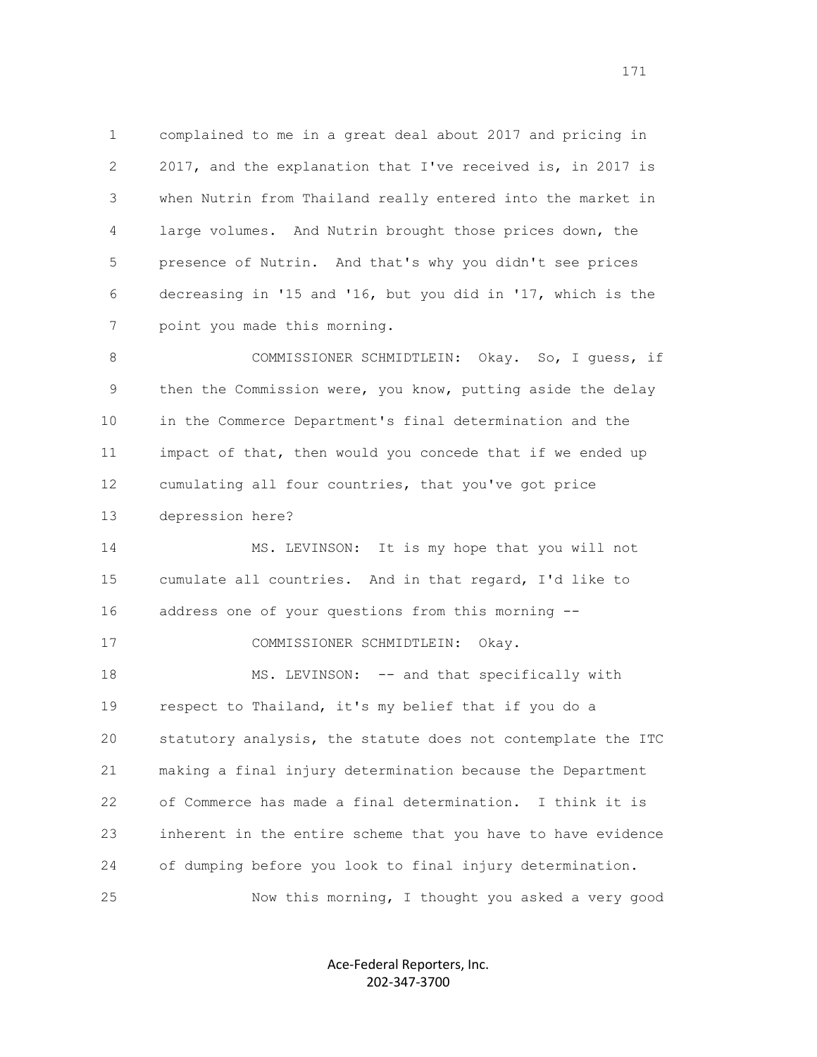complained to me in a great deal about 2017 and pricing in 2017, and the explanation that I've received is, in 2017 is when Nutrin from Thailand really entered into the market in large volumes. And Nutrin brought those prices down, the presence of Nutrin. And that's why you didn't see prices decreasing in '15 and '16, but you did in '17, which is the point you made this morning.

COMMISSIONER SCHMIDTLEIN: Okay. So, I guess, if then the Commission were, you know, putting aside the delay in the Commerce Department's final determination and the impact of that, then would you concede that if we ended up cumulating all four countries, that you've got price depression here?

MS. LEVINSON: It is my hope that you will not cumulate all countries. And in that regard, I'd like to address one of your questions from this morning --

COMMISSIONER SCHMIDTLEIN: Okay.

MS. LEVINSON: -- and that specifically with respect to Thailand, it's my belief that if you do a statutory analysis, the statute does not contemplate the ITC making a final injury determination because the Department of Commerce has made a final determination. I think it is inherent in the entire scheme that you have to have evidence of dumping before you look to final injury determination.

Now this morning, I thought you asked a very good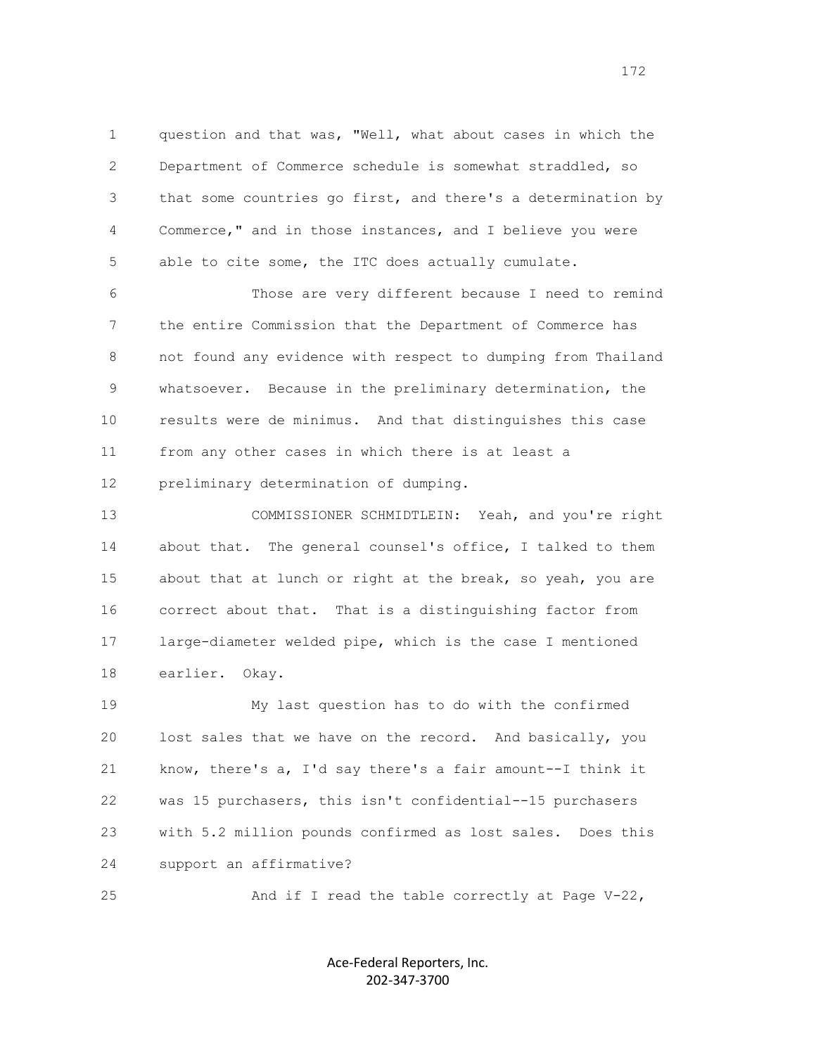question and that was, "Well, what about cases in which the Department of Commerce schedule is somewhat straddled, so that some countries go first, and there's a determination by Commerce," and in those instances, and I believe you were able to cite some, the ITC does actually cumulate.

Those are very different because I need to remind the entire Commission that the Department of Commerce has not found any evidence with respect to dumping from Thailand whatsoever. Because in the preliminary determination, the results were de minimus. And that distinguishes this case from any other cases in which there is at least a preliminary determination of dumping.

COMMISSIONER SCHMIDTLEIN: Yeah, and you're right about that. The general counsel's office, I talked to them about that at lunch or right at the break, so yeah, you are correct about that. That is a distinguishing factor from large-diameter welded pipe, which is the case I mentioned earlier. Okay.

My last question has to do with the confirmed lost sales that we have on the record. And basically, you know, there's a, I'd say there's a fair amount--I think it was 15 purchasers, this isn't confidential--15 purchasers with 5.2 million pounds confirmed as lost sales. Does this support an affirmative?

And if I read the table correctly at Page V-22,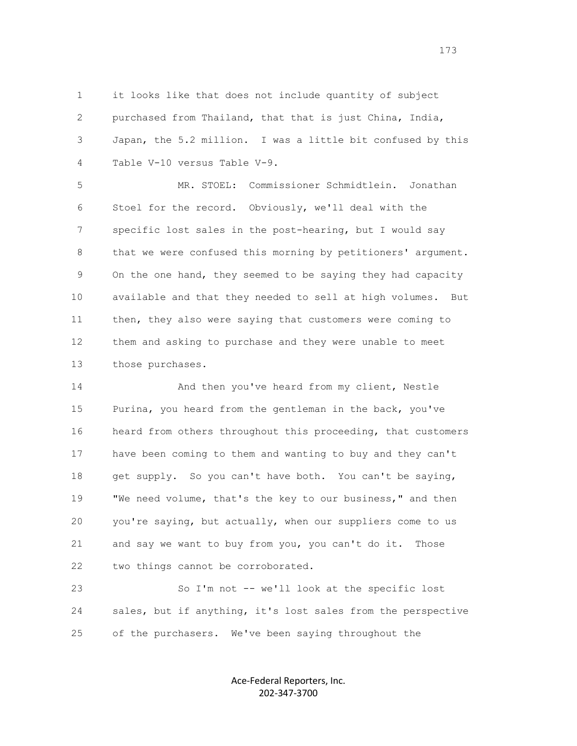it looks like that does not include quantity of subject purchased from Thailand, that that is just China, India, Japan, the 5.2 million. I was a little bit confused by this Table V-10 versus Table V-9.

MR. STOEL: Commissioner Schmidtlein. Jonathan Stoel for the record. Obviously, we'll deal with the specific lost sales in the post-hearing, but I would say that we were confused this morning by petitioners' argument. On the one hand, they seemed to be saying they had capacity available and that they needed to sell at high volumes. But then, they also were saying that customers were coming to them and asking to purchase and they were unable to meet those purchases.

And then you've heard from my client, Nestle Purina, you heard from the gentleman in the back, you've heard from others throughout this proceeding, that customers have been coming to them and wanting to buy and they can't get supply. So you can't have both. You can't be saying, "We need volume, that's the key to our business," and then you're saying, but actually, when our suppliers come to us and say we want to buy from you, you can't do it. Those two things cannot be corroborated.

So I'm not -- we'll look at the specific lost sales, but if anything, it's lost sales from the perspective of the purchasers. We've been saying throughout the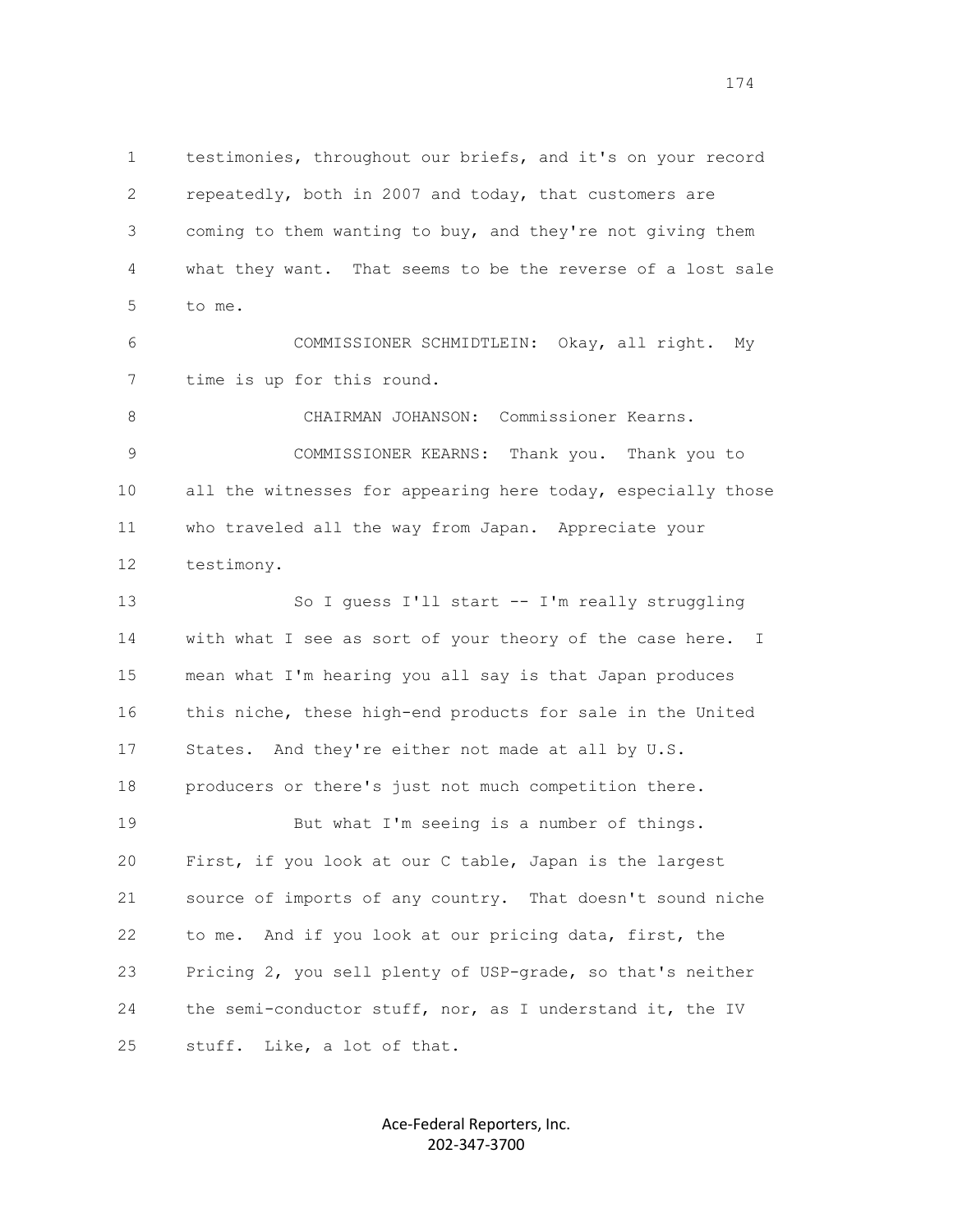testimonies, throughout our briefs, and it's on your record repeatedly, both in 2007 and today, that customers are coming to them wanting to buy, and they're not giving them what they want. That seems to be the reverse of a lost sale to me.

COMMISSIONER SCHMIDTLEIN: Okay, all right. My time is up for this round.

CHAIRMAN JOHANSON: Commissioner Kearns.

COMMISSIONER KEARNS: Thank you. Thank you to all the witnesses for appearing here today, especially those who traveled all the way from Japan. Appreciate your testimony.

So I guess I'll start -- I'm really struggling with what I see as sort of your theory of the case here. I mean what I'm hearing you all say is that Japan produces this niche, these high-end products for sale in the United States. And they're either not made at all by U.S. producers or there's just not much competition there.

But what I'm seeing is a number of things. First, if you look at our C table, Japan is the largest source of imports of any country. That doesn't sound niche to me. And if you look at our pricing data, first, the Pricing 2, you sell plenty of USP-grade, so that's neither the semi-conductor stuff, nor, as I understand it, the IV stuff. Like, a lot of that.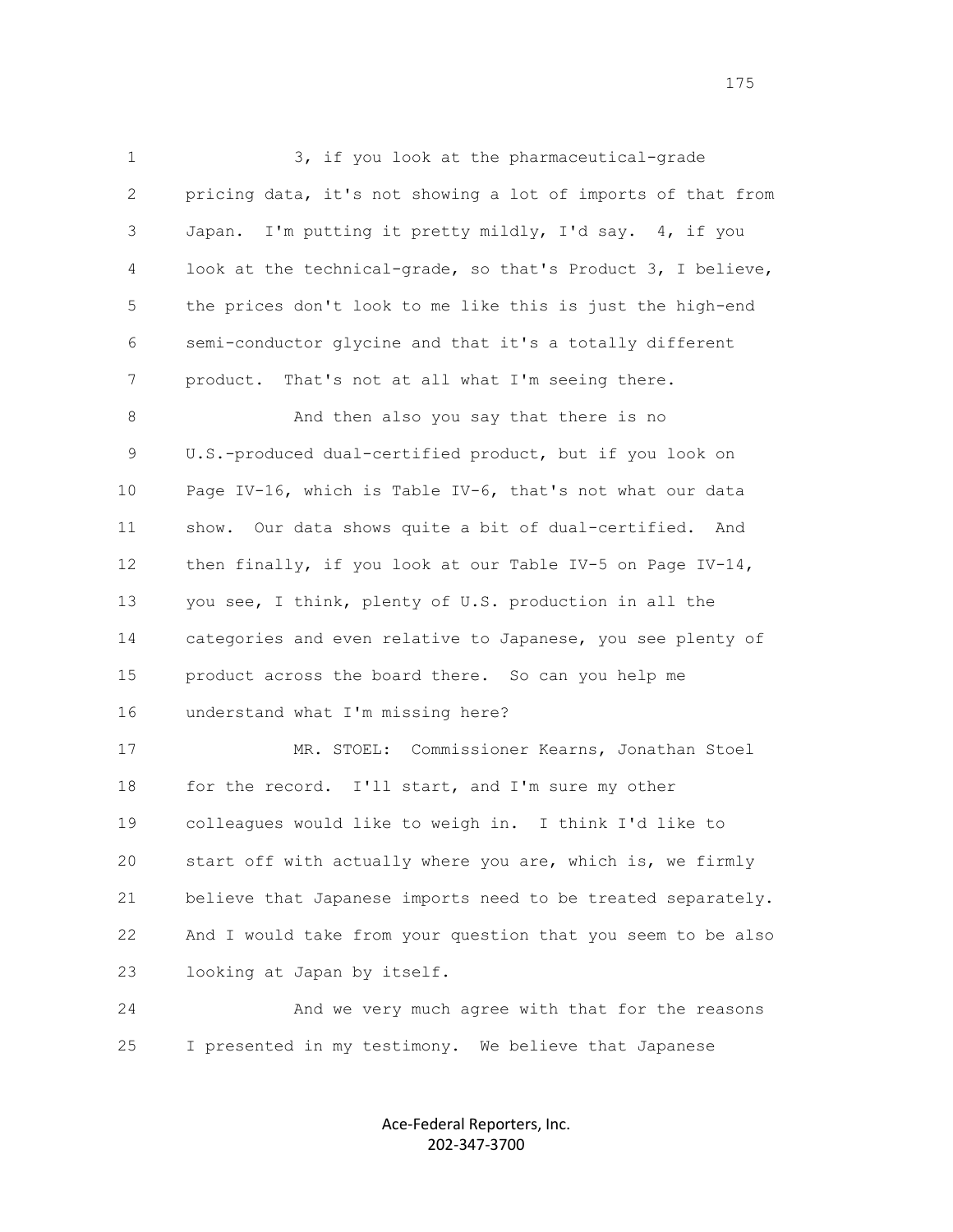3, if you look at the pharmaceutical-grade pricing data, it's not showing a lot of imports of that from Japan. I'm putting it pretty mildly, I'd say. 4, if you look at the technical-grade, so that's Product 3, I believe, the prices don't look to me like this is just the high-end semi-conductor glycine and that it's a totally different product. That's not at all what I'm seeing there.

And then also you say that there is no U.S.-produced dual-certified product, but if you look on Page IV-16, which is Table IV-6, that's not what our data show. Our data shows quite a bit of dual-certified. And then finally, if you look at our Table IV-5 on Page IV-14, you see, I think, plenty of U.S. production in all the categories and even relative to Japanese, you see plenty of product across the board there. So can you help me understand what I'm missing here?

MR. STOEL: Commissioner Kearns, Jonathan Stoel for the record. I'll start, and I'm sure my other colleagues would like to weigh in. I think I'd like to start off with actually where you are, which is, we firmly believe that Japanese imports need to be treated separately. And I would take from your question that you seem to be also looking at Japan by itself.

And we very much agree with that for the reasons I presented in my testimony. We believe that Japanese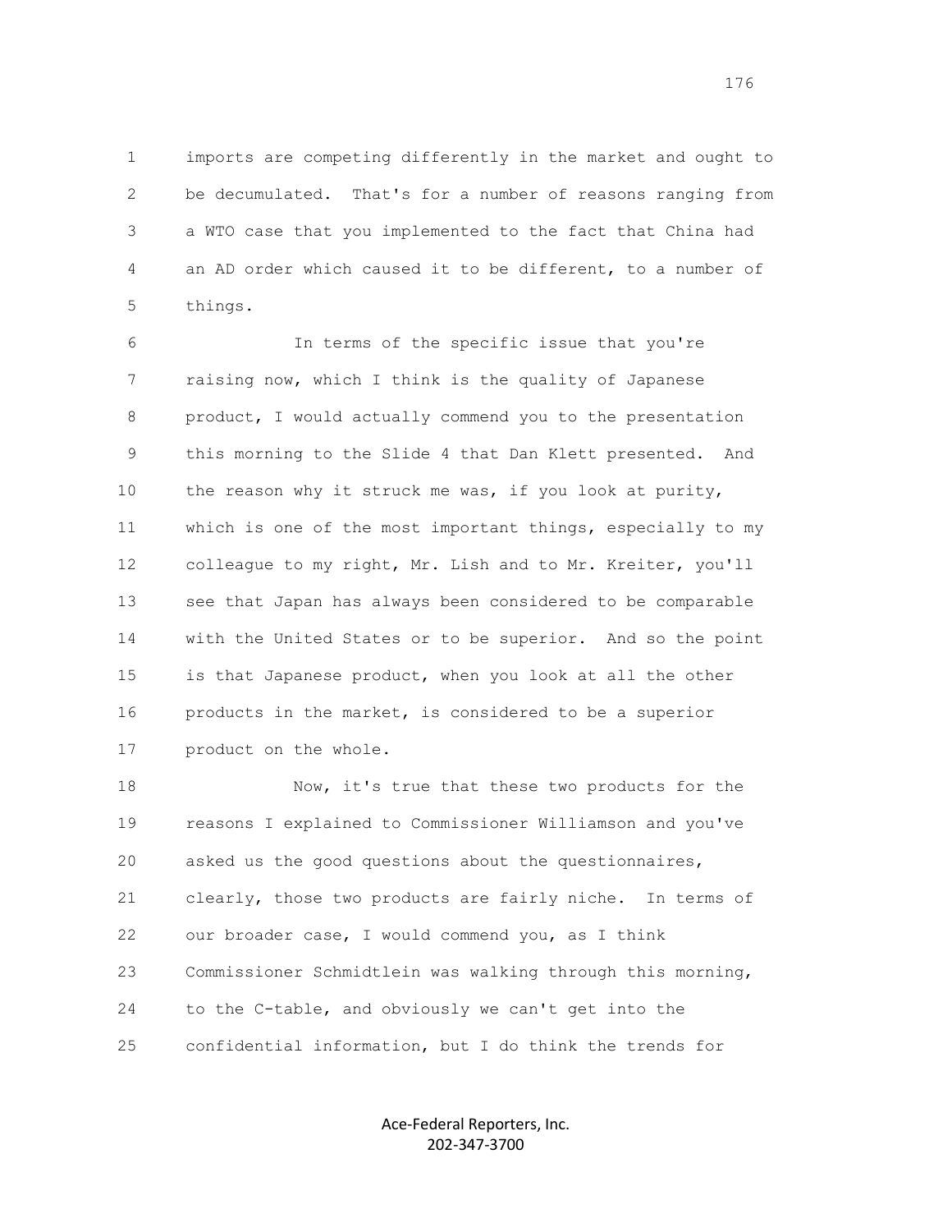1 imports are competing differently in the market and ought to
2 be decumulated. That's for a number of reasons ranging from
3 a WTO case that you implemented to the fact that China had
4 an AD order which caused it to be different, to a number of
5 things.

6 In terms of the specific issue that you're
7 raising now, which I think is the quality of Japanese
8 product, I would actually commend you to the presentation
9 this morning to the Slide 4 that Dan Klett presented. And
10 the reason why it struck me was, if you look at purity,
11 which is one of the most important things, especially to my
12 colleague to my right, Mr. Lish and to Mr. Kreiter, you'll
13 see that Japan has always been considered to be comparable
14 with the United States or to be superior. And so the point
15 is that Japanese product, when you look at all the other
16 products in the market, is considered to be a superior
17 product on the whole.

18 Now, it's true that these two products for the
19 reasons I explained to Commissioner Williamson and you've
20 asked us the good questions about the questionnaires,
21 clearly, those two products are fairly niche. In terms of
22 our broader case, I would commend you, as I think
23 Commissioner Schmidtlein was walking through this morning,
24 to the C-table, and obviously we can't get into the
25 confidential information, but I do think the trends for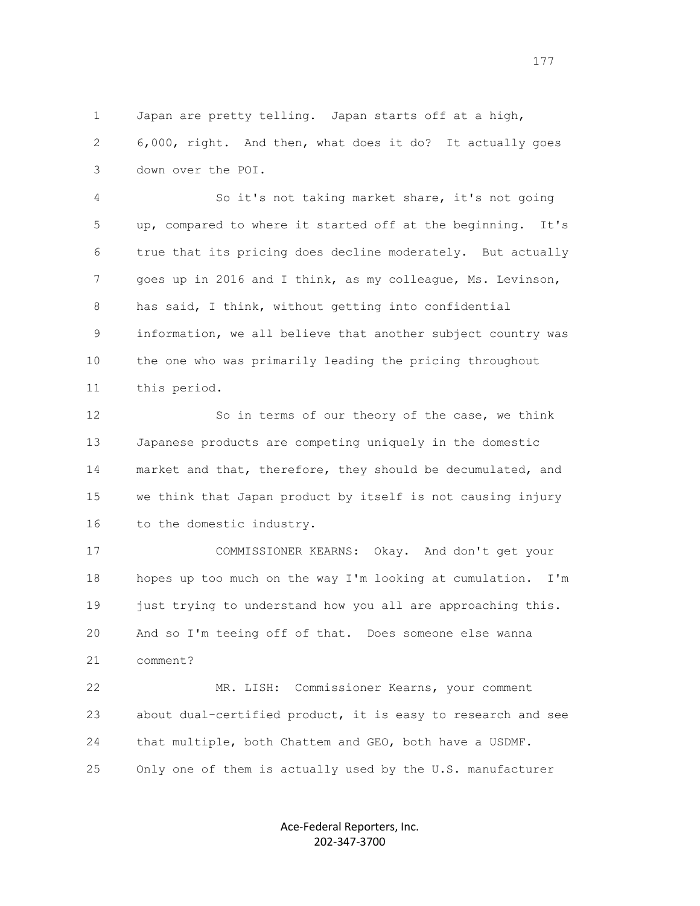Japan are pretty telling. Japan starts off at a high, 6,000, right. And then, what does it do? It actually goes down over the POI.

So it's not taking market share, it's not going up, compared to where it started off at the beginning. It's true that its pricing does decline moderately. But actually goes up in 2016 and I think, as my colleague, Ms. Levinson, has said, I think, without getting into confidential information, we all believe that another subject country was the one who was primarily leading the pricing throughout this period.

So in terms of our theory of the case, we think Japanese products are competing uniquely in the domestic market and that, therefore, they should be decumulated, and we think that Japan product by itself is not causing injury to the domestic industry.

COMMISSIONER KEARNS: Okay. And don't get your hopes up too much on the way I'm looking at cumulation. I'm just trying to understand how you all are approaching this. And so I'm teeing off of that. Does someone else wanna comment?

MR. LISH: Commissioner Kearns, your comment about dual-certified product, it is easy to research and see that multiple, both Chattem and GEO, both have a USDMF. Only one of them is actually used by the U.S. manufacturer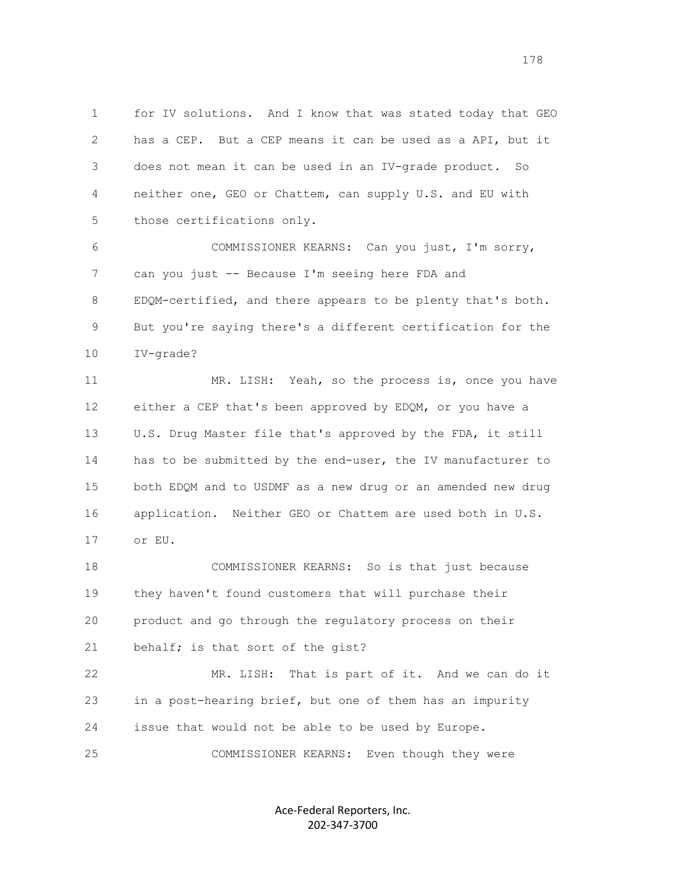for IV solutions. And I know that was stated today that GEO has a CEP. But a CEP means it can be used as a API, but it does not mean it can be used in an IV-grade product. So neither one, GEO or Chattem, can supply U.S. and EU with those certifications only.

COMMISSIONER KEARNS: Can you just, I'm sorry, can you just -- Because I'm seeing here FDA and EDQM-certified, and there appears to be plenty that's both. But you're saying there's a different certification for the IV-grade?

MR. LISH: Yeah, so the process is, once you have either a CEP that's been approved by EDQM, or you have a U.S. Drug Master file that's approved by the FDA, it still has to be submitted by the end-user, the IV manufacturer to both EDQM and to USDMF as a new drug or an amended new drug application. Neither GEO or Chattem are used both in U.S. or EU.

COMMISSIONER KEARNS: So is that just because they haven't found customers that will purchase their product and go through the regulatory process on their behalf; is that sort of the gist?

MR. LISH: That is part of it. And we can do it in a post-hearing brief, but one of them has an impurity issue that would not be able to be used by Europe.

COMMISSIONER KEARNS: Even though they were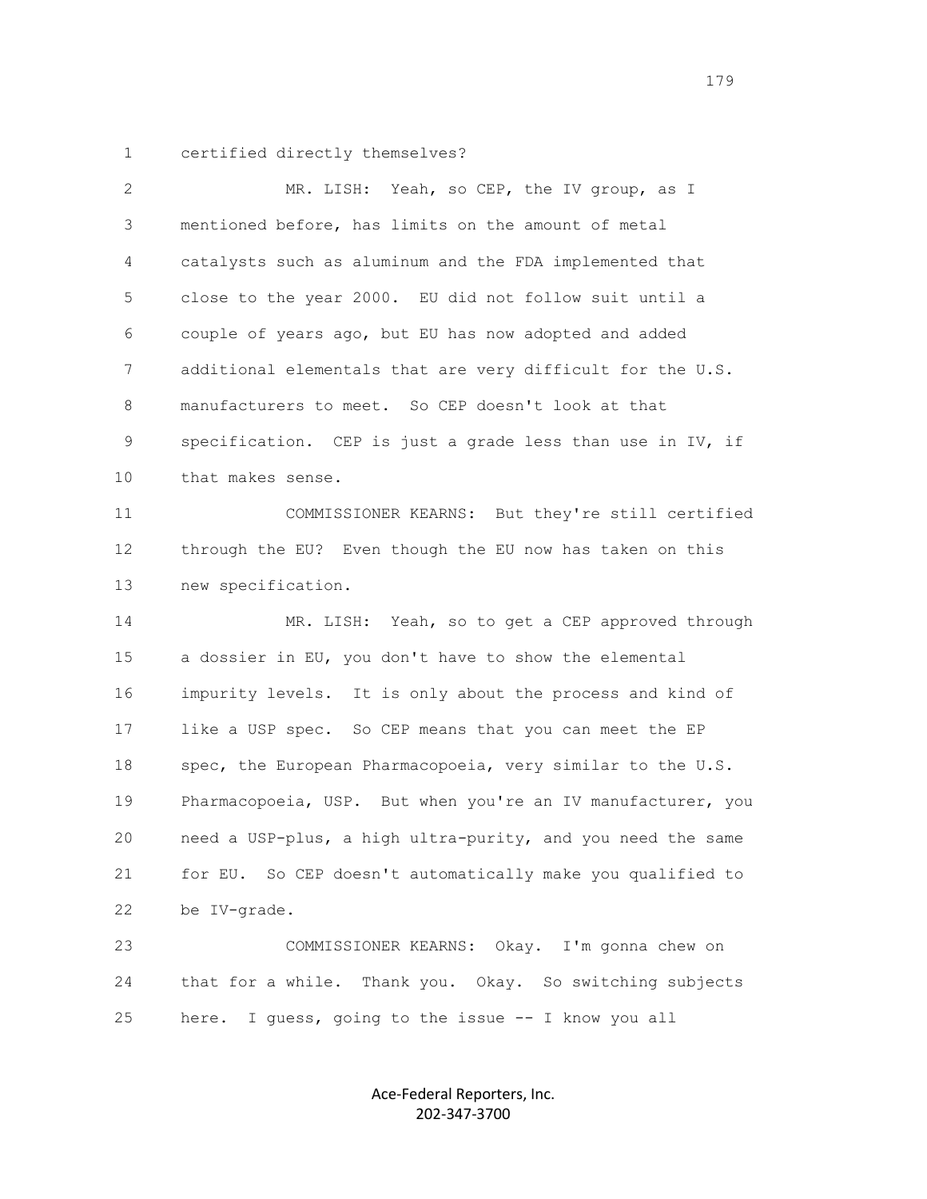certified directly themselves?

MR. LISH: Yeah, so CEP, the IV group, as I mentioned before, has limits on the amount of metal catalysts such as aluminum and the FDA implemented that close to the year 2000. EU did not follow suit until a couple of years ago, but EU has now adopted and added additional elementals that are very difficult for the U.S. manufacturers to meet. So CEP doesn't look at that specification. CEP is just a grade less than use in IV, if that makes sense.

COMMISSIONER KEARNS: But they're still certified through the EU? Even though the EU now has taken on this new specification.

MR. LISH: Yeah, so to get a CEP approved through a dossier in EU, you don't have to show the elemental impurity levels. It is only about the process and kind of like a USP spec. So CEP means that you can meet the EP spec, the European Pharmacopoeia, very similar to the U.S. Pharmacopoeia, USP. But when you're an IV manufacturer, you need a USP-plus, a high ultra-purity, and you need the same for EU. So CEP doesn't automatically make you qualified to be IV-grade.

COMMISSIONER KEARNS: Okay. I'm gonna chew on that for a while. Thank you. Okay. So switching subjects here. I guess, going to the issue -- I know you all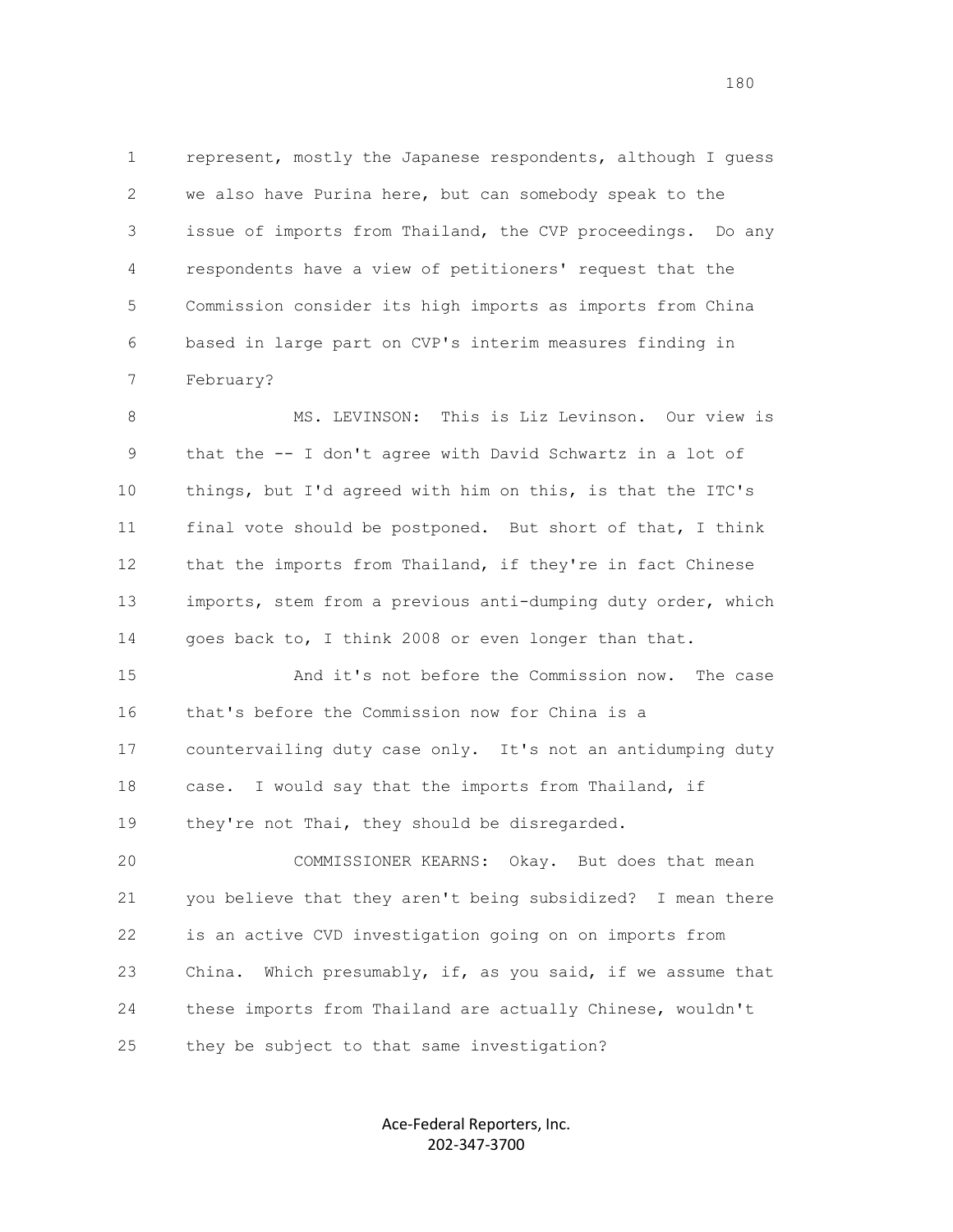represent, mostly the Japanese respondents, although I guess we also have Purina here, but can somebody speak to the issue of imports from Thailand, the CVP proceedings. Do any respondents have a view of petitioners' request that the Commission consider its high imports as imports from China based in large part on CVP's interim measures finding in February?

MS. LEVINSON: This is Liz Levinson. Our view is that the -- I don't agree with David Schwartz in a lot of things, but I'd agreed with him on this, is that the ITC's final vote should be postponed. But short of that, I think that the imports from Thailand, if they're in fact Chinese imports, stem from a previous anti-dumping duty order, which goes back to, I think 2008 or even longer than that.

And it's not before the Commission now. The case that's before the Commission now for China is a countervailing duty case only. It's not an antidumping duty case. I would say that the imports from Thailand, if they're not Thai, they should be disregarded.

COMMISSIONER KEARNS: Okay. But does that mean you believe that they aren't being subsidized? I mean there is an active CVD investigation going on on imports from China. Which presumably, if, as you said, if we assume that these imports from Thailand are actually Chinese, wouldn't they be subject to that same investigation?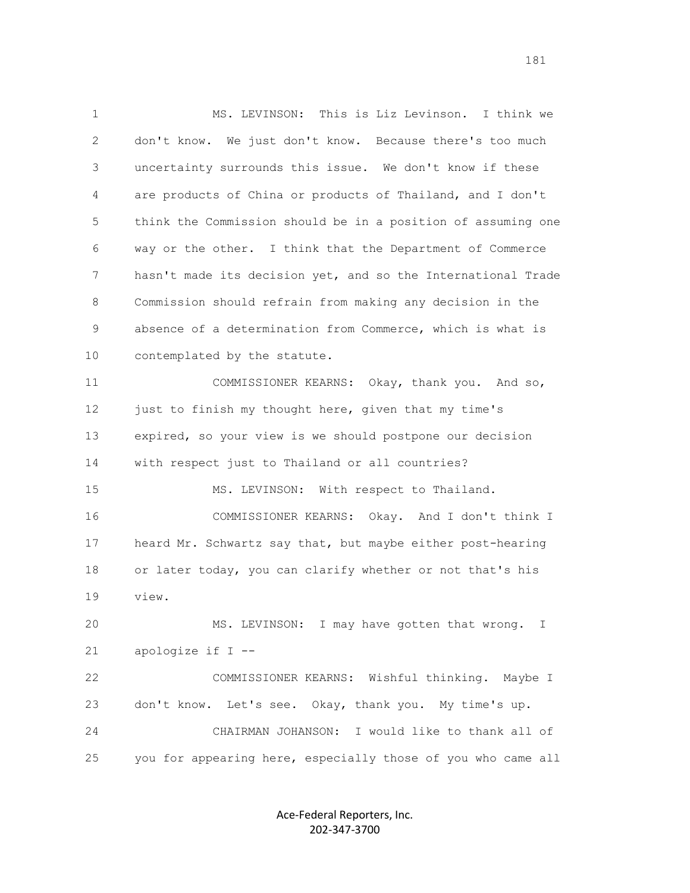MS. LEVINSON: This is Liz Levinson. I think we don't know. We just don't know. Because there's too much uncertainty surrounds this issue. We don't know if these are products of China or products of Thailand, and I don't think the Commission should be in a position of assuming one way or the other. I think that the Department of Commerce hasn't made its decision yet, and so the International Trade Commission should refrain from making any decision in the absence of a determination from Commerce, which is what is contemplated by the statute.

COMMISSIONER KEARNS: Okay, thank you. And so, just to finish my thought here, given that my time's expired, so your view is we should postpone our decision with respect just to Thailand or all countries?

MS. LEVINSON: With respect to Thailand.

COMMISSIONER KEARNS: Okay. And I don't think I heard Mr. Schwartz say that, but maybe either post-hearing or later today, you can clarify whether or not that's his view.

MS. LEVINSON: I may have gotten that wrong. I apologize if I --

COMMISSIONER KEARNS: Wishful thinking. Maybe I don't know. Let's see. Okay, thank you. My time's up.

CHAIRMAN JOHANSON: I would like to thank all of you for appearing here, especially those of you who came all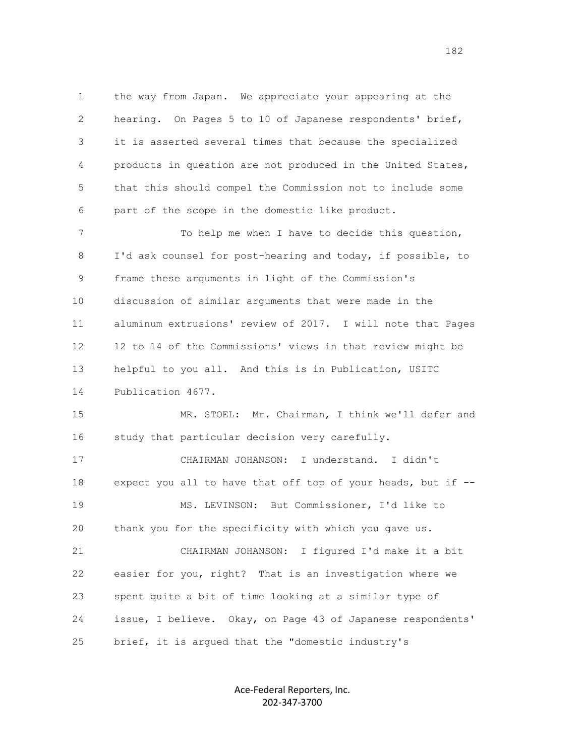1 the way from Japan. We appreciate your appearing at the
2 hearing. On Pages 5 to 10 of Japanese respondents' brief,
3 it is asserted several times that because the specialized
4 products in question are not produced in the United States,
5 that this should compel the Commission not to include some
6 part of the scope in the domestic like product.

7 To help me when I have to decide this question,
8 I'd ask counsel for post-hearing and today, if possible, to
9 frame these arguments in light of the Commission's
10 discussion of similar arguments that were made in the
11 aluminum extrusions' review of 2017. I will note that Pages
12 12 to 14 of the Commissions' views in that review might be
13 helpful to you all. And this is in Publication, USITC
14 Publication 4677.

15 MR. STOEL: Mr. Chairman, I think we'll defer and
16 study that particular decision very carefully.

17 CHAIRMAN JOHANSON: I understand. I didn't
18 expect you all to have that off top of your heads, but if --

19 MS. LEVINSON: But Commissioner, I'd like to
20 thank you for the specificity with which you gave us.

21 CHAIRMAN JOHANSON: I figured I'd make it a bit
22 easier for you, right? That is an investigation where we
23 spent quite a bit of time looking at a similar type of
24 issue, I believe. Okay, on Page 43 of Japanese respondents'
25 brief, it is argued that the "domestic industry's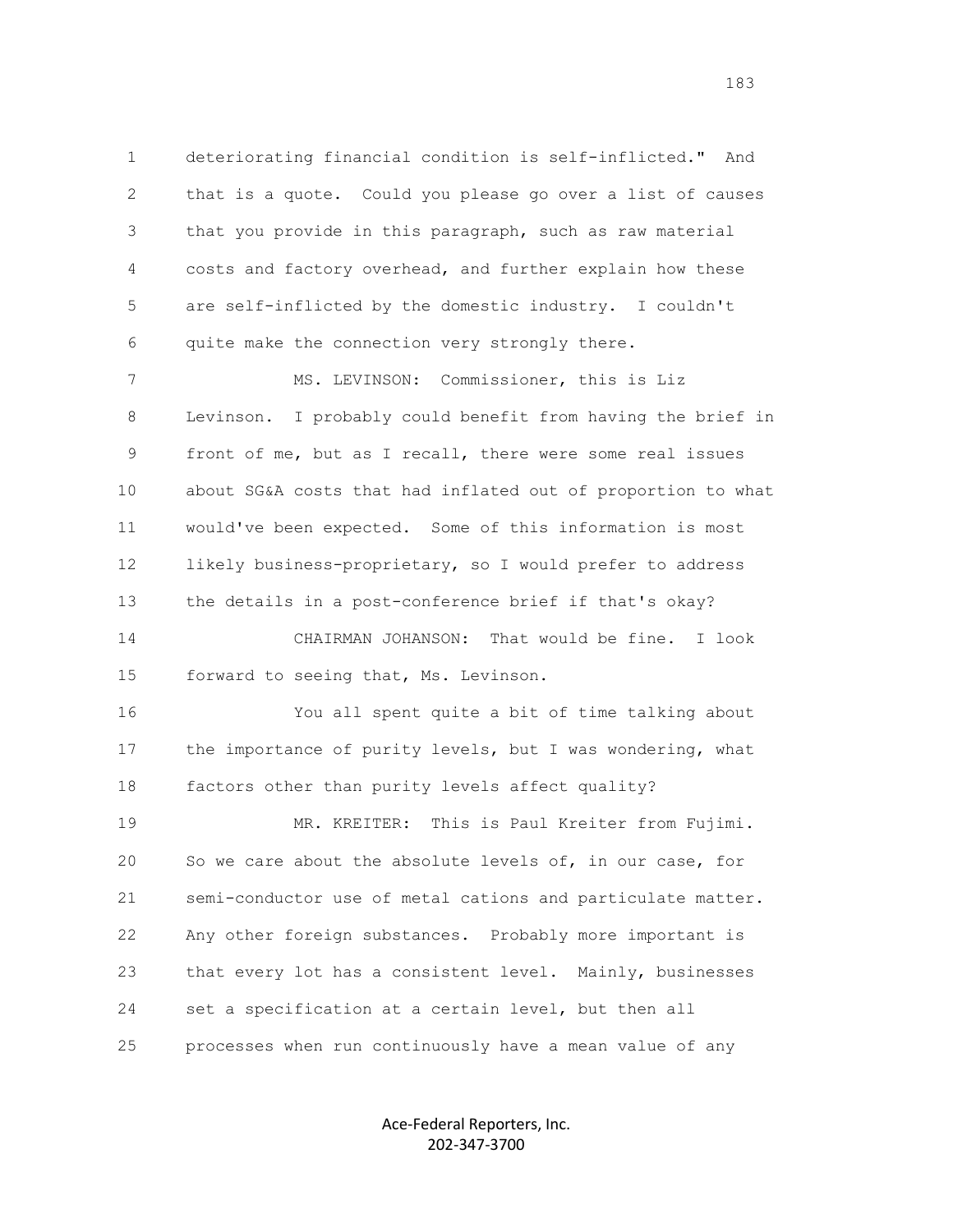deteriorating financial condition is self-inflicted." And that is a quote. Could you please go over a list of causes that you provide in this paragraph, such as raw material costs and factory overhead, and further explain how these are self-inflicted by the domestic industry. I couldn't quite make the connection very strongly there.

MS. LEVINSON: Commissioner, this is Liz Levinson. I probably could benefit from having the brief in front of me, but as I recall, there were some real issues about SG&A costs that had inflated out of proportion to what would've been expected. Some of this information is most likely business-proprietary, so I would prefer to address the details in a post-conference brief if that's okay?

CHAIRMAN JOHANSON: That would be fine. I look forward to seeing that, Ms. Levinson.

You all spent quite a bit of time talking about the importance of purity levels, but I was wondering, what factors other than purity levels affect quality?

MR. KREITER: This is Paul Kreiter from Fujimi. So we care about the absolute levels of, in our case, for semi-conductor use of metal cations and particulate matter. Any other foreign substances. Probably more important is that every lot has a consistent level. Mainly, businesses set a specification at a certain level, but then all processes when run continuously have a mean value of any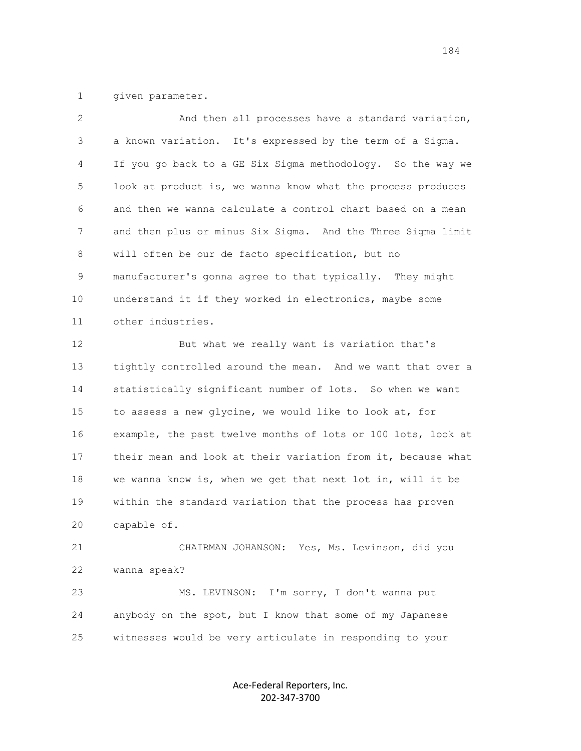given parameter.

And then all processes have a standard variation, a known variation. It's expressed by the term of a Sigma. If you go back to a GE Six Sigma methodology. So the way we look at product is, we wanna know what the process produces and then we wanna calculate a control chart based on a mean and then plus or minus Six Sigma. And the Three Sigma limit will often be our de facto specification, but no manufacturer's gonna agree to that typically. They might understand it if they worked in electronics, maybe some other industries.

But what we really want is variation that's tightly controlled around the mean. And we want that over a statistically significant number of lots. So when we want to assess a new glycine, we would like to look at, for example, the past twelve months of lots or 100 lots, look at their mean and look at their variation from it, because what we wanna know is, when we get that next lot in, will it be within the standard variation that the process has proven capable of.

CHAIRMAN JOHANSON: Yes, Ms. Levinson, did you wanna speak?

MS. LEVINSON: I'm sorry, I don't wanna put anybody on the spot, but I know that some of my Japanese witnesses would be very articulate in responding to your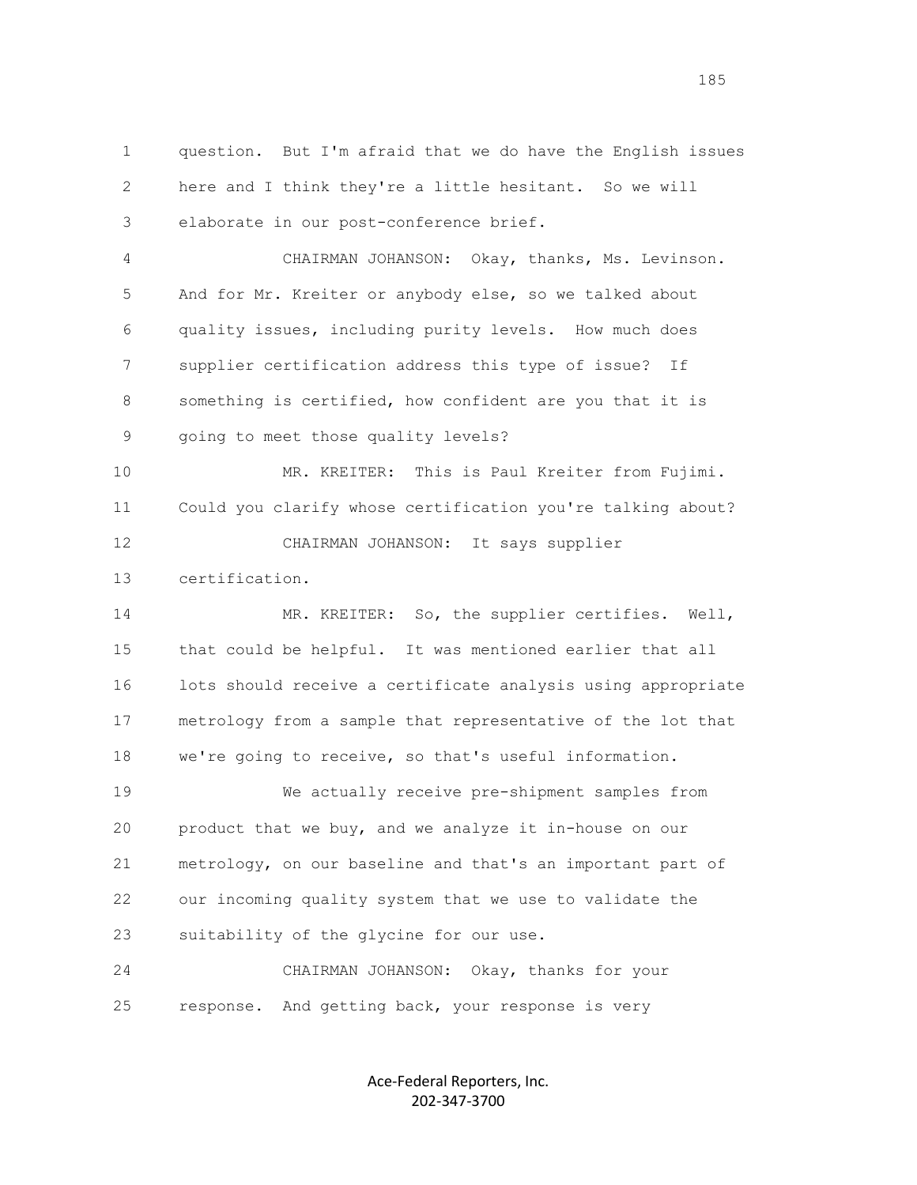question. But I'm afraid that we do have the English issues here and I think they're a little hesitant. So we will elaborate in our post-conference brief.

CHAIRMAN JOHANSON: Okay, thanks, Ms. Levinson. And for Mr. Kreiter or anybody else, so we talked about quality issues, including purity levels. How much does supplier certification address this type of issue? If something is certified, how confident are you that it is going to meet those quality levels?

MR. KREITER: This is Paul Kreiter from Fujimi. Could you clarify whose certification you're talking about?

CHAIRMAN JOHANSON: It says supplier certification.

MR. KREITER: So, the supplier certifies. Well, that could be helpful. It was mentioned earlier that all lots should receive a certificate analysis using appropriate metrology from a sample that representative of the lot that we're going to receive, so that's useful information.

We actually receive pre-shipment samples from product that we buy, and we analyze it in-house on our metrology, on our baseline and that's an important part of our incoming quality system that we use to validate the suitability of the glycine for our use.

CHAIRMAN JOHANSON: Okay, thanks for your response. And getting back, your response is very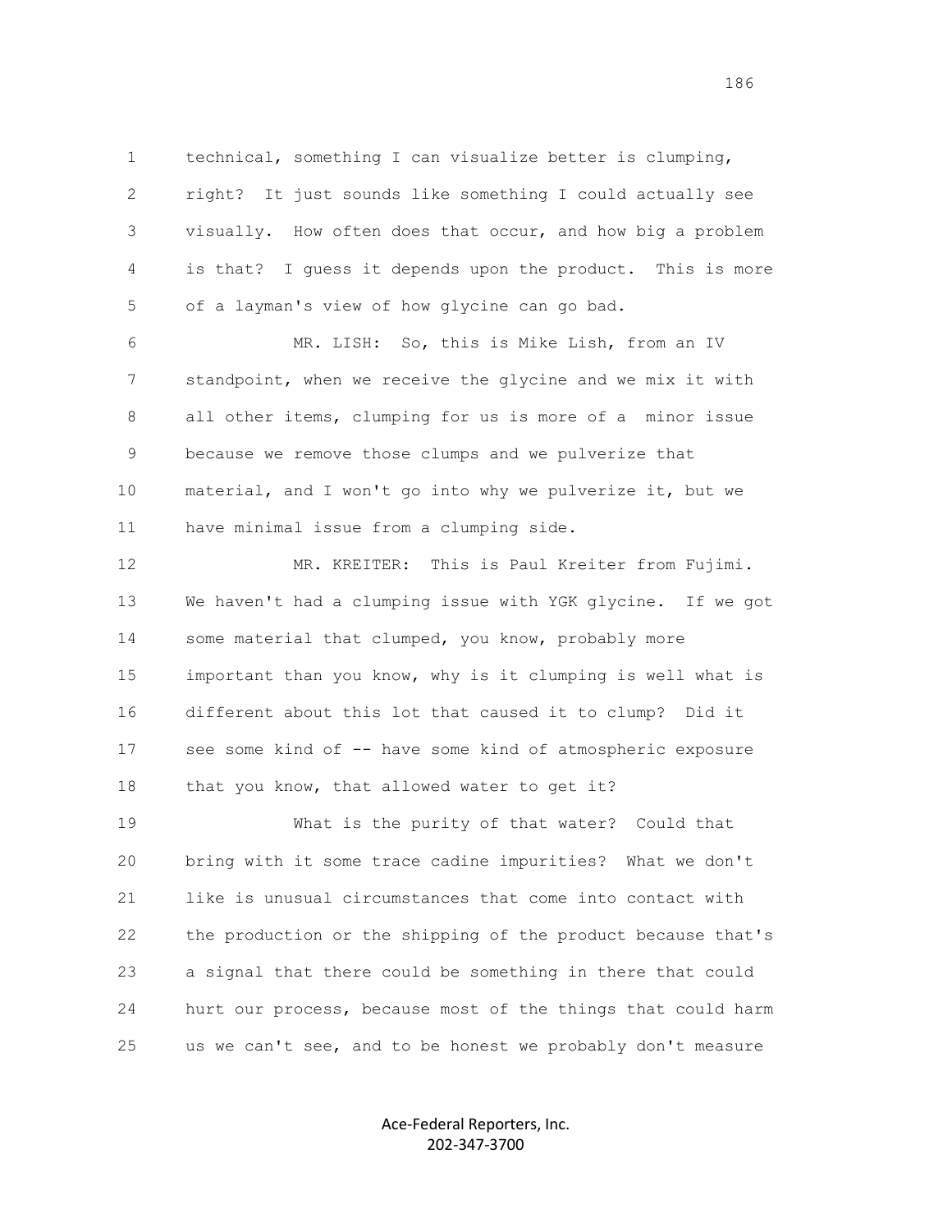technical, something I can visualize better is clumping, right? It just sounds like something I could actually see visually. How often does that occur, and how big a problem is that? I guess it depends upon the product. This is more of a layman's view of how glycine can go bad.

MR. LISH: So, this is Mike Lish, from an IV standpoint, when we receive the glycine and we mix it with all other items, clumping for us is more of a minor issue because we remove those clumps and we pulverize that material, and I won't go into why we pulverize it, but we have minimal issue from a clumping side.

MR. KREITER: This is Paul Kreiter from Fujimi. We haven't had a clumping issue with YGK glycine. If we got some material that clumped, you know, probably more important than you know, why is it clumping is well what is different about this lot that caused it to clump? Did it see some kind of -- have some kind of atmospheric exposure that you know, that allowed water to get it?

What is the purity of that water? Could that bring with it some trace cadine impurities? What we don't like is unusual circumstances that come into contact with the production or the shipping of the product because that's a signal that there could be something in there that could hurt our process, because most of the things that could harm us we can't see, and to be honest we probably don't measure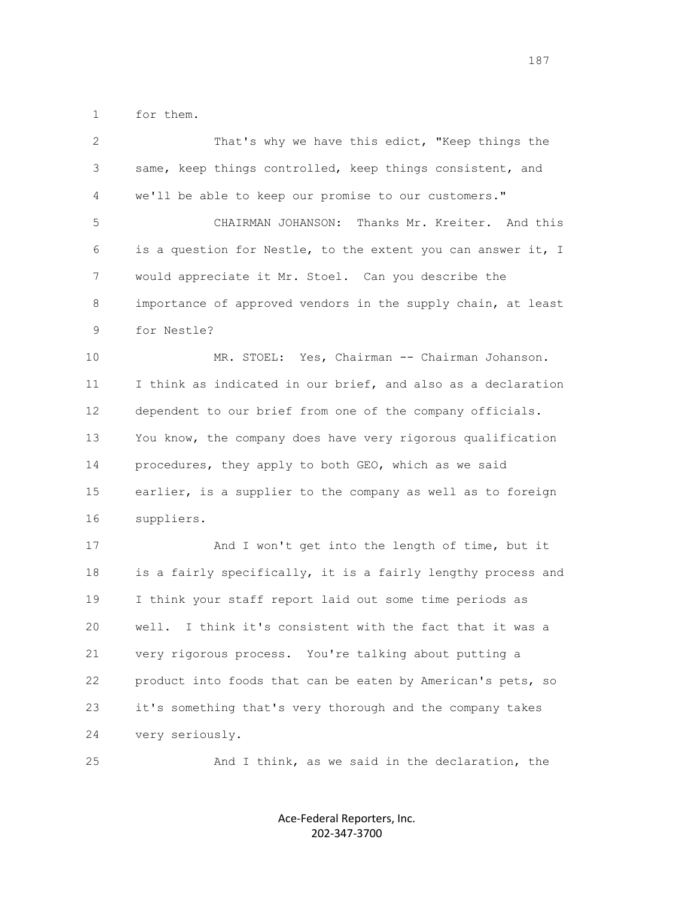1 for them.

2 That's why we have this edict, "Keep things the
3 same, keep things controlled, keep things consistent, and
4 we'll be able to keep our promise to our customers."

5 CHAIRMAN JOHANSON: Thanks Mr. Kreiter. And this
6 is a question for Nestle, to the extent you can answer it, I
7 would appreciate it Mr. Stoel. Can you describe the
8 importance of approved vendors in the supply chain, at least
9 for Nestle?

10 MR. STOEL: Yes, Chairman -- Chairman Johanson.
11 I think as indicated in our brief, and also as a declaration
12 dependent to our brief from one of the company officials.
13 You know, the company does have very rigorous qualification
14 procedures, they apply to both GEO, which as we said
15 earlier, is a supplier to the company as well as to foreign
16 suppliers.

17 And I won't get into the length of time, but it
18 is a fairly specifically, it is a fairly lengthy process and
19 I think your staff report laid out some time periods as
20 well. I think it's consistent with the fact that it was a
21 very rigorous process. You're talking about putting a
22 product into foods that can be eaten by American's pets, so
23 it's something that's very thorough and the company takes
24 very seriously.

25 And I think, as we said in the declaration, the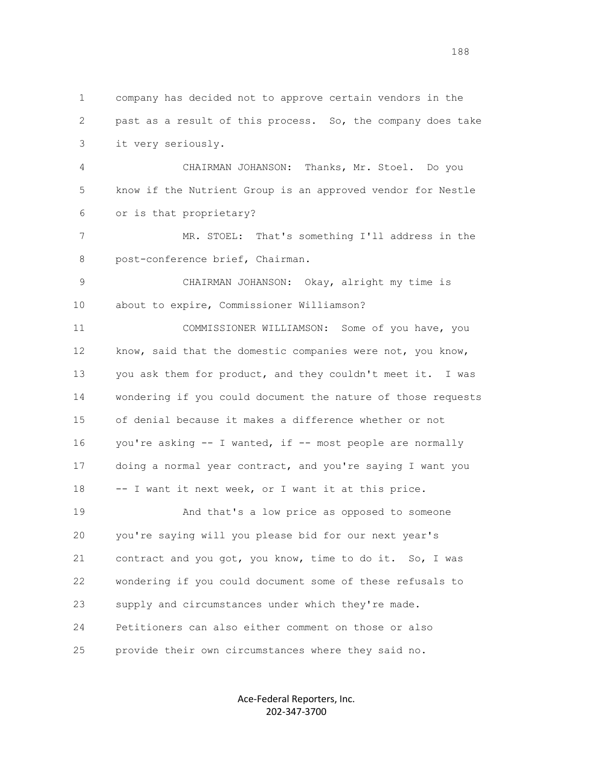company has decided not to approve certain vendors in the past as a result of this process. So, the company does take it very seriously.

CHAIRMAN JOHANSON: Thanks, Mr. Stoel. Do you know if the Nutrient Group is an approved vendor for Nestle or is that proprietary?

MR. STOEL: That's something I'll address in the post-conference brief, Chairman.

CHAIRMAN JOHANSON: Okay, alright my time is about to expire, Commissioner Williamson?

COMMISSIONER WILLIAMSON: Some of you have, you know, said that the domestic companies were not, you know, you ask them for product, and they couldn't meet it. I was wondering if you could document the nature of those requests of denial because it makes a difference whether or not you're asking -- I wanted, if -- most people are normally doing a normal year contract, and you're saying I want you -- I want it next week, or I want it at this price.

And that's a low price as opposed to someone you're saying will you please bid for our next year's contract and you got, you know, time to do it. So, I was wondering if you could document some of these refusals to supply and circumstances under which they're made. Petitioners can also either comment on those or also provide their own circumstances where they said no.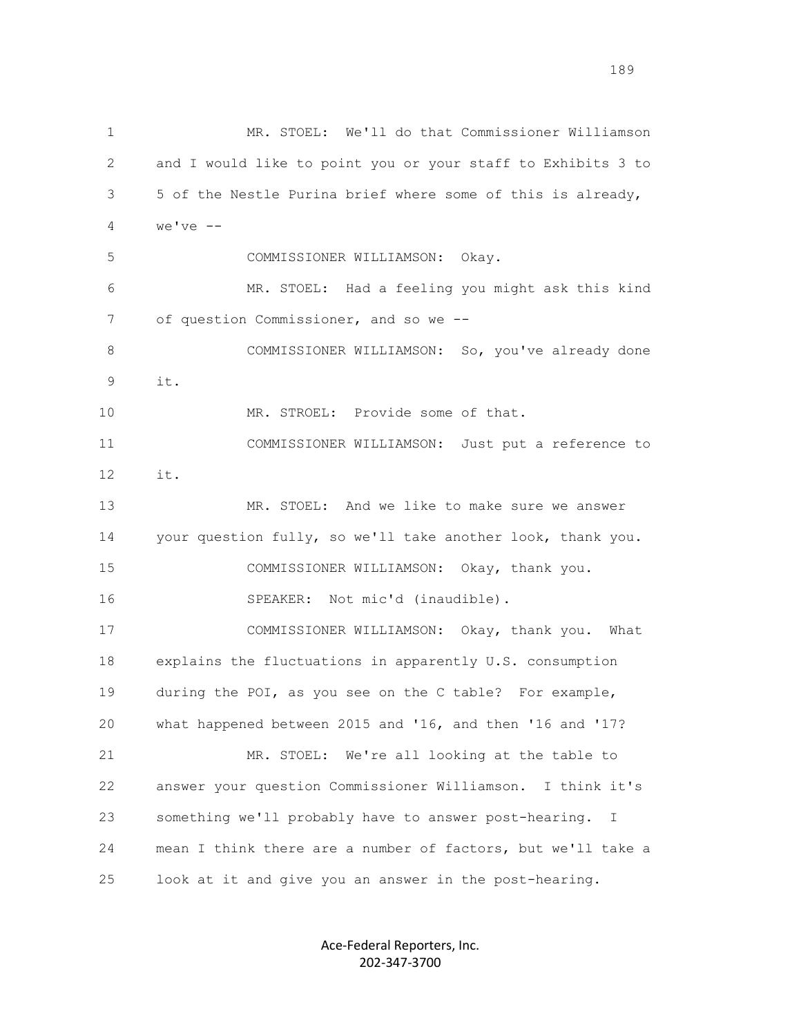1 MR. STOEL: We'll do that Commissioner Williamson
2 and I would like to point you or your staff to Exhibits 3 to
3 5 of the Nestle Purina brief where some of this is already,
4 we've --
5 COMMISSIONER WILLIAMSON: Okay.
6 MR. STOEL: Had a feeling you might ask this kind
7 of question Commissioner, and so we --
8 COMMISSIONER WILLIAMSON: So, you've already done
9 it.
10 MR. STROEL: Provide some of that.
11 COMMISSIONER WILLIAMSON: Just put a reference to
12 it.
13 MR. STOEL: And we like to make sure we answer
14 your question fully, so we'll take another look, thank you.
15 COMMISSIONER WILLIAMSON: Okay, thank you.
16 SPEAKER: Not mic'd (inaudible).
17 COMMISSIONER WILLIAMSON: Okay, thank you. What
18 explains the fluctuations in apparently U.S. consumption
19 during the POI, as you see on the C table? For example,
20 what happened between 2015 and '16, and then '16 and '17?
21 MR. STOEL: We're all looking at the table to
22 answer your question Commissioner Williamson. I think it's
23 something we'll probably have to answer post-hearing. I
24 mean I think there are a number of factors, but we'll take a
25 look at it and give you an answer in the post-hearing.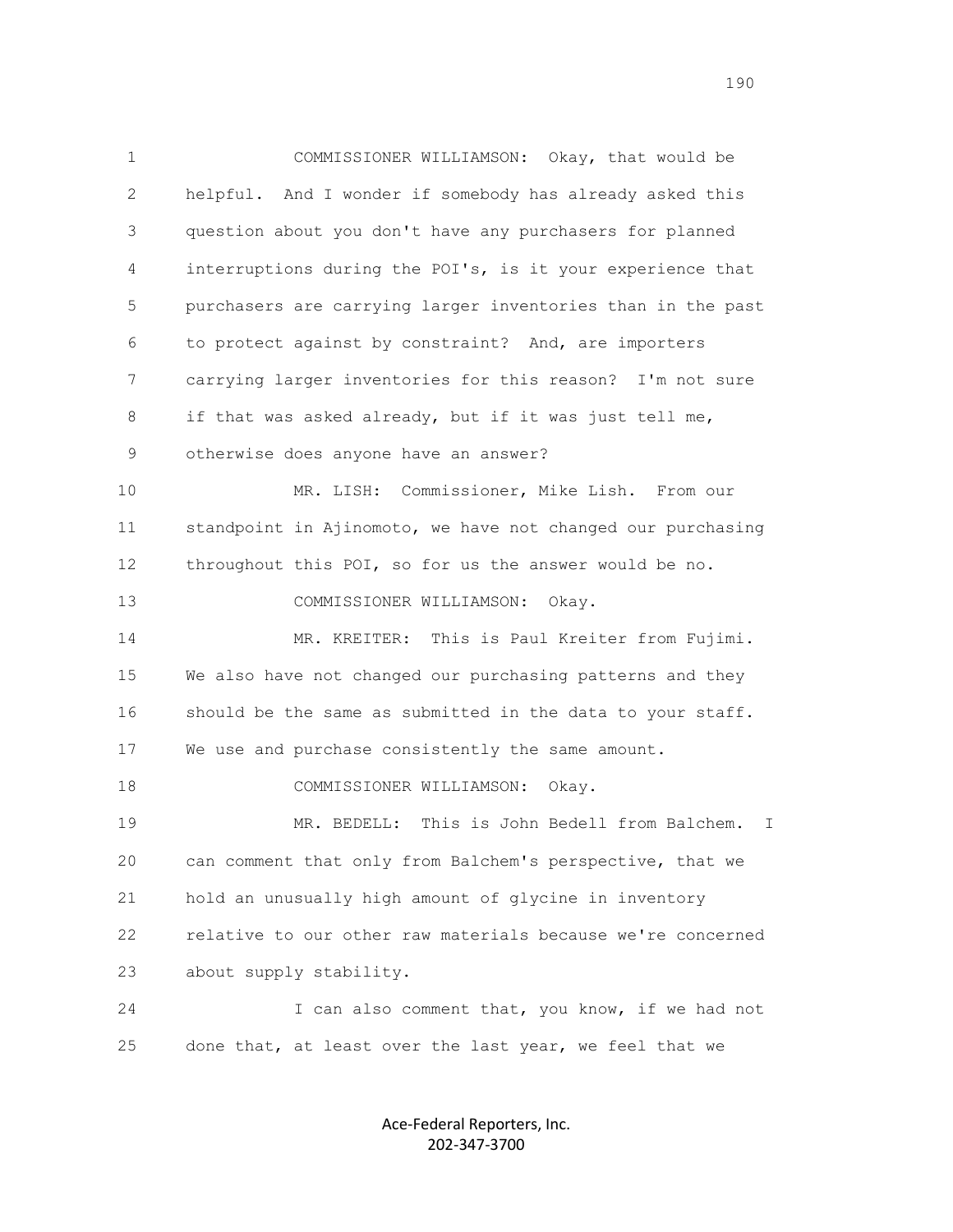COMMISSIONER WILLIAMSON: Okay, that would be helpful. And I wonder if somebody has already asked this question about you don't have any purchasers for planned interruptions during the POI's, is it your experience that purchasers are carrying larger inventories than in the past to protect against by constraint? And, are importers carrying larger inventories for this reason? I'm not sure if that was asked already, but if it was just tell me, otherwise does anyone have an answer?

MR. LISH: Commissioner, Mike Lish. From our standpoint in Ajinomoto, we have not changed our purchasing throughout this POI, so for us the answer would be no.

COMMISSIONER WILLIAMSON: Okay.

MR. KREITER: This is Paul Kreiter from Fujimi. We also have not changed our purchasing patterns and they should be the same as submitted in the data to your staff. We use and purchase consistently the same amount.

COMMISSIONER WILLIAMSON: Okay.

MR. BEDELL: This is John Bedell from Balchem. I can comment that only from Balchem's perspective, that we hold an unusually high amount of glycine in inventory relative to our other raw materials because we're concerned about supply stability.

I can also comment that, you know, if we had not done that, at least over the last year, we feel that we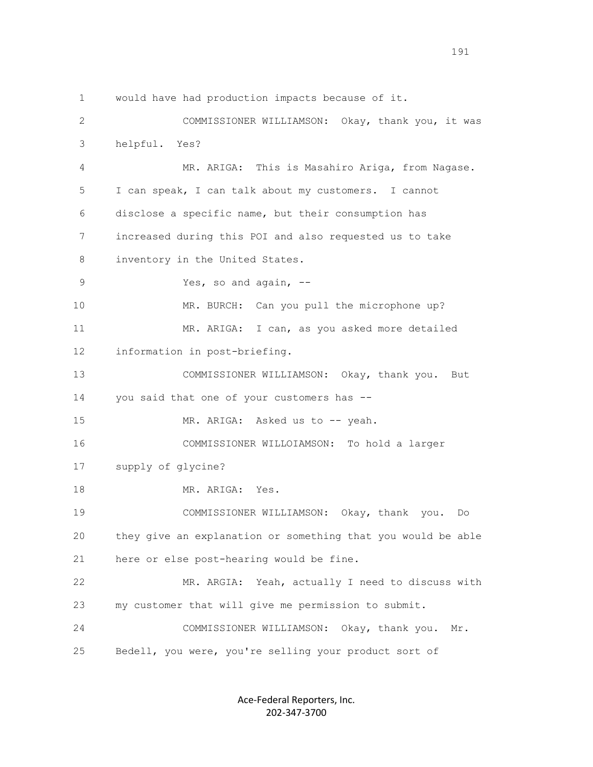1 would have had production impacts because of it.

2 COMMISSIONER WILLIAMSON: Okay, thank you, it was

3 helpful. Yes?

4 MR. ARIGA: This is Masahiro Ariga, from Nagase.

5 I can speak, I can talk about my customers. I cannot

6 disclose a specific name, but their consumption has

7 increased during this POI and also requested us to take

8 inventory in the United States.

9 Yes, so and again, --

10 MR. BURCH: Can you pull the microphone up?

11 MR. ARIGA: I can, as you asked more detailed

12 information in post-briefing.

13 COMMISSIONER WILLIAMSON: Okay, thank you. But

14 you said that one of your customers has --

15 MR. ARIGA: Asked us to -- yeah.

16 COMMISSIONER WILLOIAMSON: To hold a larger

17 supply of glycine?

18 MR. ARIGA: Yes.

19 COMMISSIONER WILLIAMSON: Okay, thank you. Do

20 they give an explanation or something that you would be able

21 here or else post-hearing would be fine.

22 MR. ARGIA: Yeah, actually I need to discuss with

23 my customer that will give me permission to submit.

24 COMMISSIONER WILLIAMSON: Okay, thank you. Mr.

25 Bedell, you were, you're selling your product sort of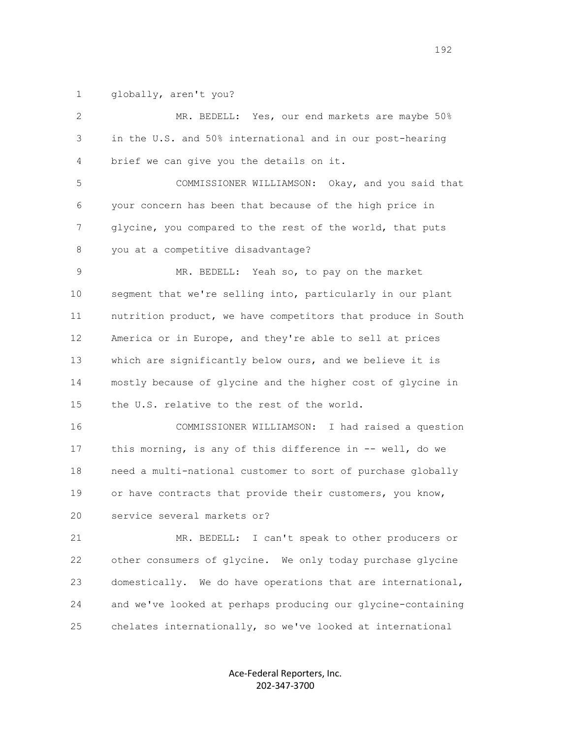globally, aren't you?

MR. BEDELL: Yes, our end markets are maybe 50% in the U.S. and 50% international and in our post-hearing brief we can give you the details on it.

COMMISSIONER WILLIAMSON: Okay, and you said that your concern has been that because of the high price in glycine, you compared to the rest of the world, that puts you at a competitive disadvantage?

MR. BEDELL: Yeah so, to pay on the market segment that we're selling into, particularly in our plant nutrition product, we have competitors that produce in South America or in Europe, and they're able to sell at prices which are significantly below ours, and we believe it is mostly because of glycine and the higher cost of glycine in the U.S. relative to the rest of the world.

COMMISSIONER WILLIAMSON: I had raised a question this morning, is any of this difference in -- well, do we need a multi-national customer to sort of purchase globally or have contracts that provide their customers, you know, service several markets or?

MR. BEDELL: I can't speak to other producers or other consumers of glycine. We only today purchase glycine domestically. We do have operations that are international, and we've looked at perhaps producing our glycine-containing chelates internationally, so we've looked at international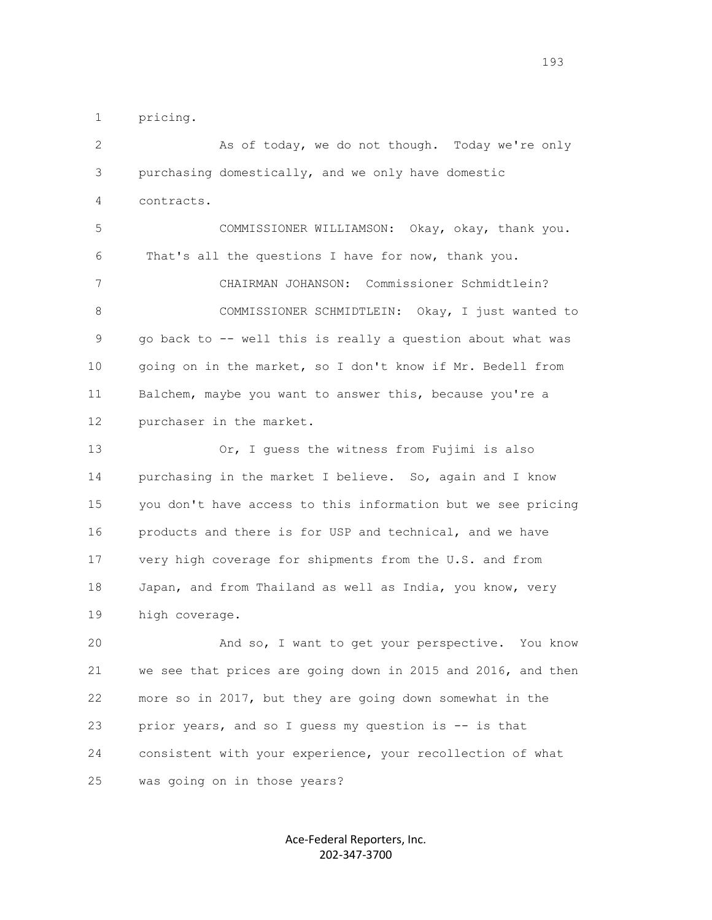1 pricing.

2 As of today, we do not though. Today we're only

3 purchasing domestically, and we only have domestic

4 contracts.

5 COMMISSIONER WILLIAMSON: Okay, okay, thank you.

6 That's all the questions I have for now, thank you.

7 CHAIRMAN JOHANSON: Commissioner Schmidtlein?

8 COMMISSIONER SCHMIDTLEIN: Okay, I just wanted to

9 go back to -- well this is really a question about what was

10 going on in the market, so I don't know if Mr. Bedell from

11 Balchem, maybe you want to answer this, because you're a

12 purchaser in the market.

13 Or, I guess the witness from Fujimi is also

14 purchasing in the market I believe. So, again and I know

15 you don't have access to this information but we see pricing

16 products and there is for USP and technical, and we have

17 very high coverage for shipments from the U.S. and from

18 Japan, and from Thailand as well as India, you know, very

19 high coverage.

20 And so, I want to get your perspective. You know

21 we see that prices are going down in 2015 and 2016, and then

22 more so in 2017, but they are going down somewhat in the

23 prior years, and so I guess my question is -- is that

24 consistent with your experience, your recollection of what

25 was going on in those years?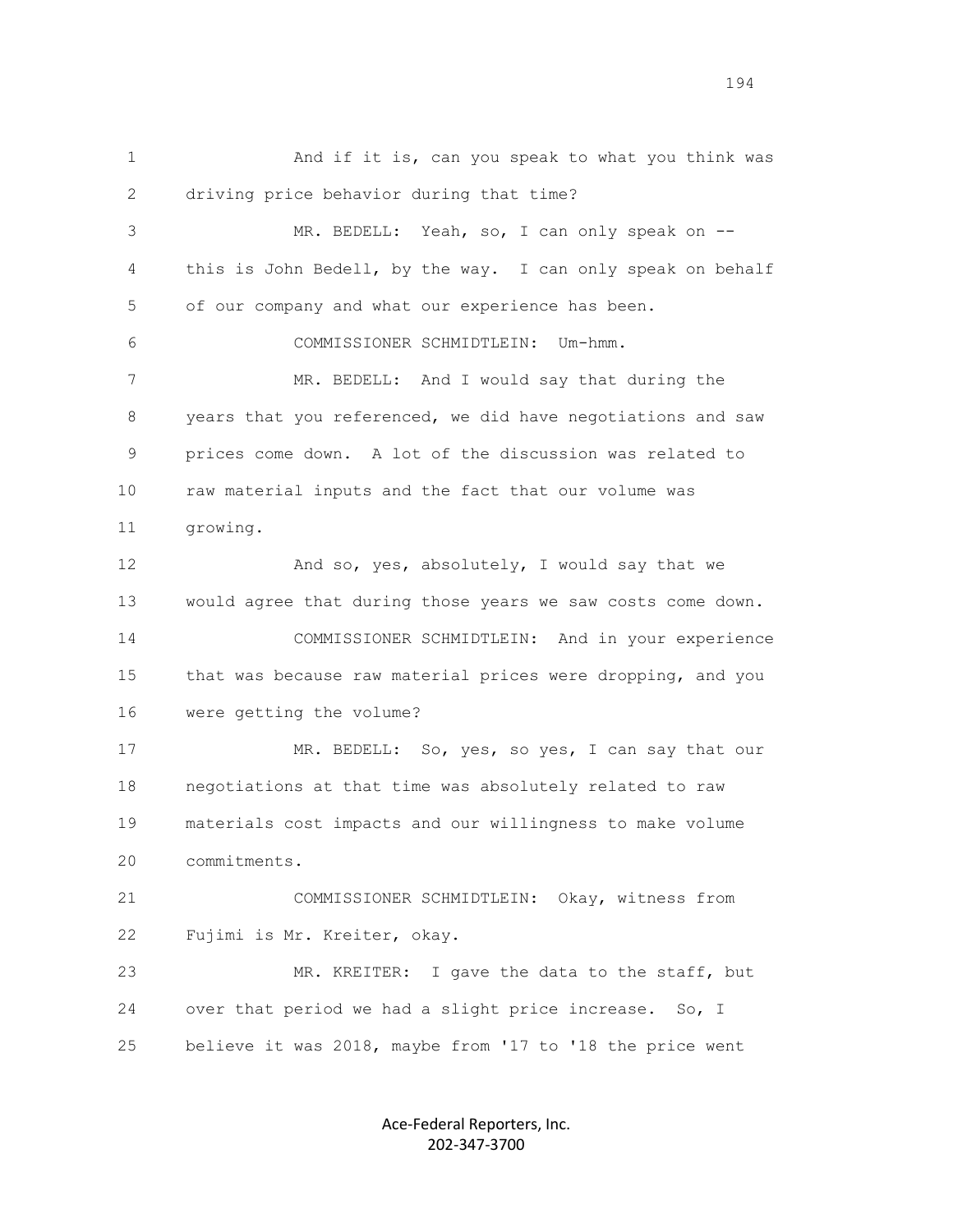And if it is, can you speak to what you think was driving price behavior during that time?

MR. BEDELL: Yeah, so, I can only speak on -- this is John Bedell, by the way. I can only speak on behalf of our company and what our experience has been.

COMMISSIONER SCHMIDTLEIN: Um-hmm.

MR. BEDELL: And I would say that during the years that you referenced, we did have negotiations and saw prices come down. A lot of the discussion was related to raw material inputs and the fact that our volume was growing.

And so, yes, absolutely, I would say that we would agree that during those years we saw costs come down.

COMMISSIONER SCHMIDTLEIN: And in your experience that was because raw material prices were dropping, and you were getting the volume?

MR. BEDELL: So, yes, so yes, I can say that our negotiations at that time was absolutely related to raw materials cost impacts and our willingness to make volume commitments.

COMMISSIONER SCHMIDTLEIN: Okay, witness from Fujimi is Mr. Kreiter, okay.

MR. KREITER: I gave the data to the staff, but over that period we had a slight price increase. So, I believe it was 2018, maybe from '17 to '18 the price went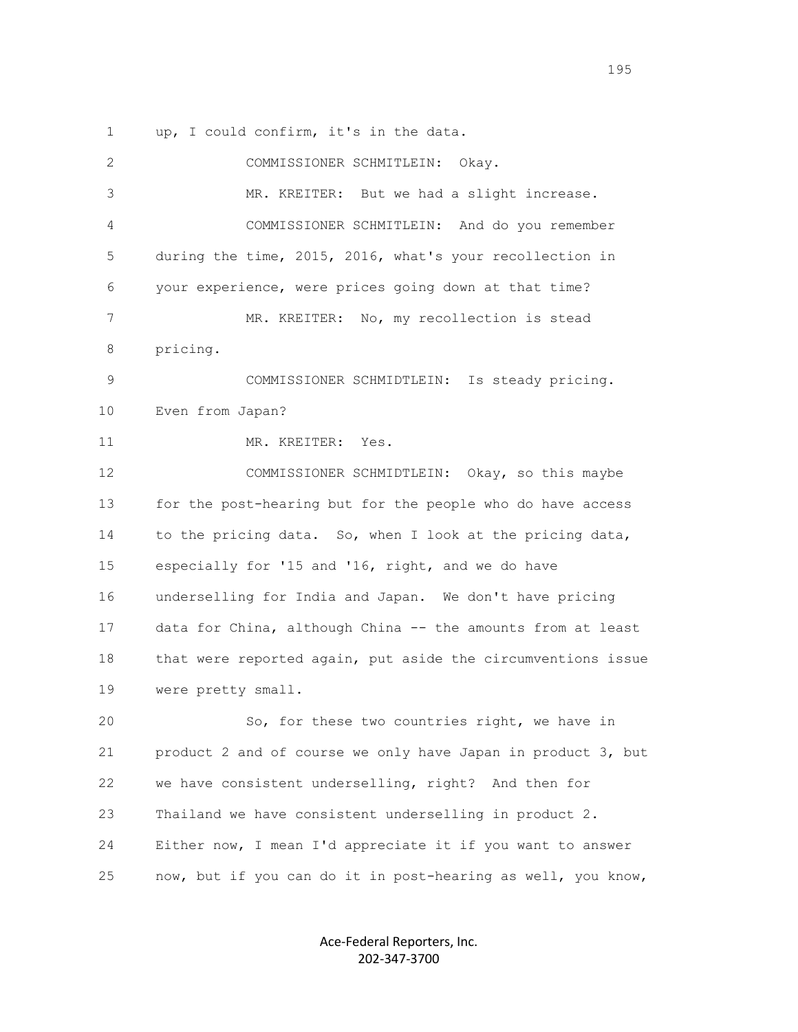1 up, I could confirm, it's in the data.

2 COMMISSIONER SCHMITLEIN: Okay.

3 MR. KREITER: But we had a slight increase.

4 COMMISSIONER SCHMITLEIN: And do you remember

5 during the time, 2015, 2016, what's your recollection in

6 your experience, were prices going down at that time?

7 MR. KREITER: No, my recollection is stead

8 pricing.

9 COMMISSIONER SCHMIDTLEIN: Is steady pricing.

10 Even from Japan?

11 MR. KREITER: Yes.

12 COMMISSIONER SCHMIDTLEIN: Okay, so this maybe

13 for the post-hearing but for the people who do have access

14 to the pricing data. So, when I look at the pricing data,

15 especially for '15 and '16, right, and we do have

16 underselling for India and Japan. We don't have pricing

17 data for China, although China -- the amounts from at least

18 that were reported again, put aside the circumventions issue

19 were pretty small.

20 So, for these two countries right, we have in

21 product 2 and of course we only have Japan in product 3, but

22 we have consistent underselling, right? And then for

23 Thailand we have consistent underselling in product 2.

24 Either now, I mean I'd appreciate it if you want to answer

25 now, but if you can do it in post-hearing as well, you know,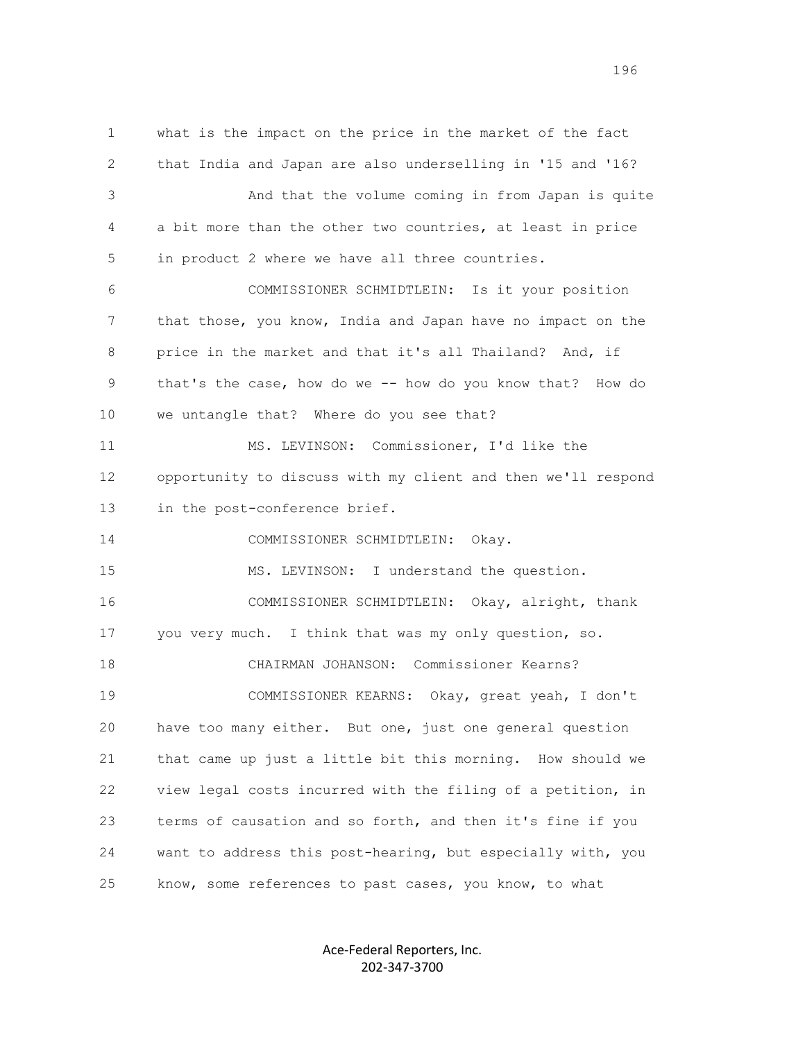1 what is the impact on the price in the market of the fact
2 that India and Japan are also underselling in '15 and '16?
3 And that the volume coming in from Japan is quite
4 a bit more than the other two countries, at least in price
5 in product 2 where we have all three countries.
6 COMMISSIONER SCHMIDTLEIN: Is it your position
7 that those, you know, India and Japan have no impact on the
8 price in the market and that it's all Thailand? And, if
9 that's the case, how do we -- how do you know that? How do
10 we untangle that? Where do you see that?
11 MS. LEVINSON: Commissioner, I'd like the
12 opportunity to discuss with my client and then we'll respond
13 in the post-conference brief.
14 COMMISSIONER SCHMIDTLEIN: Okay.
15 MS. LEVINSON: I understand the question.
16 COMMISSIONER SCHMIDTLEIN: Okay, alright, thank
17 you very much. I think that was my only question, so.
18 CHAIRMAN JOHANSON: Commissioner Kearns?
19 COMMISSIONER KEARNS: Okay, great yeah, I don't
20 have too many either. But one, just one general question
21 that came up just a little bit this morning. How should we
22 view legal costs incurred with the filing of a petition, in
23 terms of causation and so forth, and then it's fine if you
24 want to address this post-hearing, but especially with, you
25 know, some references to past cases, you know, to what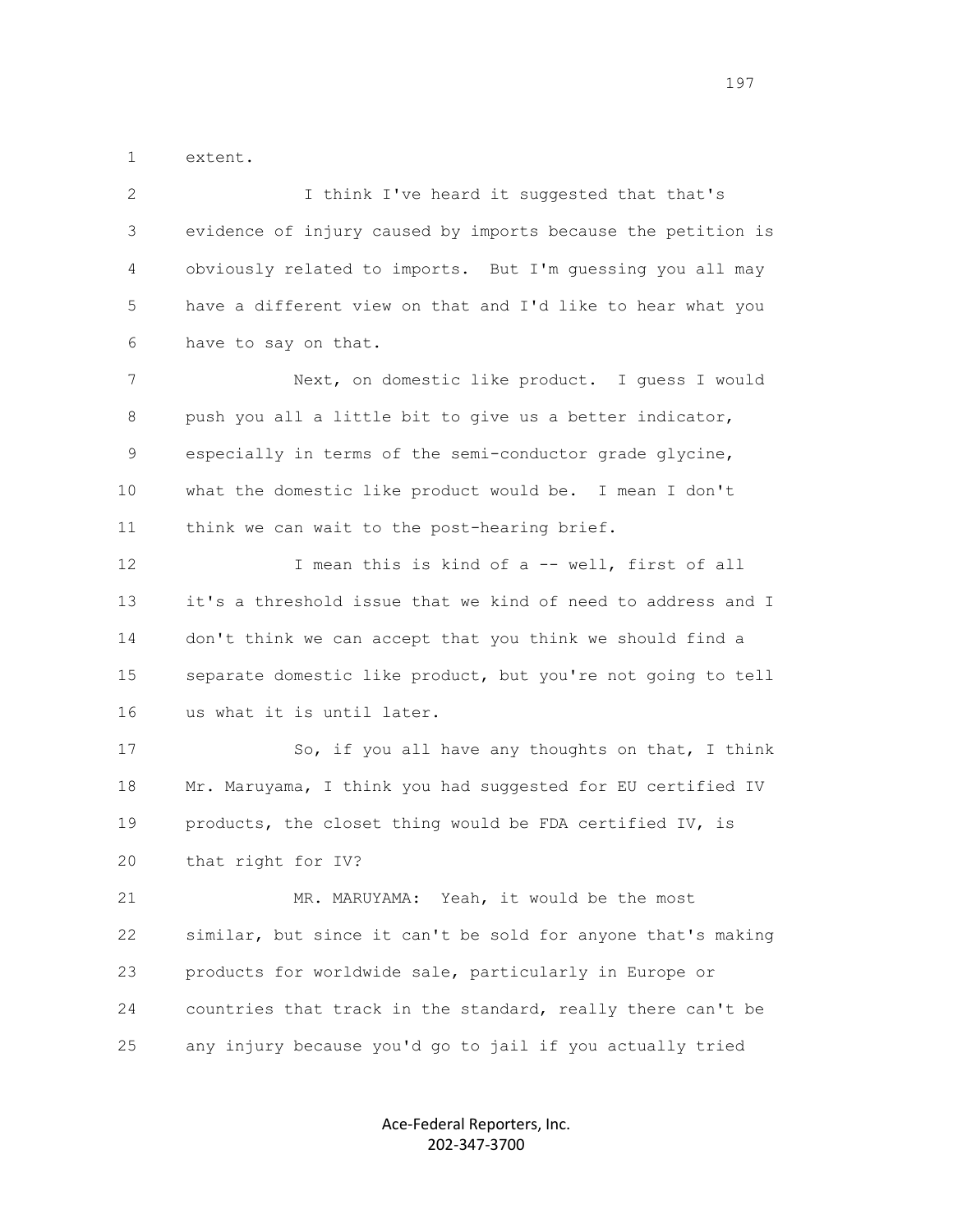extent.

I think I've heard it suggested that that's evidence of injury caused by imports because the petition is obviously related to imports. But I'm guessing you all may have a different view on that and I'd like to hear what you have to say on that.

Next, on domestic like product. I guess I would push you all a little bit to give us a better indicator, especially in terms of the semi-conductor grade glycine, what the domestic like product would be. I mean I don't think we can wait to the post-hearing brief.

I mean this is kind of a -- well, first of all it's a threshold issue that we kind of need to address and I don't think we can accept that you think we should find a separate domestic like product, but you're not going to tell us what it is until later.

So, if you all have any thoughts on that, I think Mr. Maruyama, I think you had suggested for EU certified IV products, the closet thing would be FDA certified IV, is that right for IV?

MR. MARUYAMA: Yeah, it would be the most similar, but since it can't be sold for anyone that's making products for worldwide sale, particularly in Europe or countries that track in the standard, really there can't be any injury because you'd go to jail if you actually tried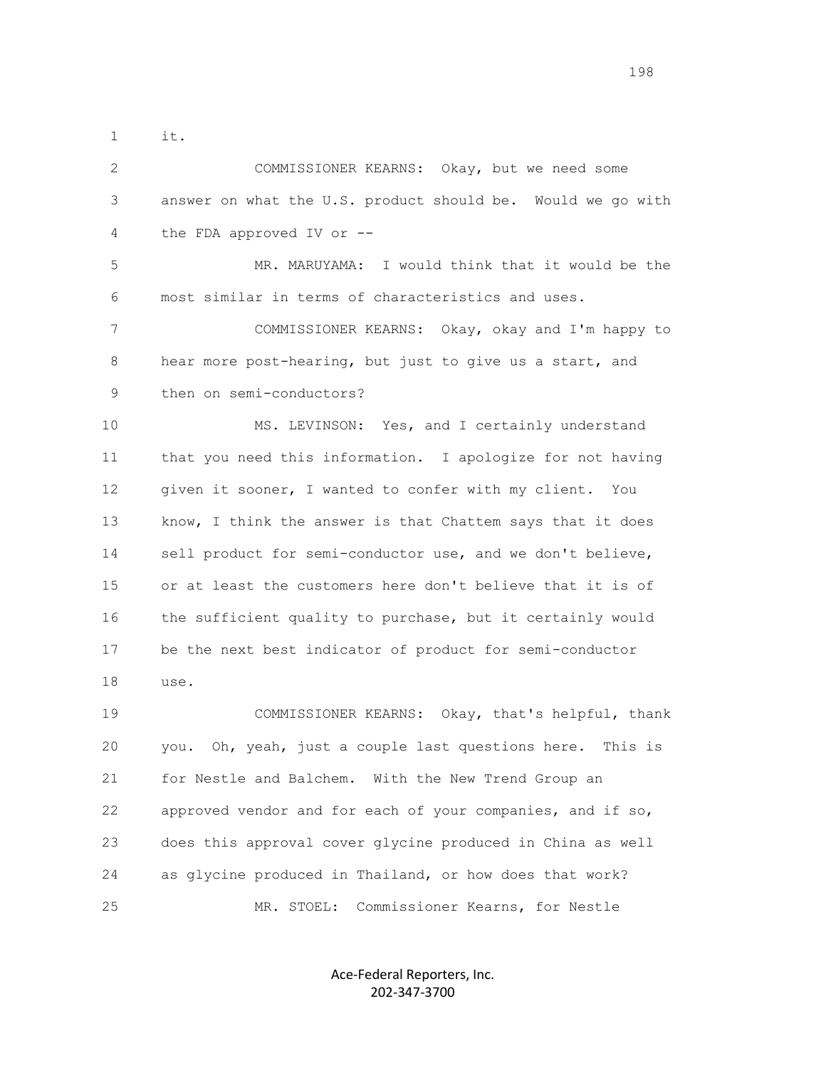it.

COMMISSIONER KEARNS: Okay, but we need some answer on what the U.S. product should be. Would we go with the FDA approved IV or --

MR. MARUYAMA: I would think that it would be the most similar in terms of characteristics and uses.

COMMISSIONER KEARNS: Okay, okay and I'm happy to hear more post-hearing, but just to give us a start, and then on semi-conductors?

MS. LEVINSON: Yes, and I certainly understand that you need this information. I apologize for not having given it sooner, I wanted to confer with my client. You know, I think the answer is that Chattem says that it does sell product for semi-conductor use, and we don't believe, or at least the customers here don't believe that it is of the sufficient quality to purchase, but it certainly would be the next best indicator of product for semi-conductor use.

COMMISSIONER KEARNS: Okay, that's helpful, thank you. Oh, yeah, just a couple last questions here. This is for Nestle and Balchem. With the New Trend Group an approved vendor and for each of your companies, and if so, does this approval cover glycine produced in China as well as glycine produced in Thailand, or how does that work?

MR. STOEL: Commissioner Kearns, for Nestle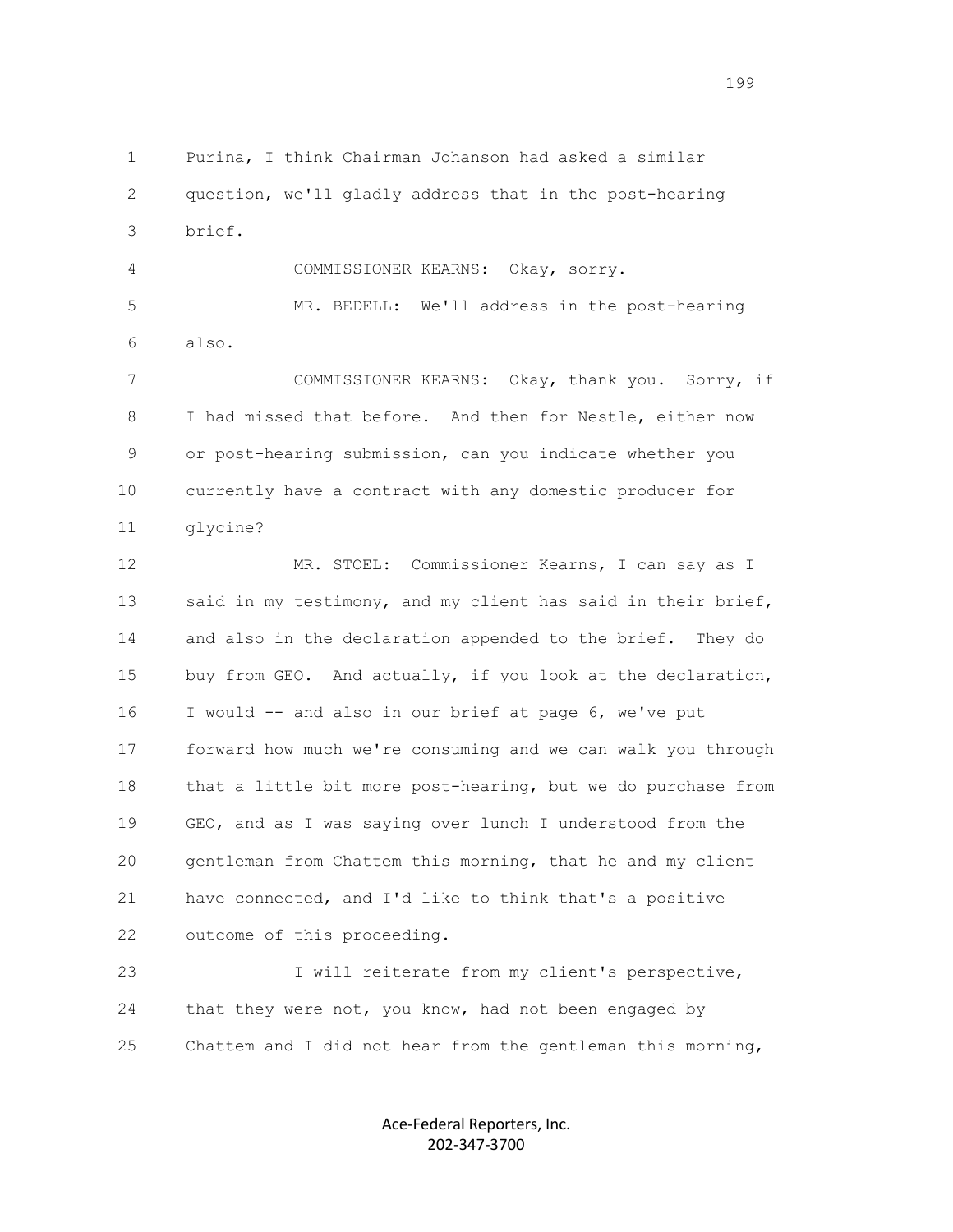Purina, I think Chairman Johanson had asked a similar question, we'll gladly address that in the post-hearing brief.

COMMISSIONER KEARNS: Okay, sorry.

MR. BEDELL: We'll address in the post-hearing also.

COMMISSIONER KEARNS: Okay, thank you. Sorry, if I had missed that before. And then for Nestle, either now or post-hearing submission, can you indicate whether you currently have a contract with any domestic producer for glycine?

MR. STOEL: Commissioner Kearns, I can say as I said in my testimony, and my client has said in their brief, and also in the declaration appended to the brief. They do buy from GEO. And actually, if you look at the declaration, I would -- and also in our brief at page 6, we've put forward how much we're consuming and we can walk you through that a little bit more post-hearing, but we do purchase from GEO, and as I was saying over lunch I understood from the gentleman from Chattem this morning, that he and my client have connected, and I'd like to think that's a positive outcome of this proceeding.

I will reiterate from my client's perspective, that they were not, you know, had not been engaged by Chattem and I did not hear from the gentleman this morning,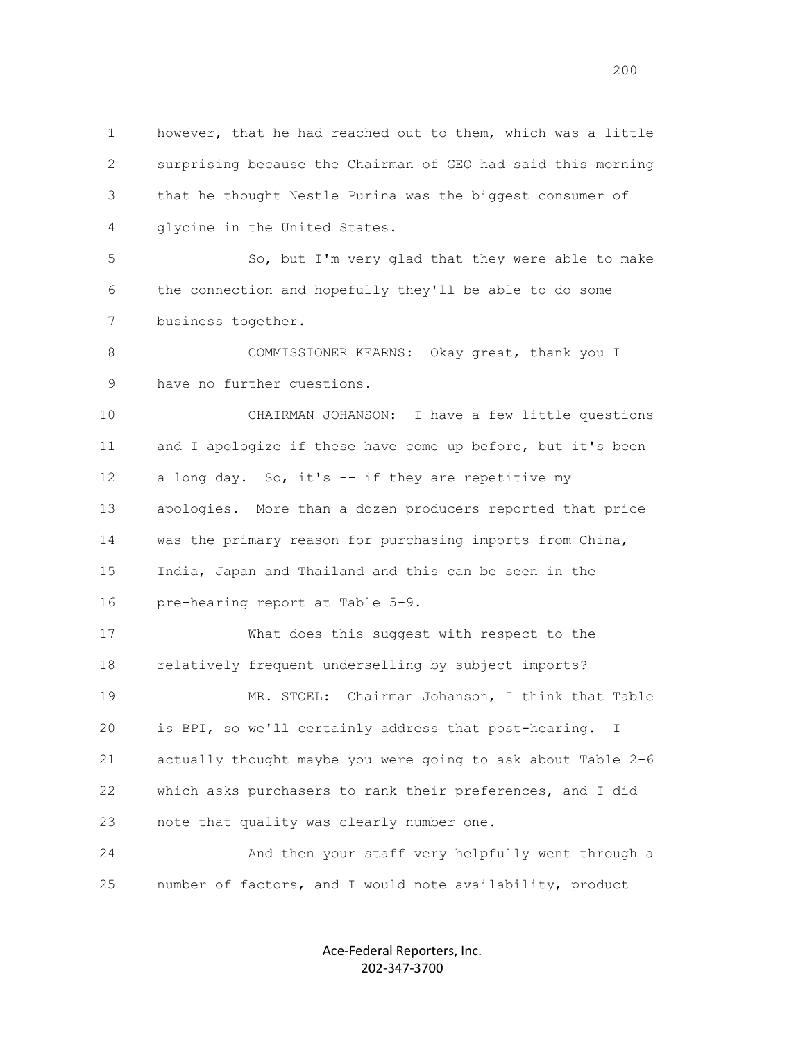however, that he had reached out to them, which was a little surprising because the Chairman of GEO had said this morning that he thought Nestle Purina was the biggest consumer of glycine in the United States.

So, but I'm very glad that they were able to make the connection and hopefully they'll be able to do some business together.

COMMISSIONER KEARNS: Okay great, thank you I have no further questions.

CHAIRMAN JOHANSON: I have a few little questions and I apologize if these have come up before, but it's been a long day. So, it's -- if they are repetitive my apologies. More than a dozen producers reported that price was the primary reason for purchasing imports from China, India, Japan and Thailand and this can be seen in the pre-hearing report at Table 5-9.

What does this suggest with respect to the relatively frequent underselling by subject imports?

MR. STOEL: Chairman Johanson, I think that Table is BPI, so we'll certainly address that post-hearing. I actually thought maybe you were going to ask about Table 2-6 which asks purchasers to rank their preferences, and I did note that quality was clearly number one.

And then your staff very helpfully went through a number of factors, and I would note availability, product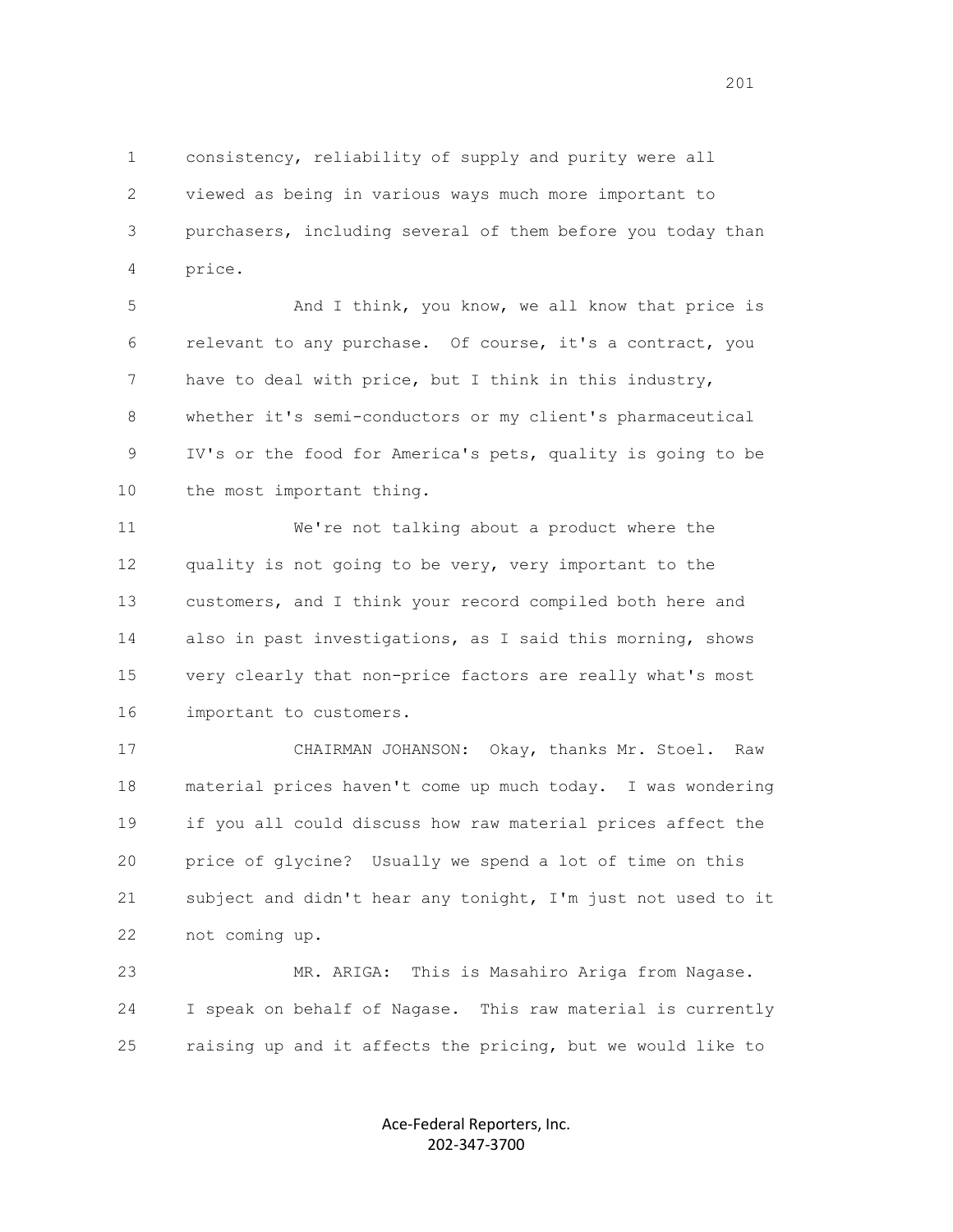consistency, reliability of supply and purity were all viewed as being in various ways much more important to purchasers, including several of them before you today than price.

And I think, you know, we all know that price is relevant to any purchase. Of course, it's a contract, you have to deal with price, but I think in this industry, whether it's semi-conductors or my client's pharmaceutical IV's or the food for America's pets, quality is going to be the most important thing.

We're not talking about a product where the quality is not going to be very, very important to the customers, and I think your record compiled both here and also in past investigations, as I said this morning, shows very clearly that non-price factors are really what's most important to customers.

CHAIRMAN JOHANSON: Okay, thanks Mr. Stoel. Raw material prices haven't come up much today. I was wondering if you all could discuss how raw material prices affect the price of glycine? Usually we spend a lot of time on this subject and didn't hear any tonight, I'm just not used to it not coming up.

MR. ARIGA: This is Masahiro Ariga from Nagase. I speak on behalf of Nagase. This raw material is currently raising up and it affects the pricing, but we would like to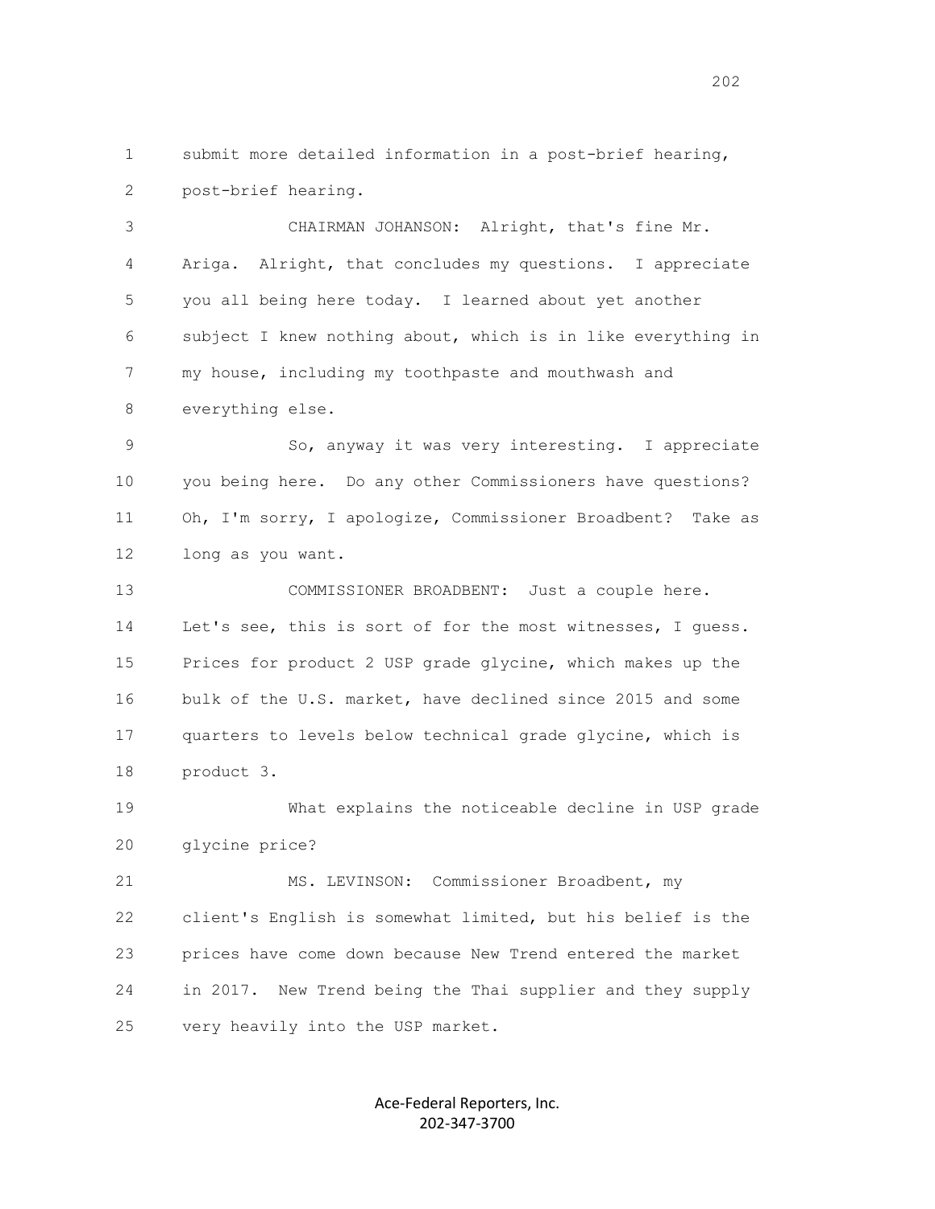submit more detailed information in a post-brief hearing, post-brief hearing.

CHAIRMAN JOHANSON: Alright, that's fine Mr. Ariga. Alright, that concludes my questions. I appreciate you all being here today. I learned about yet another subject I knew nothing about, which is in like everything in my house, including my toothpaste and mouthwash and everything else.

So, anyway it was very interesting. I appreciate you being here. Do any other Commissioners have questions? Oh, I'm sorry, I apologize, Commissioner Broadbent? Take as long as you want.

COMMISSIONER BROADBENT: Just a couple here. Let's see, this is sort of for the most witnesses, I guess. Prices for product 2 USP grade glycine, which makes up the bulk of the U.S. market, have declined since 2015 and some quarters to levels below technical grade glycine, which is product 3.

What explains the noticeable decline in USP grade glycine price?

MS. LEVINSON: Commissioner Broadbent, my client's English is somewhat limited, but his belief is the prices have come down because New Trend entered the market in 2017. New Trend being the Thai supplier and they supply very heavily into the USP market.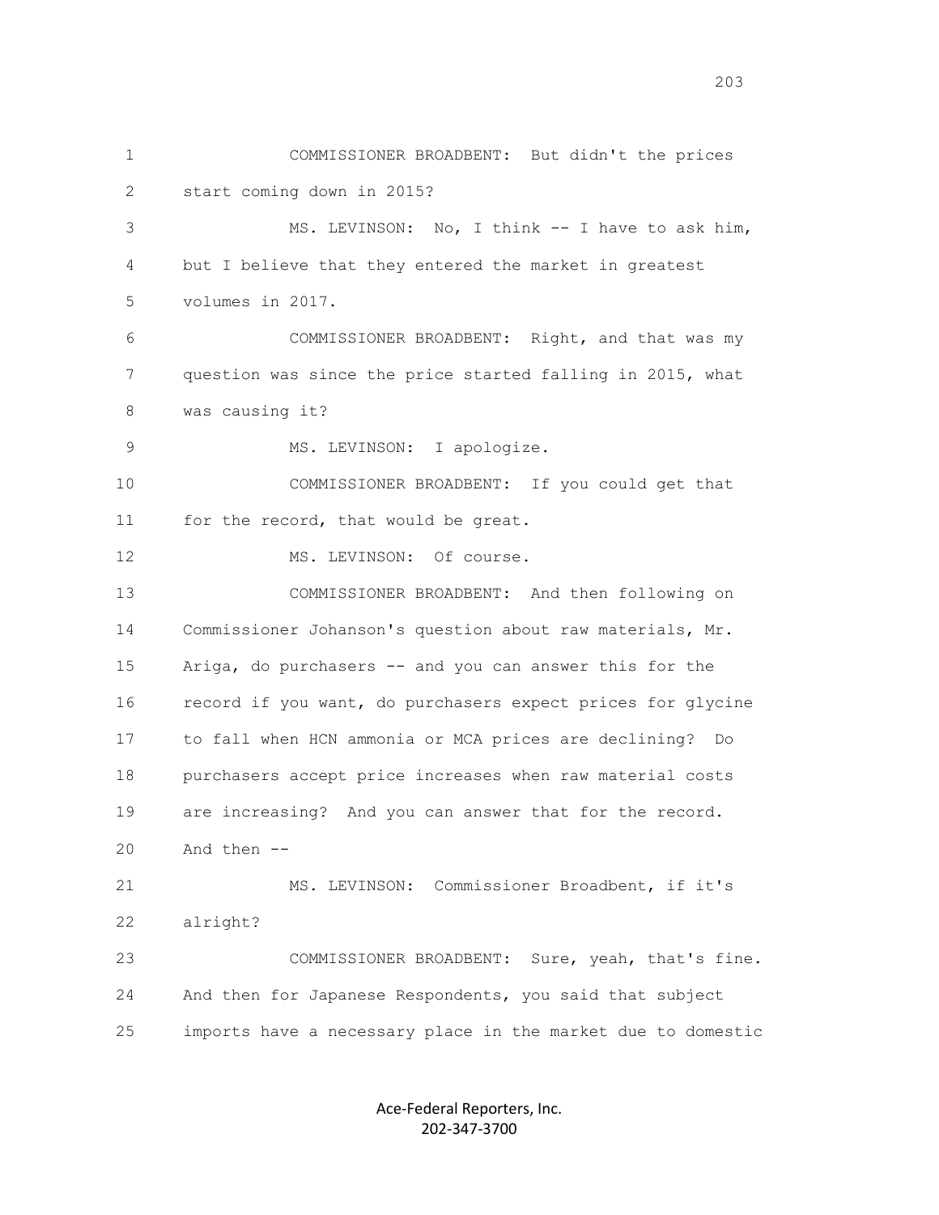1 COMMISSIONER BROADBENT: But didn't the prices
2 start coming down in 2015?
3 MS. LEVINSON: No, I think -- I have to ask him,
4 but I believe that they entered the market in greatest
5 volumes in 2017.
6 COMMISSIONER BROADBENT: Right, and that was my
7 question was since the price started falling in 2015, what
8 was causing it?
9 MS. LEVINSON: I apologize.
10 COMMISSIONER BROADBENT: If you could get that
11 for the record, that would be great.
12 MS. LEVINSON: Of course.
13 COMMISSIONER BROADBENT: And then following on
14 Commissioner Johanson's question about raw materials, Mr.
15 Ariga, do purchasers -- and you can answer this for the
16 record if you want, do purchasers expect prices for glycine
17 to fall when HCN ammonia or MCA prices are declining? Do
18 purchasers accept price increases when raw material costs
19 are increasing? And you can answer that for the record.
20 And then --
21 MS. LEVINSON: Commissioner Broadbent, if it's
22 alright?
23 COMMISSIONER BROADBENT: Sure, yeah, that's fine.
24 And then for Japanese Respondents, you said that subject
25 imports have a necessary place in the market due to domestic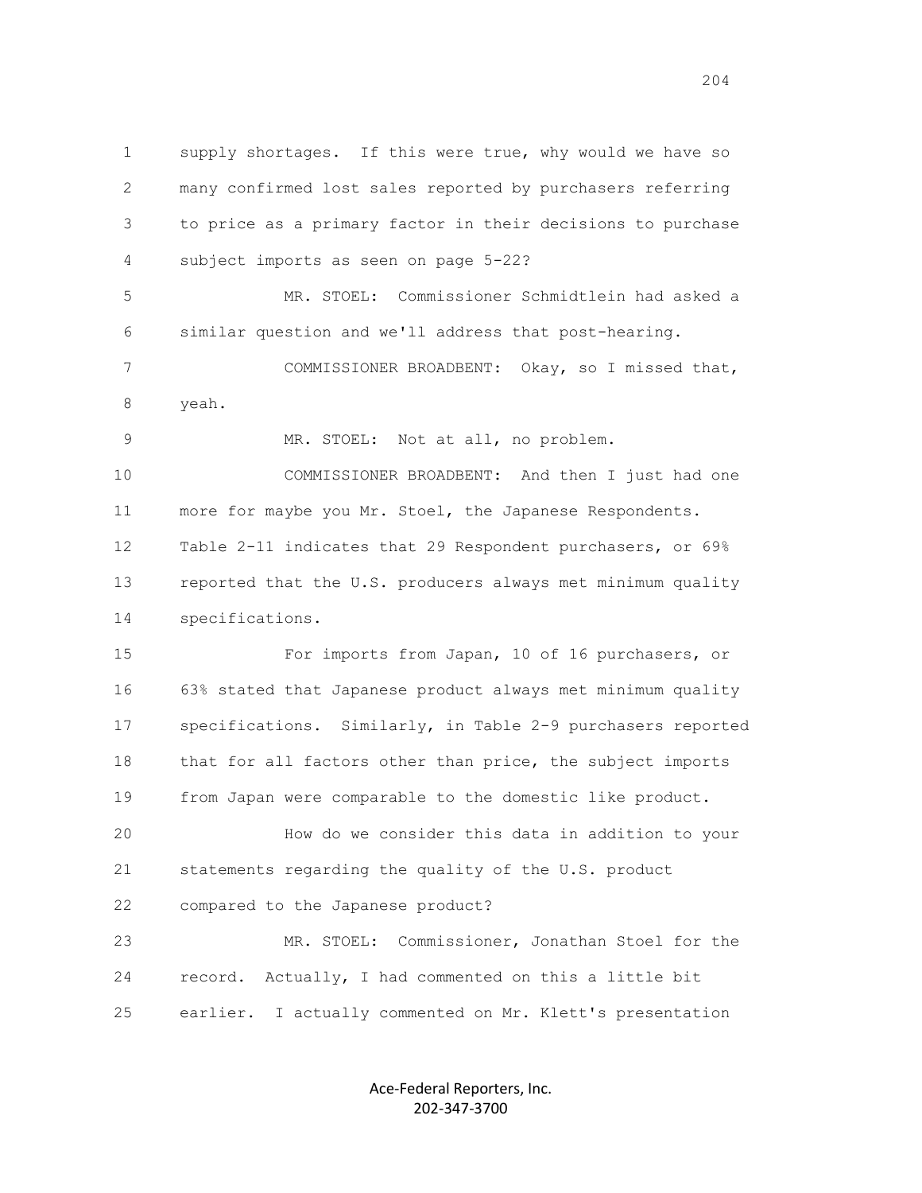supply shortages. If this were true, why would we have so many confirmed lost sales reported by purchasers referring to price as a primary factor in their decisions to purchase subject imports as seen on page 5-22?

MR. STOEL: Commissioner Schmidtlein had asked a similar question and we'll address that post-hearing.

COMMISSIONER BROADBENT: Okay, so I missed that, yeah.

MR. STOEL: Not at all, no problem.

COMMISSIONER BROADBENT: And then I just had one more for maybe you Mr. Stoel, the Japanese Respondents. Table 2-11 indicates that 29 Respondent purchasers, or 69% reported that the U.S. producers always met minimum quality specifications.

For imports from Japan, 10 of 16 purchasers, or 63% stated that Japanese product always met minimum quality specifications. Similarly, in Table 2-9 purchasers reported that for all factors other than price, the subject imports from Japan were comparable to the domestic like product.

How do we consider this data in addition to your statements regarding the quality of the U.S. product compared to the Japanese product?

MR. STOEL: Commissioner, Jonathan Stoel for the record. Actually, I had commented on this a little bit earlier. I actually commented on Mr. Klett's presentation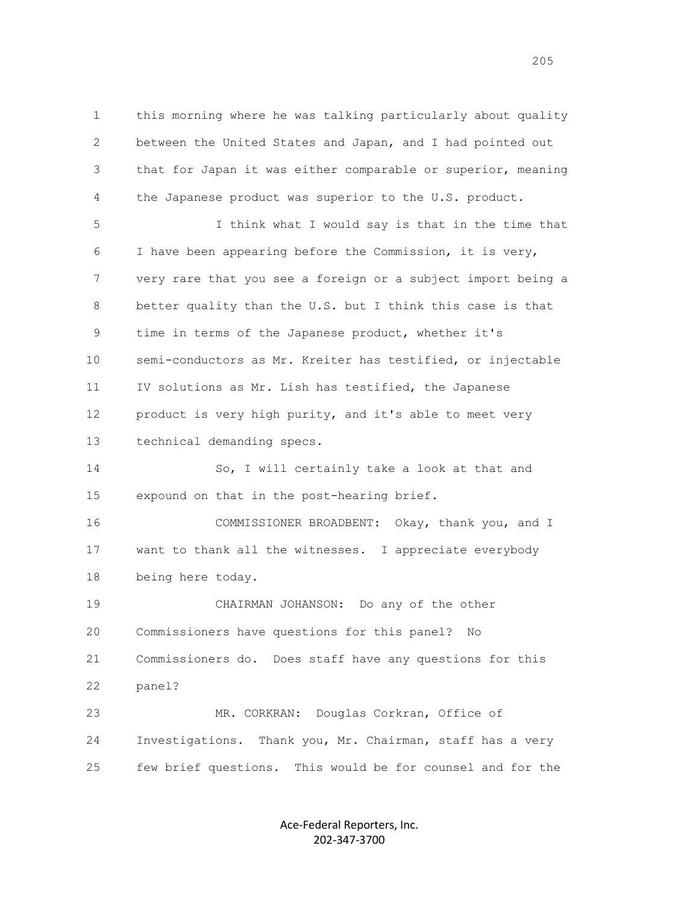this morning where he was talking particularly about quality between the United States and Japan, and I had pointed out that for Japan it was either comparable or superior, meaning the Japanese product was superior to the U.S. product.

I think what I would say is that in the time that I have been appearing before the Commission, it is very, very rare that you see a foreign or a subject import being a better quality than the U.S. but I think this case is that time in terms of the Japanese product, whether it's semi-conductors as Mr. Kreiter has testified, or injectable IV solutions as Mr. Lish has testified, the Japanese product is very high purity, and it's able to meet very technical demanding specs.

So, I will certainly take a look at that and expound on that in the post-hearing brief.

COMMISSIONER BROADBENT: Okay, thank you, and I want to thank all the witnesses. I appreciate everybody being here today.

CHAIRMAN JOHANSON: Do any of the other Commissioners have questions for this panel? No Commissioners do. Does staff have any questions for this panel?

MR. CORKRAN: Douglas Corkran, Office of Investigations. Thank you, Mr. Chairman, staff has a very few brief questions. This would be for counsel and for the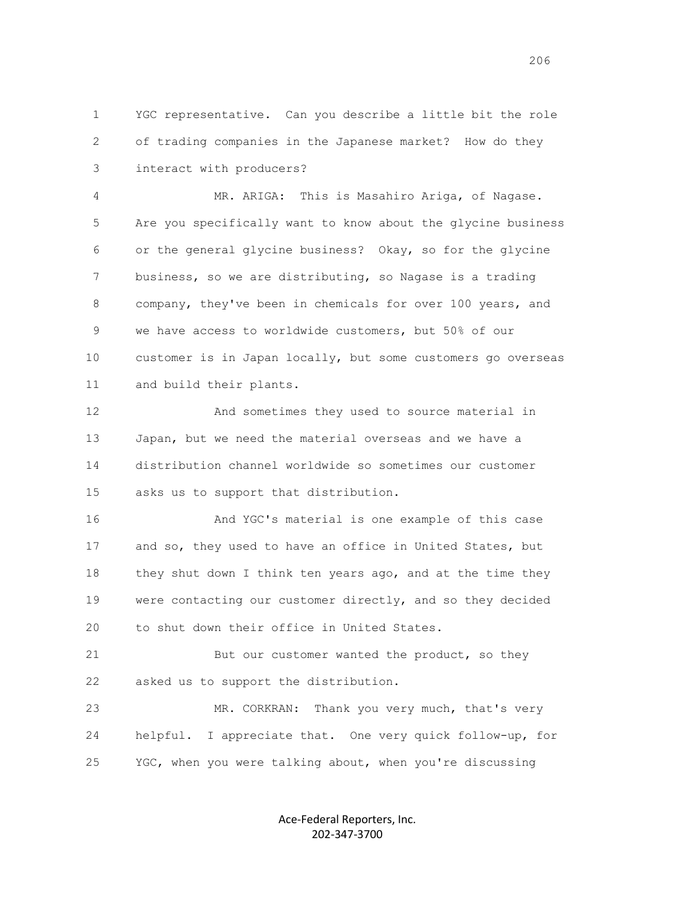YGC representative. Can you describe a little bit the role of trading companies in the Japanese market? How do they interact with producers?

MR. ARIGA: This is Masahiro Ariga, of Nagase. Are you specifically want to know about the glycine business or the general glycine business? Okay, so for the glycine business, so we are distributing, so Nagase is a trading company, they've been in chemicals for over 100 years, and we have access to worldwide customers, but 50% of our customer is in Japan locally, but some customers go overseas and build their plants.

And sometimes they used to source material in Japan, but we need the material overseas and we have a distribution channel worldwide so sometimes our customer asks us to support that distribution.

And YGC's material is one example of this case and so, they used to have an office in United States, but they shut down I think ten years ago, and at the time they were contacting our customer directly, and so they decided to shut down their office in United States.

But our customer wanted the product, so they asked us to support the distribution.

MR. CORKRAN: Thank you very much, that's very helpful. I appreciate that. One very quick follow-up, for YGC, when you were talking about, when you're discussing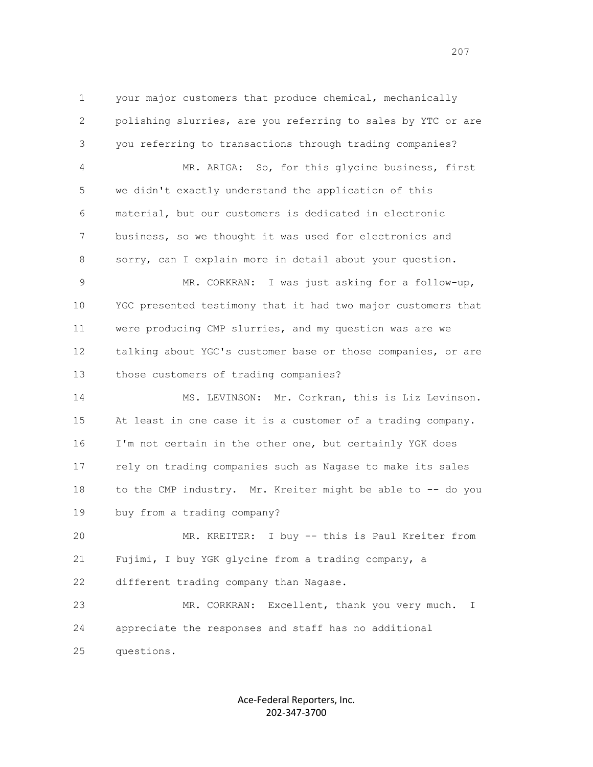your major customers that produce chemical, mechanically polishing slurries, are you referring to sales by YTC or are you referring to transactions through trading companies?

MR. ARIGA: So, for this glycine business, first we didn't exactly understand the application of this material, but our customers is dedicated in electronic business, so we thought it was used for electronics and sorry, can I explain more in detail about your question.

MR. CORKRAN: I was just asking for a follow-up, YGC presented testimony that it had two major customers that were producing CMP slurries, and my question was are we talking about YGC's customer base or those companies, or are those customers of trading companies?

MS. LEVINSON: Mr. Corkran, this is Liz Levinson. At least in one case it is a customer of a trading company. I'm not certain in the other one, but certainly YGK does rely on trading companies such as Nagase to make its sales to the CMP industry. Mr. Kreiter might be able to -- do you buy from a trading company?

MR. KREITER: I buy -- this is Paul Kreiter from Fujimi, I buy YGK glycine from a trading company, a different trading company than Nagase.

MR. CORKRAN: Excellent, thank you very much. I appreciate the responses and staff has no additional questions.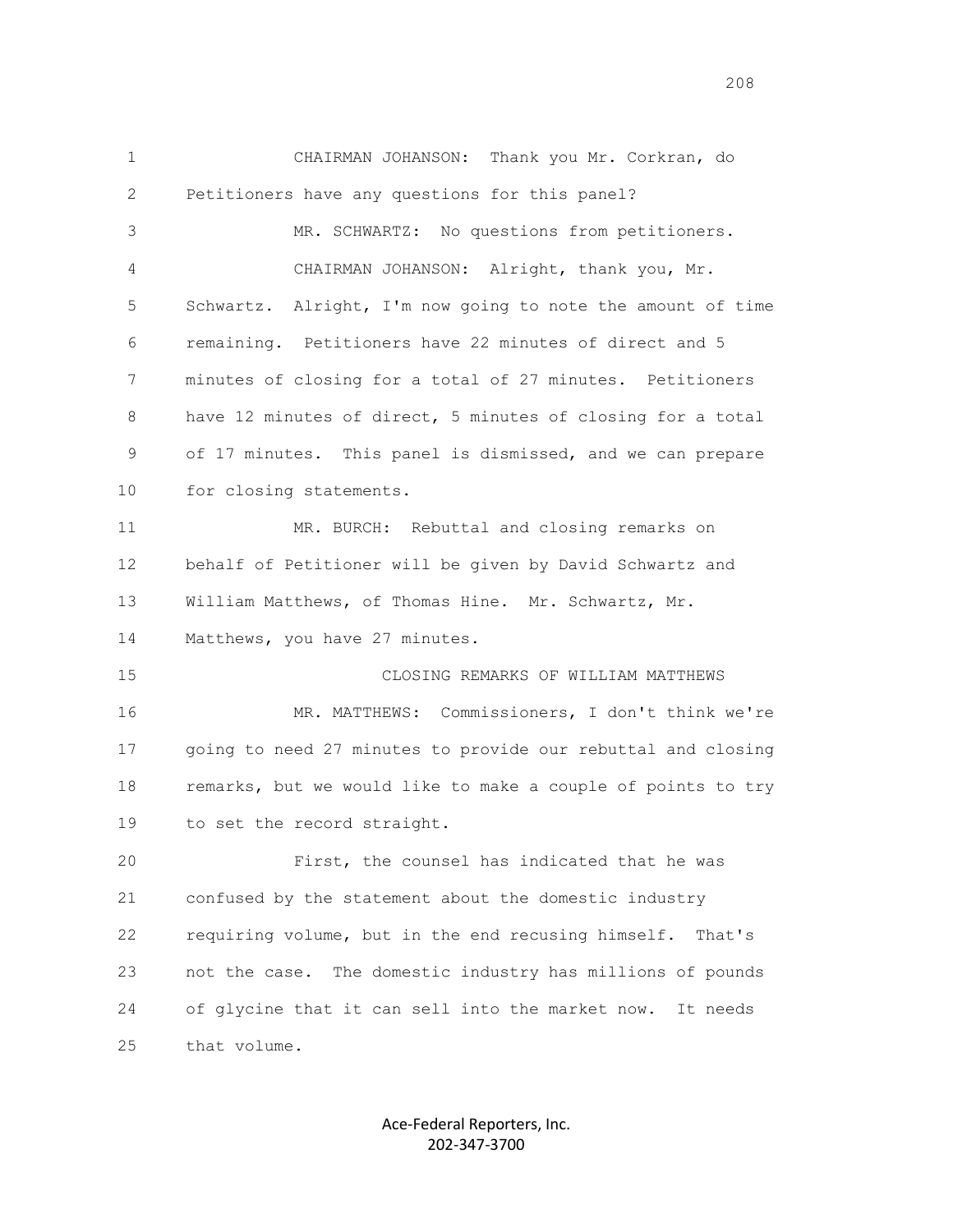CHAIRMAN JOHANSON: Thank you Mr. Corkran, do Petitioners have any questions for this panel?

MR. SCHWARTZ: No questions from petitioners.

CHAIRMAN JOHANSON: Alright, thank you, Mr. Schwartz. Alright, I'm now going to note the amount of time remaining. Petitioners have 22 minutes of direct and 5 minutes of closing for a total of 27 minutes. Petitioners have 12 minutes of direct, 5 minutes of closing for a total of 17 minutes. This panel is dismissed, and we can prepare for closing statements.

MR. BURCH: Rebuttal and closing remarks on behalf of Petitioner will be given by David Schwartz and William Matthews, of Thomas Hine. Mr. Schwartz, Mr. Matthews, you have 27 minutes.

CLOSING REMARKS OF WILLIAM MATTHEWS

MR. MATTHEWS: Commissioners, I don't think we're going to need 27 minutes to provide our rebuttal and closing remarks, but we would like to make a couple of points to try to set the record straight.

First, the counsel has indicated that he was confused by the statement about the domestic industry requiring volume, but in the end recusing himself. That's not the case. The domestic industry has millions of pounds of glycine that it can sell into the market now. It needs that volume.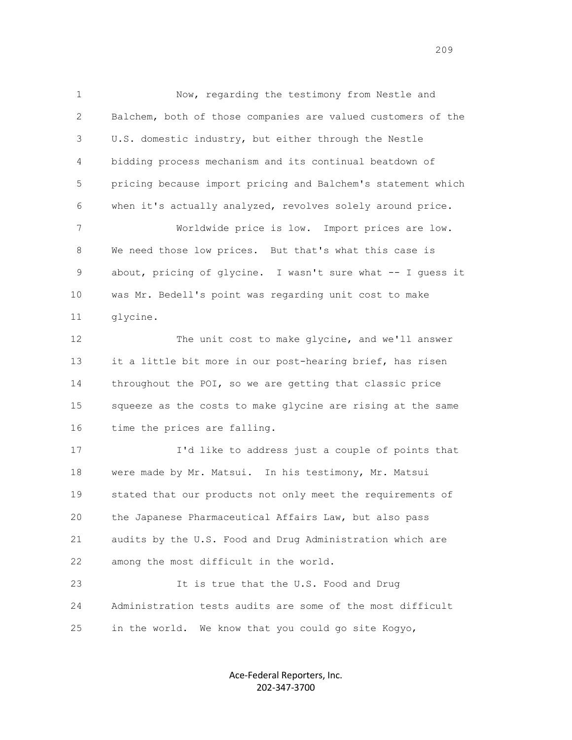1 Now, regarding the testimony from Nestle and
2 Balchem, both of those companies are valued customers of the
3 U.S. domestic industry, but either through the Nestle
4 bidding process mechanism and its continual beatdown of
5 pricing because import pricing and Balchem's statement which
6 when it's actually analyzed, revolves solely around price.

7 Worldwide price is low. Import prices are low.
8 We need those low prices. But that's what this case is
9 about, pricing of glycine. I wasn't sure what -- I guess it
10 was Mr. Bedell's point was regarding unit cost to make
11 glycine.

12 The unit cost to make glycine, and we'll answer
13 it a little bit more in our post-hearing brief, has risen
14 throughout the POI, so we are getting that classic price
15 squeeze as the costs to make glycine are rising at the same
16 time the prices are falling.

17 I'd like to address just a couple of points that
18 were made by Mr. Matsui. In his testimony, Mr. Matsui
19 stated that our products not only meet the requirements of
20 the Japanese Pharmaceutical Affairs Law, but also pass
21 audits by the U.S. Food and Drug Administration which are
22 among the most difficult in the world.

23 It is true that the U.S. Food and Drug
24 Administration tests audits are some of the most difficult
25 in the world. We know that you could go site Kogyo,

Ace-Federal Reporters, Inc.
202-347-3700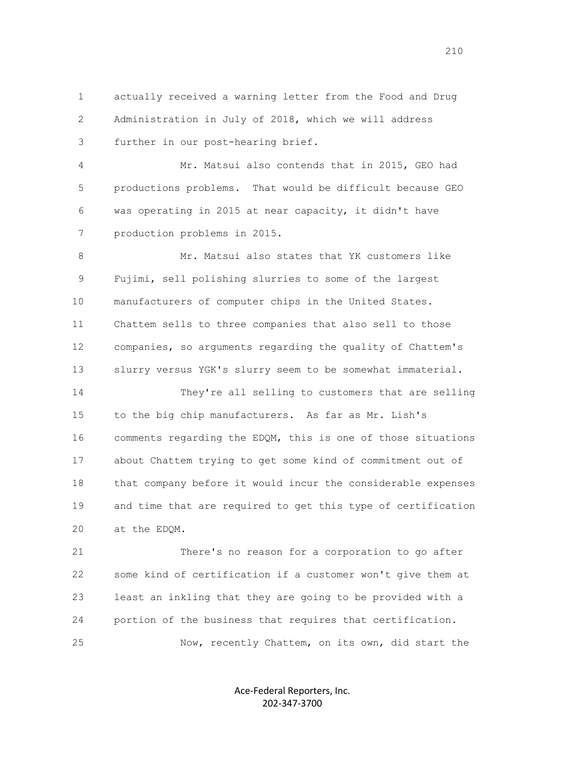actually received a warning letter from the Food and Drug Administration in July of 2018, which we will address further in our post-hearing brief.

Mr. Matsui also contends that in 2015, GEO had productions problems. That would be difficult because GEO was operating in 2015 at near capacity, it didn't have production problems in 2015.

Mr. Matsui also states that YK customers like Fujimi, sell polishing slurries to some of the largest manufacturers of computer chips in the United States. Chattem sells to three companies that also sell to those companies, so arguments regarding the quality of Chattem's slurry versus YGK's slurry seem to be somewhat immaterial.

They're all selling to customers that are selling to the big chip manufacturers. As far as Mr. Lish's comments regarding the EDQM, this is one of those situations about Chattem trying to get some kind of commitment out of that company before it would incur the considerable expenses and time that are required to get this type of certification at the EDQM.

There's no reason for a corporation to go after some kind of certification if a customer won't give them at least an inkling that they are going to be provided with a portion of the business that requires that certification.

Now, recently Chattem, on its own, did start the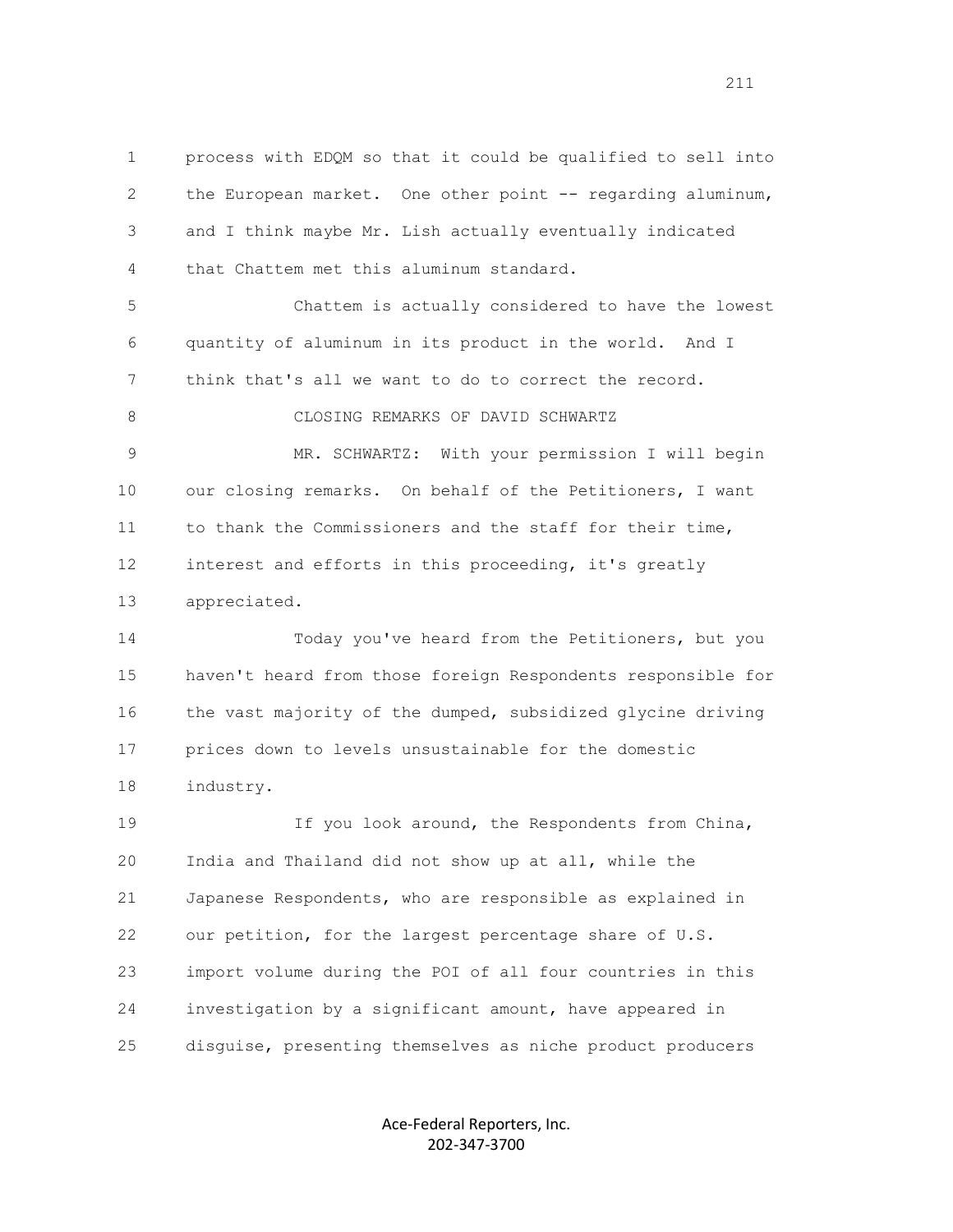process with EDQM so that it could be qualified to sell into the European market. One other point -- regarding aluminum, and I think maybe Mr. Lish actually eventually indicated that Chattem met this aluminum standard.

Chattem is actually considered to have the lowest quantity of aluminum in its product in the world. And I think that's all we want to do to correct the record.

CLOSING REMARKS OF DAVID SCHWARTZ

MR. SCHWARTZ: With your permission I will begin our closing remarks. On behalf of the Petitioners, I want to thank the Commissioners and the staff for their time, interest and efforts in this proceeding, it's greatly appreciated.

Today you've heard from the Petitioners, but you haven't heard from those foreign Respondents responsible for the vast majority of the dumped, subsidized glycine driving prices down to levels unsustainable for the domestic industry.

If you look around, the Respondents from China, India and Thailand did not show up at all, while the Japanese Respondents, who are responsible as explained in our petition, for the largest percentage share of U.S. import volume during the POI of all four countries in this investigation by a significant amount, have appeared in disguise, presenting themselves as niche product producers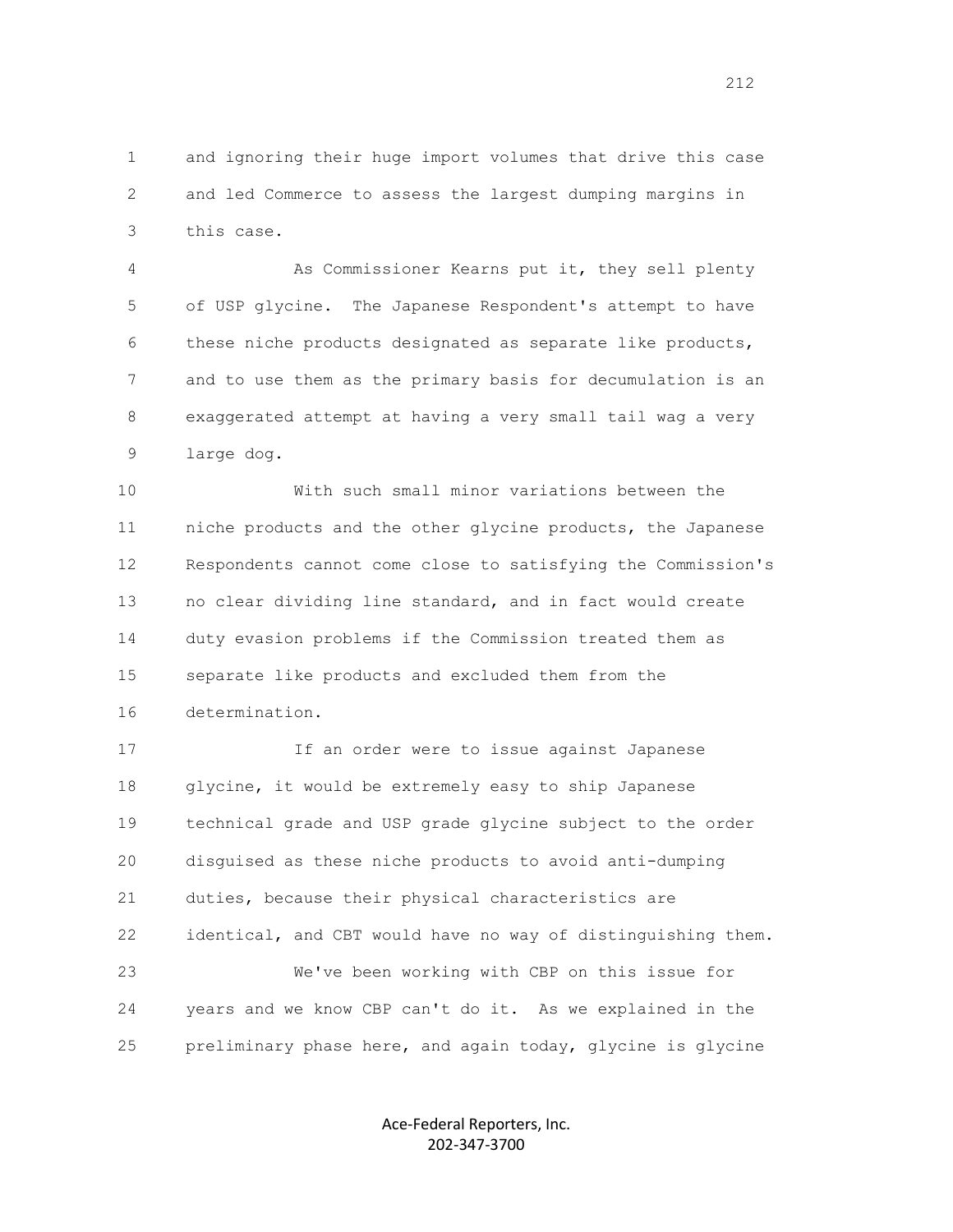and ignoring their huge import volumes that drive this case and led Commerce to assess the largest dumping margins in this case.

As Commissioner Kearns put it, they sell plenty of USP glycine. The Japanese Respondent's attempt to have these niche products designated as separate like products, and to use them as the primary basis for decumulation is an exaggerated attempt at having a very small tail wag a very large dog.

With such small minor variations between the niche products and the other glycine products, the Japanese Respondents cannot come close to satisfying the Commission's no clear dividing line standard, and in fact would create duty evasion problems if the Commission treated them as separate like products and excluded them from the determination.

If an order were to issue against Japanese glycine, it would be extremely easy to ship Japanese technical grade and USP grade glycine subject to the order disguised as these niche products to avoid anti-dumping duties, because their physical characteristics are identical, and CBT would have no way of distinguishing them.

We've been working with CBP on this issue for years and we know CBP can't do it. As we explained in the preliminary phase here, and again today, glycine is glycine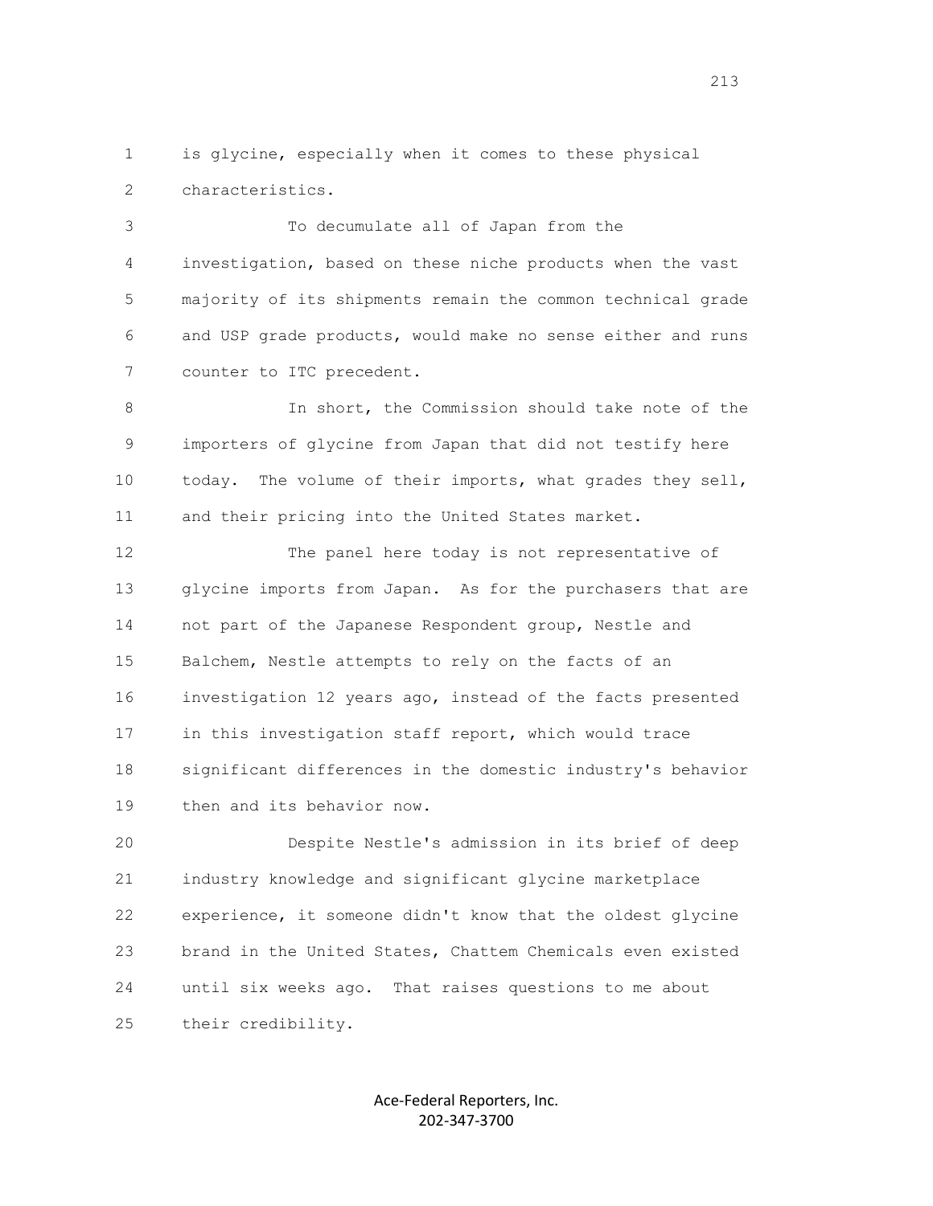is glycine, especially when it comes to these physical characteristics.

To decumulate all of Japan from the investigation, based on these niche products when the vast majority of its shipments remain the common technical grade and USP grade products, would make no sense either and runs counter to ITC precedent.

In short, the Commission should take note of the importers of glycine from Japan that did not testify here today. The volume of their imports, what grades they sell, and their pricing into the United States market.

The panel here today is not representative of glycine imports from Japan. As for the purchasers that are not part of the Japanese Respondent group, Nestle and Balchem, Nestle attempts to rely on the facts of an investigation 12 years ago, instead of the facts presented in this investigation staff report, which would trace significant differences in the domestic industry's behavior then and its behavior now.

Despite Nestle's admission in its brief of deep industry knowledge and significant glycine marketplace experience, it someone didn't know that the oldest glycine brand in the United States, Chattem Chemicals even existed until six weeks ago. That raises questions to me about their credibility.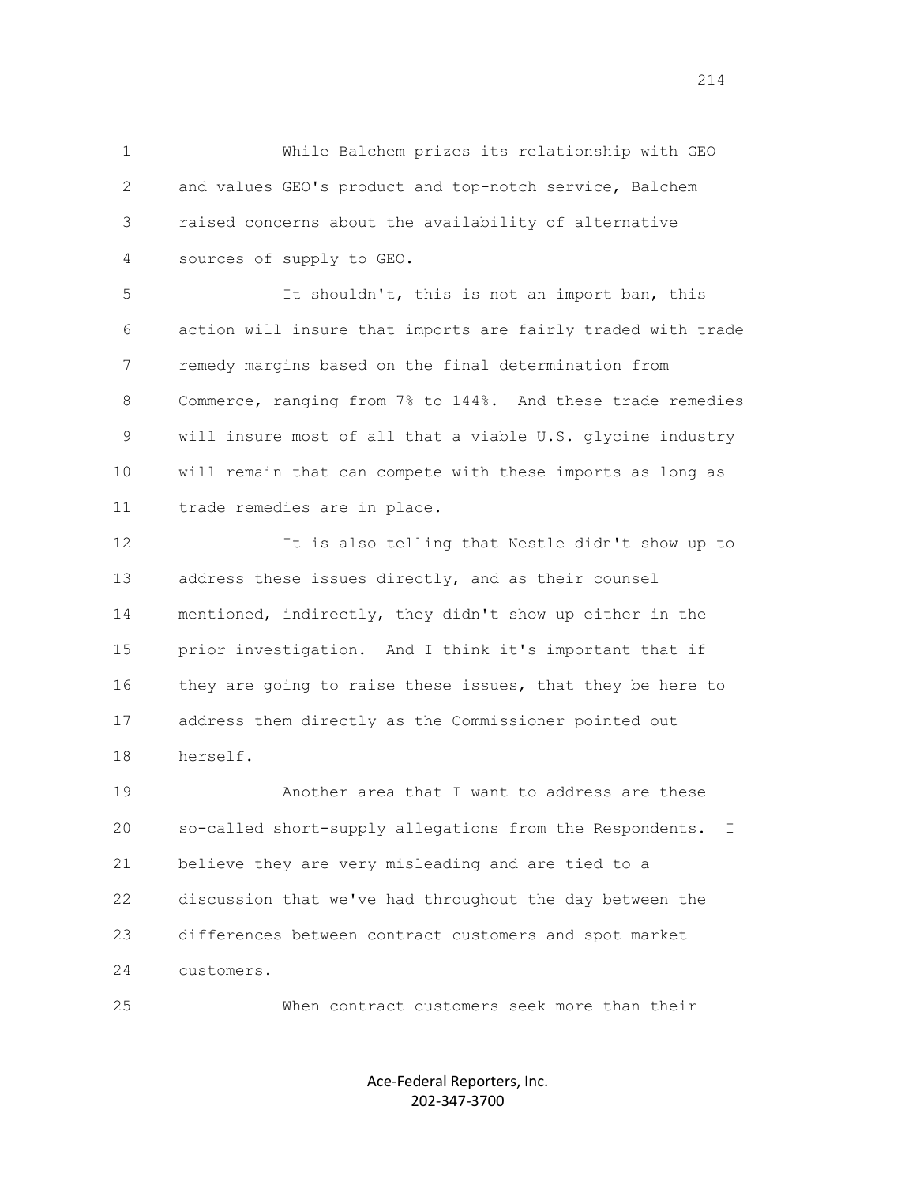While Balchem prizes its relationship with GEO and values GEO's product and top-notch service, Balchem raised concerns about the availability of alternative sources of supply to GEO.

It shouldn't, this is not an import ban, this action will insure that imports are fairly traded with trade remedy margins based on the final determination from Commerce, ranging from 7% to 144%. And these trade remedies will insure most of all that a viable U.S. glycine industry will remain that can compete with these imports as long as trade remedies are in place.

It is also telling that Nestle didn't show up to address these issues directly, and as their counsel mentioned, indirectly, they didn't show up either in the prior investigation. And I think it's important that if they are going to raise these issues, that they be here to address them directly as the Commissioner pointed out herself.

Another area that I want to address are these so-called short-supply allegations from the Respondents. I believe they are very misleading and are tied to a discussion that we've had throughout the day between the differences between contract customers and spot market customers.

When contract customers seek more than their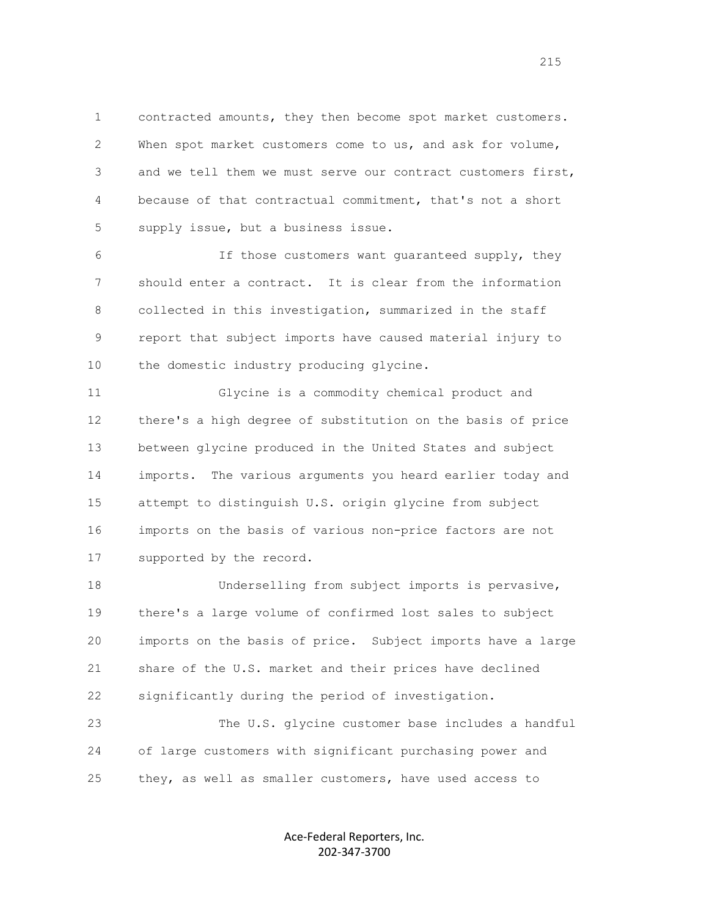contracted amounts, they then become spot market customers. When spot market customers come to us, and ask for volume, and we tell them we must serve our contract customers first, because of that contractual commitment, that's not a short supply issue, but a business issue.

If those customers want guaranteed supply, they should enter a contract. It is clear from the information collected in this investigation, summarized in the staff report that subject imports have caused material injury to the domestic industry producing glycine.

Glycine is a commodity chemical product and there's a high degree of substitution on the basis of price between glycine produced in the United States and subject imports. The various arguments you heard earlier today and attempt to distinguish U.S. origin glycine from subject imports on the basis of various non-price factors are not supported by the record.

Underselling from subject imports is pervasive, there's a large volume of confirmed lost sales to subject imports on the basis of price. Subject imports have a large share of the U.S. market and their prices have declined significantly during the period of investigation.

The U.S. glycine customer base includes a handful of large customers with significant purchasing power and they, as well as smaller customers, have used access to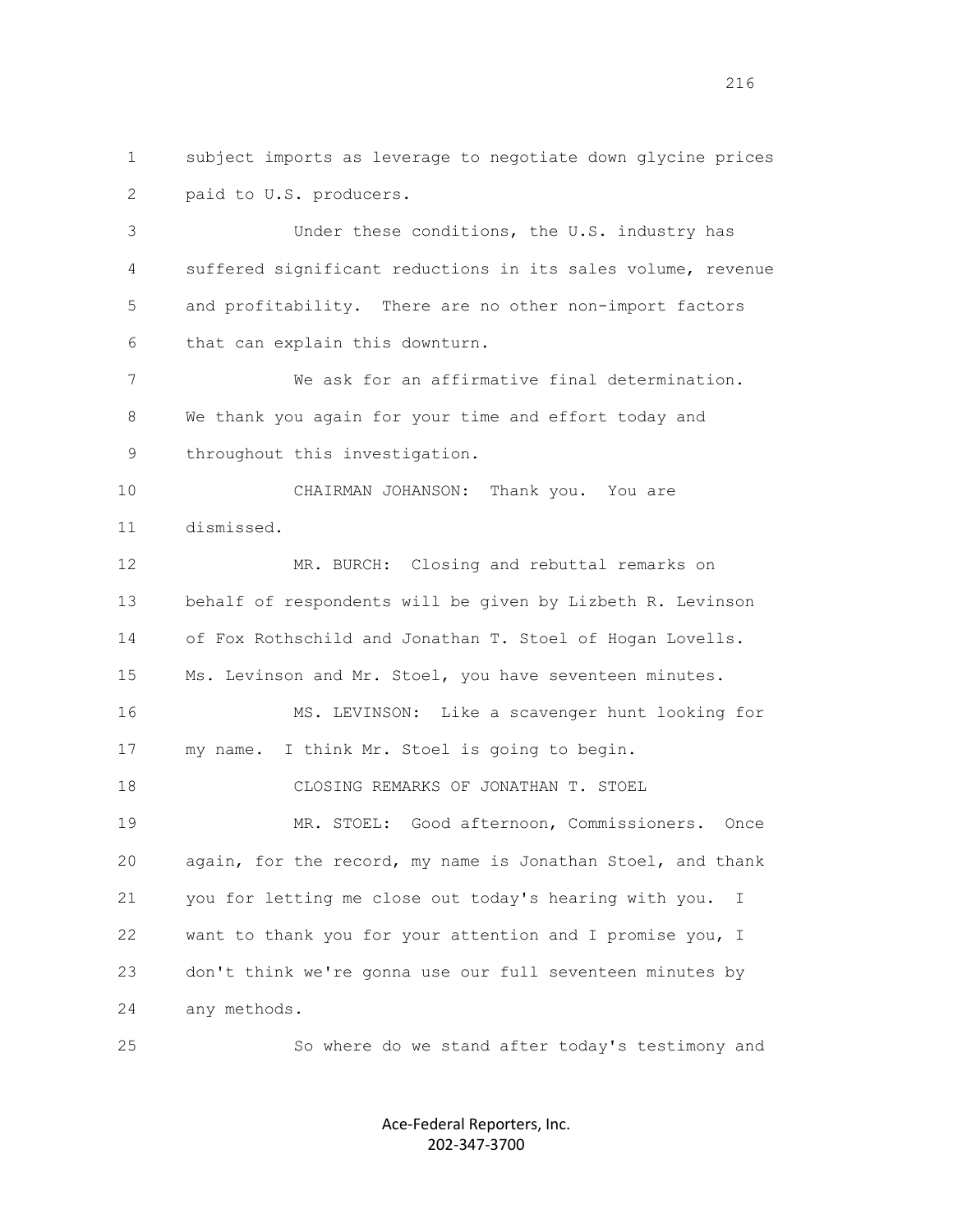1 subject imports as leverage to negotiate down glycine prices
2 paid to U.S. producers.

3 Under these conditions, the U.S. industry has
4 suffered significant reductions in its sales volume, revenue
5 and profitability. There are no other non-import factors
6 that can explain this downturn.

7 We ask for an affirmative final determination.
8 We thank you again for your time and effort today and
9 throughout this investigation.

10 CHAIRMAN JOHANSON: Thank you. You are
11 dismissed.

12 MR. BURCH: Closing and rebuttal remarks on
13 behalf of respondents will be given by Lizbeth R. Levinson
14 of Fox Rothschild and Jonathan T. Stoel of Hogan Lovells.
15 Ms. Levinson and Mr. Stoel, you have seventeen minutes.

16 MS. LEVINSON: Like a scavenger hunt looking for
17 my name. I think Mr. Stoel is going to begin.

18 CLOSING REMARKS OF JONATHAN T. STOEL

19 MR. STOEL: Good afternoon, Commissioners. Once
20 again, for the record, my name is Jonathan Stoel, and thank
21 you for letting me close out today's hearing with you. I
22 want to thank you for your attention and I promise you, I
23 don't think we're gonna use our full seventeen minutes by
24 any methods.

25 So where do we stand after today's testimony and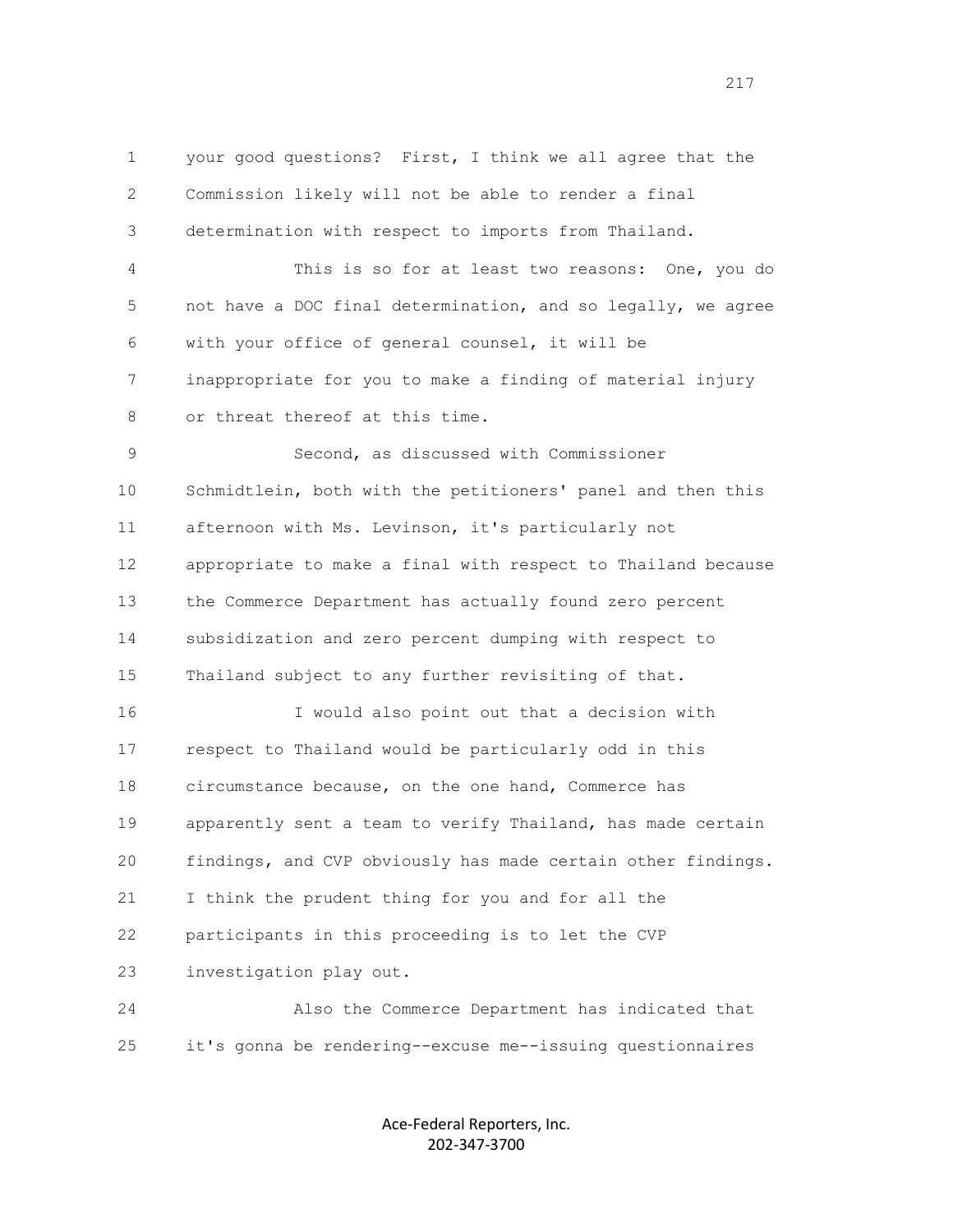your good questions? First, I think we all agree that the Commission likely will not be able to render a final determination with respect to imports from Thailand.

This is so for at least two reasons: One, you do not have a DOC final determination, and so legally, we agree with your office of general counsel, it will be inappropriate for you to make a finding of material injury or threat thereof at this time.

Second, as discussed with Commissioner Schmidtlein, both with the petitioners' panel and then this afternoon with Ms. Levinson, it's particularly not appropriate to make a final with respect to Thailand because the Commerce Department has actually found zero percent subsidization and zero percent dumping with respect to Thailand subject to any further revisiting of that.

I would also point out that a decision with respect to Thailand would be particularly odd in this circumstance because, on the one hand, Commerce has apparently sent a team to verify Thailand, has made certain findings, and CVP obviously has made certain other findings. I think the prudent thing for you and for all the participants in this proceeding is to let the CVP investigation play out.

Also the Commerce Department has indicated that it's gonna be rendering--excuse me--issuing questionnaires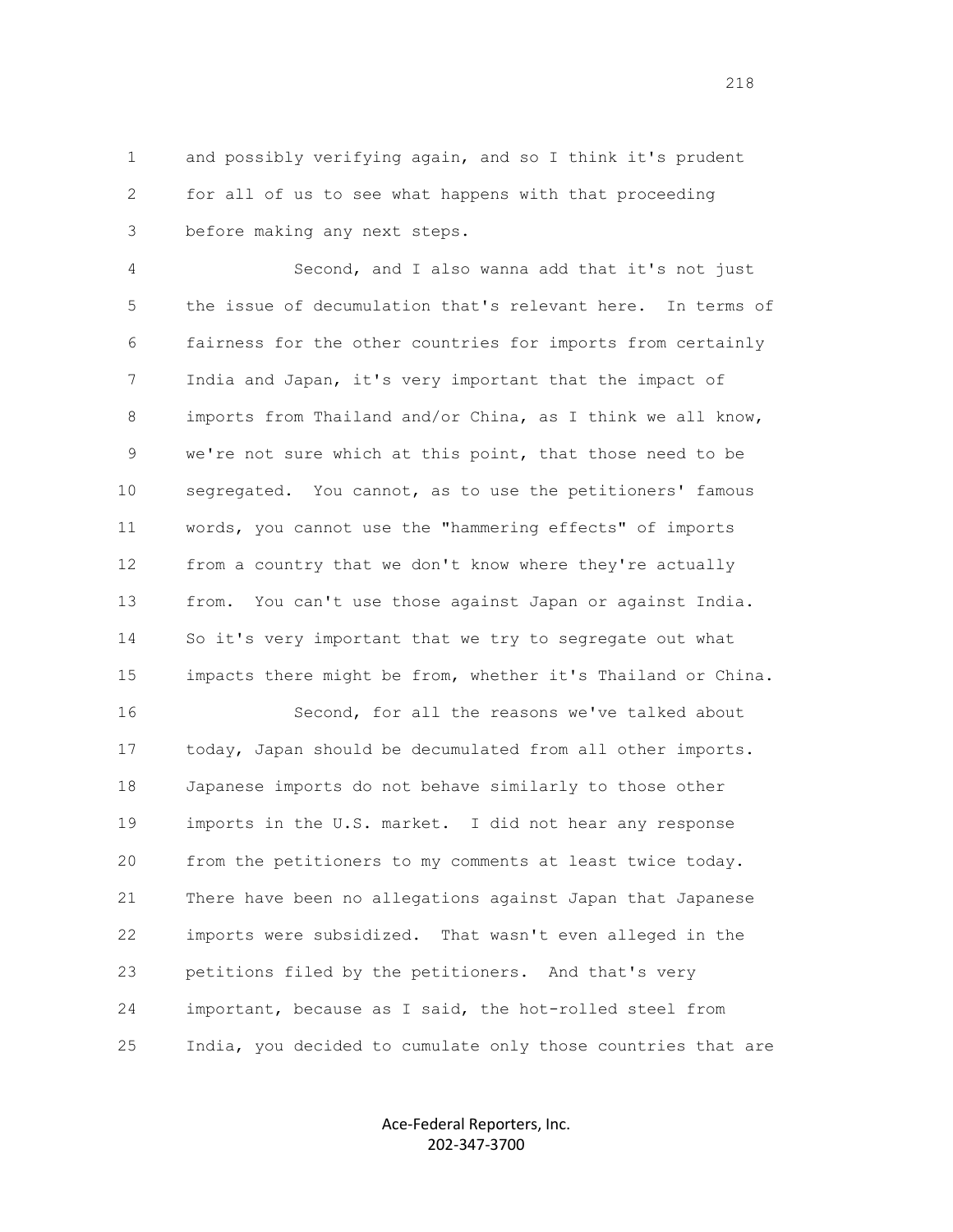and possibly verifying again, and so I think it's prudent for all of us to see what happens with that proceeding before making any next steps.

Second, and I also wanna add that it's not just the issue of decumulation that's relevant here. In terms of fairness for the other countries for imports from certainly India and Japan, it's very important that the impact of imports from Thailand and/or China, as I think we all know, we're not sure which at this point, that those need to be segregated. You cannot, as to use the petitioners' famous words, you cannot use the "hammering effects" of imports from a country that we don't know where they're actually from. You can't use those against Japan or against India. So it's very important that we try to segregate out what impacts there might be from, whether it's Thailand or China.

Second, for all the reasons we've talked about today, Japan should be decumulated from all other imports. Japanese imports do not behave similarly to those other imports in the U.S. market. I did not hear any response from the petitioners to my comments at least twice today. There have been no allegations against Japan that Japanese imports were subsidized. That wasn't even alleged in the petitions filed by the petitioners. And that's very important, because as I said, the hot-rolled steel from India, you decided to cumulate only those countries that are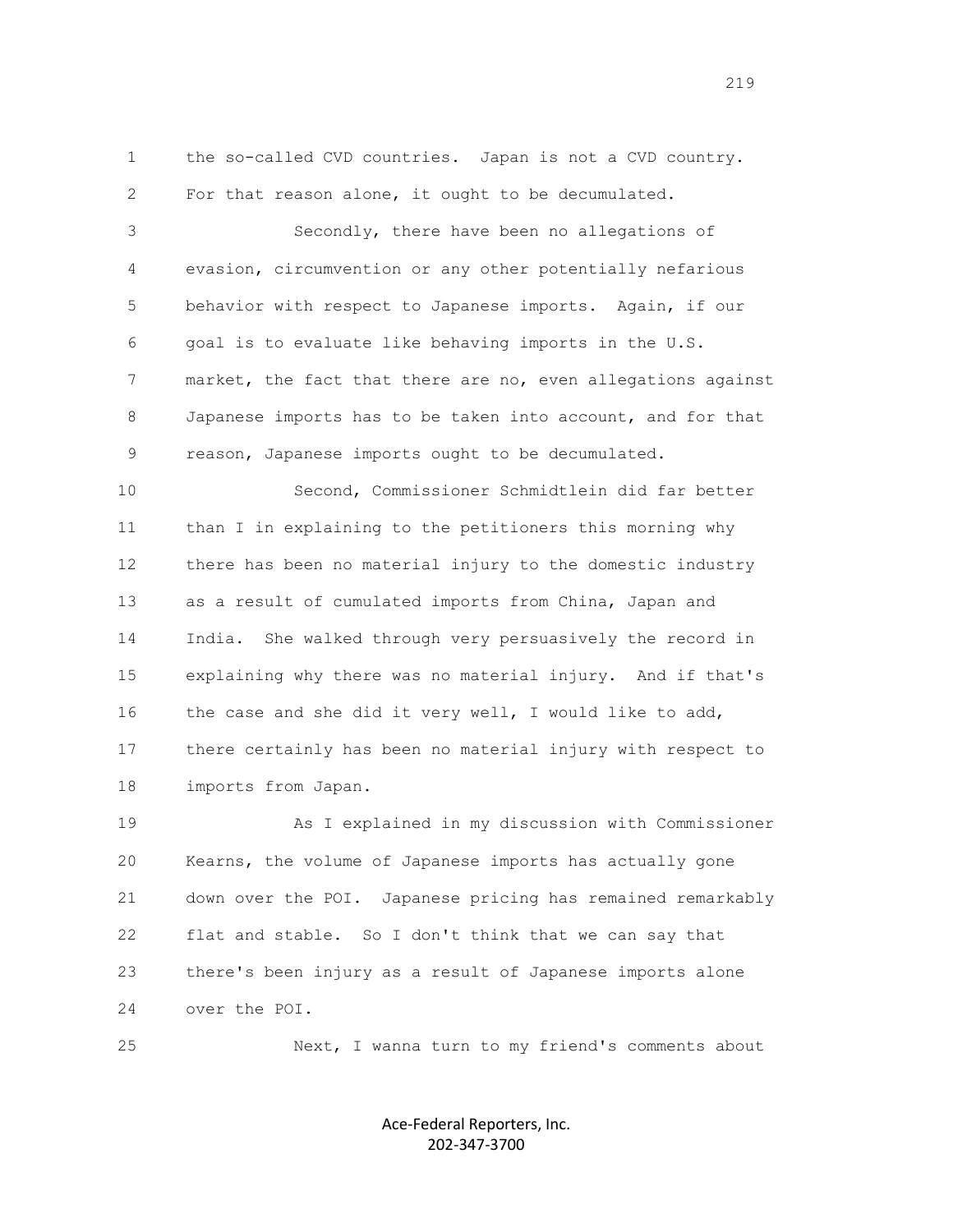the so-called CVD countries. Japan is not a CVD country. For that reason alone, it ought to be decumulated.

Secondly, there have been no allegations of evasion, circumvention or any other potentially nefarious behavior with respect to Japanese imports. Again, if our goal is to evaluate like behaving imports in the U.S. market, the fact that there are no, even allegations against Japanese imports has to be taken into account, and for that reason, Japanese imports ought to be decumulated.

Second, Commissioner Schmidtlein did far better than I in explaining to the petitioners this morning why there has been no material injury to the domestic industry as a result of cumulated imports from China, Japan and India. She walked through very persuasively the record in explaining why there was no material injury. And if that's the case and she did it very well, I would like to add, there certainly has been no material injury with respect to imports from Japan.

As I explained in my discussion with Commissioner Kearns, the volume of Japanese imports has actually gone down over the POI. Japanese pricing has remained remarkably flat and stable. So I don't think that we can say that there's been injury as a result of Japanese imports alone over the POI.

Next, I wanna turn to my friend's comments about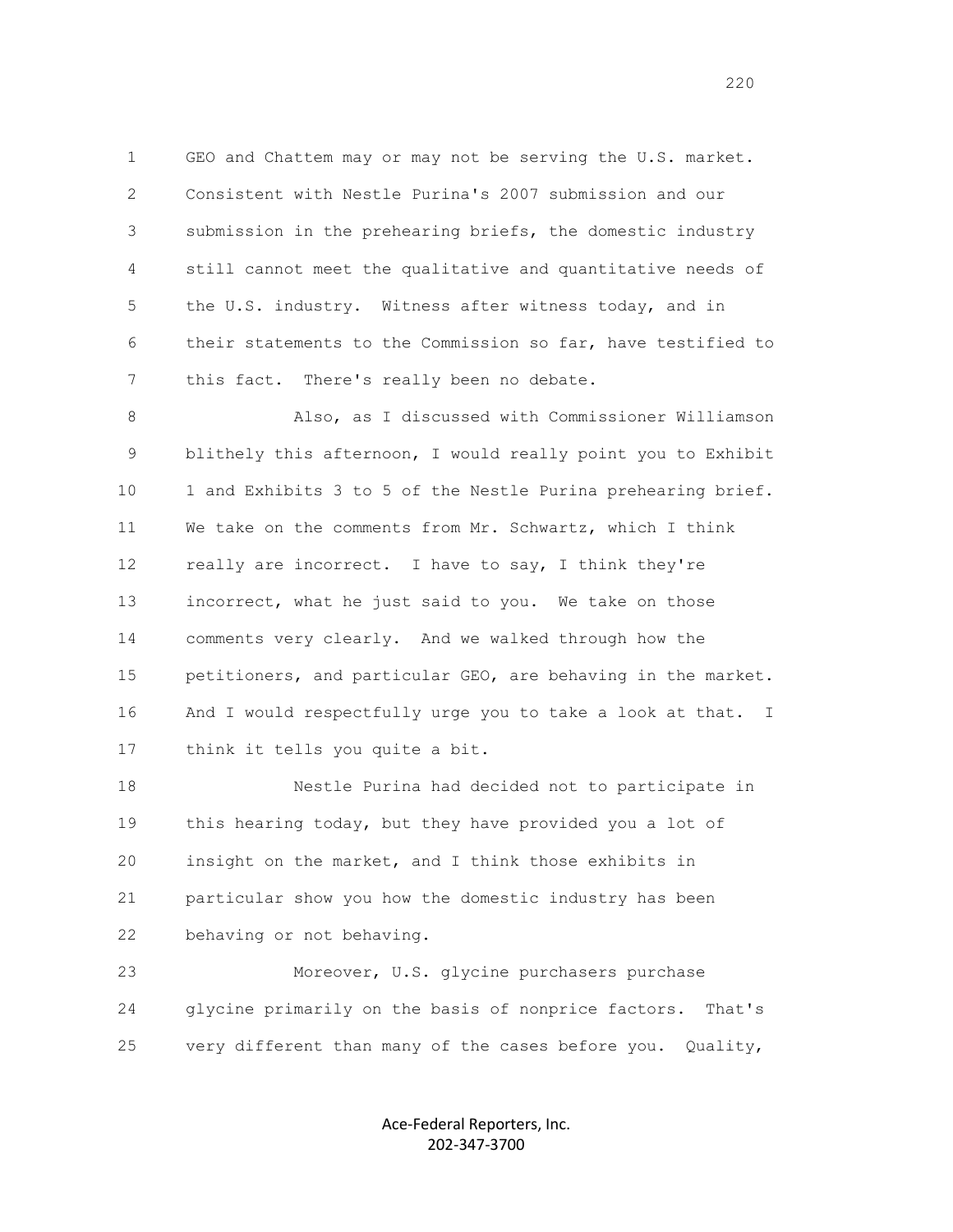GEO and Chattem may or may not be serving the U.S. market. Consistent with Nestle Purina's 2007 submission and our submission in the prehearing briefs, the domestic industry still cannot meet the qualitative and quantitative needs of the U.S. industry. Witness after witness today, and in their statements to the Commission so far, have testified to this fact. There's really been no debate.

Also, as I discussed with Commissioner Williamson blithely this afternoon, I would really point you to Exhibit 1 and Exhibits 3 to 5 of the Nestle Purina prehearing brief. We take on the comments from Mr. Schwartz, which I think really are incorrect. I have to say, I think they're incorrect, what he just said to you. We take on those comments very clearly. And we walked through how the petitioners, and particular GEO, are behaving in the market. And I would respectfully urge you to take a look at that. I think it tells you quite a bit.

Nestle Purina had decided not to participate in this hearing today, but they have provided you a lot of insight on the market, and I think those exhibits in particular show you how the domestic industry has been behaving or not behaving.

Moreover, U.S. glycine purchasers purchase glycine primarily on the basis of nonprice factors. That's very different than many of the cases before you. Quality,

Ace-Federal Reporters, Inc.
202-347-3700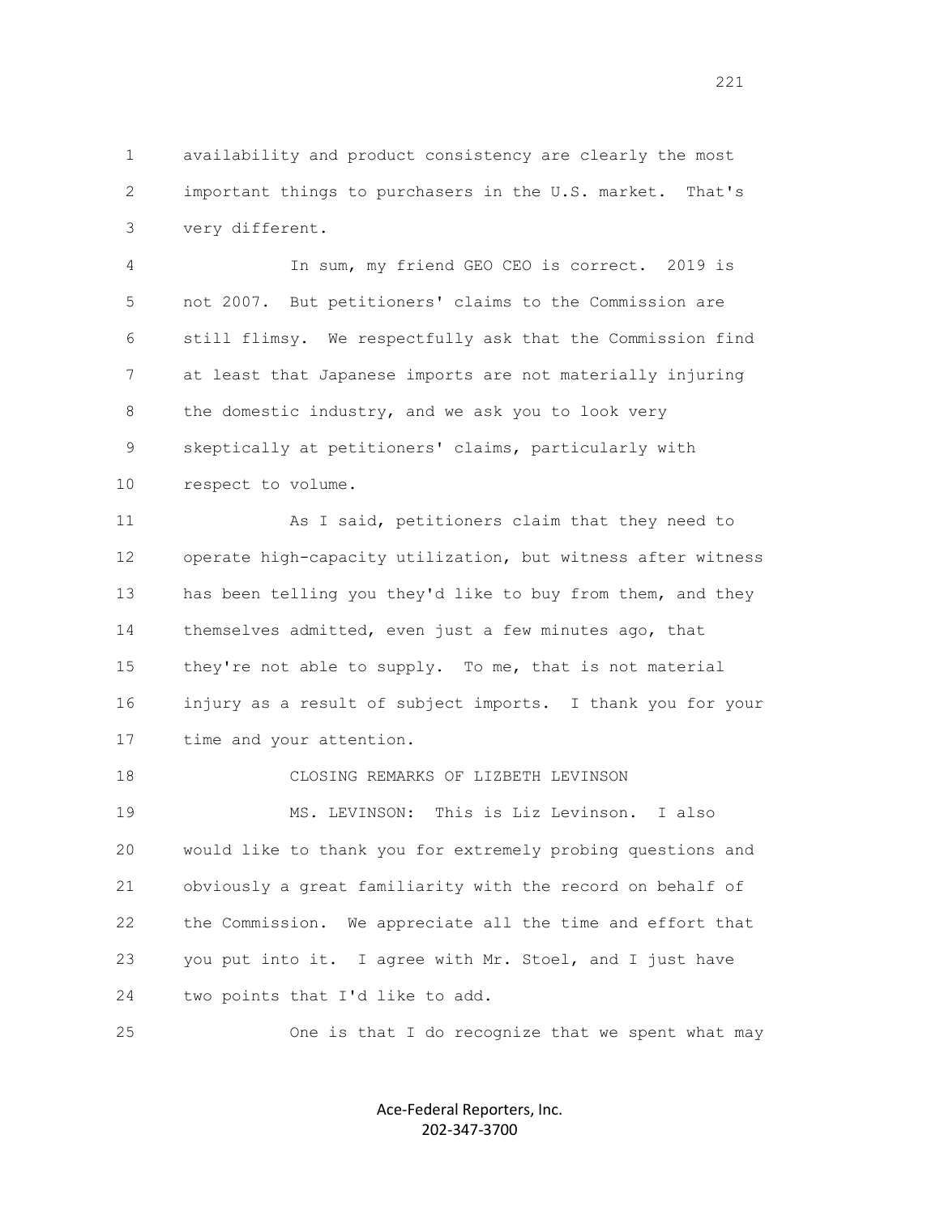availability and product consistency are clearly the most important things to purchasers in the U.S. market. That's very different.

In sum, my friend GEO CEO is correct. 2019 is not 2007. But petitioners' claims to the Commission are still flimsy. We respectfully ask that the Commission find at least that Japanese imports are not materially injuring the domestic industry, and we ask you to look very skeptically at petitioners' claims, particularly with respect to volume.

As I said, petitioners claim that they need to operate high-capacity utilization, but witness after witness has been telling you they'd like to buy from them, and they themselves admitted, even just a few minutes ago, that they're not able to supply. To me, that is not material injury as a result of subject imports. I thank you for your time and your attention.

CLOSING REMARKS OF LIZBETH LEVINSON

MS. LEVINSON: This is Liz Levinson. I also would like to thank you for extremely probing questions and obviously a great familiarity with the record on behalf of the Commission. We appreciate all the time and effort that you put into it. I agree with Mr. Stoel, and I just have two points that I'd like to add.

One is that I do recognize that we spent what may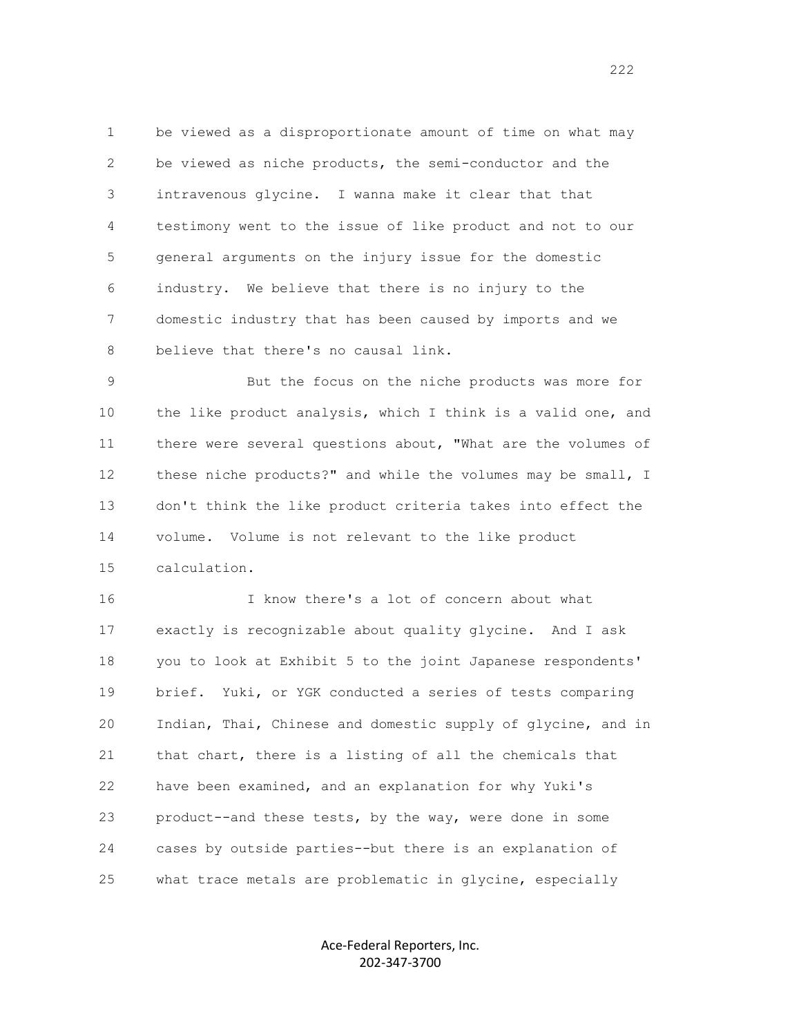be viewed as a disproportionate amount of time on what may be viewed as niche products, the semi-conductor and the intravenous glycine. I wanna make it clear that that testimony went to the issue of like product and not to our general arguments on the injury issue for the domestic industry. We believe that there is no injury to the domestic industry that has been caused by imports and we believe that there's no causal link.

But the focus on the niche products was more for the like product analysis, which I think is a valid one, and there were several questions about, "What are the volumes of these niche products?" and while the volumes may be small, I don't think the like product criteria takes into effect the volume. Volume is not relevant to the like product calculation.

I know there's a lot of concern about what exactly is recognizable about quality glycine. And I ask you to look at Exhibit 5 to the joint Japanese respondents' brief. Yuki, or YGK conducted a series of tests comparing Indian, Thai, Chinese and domestic supply of glycine, and in that chart, there is a listing of all the chemicals that have been examined, and an explanation for why Yuki's product--and these tests, by the way, were done in some cases by outside parties--but there is an explanation of what trace metals are problematic in glycine, especially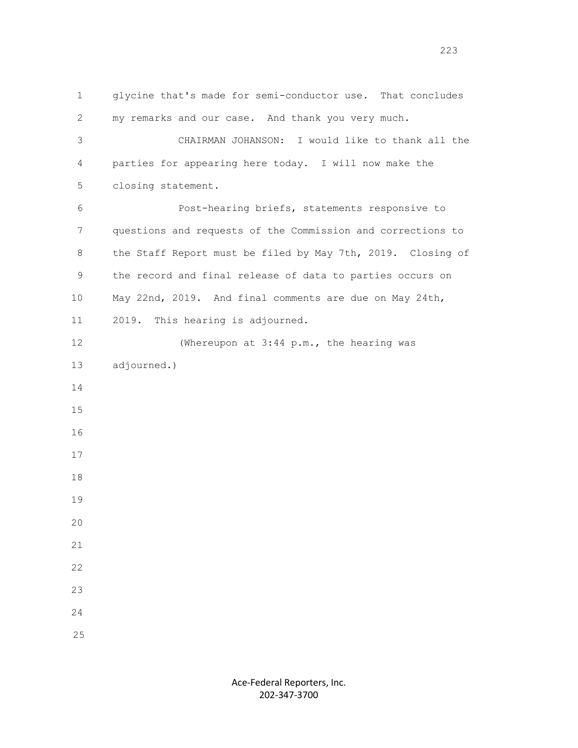glycine that's made for semi-conductor use. That concludes my remarks and our case. And thank you very much.

CHAIRMAN JOHANSON: I would like to thank all the parties for appearing here today. I will now make the closing statement.

Post-hearing briefs, statements responsive to questions and requests of the Commission and corrections to the Staff Report must be filed by May 7th, 2019. Closing of the record and final release of data to parties occurs on May 22nd, 2019. And final comments are due on May 24th, 2019. This hearing is adjourned.

(Whereupon at 3:44 p.m., the hearing was adjourned.)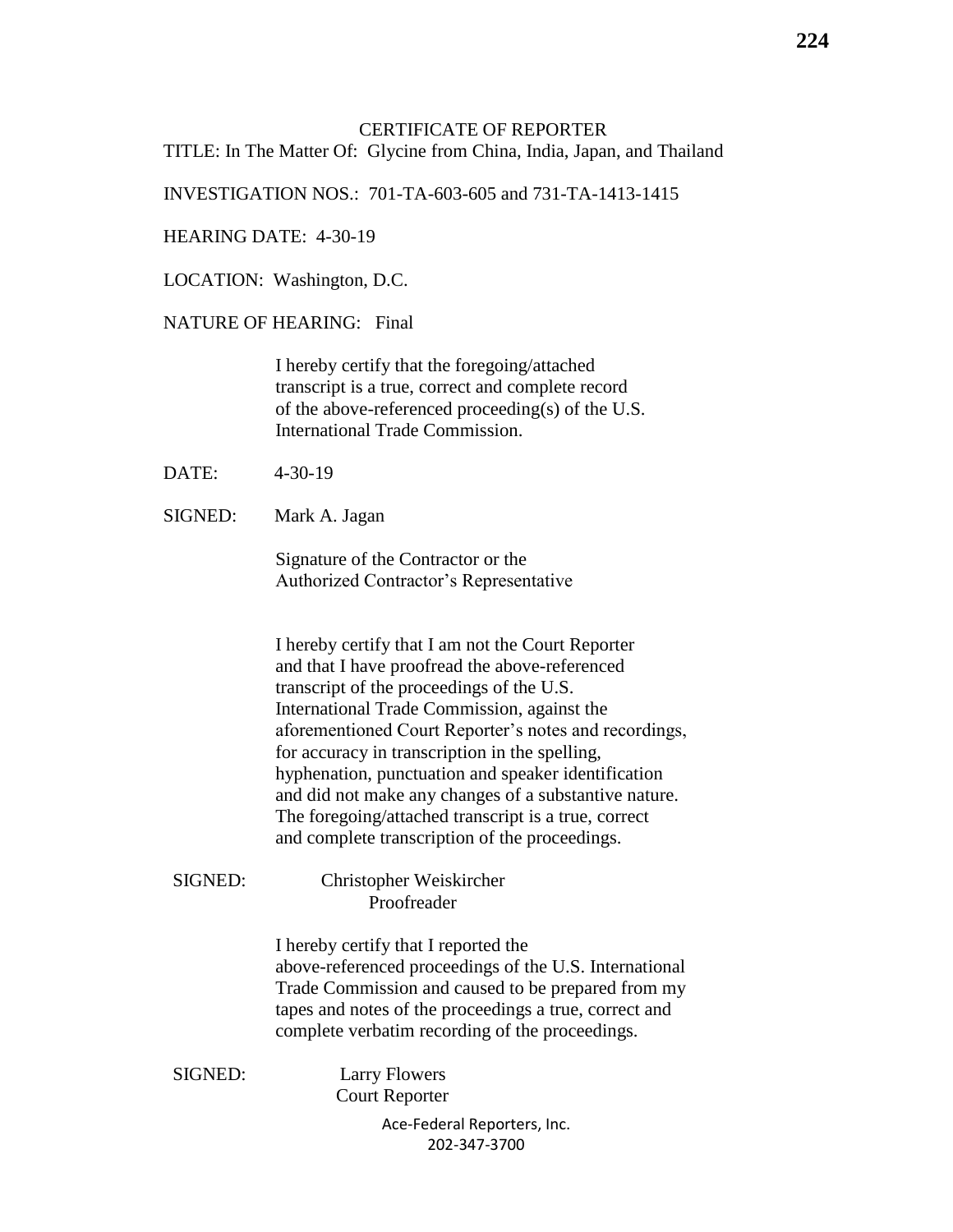# CERTIFICATE OF REPORTER

TITLE: In The Matter Of: Glycine from China, India, Japan, and Thailand

INVESTIGATION NOS.: 701-TA-603-605 and 731-TA-1413-1415

HEARING DATE: 4-30-19

LOCATION: Washington, D.C.

NATURE OF HEARING: Final

I hereby certify that the foregoing/attached transcript is a true, correct and complete record of the above-referenced proceeding(s) of the U.S. International Trade Commission.

DATE: 4-30-19

SIGNED: Mark A. Jagan

Signature of the Contractor or the Authorized Contractor's Representative

I hereby certify that I am not the Court Reporter and that I have proofread the above-referenced transcript of the proceedings of the U.S. International Trade Commission, against the aforementioned Court Reporter's notes and recordings, for accuracy in transcription in the spelling, hyphenation, punctuation and speaker identification and did not make any changes of a substantive nature. The foregoing/attached transcript is a true, correct and complete transcription of the proceedings.

SIGNED: Christopher Weiskircher
Proofreader

I hereby certify that I reported the above-referenced proceedings of the U.S. International Trade Commission and caused to be prepared from my tapes and notes of the proceedings a true, correct and complete verbatim recording of the proceedings.

SIGNED: Larry Flowers
Court Reporter